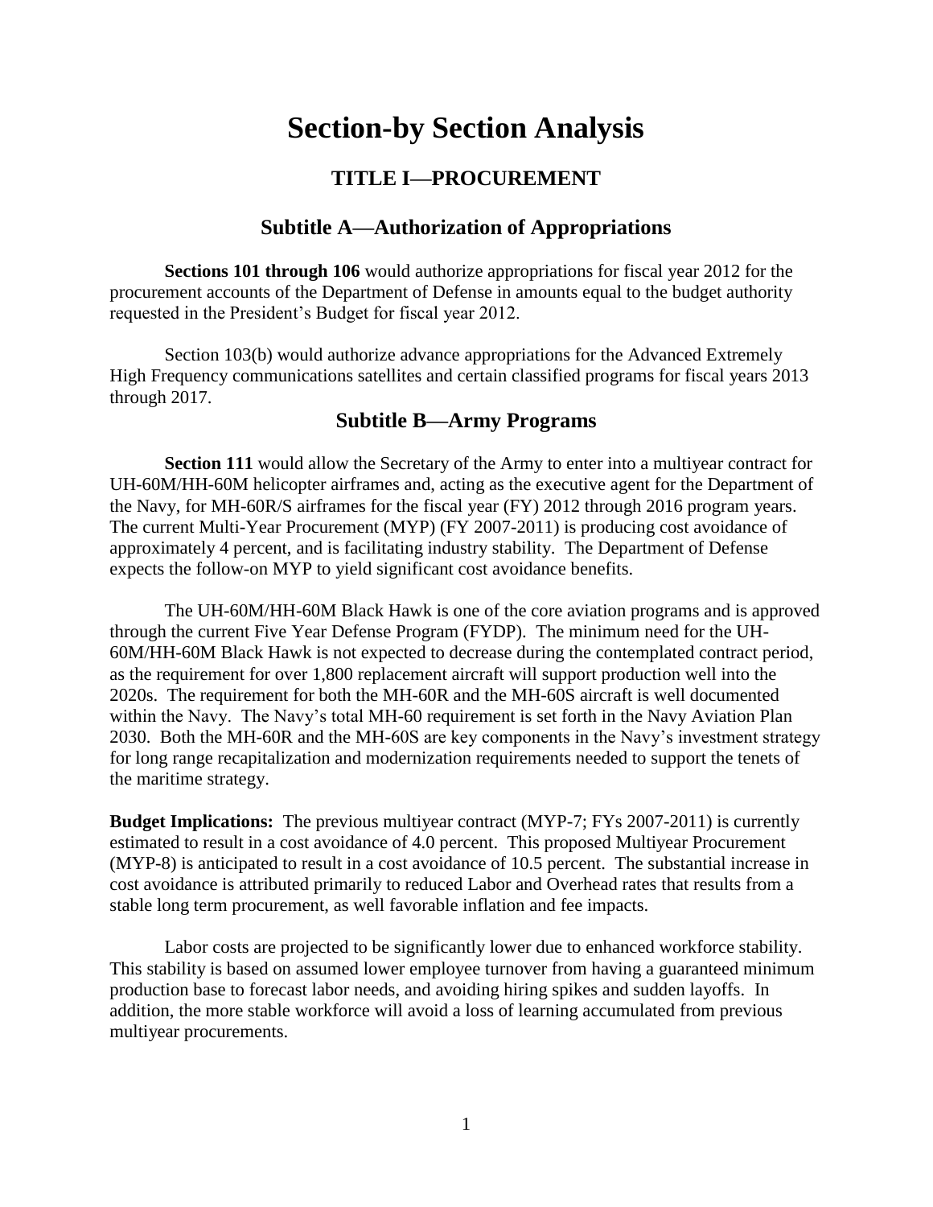# Section-by Section Analysis

## TITLE I—PROCUREMENT

### Subtitle A—Authorization of Appropriations

**Sections 101 through 106** would authorize appropriations for fiscal year 2012 for the procurement accounts of the Department of Defense in amounts equal to the budget authority requested in the President's Budget for fiscal year 2012.

Section 103(b) would authorize advance appropriations for the Advanced Extremely High Frequency communications satellites and certain classified programs for fiscal years 2013 through 2017.

### Subtitle B—Army Programs

**Section 111** would allow the Secretary of the Army to enter into a multiyear contract for UH-60M/HH-60M helicopter airframes and, acting as the executive agent for the Department of the Navy, for MH-60R/S airframes for the fiscal year (FY) 2012 through 2016 program years. The current Multi-Year Procurement (MYP) (FY 2007-2011) is producing cost avoidance of approximately 4 percent, and is facilitating industry stability. The Department of Defense expects the follow-on MYP to yield significant cost avoidance benefits.

The UH-60M/HH-60M Black Hawk is one of the core aviation programs and is approved through the current Five Year Defense Program (FYDP). The minimum need for the UH-60M/HH-60M Black Hawk is not expected to decrease during the contemplated contract period, as the requirement for over 1,800 replacement aircraft will support production well into the 2020s. The requirement for both the MH-60R and the MH-60S aircraft is well documented within the Navy. The Navy's total MH-60 requirement is set forth in the Navy Aviation Plan 2030. Both the MH-60R and the MH-60S are key components in the Navy's investment strategy for long range recapitalization and modernization requirements needed to support the tenets of the maritime strategy.

**Budget Implications:** The previous multiyear contract (MYP-7; FYs 2007-2011) is currently estimated to result in a cost avoidance of 4.0 percent. This proposed Multiyear Procurement (MYP-8) is anticipated to result in a cost avoidance of 10.5 percent. The substantial increase in cost avoidance is attributed primarily to reduced Labor and Overhead rates that results from a stable long term procurement, as well favorable inflation and fee impacts.

Labor costs are projected to be significantly lower due to enhanced workforce stability. This stability is based on assumed lower employee turnover from having a guaranteed minimum production base to forecast labor needs, and avoiding hiring spikes and sudden layoffs. In addition, the more stable workforce will avoid a loss of learning accumulated from previous multiyear procurements.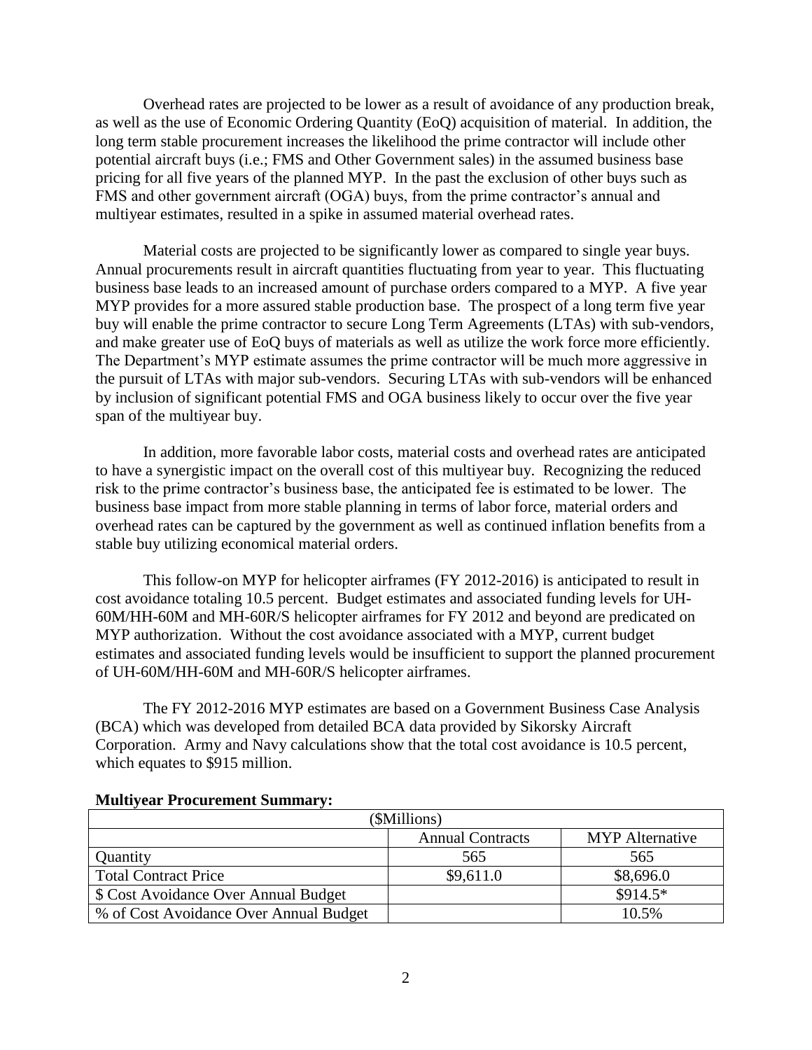Overhead rates are projected to be lower as a result of avoidance of any production break, as well as the use of Economic Ordering Quantity (EoQ) acquisition of material. In addition, the long term stable procurement increases the likelihood the prime contractor will include other potential aircraft buys (i.e.; FMS and Other Government sales) in the assumed business base pricing for all five years of the planned MYP. In the past the exclusion of other buys such as FMS and other government aircraft (OGA) buys, from the prime contractor's annual and multiyear estimates, resulted in a spike in assumed material overhead rates.

Material costs are projected to be significantly lower as compared to single year buys. Annual procurements result in aircraft quantities fluctuating from year to year. This fluctuating business base leads to an increased amount of purchase orders compared to a MYP. A five year MYP provides for a more assured stable production base. The prospect of a long term five year buy will enable the prime contractor to secure Long Term Agreements (LTAs) with sub-vendors, and make greater use of EoQ buys of materials as well as utilize the work force more efficiently. The Department's MYP estimate assumes the prime contractor will be much more aggressive in the pursuit of LTAs with major sub-vendors. Securing LTAs with sub-vendors will be enhanced by inclusion of significant potential FMS and OGA business likely to occur over the five year span of the multiyear buy.

In addition, more favorable labor costs, material costs and overhead rates are anticipated to have a synergistic impact on the overall cost of this multiyear buy. Recognizing the reduced risk to the prime contractor's business base, the anticipated fee is estimated to be lower. The business base impact from more stable planning in terms of labor force, material orders and overhead rates can be captured by the government as well as continued inflation benefits from a stable buy utilizing economical material orders.

This follow-on MYP for helicopter airframes (FY 2012-2016) is anticipated to result in cost avoidance totaling 10.5 percent. Budget estimates and associated funding levels for UH-60M/HH-60M and MH-60R/S helicopter airframes for FY 2012 and beyond are predicated on MYP authorization. Without the cost avoidance associated with a MYP, current budget estimates and associated funding levels would be insufficient to support the planned procurement of UH-60M/HH-60M and MH-60R/S helicopter airframes.

The FY 2012-2016 MYP estimates are based on a Government Business Case Analysis (BCA) which was developed from detailed BCA data provided by Sikorsky Aircraft Corporation. Army and Navy calculations show that the total cost avoidance is 10.5 percent, which equates to $915 million.

**Multiyear Procurement Summary:**

| ($Millions) | | |
|---|---|---|
| | Annual Contracts | MYP Alternative |
| Quantity | 565 | 565 |
| Total Contract Price | $9,611.0 | $8,696.0 |
| $ Cost Avoidance Over Annual Budget | | $914.5* |
| % of Cost Avoidance Over Annual Budget | | 10.5% |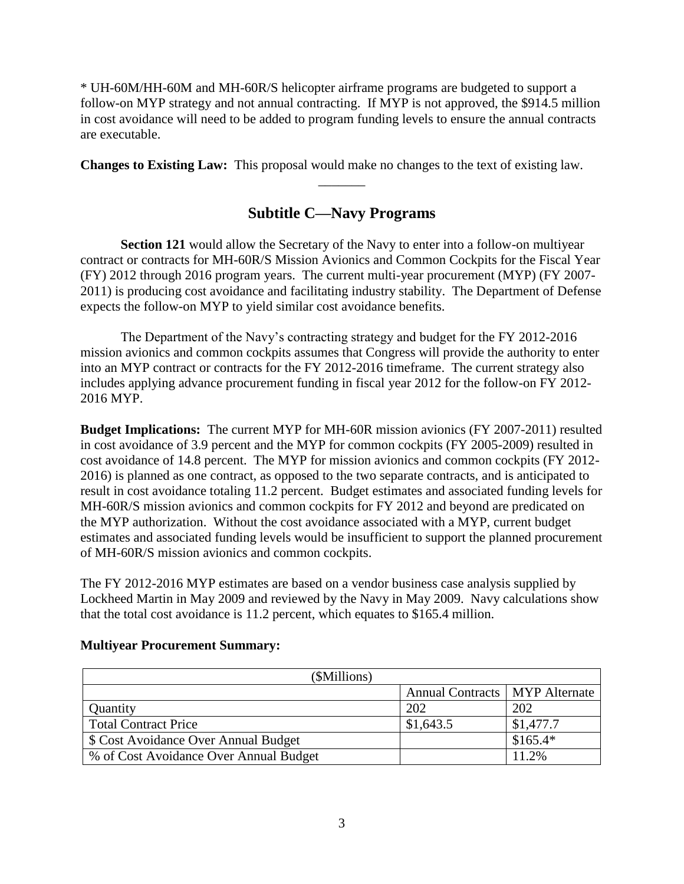* UH-60M/HH-60M and MH-60R/S helicopter airframe programs are budgeted to support a follow-on MYP strategy and not annual contracting. If MYP is not approved, the $914.5 million in cost avoidance will need to be added to program funding levels to ensure the annual contracts are executable.

**Changes to Existing Law:** This proposal would make no changes to the text of existing law.

_______

## Subtitle C—Navy Programs

**Section 121** would allow the Secretary of the Navy to enter into a follow-on multiyear contract or contracts for MH-60R/S Mission Avionics and Common Cockpits for the Fiscal Year (FY) 2012 through 2016 program years. The current multi-year procurement (MYP) (FY 2007-2011) is producing cost avoidance and facilitating industry stability. The Department of Defense expects the follow-on MYP to yield similar cost avoidance benefits.

The Department of the Navy's contracting strategy and budget for the FY 2012-2016 mission avionics and common cockpits assumes that Congress will provide the authority to enter into an MYP contract or contracts for the FY 2012-2016 timeframe. The current strategy also includes applying advance procurement funding in fiscal year 2012 for the follow-on FY 2012-2016 MYP.

**Budget Implications:** The current MYP for MH-60R mission avionics (FY 2007-2011) resulted in cost avoidance of 3.9 percent and the MYP for common cockpits (FY 2005-2009) resulted in cost avoidance of 14.8 percent. The MYP for mission avionics and common cockpits (FY 2012-2016) is planned as one contract, as opposed to the two separate contracts, and is anticipated to result in cost avoidance totaling 11.2 percent. Budget estimates and associated funding levels for MH-60R/S mission avionics and common cockpits for FY 2012 and beyond are predicated on the MYP authorization. Without the cost avoidance associated with a MYP, current budget estimates and associated funding levels would be insufficient to support the planned procurement of MH-60R/S mission avionics and common cockpits.

The FY 2012-2016 MYP estimates are based on a vendor business case analysis supplied by Lockheed Martin in May 2009 and reviewed by the Navy in May 2009. Navy calculations show that the total cost avoidance is 11.2 percent, which equates to $165.4 million.

**Multiyear Procurement Summary:**

| ($Millions) | | |
|---|---|---|
| | Annual Contracts | MYP Alternate |
| Quantity | 202 | 202 |
| Total Contract Price | $1,643.5 | $1,477.7 |
| $ Cost Avoidance Over Annual Budget | | $165.4* |
| % of Cost Avoidance Over Annual Budget | | 11.2% |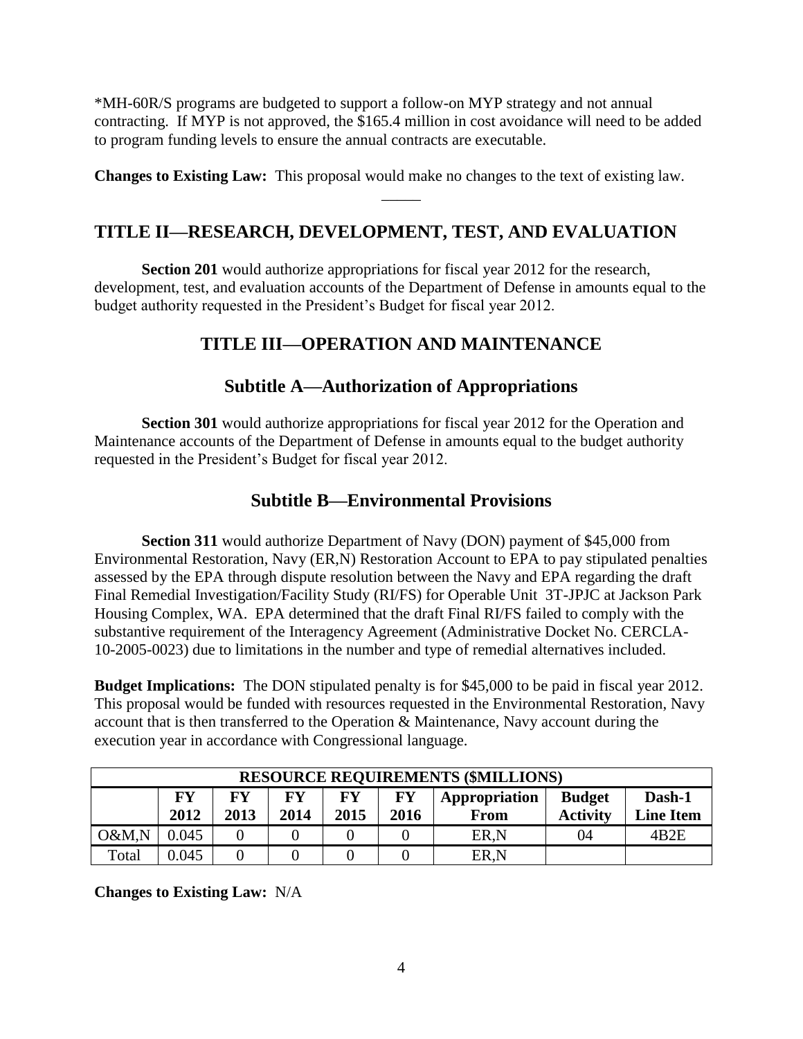*MH-60R/S programs are budgeted to support a follow-on MYP strategy and not annual contracting. If MYP is not approved, the $165.4 million in cost avoidance will need to be added to program funding levels to ensure the annual contracts are executable.

**Changes to Existing Law:** This proposal would make no changes to the text of existing law.

## TITLE II—RESEARCH, DEVELOPMENT, TEST, AND EVALUATION

**Section 201** would authorize appropriations for fiscal year 2012 for the research, development, test, and evaluation accounts of the Department of Defense in amounts equal to the budget authority requested in the President's Budget for fiscal year 2012.

## TITLE III—OPERATION AND MAINTENANCE

### Subtitle A—Authorization of Appropriations

**Section 301** would authorize appropriations for fiscal year 2012 for the Operation and Maintenance accounts of the Department of Defense in amounts equal to the budget authority requested in the President's Budget for fiscal year 2012.

### Subtitle B—Environmental Provisions

**Section 311** would authorize Department of Navy (DON) payment of $45,000 from Environmental Restoration, Navy (ER,N) Restoration Account to EPA to pay stipulated penalties assessed by the EPA through dispute resolution between the Navy and EPA regarding the draft Final Remedial Investigation/Facility Study (RI/FS) for Operable Unit 3T-JPJC at Jackson Park Housing Complex, WA. EPA determined that the draft Final RI/FS failed to comply with the substantive requirement of the Interagency Agreement (Administrative Docket No. CERCLA-10-2005-0023) due to limitations in the number and type of remedial alternatives included.

**Budget Implications:** The DON stipulated penalty is for $45,000 to be paid in fiscal year 2012. This proposal would be funded with resources requested in the Environmental Restoration, Navy account that is then transferred to the Operation & Maintenance, Navy account during the execution year in accordance with Congressional language.

| RESOURCE REQUIREMENTS ($MILLIONS) | | | | | | | | |
|---|---|---|---|---|---|---|---|---|
| | FY 2012 | FY 2013 | FY 2014 | FY 2015 | FY 2016 | Appropriation From | Budget Activity | Dash-1 Line Item |
| O&M,N | 0.045 | 0 | 0 | 0 | 0 | ER,N | 04 | 4B2E |
| Total | 0.045 | 0 | 0 | 0 | 0 | ER,N | | |

**Changes to Existing Law:** N/A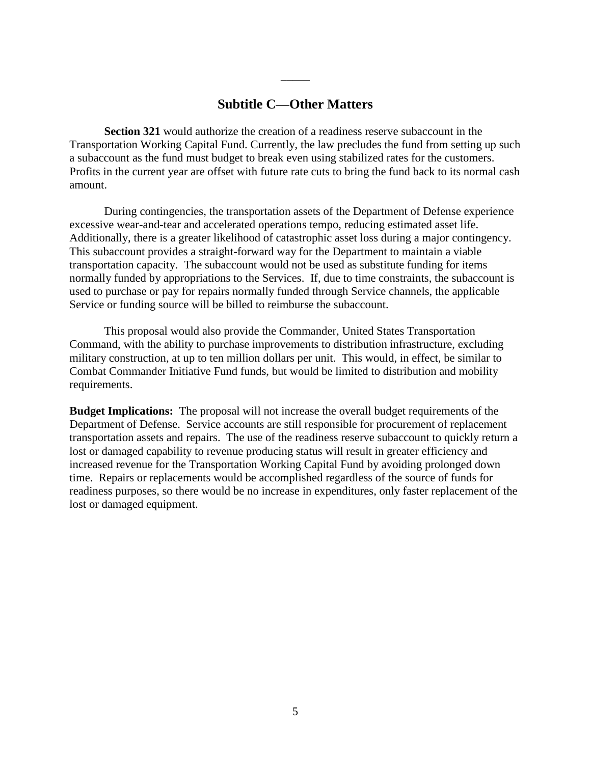_____

## Subtitle C—Other Matters

**Section 321** would authorize the creation of a readiness reserve subaccount in the Transportation Working Capital Fund. Currently, the law precludes the fund from setting up such a subaccount as the fund must budget to break even using stabilized rates for the customers. Profits in the current year are offset with future rate cuts to bring the fund back to its normal cash amount.

During contingencies, the transportation assets of the Department of Defense experience excessive wear-and-tear and accelerated operations tempo, reducing estimated asset life. Additionally, there is a greater likelihood of catastrophic asset loss during a major contingency. This subaccount provides a straight-forward way for the Department to maintain a viable transportation capacity. The subaccount would not be used as substitute funding for items normally funded by appropriations to the Services. If, due to time constraints, the subaccount is used to purchase or pay for repairs normally funded through Service channels, the applicable Service or funding source will be billed to reimburse the subaccount.

This proposal would also provide the Commander, United States Transportation Command, with the ability to purchase improvements to distribution infrastructure, excluding military construction, at up to ten million dollars per unit. This would, in effect, be similar to Combat Commander Initiative Fund funds, but would be limited to distribution and mobility requirements.

**Budget Implications:** The proposal will not increase the overall budget requirements of the Department of Defense. Service accounts are still responsible for procurement of replacement transportation assets and repairs. The use of the readiness reserve subaccount to quickly return a lost or damaged capability to revenue producing status will result in greater efficiency and increased revenue for the Transportation Working Capital Fund by avoiding prolonged down time. Repairs or replacements would be accomplished regardless of the source of funds for readiness purposes, so there would be no increase in expenditures, only faster replacement of the lost or damaged equipment.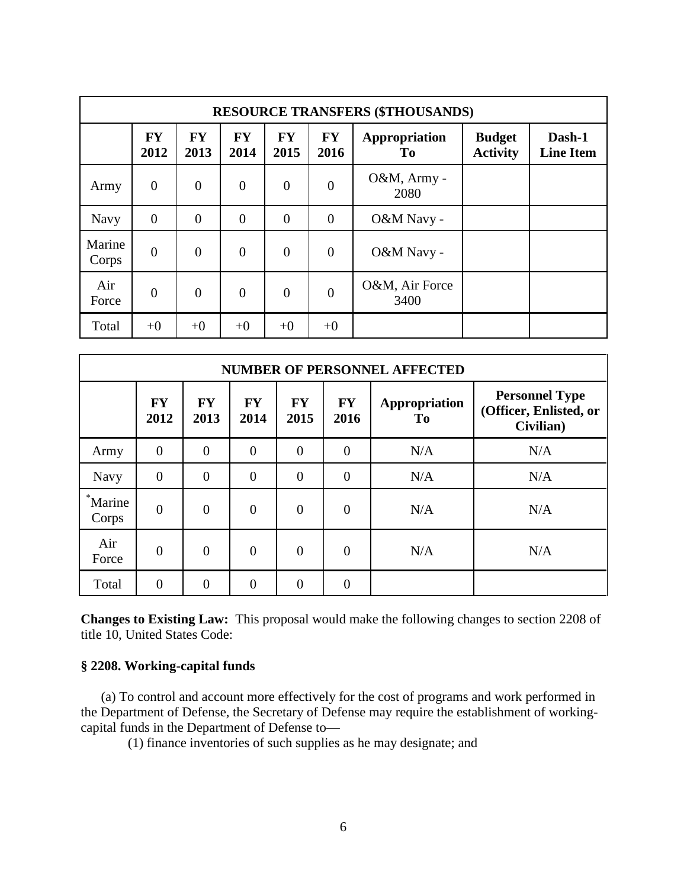| RESOURCE TRANSFERS ($THOUSANDS) | | | | | | | | |
|---|---|---|---|---|---|---|---|---|
| | **FY 2012** | **FY 2013** | **FY 2014** | **FY 2015** | **FY 2016** | **Appropriation To** | **Budget Activity** | **Dash-1 Line Item** |
| Army | 0 | 0 | 0 | 0 | 0 | O&M, Army - 2080 | | |
| Navy | 0 | 0 | 0 | 0 | 0 | O&M Navy - | | |
| Marine Corps | 0 | 0 | 0 | 0 | 0 | O&M Navy - | | |
| Air Force | 0 | 0 | 0 | 0 | 0 | O&M, Air Force 3400 | | |
| Total | +0 | +0 | +0 | +0 | +0 | | | |

| NUMBER OF PERSONNEL AFFECTED | | | | | | | |
|---|---|---|---|---|---|---|---|
| | **FY 2012** | **FY 2013** | **FY 2014** | **FY 2015** | **FY 2016** | **Appropriation To** | **Personnel Type (Officer, Enlisted, or Civilian)** |
| Army | 0 | 0 | 0 | 0 | 0 | N/A | N/A |
| Navy | 0 | 0 | 0 | 0 | 0 | N/A | N/A |
| *Marine Corps | 0 | 0 | 0 | 0 | 0 | N/A | N/A |
| Air Force | 0 | 0 | 0 | 0 | 0 | N/A | N/A |
| Total | 0 | 0 | 0 | 0 | 0 | | |

**Changes to Existing Law:** This proposal would make the following changes to section 2208 of title 10, United States Code:

### § 2208. Working-capital funds

(a) To control and account more effectively for the cost of programs and work performed in the Department of Defense, the Secretary of Defense may require the establishment of working-capital funds in the Department of Defense to—

(1) finance inventories of such supplies as he may designate; and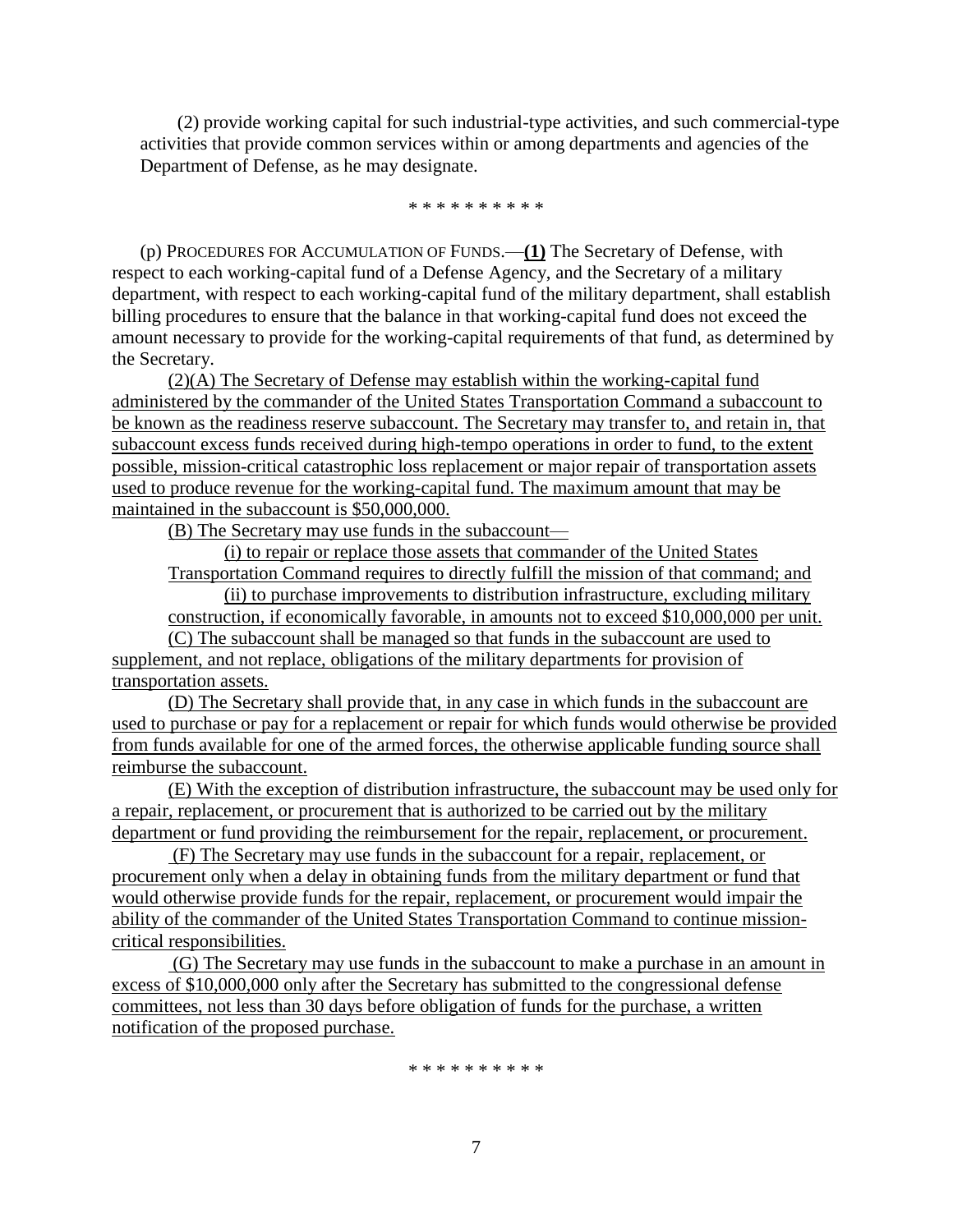(2) provide working capital for such industrial-type activities, and such commercial-type activities that provide common services within or among departments and agencies of the Department of Defense, as he may designate.

\* \* \* \* \* \* \* \* \* \*

(p) PROCEDURES FOR ACCUMULATION OF FUNDS.—**(1)** The Secretary of Defense, with respect to each working-capital fund of a Defense Agency, and the Secretary of a military department, with respect to each working-capital fund of the military department, shall establish billing procedures to ensure that the balance in that working-capital fund does not exceed the amount necessary to provide for the working-capital requirements of that fund, as determined by the Secretary.

<u>(2)(A) The Secretary of Defense may establish within the working-capital fund administered by the commander of the United States Transportation Command a subaccount to be known as the readiness reserve subaccount. The Secretary may transfer to, and retain in, that subaccount excess funds received during high-tempo operations in order to fund, to the extent possible, mission-critical catastrophic loss replacement or major repair of transportation assets used to produce revenue for the working-capital fund. The maximum amount that may be maintained in the subaccount is $50,000,000.</u>

<u>(B) The Secretary may use funds in the subaccount—</u>

<u>(i) to repair or replace those assets that commander of the United States Transportation Command requires to directly fulfill the mission of that command; and</u>

<u>(ii) to purchase improvements to distribution infrastructure, excluding military construction, if economically favorable, in amounts not to exceed $10,000,000 per unit.</u>

<u>(C) The subaccount shall be managed so that funds in the subaccount are used to supplement, and not replace, obligations of the military departments for provision of transportation assets.</u>

<u>(D) The Secretary shall provide that, in any case in which funds in the subaccount are used to purchase or pay for a replacement or repair for which funds would otherwise be provided from funds available for one of the armed forces, the otherwise applicable funding source shall reimburse the subaccount.</u>

<u>(E) With the exception of distribution infrastructure, the subaccount may be used only for a repair, replacement, or procurement that is authorized to be carried out by the military department or fund providing the reimbursement for the repair, replacement, or procurement.</u>

<u>(F) The Secretary may use funds in the subaccount for a repair, replacement, or procurement only when a delay in obtaining funds from the military department or fund that would otherwise provide funds for the repair, replacement, or procurement would impair the ability of the commander of the United States Transportation Command to continue mission-critical responsibilities.</u>

<u>(G) The Secretary may use funds in the subaccount to make a purchase in an amount in excess of $10,000,000 only after the Secretary has submitted to the congressional defense committees, not less than 30 days before obligation of funds for the purchase, a written notification of the proposed purchase.</u>

\* \* \* \* \* \* \* \* \* \*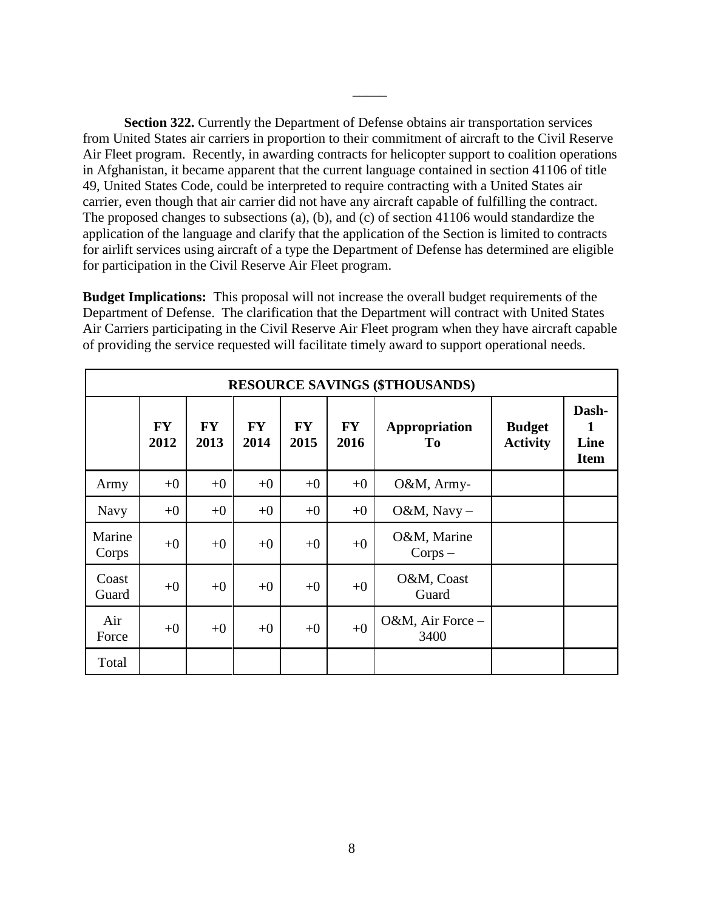______

**Section 322.** Currently the Department of Defense obtains air transportation services from United States air carriers in proportion to their commitment of aircraft to the Civil Reserve Air Fleet program. Recently, in awarding contracts for helicopter support to coalition operations in Afghanistan, it became apparent that the current language contained in section 41106 of title 49, United States Code, could be interpreted to require contracting with a United States air carrier, even though that air carrier did not have any aircraft capable of fulfilling the contract. The proposed changes to subsections (a), (b), and (c) of section 41106 would standardize the application of the language and clarify that the application of the Section is limited to contracts for airlift services using aircraft of a type the Department of Defense has determined are eligible for participation in the Civil Reserve Air Fleet program.

**Budget Implications:** This proposal will not increase the overall budget requirements of the Department of Defense. The clarification that the Department will contract with United States Air Carriers participating in the Civil Reserve Air Fleet program when they have aircraft capable of providing the service requested will facilitate timely award to support operational needs.

| RESOURCE SAVINGS ($THOUSANDS) | | | | | | | | |
|---|---|---|---|---|---|---|---|---|
| | **FY 2012** | **FY 2013** | **FY 2014** | **FY 2015** | **FY 2016** | **Appropriation To** | **Budget Activity** | **Dash-1 Line Item** |
| Army | +0 | +0 | +0 | +0 | +0 | O&M, Army- | | |
| Navy | +0 | +0 | +0 | +0 | +0 | O&M, Navy – | | |
| Marine Corps | +0 | +0 | +0 | +0 | +0 | O&M, Marine Corps – | | |
| Coast Guard | +0 | +0 | +0 | +0 | +0 | O&M, Coast Guard | | |
| Air Force | +0 | +0 | +0 | +0 | +0 | O&M, Air Force – 3400 | | |
| Total | | | | | | | | |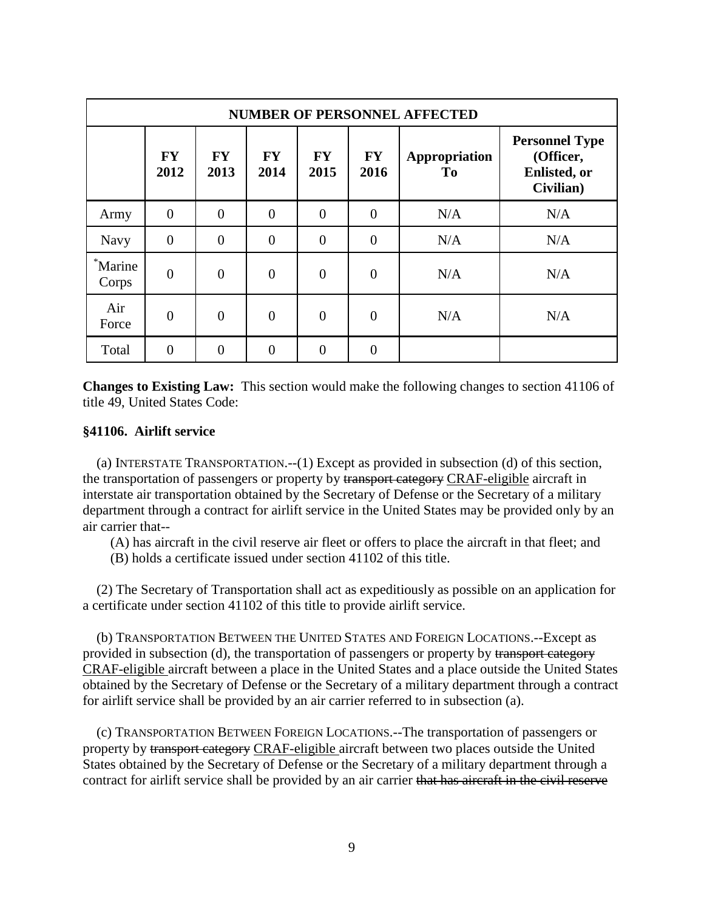| NUMBER OF PERSONNEL AFFECTED | | | | | | | |
|---|---|---|---|---|---|---|---|
| | **FY 2012** | **FY 2013** | **FY 2014** | **FY 2015** | **FY 2016** | **Appropriation To** | **Personnel Type (Officer, Enlisted, or Civilian)** |
| Army | 0 | 0 | 0 | 0 | 0 | N/A | N/A |
| Navy | 0 | 0 | 0 | 0 | 0 | N/A | N/A |
| *Marine Corps | 0 | 0 | 0 | 0 | 0 | N/A | N/A |
| Air Force | 0 | 0 | 0 | 0 | 0 | N/A | N/A |
| Total | 0 | 0 | 0 | 0 | 0 | | |

**Changes to Existing Law:** This section would make the following changes to section 41106 of title 49, United States Code:

**§41106. Airlift service**

(a) INTERSTATE TRANSPORTATION.--(1) Except as provided in subsection (d) of this section, the transportation of passengers or property by ~~transport category~~ CRAF-eligible aircraft in interstate air transportation obtained by the Secretary of Defense or the Secretary of a military department through a contract for airlift service in the United States may be provided only by an air carrier that--

(A) has aircraft in the civil reserve air fleet or offers to place the aircraft in that fleet; and

(B) holds a certificate issued under section 41102 of this title.

(2) The Secretary of Transportation shall act as expeditiously as possible on an application for a certificate under section 41102 of this title to provide airlift service.

(b) TRANSPORTATION BETWEEN THE UNITED STATES AND FOREIGN LOCATIONS.--Except as provided in subsection (d), the transportation of passengers or property by ~~transport category~~ CRAF-eligible aircraft between a place in the United States and a place outside the United States obtained by the Secretary of Defense or the Secretary of a military department through a contract for airlift service shall be provided by an air carrier referred to in subsection (a).

(c) TRANSPORTATION BETWEEN FOREIGN LOCATIONS.--The transportation of passengers or property by ~~transport category~~ CRAF-eligible aircraft between two places outside the United States obtained by the Secretary of Defense or the Secretary of a military department through a contract for airlift service shall be provided by an air carrier ~~that has aircraft in the civil reserve~~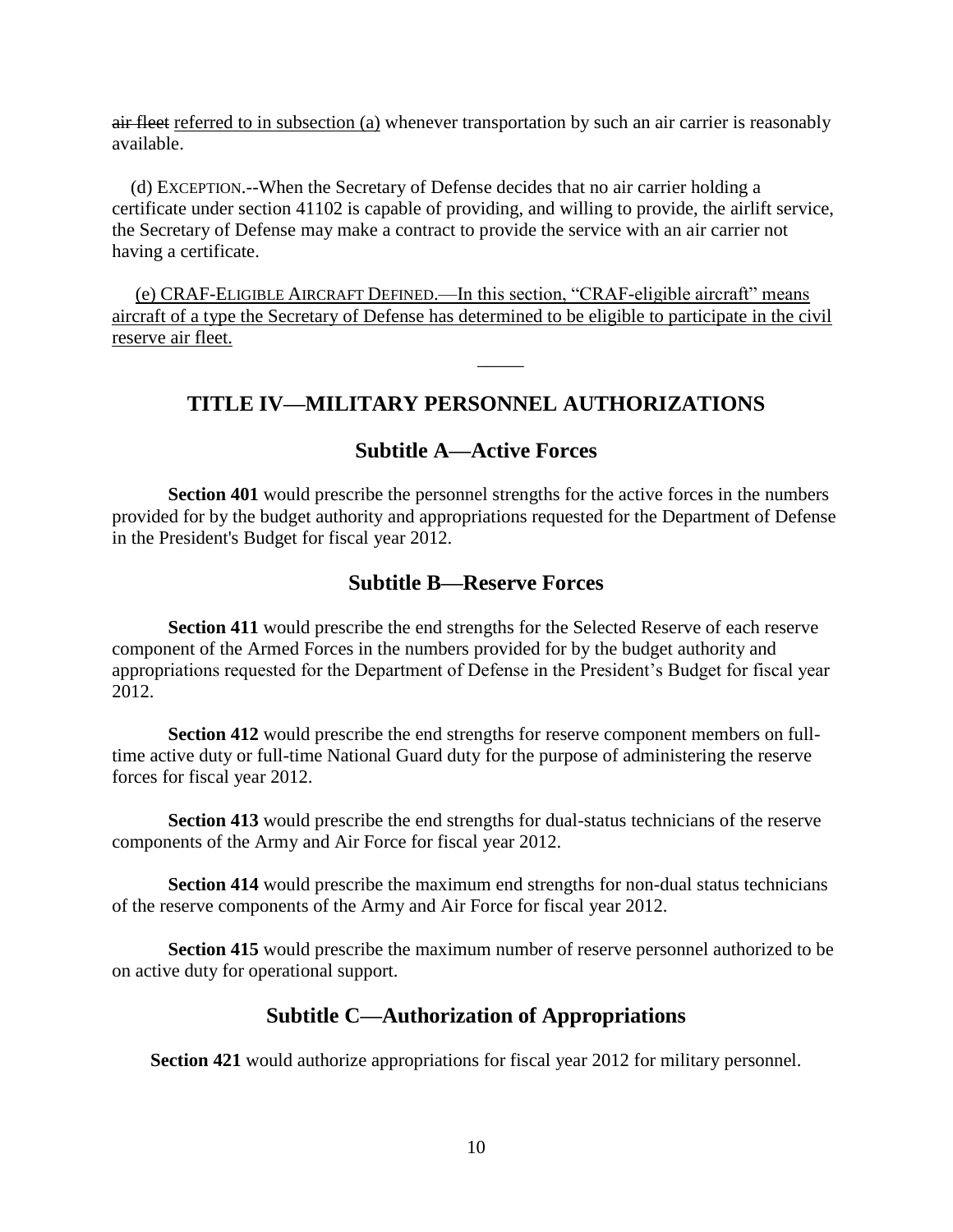~~air fleet~~ <u>referred to in subsection (a)</u> whenever transportation by such an air carrier is reasonably available.

(d) EXCEPTION.--When the Secretary of Defense decides that no air carrier holding a certificate under section 41102 is capable of providing, and willing to provide, the airlift service, the Secretary of Defense may make a contract to provide the service with an air carrier not having a certificate.

<u>(e) CRAF-ELIGIBLE AIRCRAFT DEFINED.—In this section, "CRAF-eligible aircraft" means aircraft of a type the Secretary of Defense has determined to be eligible to participate in the civil reserve air fleet.</u>

_____

## TITLE IV—MILITARY PERSONNEL AUTHORIZATIONS

### Subtitle A—Active Forces

**Section 401** would prescribe the personnel strengths for the active forces in the numbers provided for by the budget authority and appropriations requested for the Department of Defense in the President's Budget for fiscal year 2012.

### Subtitle B—Reserve Forces

**Section 411** would prescribe the end strengths for the Selected Reserve of each reserve component of the Armed Forces in the numbers provided for by the budget authority and appropriations requested for the Department of Defense in the President's Budget for fiscal year 2012.

**Section 412** would prescribe the end strengths for reserve component members on full-time active duty or full-time National Guard duty for the purpose of administering the reserve forces for fiscal year 2012.

**Section 413** would prescribe the end strengths for dual-status technicians of the reserve components of the Army and Air Force for fiscal year 2012.

**Section 414** would prescribe the maximum end strengths for non-dual status technicians of the reserve components of the Army and Air Force for fiscal year 2012.

**Section 415** would prescribe the maximum number of reserve personnel authorized to be on active duty for operational support.

### Subtitle C—Authorization of Appropriations

**Section 421** would authorize appropriations for fiscal year 2012 for military personnel.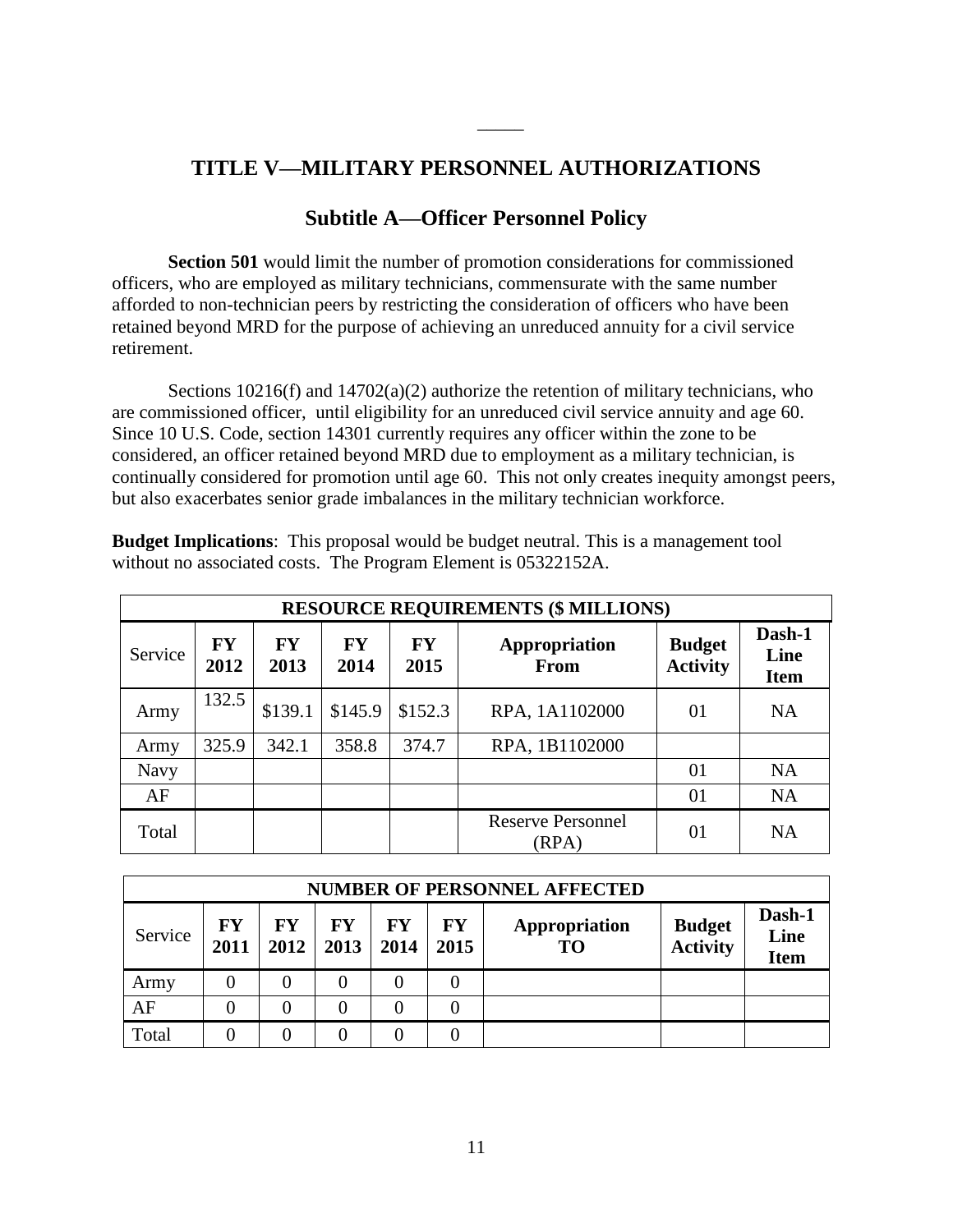\_\_\_\_\_

# TITLE V—MILITARY PERSONNEL AUTHORIZATIONS

## Subtitle A—Officer Personnel Policy

**Section 501** would limit the number of promotion considerations for commissioned officers, who are employed as military technicians, commensurate with the same number afforded to non-technician peers by restricting the consideration of officers who have been retained beyond MRD for the purpose of achieving an unreduced annuity for a civil service retirement.

Sections 10216(f) and 14702(a)(2) authorize the retention of military technicians, who are commissioned officer, until eligibility for an unreduced civil service annuity and age 60. Since 10 U.S. Code, section 14301 currently requires any officer within the zone to be considered, an officer retained beyond MRD due to employment as a military technician, is continually considered for promotion until age 60. This not only creates inequity amongst peers, but also exacerbates senior grade imbalances in the military technician workforce.

**Budget Implications**: This proposal would be budget neutral. This is a management tool without no associated costs. The Program Element is 05322152A.

| RESOURCE REQUIREMENTS ($ MILLIONS) | | | | | | | |
|---|---|---|---|---|---|---|---|
| Service | FY 2012 | FY 2013 | FY 2014 | FY 2015 | Appropriation From | Budget Activity | Dash-1 Line Item |
| Army | 132.5 | $139.1 | $145.9 | $152.3 | RPA, 1A1102000 | 01 | NA |
| Army | 325.9 | 342.1 | 358.8 | 374.7 | RPA, 1B1102000 | | |
| Navy | | | | | | 01 | NA |
| AF | | | | | | 01 | NA |
| Total | | | | | Reserve Personnel (RPA) | 01 | NA |

| NUMBER OF PERSONNEL AFFECTED | | | | | | | | |
|---|---|---|---|---|---|---|---|---|
| Service | FY 2011 | FY 2012 | FY 2013 | FY 2014 | FY 2015 | Appropriation TO | Budget Activity | Dash-1 Line Item |
| Army | 0 | 0 | 0 | 0 | 0 | | | |
| AF | 0 | 0 | 0 | 0 | 0 | | | |
| Total | 0 | 0 | 0 | 0 | 0 | | | |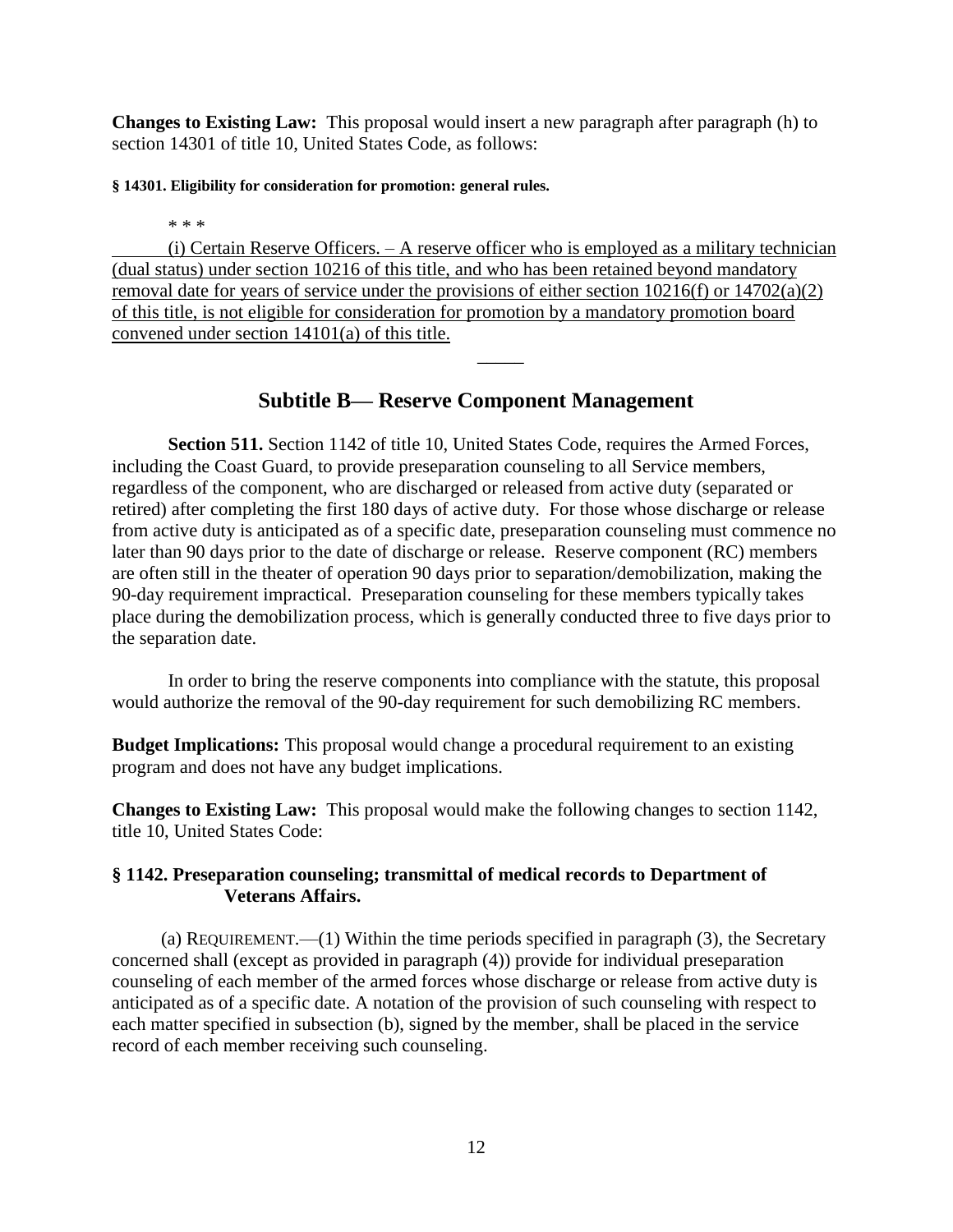**Changes to Existing Law:** This proposal would insert a new paragraph after paragraph (h) to section 14301 of title 10, United States Code, as follows:

**§ 14301. Eligibility for consideration for promotion: general rules.**

\* \* \*

<u>(i) Certain Reserve Officers. – A reserve officer who is employed as a military technician (dual status) under section 10216 of this title, and who has been retained beyond mandatory removal date for years of service under the provisions of either section 10216(f) or 14702(a)(2) of this title, is not eligible for consideration for promotion by a mandatory promotion board convened under section 14101(a) of this title.</u>

\_\_\_\_\_

## Subtitle B— Reserve Component Management

**Section 511.** Section 1142 of title 10, United States Code, requires the Armed Forces, including the Coast Guard, to provide preseparation counseling to all Service members, regardless of the component, who are discharged or released from active duty (separated or retired) after completing the first 180 days of active duty. For those whose discharge or release from active duty is anticipated as of a specific date, preseparation counseling must commence no later than 90 days prior to the date of discharge or release. Reserve component (RC) members are often still in the theater of operation 90 days prior to separation/demobilization, making the 90-day requirement impractical. Preseparation counseling for these members typically takes place during the demobilization process, which is generally conducted three to five days prior to the separation date.

In order to bring the reserve components into compliance with the statute, this proposal would authorize the removal of the 90-day requirement for such demobilizing RC members.

**Budget Implications:** This proposal would change a procedural requirement to an existing program and does not have any budget implications.

**Changes to Existing Law:** This proposal would make the following changes to section 1142, title 10, United States Code:

### § 1142. Preseparation counseling; transmittal of medical records to Department of Veterans Affairs.

(a) REQUIREMENT.—(1) Within the time periods specified in paragraph (3), the Secretary concerned shall (except as provided in paragraph (4)) provide for individual preseparation counseling of each member of the armed forces whose discharge or release from active duty is anticipated as of a specific date. A notation of the provision of such counseling with respect to each matter specified in subsection (b), signed by the member, shall be placed in the service record of each member receiving such counseling.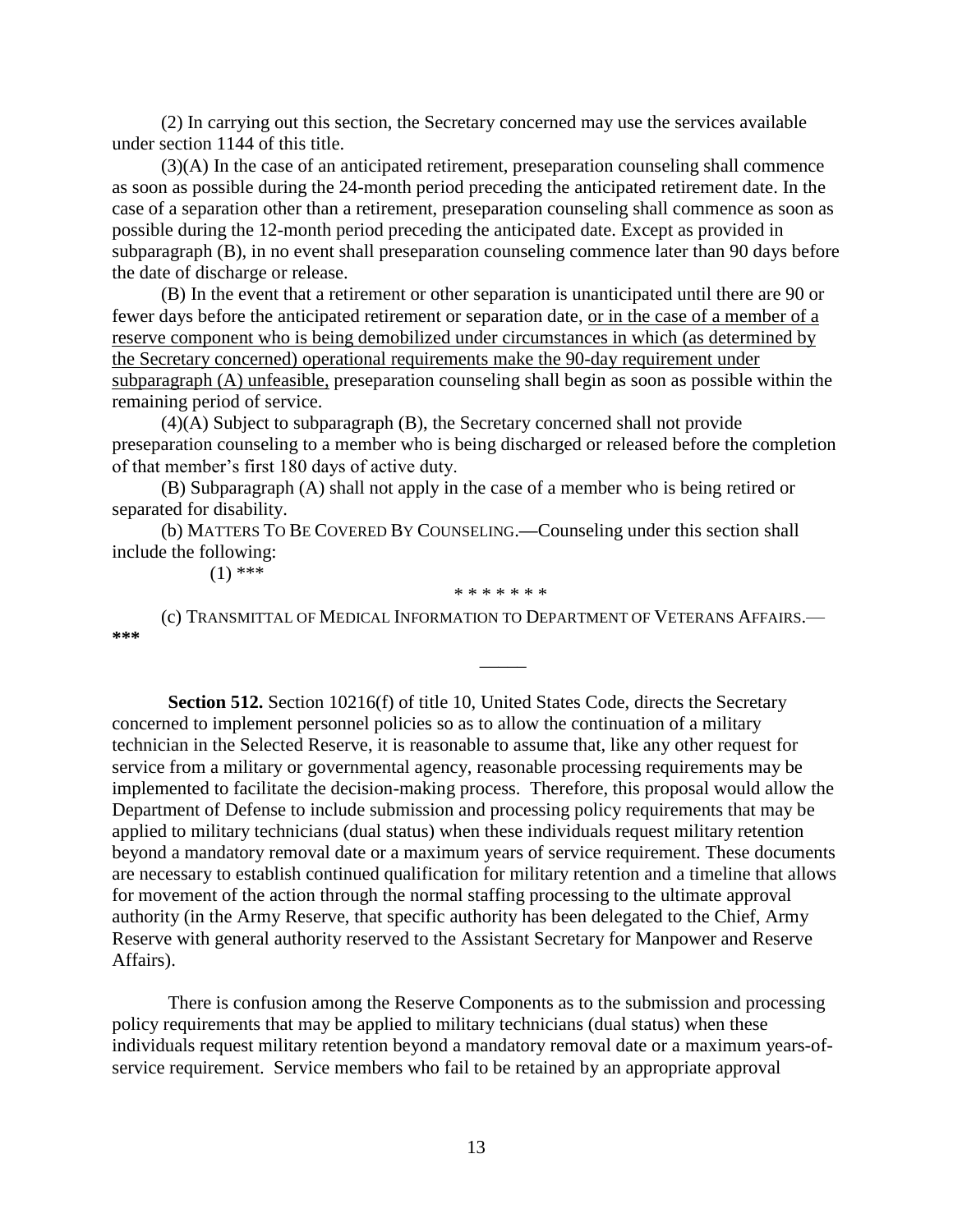(2) In carrying out this section, the Secretary concerned may use the services available under section 1144 of this title.

(3)(A) In the case of an anticipated retirement, preseparation counseling shall commence as soon as possible during the 24-month period preceding the anticipated retirement date. In the case of a separation other than a retirement, preseparation counseling shall commence as soon as possible during the 12-month period preceding the anticipated date. Except as provided in subparagraph (B), in no event shall preseparation counseling commence later than 90 days before the date of discharge or release.

(B) In the event that a retirement or other separation is unanticipated until there are 90 or fewer days before the anticipated retirement or separation date, <u>or in the case of a member of a reserve component who is being demobilized under circumstances in which (as determined by the Secretary concerned) operational requirements make the 90-day requirement under subparagraph (A) unfeasible,</u> preseparation counseling shall begin as soon as possible within the remaining period of service.

(4)(A) Subject to subparagraph (B), the Secretary concerned shall not provide preseparation counseling to a member who is being discharged or released before the completion of that member's first 180 days of active duty.

(B) Subparagraph (A) shall not apply in the case of a member who is being retired or separated for disability.

(b) MATTERS TO BE COVERED BY COUNSELING.—Counseling under this section shall include the following:

(1) ***

\* \* \* \* \* \* \*

(c) TRANSMITTAL OF MEDICAL INFORMATION TO DEPARTMENT OF VETERANS AFFAIRS.—***

\_\_\_\_\_

**Section 512.** Section 10216(f) of title 10, United States Code, directs the Secretary concerned to implement personnel policies so as to allow the continuation of a military technician in the Selected Reserve, it is reasonable to assume that, like any other request for service from a military or governmental agency, reasonable processing requirements may be implemented to facilitate the decision-making process. Therefore, this proposal would allow the Department of Defense to include submission and processing policy requirements that may be applied to military technicians (dual status) when these individuals request military retention beyond a mandatory removal date or a maximum years of service requirement. These documents are necessary to establish continued qualification for military retention and a timeline that allows for movement of the action through the normal staffing processing to the ultimate approval authority (in the Army Reserve, that specific authority has been delegated to the Chief, Army Reserve with general authority reserved to the Assistant Secretary for Manpower and Reserve Affairs).

There is confusion among the Reserve Components as to the submission and processing policy requirements that may be applied to military technicians (dual status) when these individuals request military retention beyond a mandatory removal date or a maximum years-of-service requirement. Service members who fail to be retained by an appropriate approval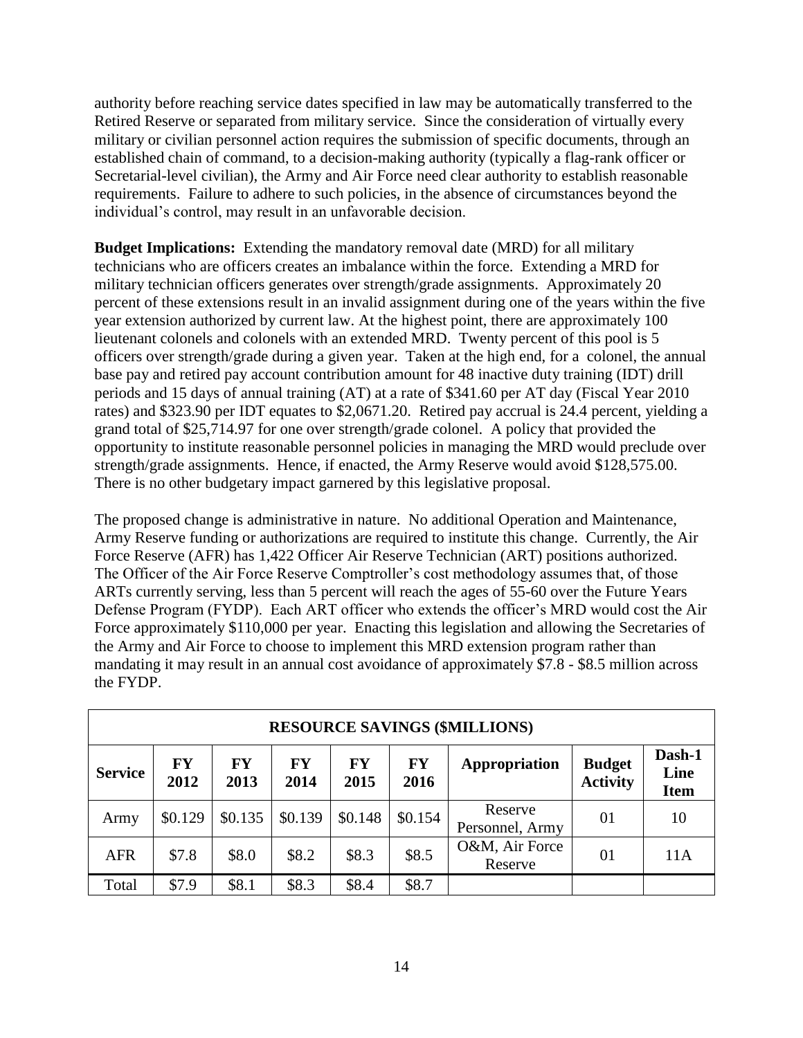authority before reaching service dates specified in law may be automatically transferred to the Retired Reserve or separated from military service. Since the consideration of virtually every military or civilian personnel action requires the submission of specific documents, through an established chain of command, to a decision-making authority (typically a flag-rank officer or Secretarial-level civilian), the Army and Air Force need clear authority to establish reasonable requirements. Failure to adhere to such policies, in the absence of circumstances beyond the individual's control, may result in an unfavorable decision.

**Budget Implications:** Extending the mandatory removal date (MRD) for all military technicians who are officers creates an imbalance within the force. Extending a MRD for military technician officers generates over strength/grade assignments. Approximately 20 percent of these extensions result in an invalid assignment during one of the years within the five year extension authorized by current law. At the highest point, there are approximately 100 lieutenant colonels and colonels with an extended MRD. Twenty percent of this pool is 5 officers over strength/grade during a given year. Taken at the high end, for a colonel, the annual base pay and retired pay account contribution amount for 48 inactive duty training (IDT) drill periods and 15 days of annual training (AT) at a rate of $341.60 per AT day (Fiscal Year 2010 rates) and $323.90 per IDT equates to $2,0671.20. Retired pay accrual is 24.4 percent, yielding a grand total of $25,714.97 for one over strength/grade colonel. A policy that provided the opportunity to institute reasonable personnel policies in managing the MRD would preclude over strength/grade assignments. Hence, if enacted, the Army Reserve would avoid $128,575.00. There is no other budgetary impact garnered by this legislative proposal.

The proposed change is administrative in nature. No additional Operation and Maintenance, Army Reserve funding or authorizations are required to institute this change. Currently, the Air Force Reserve (AFR) has 1,422 Officer Air Reserve Technician (ART) positions authorized. The Officer of the Air Force Reserve Comptroller's cost methodology assumes that, of those ARTs currently serving, less than 5 percent will reach the ages of 55-60 over the Future Years Defense Program (FYDP). Each ART officer who extends the officer's MRD would cost the Air Force approximately $110,000 per year. Enacting this legislation and allowing the Secretaries of the Army and Air Force to choose to implement this MRD extension program rather than mandating it may result in an annual cost avoidance of approximately $7.8 - $8.5 million across the FYDP.

| RESOURCE SAVINGS ($MILLIONS) | | | | | | | | |
|---|---|---|---|---|---|---|---|---|
| **Service** | **FY 2012** | **FY 2013** | **FY 2014** | **FY 2015** | **FY 2016** | **Appropriation** | **Budget Activity** | **Dash-1 Line Item** |
| Army | $0.129 | $0.135 | $0.139 | $0.148 | $0.154 | Reserve Personnel, Army | 01 | 10 |
| AFR | $7.8 | $8.0 | $8.2 | $8.3 | $8.5 | O&M, Air Force Reserve | 01 | 11A |
| Total | $7.9 | $8.1 | $8.3 | $8.4 | $8.7 | | | |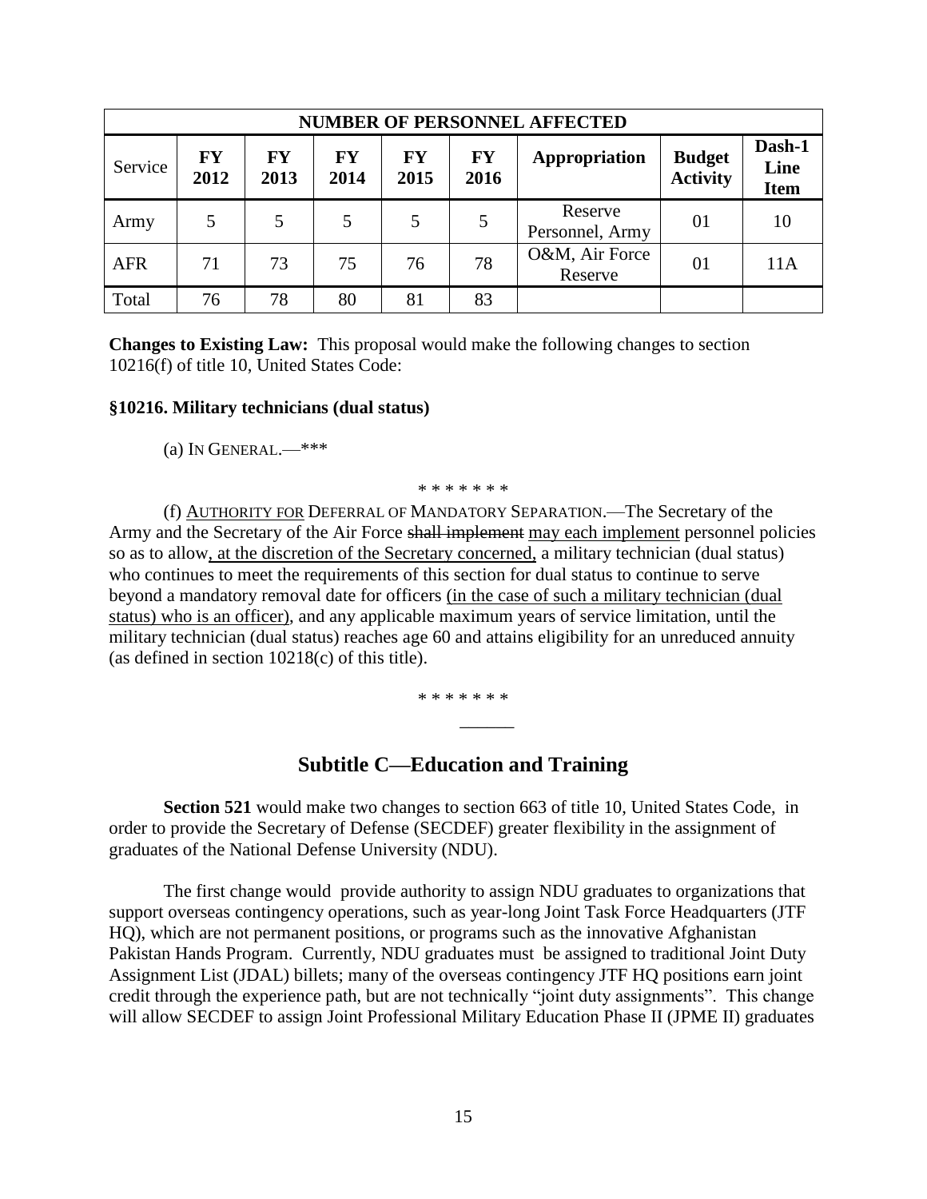| NUMBER OF PERSONNEL AFFECTED | | | | | | | | |
|---|---|---|---|---|---|---|---|---|
| Service | **FY 2012** | **FY 2013** | **FY 2014** | **FY 2015** | **FY 2016** | **Appropriation** | **Budget Activity** | **Dash-1 Line Item** |
| Army | 5 | 5 | 5 | 5 | 5 | Reserve Personnel, Army | 01 | 10 |
| AFR | 71 | 73 | 75 | 76 | 78 | O&M, Air Force Reserve | 01 | 11A |
| Total | 76 | 78 | 80 | 81 | 83 | | | |

**Changes to Existing Law:** This proposal would make the following changes to section 10216(f) of title 10, United States Code:

**§10216. Military technicians (dual status)**

(a) IN GENERAL.—***

\* \* \* \* \* \* \*

(f) <u>AUTHORITY FOR</u> DEFERRAL OF MANDATORY SEPARATION.—The Secretary of the Army and the Secretary of the Air Force ~~shall implement~~ <u>may each implement</u> personnel policies so as to allow<u>, at the discretion of the Secretary concerned,</u> a military technician (dual status) who continues to meet the requirements of this section for dual status to continue to serve beyond a mandatory removal date for officers <u>(in the case of such a military technician (dual status) who is an officer)</u>, and any applicable maximum years of service limitation, until the military technician (dual status) reaches age 60 and attains eligibility for an unreduced annuity (as defined in section 10218(c) of this title).

\* \* \* \* \* \* \*

## Subtitle C—Education and Training

**Section 521** would make two changes to section 663 of title 10, United States Code, in order to provide the Secretary of Defense (SECDEF) greater flexibility in the assignment of graduates of the National Defense University (NDU).

The first change would provide authority to assign NDU graduates to organizations that support overseas contingency operations, such as year-long Joint Task Force Headquarters (JTF HQ), which are not permanent positions, or programs such as the innovative Afghanistan Pakistan Hands Program. Currently, NDU graduates must be assigned to traditional Joint Duty Assignment List (JDAL) billets; many of the overseas contingency JTF HQ positions earn joint credit through the experience path, but are not technically "joint duty assignments". This change will allow SECDEF to assign Joint Professional Military Education Phase II (JPME II) graduates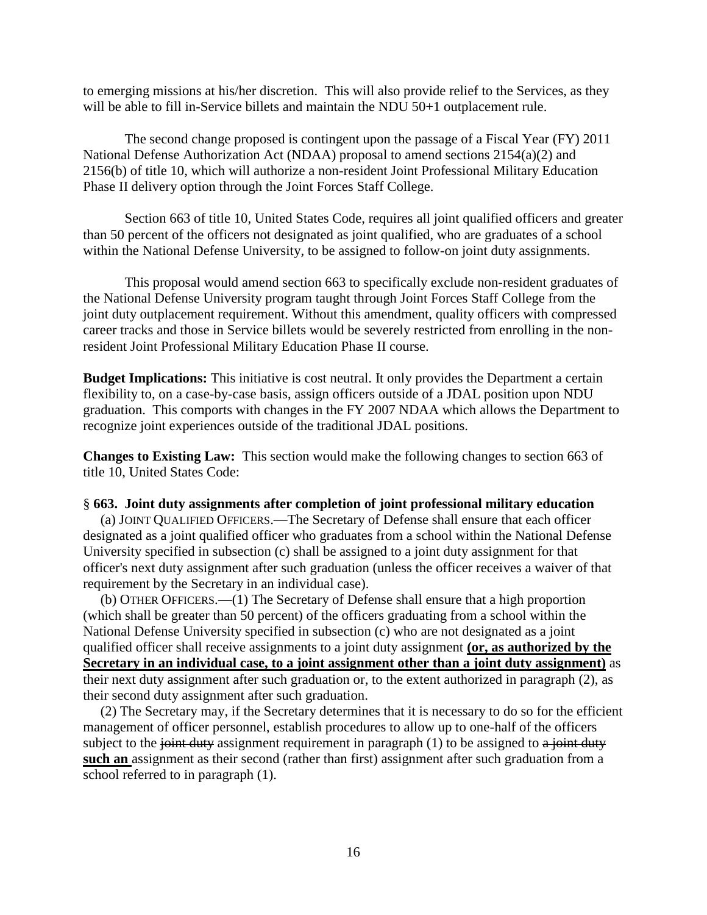to emerging missions at his/her discretion. This will also provide relief to the Services, as they will be able to fill in-Service billets and maintain the NDU 50+1 outplacement rule.

The second change proposed is contingent upon the passage of a Fiscal Year (FY) 2011 National Defense Authorization Act (NDAA) proposal to amend sections 2154(a)(2) and 2156(b) of title 10, which will authorize a non-resident Joint Professional Military Education Phase II delivery option through the Joint Forces Staff College.

Section 663 of title 10, United States Code, requires all joint qualified officers and greater than 50 percent of the officers not designated as joint qualified, who are graduates of a school within the National Defense University, to be assigned to follow-on joint duty assignments.

This proposal would amend section 663 to specifically exclude non-resident graduates of the National Defense University program taught through Joint Forces Staff College from the joint duty outplacement requirement. Without this amendment, quality officers with compressed career tracks and those in Service billets would be severely restricted from enrolling in the non-resident Joint Professional Military Education Phase II course.

**Budget Implications:** This initiative is cost neutral. It only provides the Department a certain flexibility to, on a case-by-case basis, assign officers outside of a JDAL position upon NDU graduation. This comports with changes in the FY 2007 NDAA which allows the Department to recognize joint experiences outside of the traditional JDAL positions.

**Changes to Existing Law:** This section would make the following changes to section 663 of title 10, United States Code:

**§ 663. Joint duty assignments after completion of joint professional military education**

(a) JOINT QUALIFIED OFFICERS.—The Secretary of Defense shall ensure that each officer designated as a joint qualified officer who graduates from a school within the National Defense University specified in subsection (c) shall be assigned to a joint duty assignment for that officer's next duty assignment after such graduation (unless the officer receives a waiver of that requirement by the Secretary in an individual case).

(b) OTHER OFFICERS.—(1) The Secretary of Defense shall ensure that a high proportion (which shall be greater than 50 percent) of the officers graduating from a school within the National Defense University specified in subsection (c) who are not designated as a joint qualified officer shall receive assignments to a joint duty assignment <u>**(or, as authorized by the Secretary in an individual case, to a joint assignment other than a joint duty assignment)**</u> as their next duty assignment after such graduation or, to the extent authorized in paragraph (2), as their second duty assignment after such graduation.

(2) The Secretary may, if the Secretary determines that it is necessary to do so for the efficient management of officer personnel, establish procedures to allow up to one-half of the officers subject to the ~~joint duty~~ assignment requirement in paragraph (1) to be assigned to ~~a joint duty~~ <u>**such an**</u> assignment as their second (rather than first) assignment after such graduation from a school referred to in paragraph (1).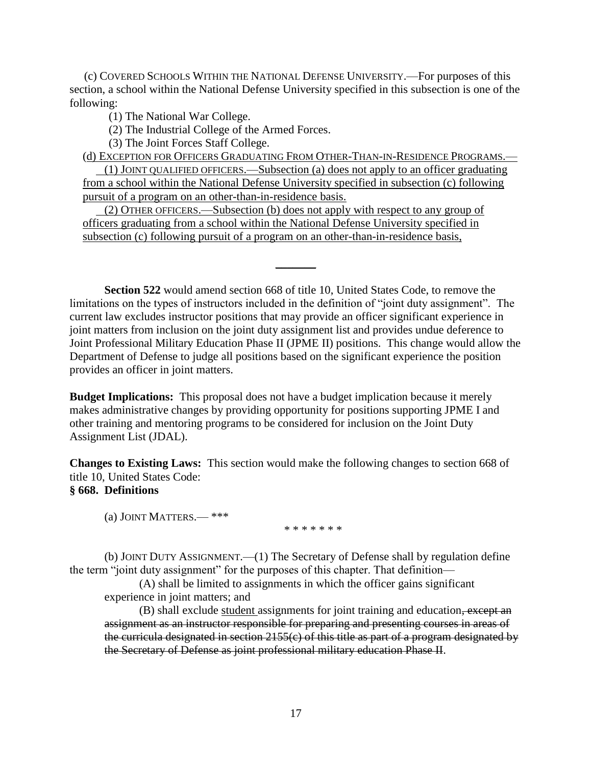(c) COVERED SCHOOLS WITHIN THE NATIONAL DEFENSE UNIVERSITY.—For purposes of this section, a school within the National Defense University specified in this subsection is one of the following:

(1) The National War College.

(2) The Industrial College of the Armed Forces.

(3) The Joint Forces Staff College.

<u>(d) EXCEPTION FOR OFFICERS GRADUATING FROM OTHER-THAN-IN-RESIDENCE PROGRAMS.—</u>

<u>(1) JOINT QUALIFIED OFFICERS.—Subsection (a) does not apply to an officer graduating from a school within the National Defense University specified in subsection (c) following pursuit of a program on an other-than-in-residence basis.</u>

<u>(2) OTHER OFFICERS.—Subsection (b) does not apply with respect to any group of officers graduating from a school within the National Defense University specified in subsection (c) following pursuit of a program on an other-than-in-residence basis,</u>

---

**Section 522** would amend section 668 of title 10, United States Code, to remove the limitations on the types of instructors included in the definition of "joint duty assignment". The current law excludes instructor positions that may provide an officer significant experience in joint matters from inclusion on the joint duty assignment list and provides undue deference to Joint Professional Military Education Phase II (JPME II) positions. This change would allow the Department of Defense to judge all positions based on the significant experience the position provides an officer in joint matters.

**Budget Implications:** This proposal does not have a budget implication because it merely makes administrative changes by providing opportunity for positions supporting JPME I and other training and mentoring programs to be considered for inclusion on the Joint Duty Assignment List (JDAL).

**Changes to Existing Laws:** This section would make the following changes to section 668 of title 10, United States Code:

**§ 668. Definitions**

(a) JOINT MATTERS.— ***

\* \* \* \* \* \* \*

(b) JOINT DUTY ASSIGNMENT.—(1) The Secretary of Defense shall by regulation define the term "joint duty assignment" for the purposes of this chapter. That definition—

(A) shall be limited to assignments in which the officer gains significant experience in joint matters; and

(B) shall exclude <u>student</u> assignments for joint training and education~~, except an assignment as an instructor responsible for preparing and presenting courses in areas of the curricula designated in section 2155(c) of this title as part of a program designated by the Secretary of Defense as joint professional military education Phase II~~.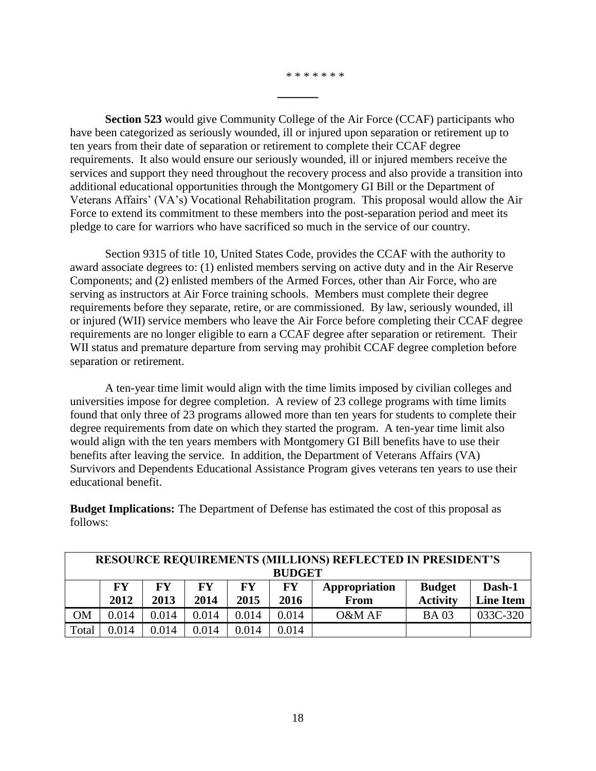\* \* \* \* \* \* \*

\_\_\_\_\_\_\_

**Section 523** would give Community College of the Air Force (CCAF) participants who have been categorized as seriously wounded, ill or injured upon separation or retirement up to ten years from their date of separation or retirement to complete their CCAF degree requirements. It also would ensure our seriously wounded, ill or injured members receive the services and support they need throughout the recovery process and also provide a transition into additional educational opportunities through the Montgomery GI Bill or the Department of Veterans Affairs' (VA's) Vocational Rehabilitation program. This proposal would allow the Air Force to extend its commitment to these members into the post-separation period and meet its pledge to care for warriors who have sacrificed so much in the service of our country.

Section 9315 of title 10, United States Code, provides the CCAF with the authority to award associate degrees to: (1) enlisted members serving on active duty and in the Air Reserve Components; and (2) enlisted members of the Armed Forces, other than Air Force, who are serving as instructors at Air Force training schools. Members must complete their degree requirements before they separate, retire, or are commissioned. By law, seriously wounded, ill or injured (WII) service members who leave the Air Force before completing their CCAF degree requirements are no longer eligible to earn a CCAF degree after separation or retirement. Their WII status and premature departure from serving may prohibit CCAF degree completion before separation or retirement.

A ten-year time limit would align with the time limits imposed by civilian colleges and universities impose for degree completion. A review of 23 college programs with time limits found that only three of 23 programs allowed more than ten years for students to complete their degree requirements from date on which they started the program. A ten-year time limit also would align with the ten years members with Montgomery GI Bill benefits have to use their benefits after leaving the service. In addition, the Department of Veterans Affairs (VA) Survivors and Dependents Educational Assistance Program gives veterans ten years to use their educational benefit.

**Budget Implications:** The Department of Defense has estimated the cost of this proposal as follows:

| RESOURCE REQUIREMENTS (MILLIONS) REFLECTED IN PRESIDENT'S BUDGET | | | | | | | | |
|---|---|---|---|---|---|---|---|---|
| | FY 2012 | FY 2013 | FY 2014 | FY 2015 | FY 2016 | Appropriation From | Budget Activity | Dash-1 Line Item |
| OM | 0.014 | 0.014 | 0.014 | 0.014 | 0.014 | O&M AF | BA 03 | 033C-320 |
| Total | 0.014 | 0.014 | 0.014 | 0.014 | 0.014 | | | |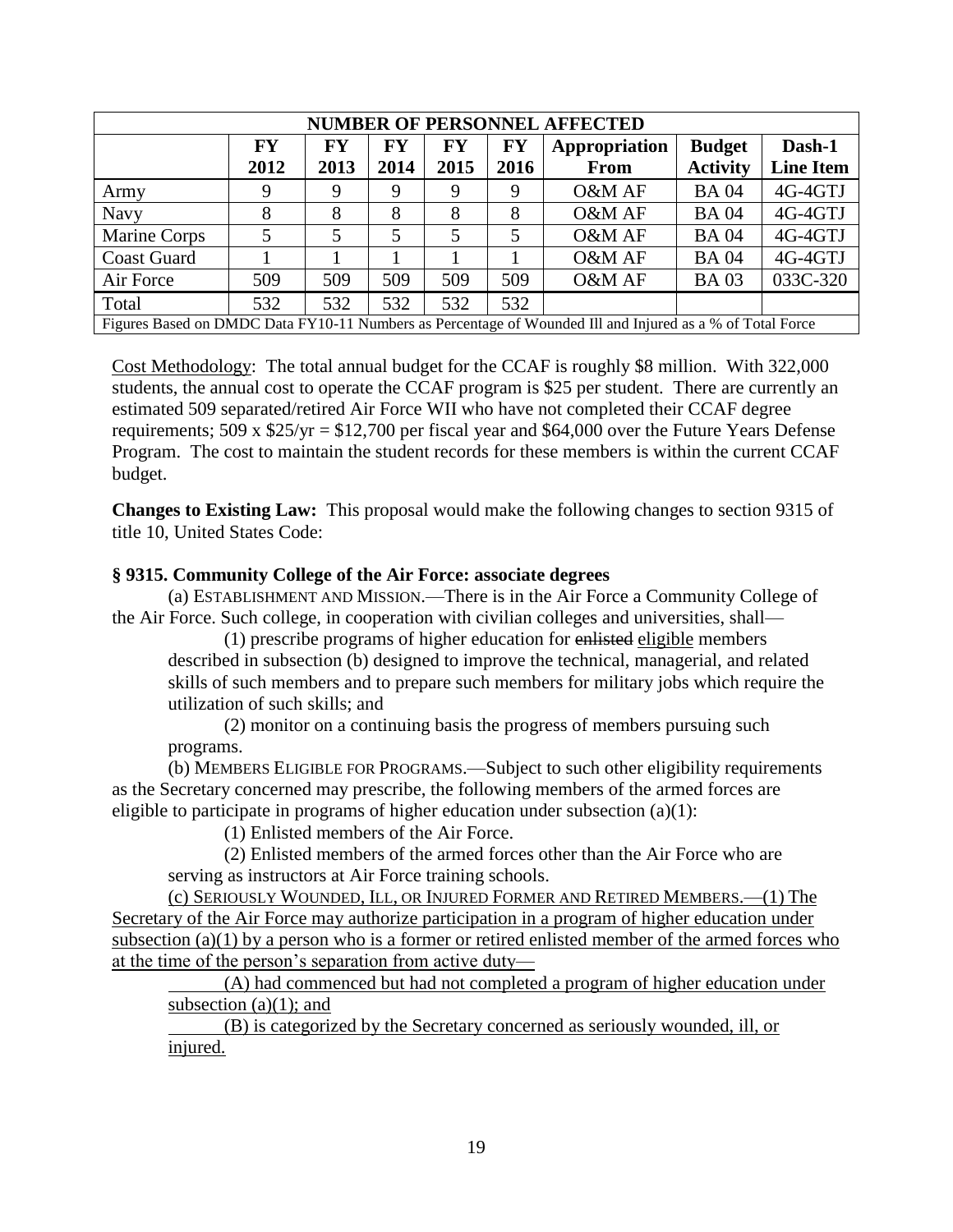| NUMBER OF PERSONNEL AFFECTED | | | | | | | | |
|---|---|---|---|---|---|---|---|---|
| | FY 2012 | FY 2013 | FY 2014 | FY 2015 | FY 2016 | Appropriation From | Budget Activity | Dash-1 Line Item |
| Army | 9 | 9 | 9 | 9 | 9 | O&M AF | BA 04 | 4G-4GTJ |
| Navy | 8 | 8 | 8 | 8 | 8 | O&M AF | BA 04 | 4G-4GTJ |
| Marine Corps | 5 | 5 | 5 | 5 | 5 | O&M AF | BA 04 | 4G-4GTJ |
| Coast Guard | 1 | 1 | 1 | 1 | 1 | O&M AF | BA 04 | 4G-4GTJ |
| Air Force | 509 | 509 | 509 | 509 | 509 | O&M AF | BA 03 | 033C-320 |
| Total | 532 | 532 | 532 | 532 | 532 | | | |
| Figures Based on DMDC Data FY10-11 Numbers as Percentage of Wounded Ill and Injured as a % of Total Force | | | | | | | | |

Cost Methodology: The total annual budget for the CCAF is roughly $8 million. With 322,000 students, the annual cost to operate the CCAF program is $25 per student. There are currently an estimated 509 separated/retired Air Force WII who have not completed their CCAF degree requirements; 509 x $25/yr = $12,700 per fiscal year and $64,000 over the Future Years Defense Program. The cost to maintain the student records for these members is within the current CCAF budget.

**Changes to Existing Law:** This proposal would make the following changes to section 9315 of title 10, United States Code:

**§ 9315. Community College of the Air Force: associate degrees**

(a) ESTABLISHMENT AND MISSION.—There is in the Air Force a Community College of the Air Force. Such college, in cooperation with civilian colleges and universities, shall—

(1) prescribe programs of higher education for ~~enlisted~~ eligible members described in subsection (b) designed to improve the technical, managerial, and related skills of such members and to prepare such members for military jobs which require the utilization of such skills; and

(2) monitor on a continuing basis the progress of members pursuing such programs.

(b) MEMBERS ELIGIBLE FOR PROGRAMS.—Subject to such other eligibility requirements as the Secretary concerned may prescribe, the following members of the armed forces are eligible to participate in programs of higher education under subsection (a)(1):

(1) Enlisted members of the Air Force.

(2) Enlisted members of the armed forces other than the Air Force who are serving as instructors at Air Force training schools.

(c) SERIOUSLY WOUNDED, ILL, OR INJURED FORMER AND RETIRED MEMBERS.—(1) The Secretary of the Air Force may authorize participation in a program of higher education under subsection (a)(1) by a person who is a former or retired enlisted member of the armed forces who at the time of the person's separation from active duty—

(A) had commenced but had not completed a program of higher education under subsection (a)(1); and

(B) is categorized by the Secretary concerned as seriously wounded, ill, or injured.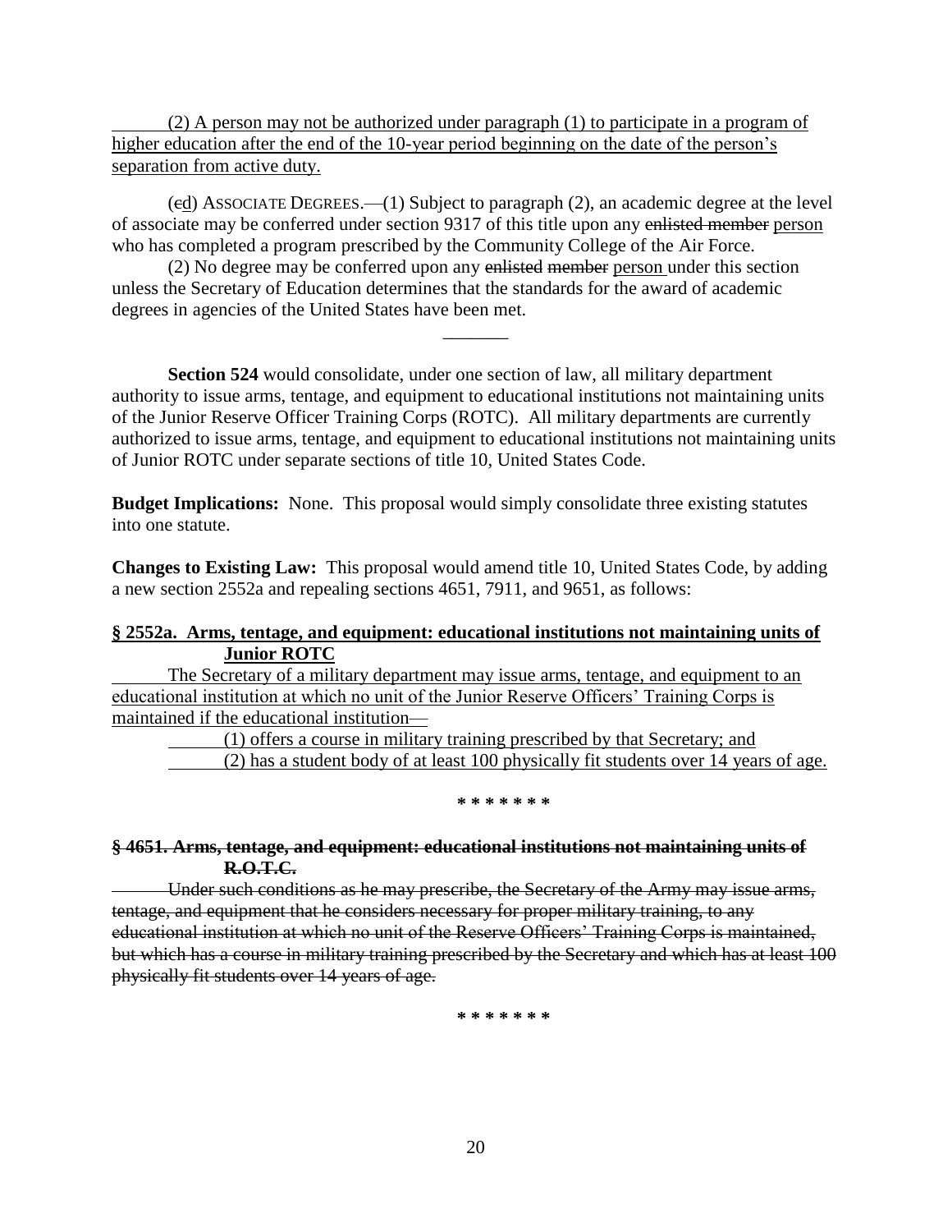(2) A person may not be authorized under paragraph (1) to participate in a program of higher education after the end of the 10-year period beginning on the date of the person's separation from active duty.

(~~c~~d) ASSOCIATE DEGREES.—(1) Subject to paragraph (2), an academic degree at the level of associate may be conferred under section 9317 of this title upon any ~~enlisted member~~ person who has completed a program prescribed by the Community College of the Air Force.

(2) No degree may be conferred upon any ~~enlisted~~ ~~member~~ person under this section unless the Secretary of Education determines that the standards for the award of academic degrees in agencies of the United States have been met.

---

**Section 524** would consolidate, under one section of law, all military department authority to issue arms, tentage, and equipment to educational institutions not maintaining units of the Junior Reserve Officer Training Corps (ROTC). All military departments are currently authorized to issue arms, tentage, and equipment to educational institutions not maintaining units of Junior ROTC under separate sections of title 10, United States Code.

**Budget Implications:** None. This proposal would simply consolidate three existing statutes into one statute.

**Changes to Existing Law:** This proposal would amend title 10, United States Code, by adding a new section 2552a and repealing sections 4651, 7911, and 9651, as follows:

**§ 2552a. Arms, tentage, and equipment: educational institutions not maintaining units of Junior ROTC**

The Secretary of a military department may issue arms, tentage, and equipment to an educational institution at which no unit of the Junior Reserve Officers' Training Corps is maintained if the educational institution—

(1) offers a course in military training prescribed by that Secretary; and

(2) has a student body of at least 100 physically fit students over 14 years of age.

\* \* \* \* \* \* \*

**~~§ 4651. Arms, tentage, and equipment: educational institutions not maintaining units of R.O.T.C.~~**

~~Under such conditions as he may prescribe, the Secretary of the Army may issue arms, tentage, and equipment that he considers necessary for proper military training, to any educational institution at which no unit of the Reserve Officers' Training Corps is maintained, but which has a course in military training prescribed by the Secretary and which has at least 100 physically fit students over 14 years of age.~~

\* \* \* \* \* \* \*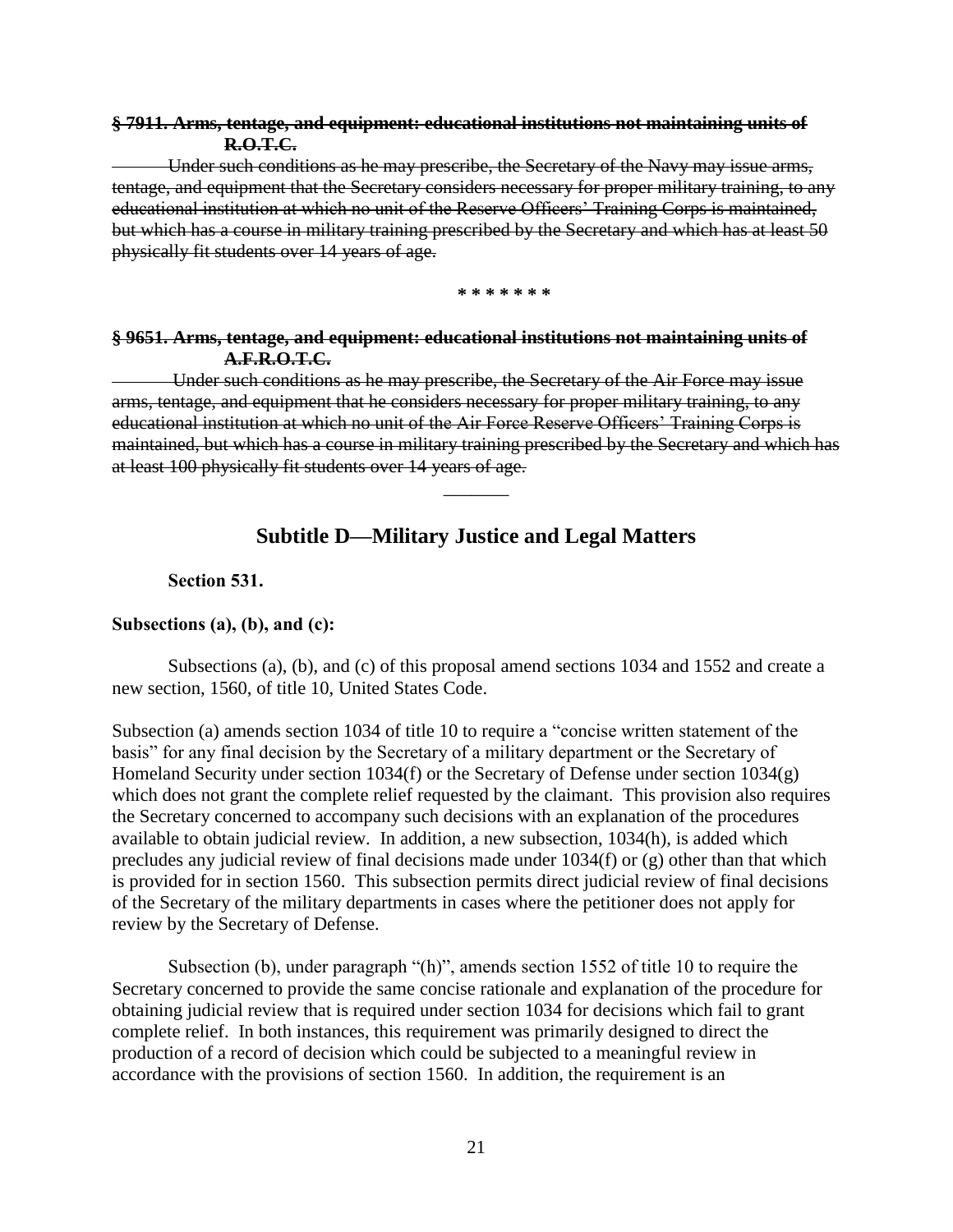~~**§ 7911. Arms, tentage, and equipment: educational institutions not maintaining units of R.O.T.C.**~~

~~Under such conditions as he may prescribe, the Secretary of the Navy may issue arms, tentage, and equipment that the Secretary considers necessary for proper military training, to any educational institution at which no unit of the Reserve Officers' Training Corps is maintained, but which has a course in military training prescribed by the Secretary and which has at least 50 physically fit students over 14 years of age.~~

\* \* \* \* \* \* \*

~~**§ 9651. Arms, tentage, and equipment: educational institutions not maintaining units of A.F.R.O.T.C.**~~

~~Under such conditions as he may prescribe, the Secretary of the Air Force may issue arms, tentage, and equipment that he considers necessary for proper military training, to any educational institution at which no unit of the Air Force Reserve Officers' Training Corps is maintained, but which has a course in military training prescribed by the Secretary and which has at least 100 physically fit students over 14 years of age.~~

---

## Subtitle D—Military Justice and Legal Matters

**Section 531.**

**Subsections (a), (b), and (c):**

Subsections (a), (b), and (c) of this proposal amend sections 1034 and 1552 and create a new section, 1560, of title 10, United States Code.

Subsection (a) amends section 1034 of title 10 to require a "concise written statement of the basis" for any final decision by the Secretary of a military department or the Secretary of Homeland Security under section 1034(f) or the Secretary of Defense under section 1034(g) which does not grant the complete relief requested by the claimant. This provision also requires the Secretary concerned to accompany such decisions with an explanation of the procedures available to obtain judicial review. In addition, a new subsection, 1034(h), is added which precludes any judicial review of final decisions made under 1034(f) or (g) other than that which is provided for in section 1560. This subsection permits direct judicial review of final decisions of the Secretary of the military departments in cases where the petitioner does not apply for review by the Secretary of Defense.

Subsection (b), under paragraph "(h)", amends section 1552 of title 10 to require the Secretary concerned to provide the same concise rationale and explanation of the procedure for obtaining judicial review that is required under section 1034 for decisions which fail to grant complete relief. In both instances, this requirement was primarily designed to direct the production of a record of decision which could be subjected to a meaningful review in accordance with the provisions of section 1560. In addition, the requirement is an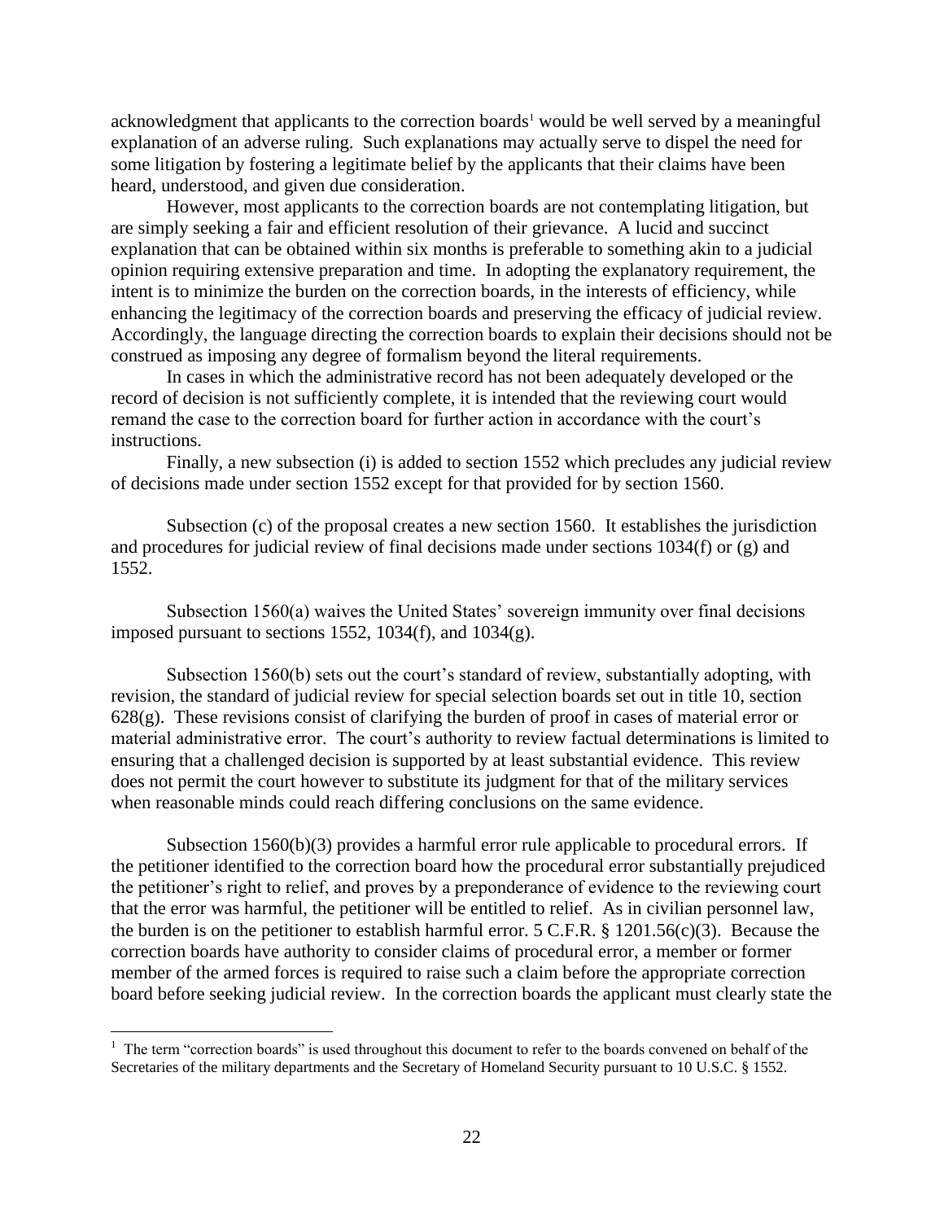acknowledgment that applicants to the correction boards[1] would be well served by a meaningful explanation of an adverse ruling. Such explanations may actually serve to dispel the need for some litigation by fostering a legitimate belief by the applicants that their claims have been heard, understood, and given due consideration.

However, most applicants to the correction boards are not contemplating litigation, but are simply seeking a fair and efficient resolution of their grievance. A lucid and succinct explanation that can be obtained within six months is preferable to something akin to a judicial opinion requiring extensive preparation and time. In adopting the explanatory requirement, the intent is to minimize the burden on the correction boards, in the interests of efficiency, while enhancing the legitimacy of the correction boards and preserving the efficacy of judicial review. Accordingly, the language directing the correction boards to explain their decisions should not be construed as imposing any degree of formalism beyond the literal requirements.

In cases in which the administrative record has not been adequately developed or the record of decision is not sufficiently complete, it is intended that the reviewing court would remand the case to the correction board for further action in accordance with the court's instructions.

Finally, a new subsection (i) is added to section 1552 which precludes any judicial review of decisions made under section 1552 except for that provided for by section 1560.

Subsection (c) of the proposal creates a new section 1560. It establishes the jurisdiction and procedures for judicial review of final decisions made under sections 1034(f) or (g) and 1552.

Subsection 1560(a) waives the United States' sovereign immunity over final decisions imposed pursuant to sections 1552, 1034(f), and 1034(g).

Subsection 1560(b) sets out the court's standard of review, substantially adopting, with revision, the standard of judicial review for special selection boards set out in title 10, section 628(g). These revisions consist of clarifying the burden of proof in cases of material error or material administrative error. The court's authority to review factual determinations is limited to ensuring that a challenged decision is supported by at least substantial evidence. This review does not permit the court however to substitute its judgment for that of the military services when reasonable minds could reach differing conclusions on the same evidence.

Subsection 1560(b)(3) provides a harmful error rule applicable to procedural errors. If the petitioner identified to the correction board how the procedural error substantially prejudiced the petitioner's right to relief, and proves by a preponderance of evidence to the reviewing court that the error was harmful, the petitioner will be entitled to relief. As in civilian personnel law, the burden is on the petitioner to establish harmful error. 5 C.F.R. § 1201.56(c)(3). Because the correction boards have authority to consider claims of procedural error, a member or former member of the armed forces is required to raise such a claim before the appropriate correction board before seeking judicial review. In the correction boards the applicant must clearly state the

[1] The term "correction boards" is used throughout this document to refer to the boards convened on behalf of the Secretaries of the military departments and the Secretary of Homeland Security pursuant to 10 U.S.C. § 1552.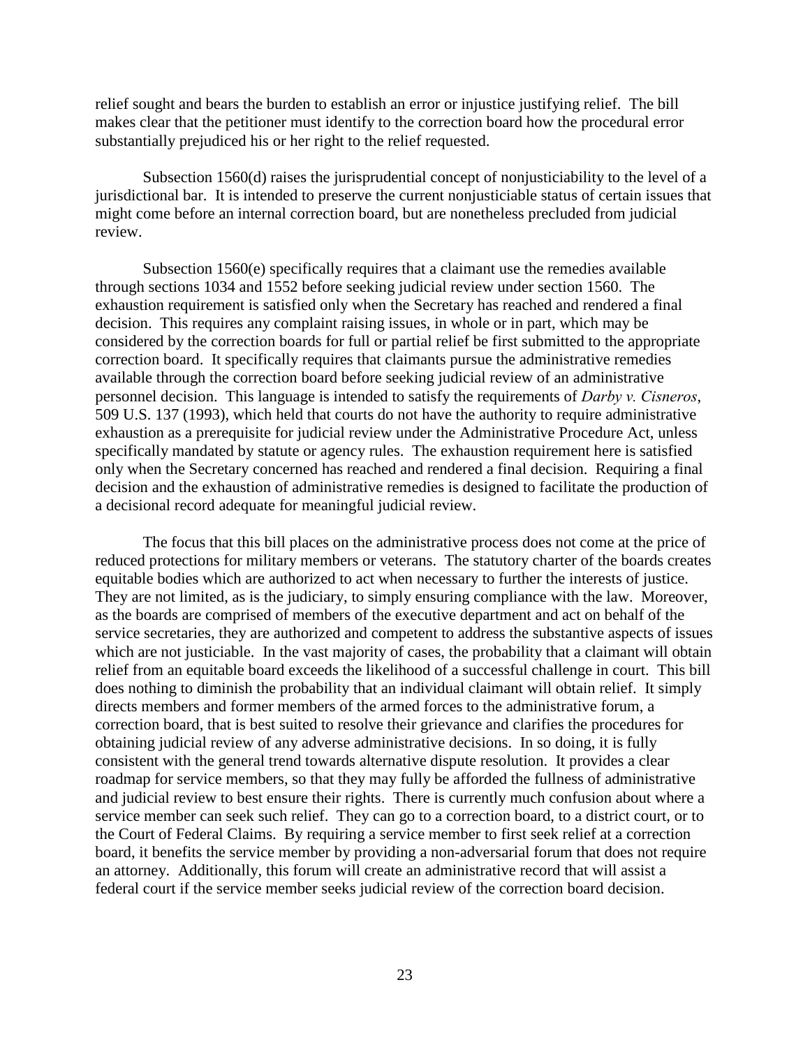relief sought and bears the burden to establish an error or injustice justifying relief. The bill makes clear that the petitioner must identify to the correction board how the procedural error substantially prejudiced his or her right to the relief requested.

Subsection 1560(d) raises the jurisprudential concept of nonjusticiability to the level of a jurisdictional bar. It is intended to preserve the current nonjusticiable status of certain issues that might come before an internal correction board, but are nonetheless precluded from judicial review.

Subsection 1560(e) specifically requires that a claimant use the remedies available through sections 1034 and 1552 before seeking judicial review under section 1560. The exhaustion requirement is satisfied only when the Secretary has reached and rendered a final decision. This requires any complaint raising issues, in whole or in part, which may be considered by the correction boards for full or partial relief be first submitted to the appropriate correction board. It specifically requires that claimants pursue the administrative remedies available through the correction board before seeking judicial review of an administrative personnel decision. This language is intended to satisfy the requirements of *Darby v. Cisneros*, 509 U.S. 137 (1993), which held that courts do not have the authority to require administrative exhaustion as a prerequisite for judicial review under the Administrative Procedure Act, unless specifically mandated by statute or agency rules. The exhaustion requirement here is satisfied only when the Secretary concerned has reached and rendered a final decision. Requiring a final decision and the exhaustion of administrative remedies is designed to facilitate the production of a decisional record adequate for meaningful judicial review.

The focus that this bill places on the administrative process does not come at the price of reduced protections for military members or veterans. The statutory charter of the boards creates equitable bodies which are authorized to act when necessary to further the interests of justice. They are not limited, as is the judiciary, to simply ensuring compliance with the law. Moreover, as the boards are comprised of members of the executive department and act on behalf of the service secretaries, they are authorized and competent to address the substantive aspects of issues which are not justiciable. In the vast majority of cases, the probability that a claimant will obtain relief from an equitable board exceeds the likelihood of a successful challenge in court. This bill does nothing to diminish the probability that an individual claimant will obtain relief. It simply directs members and former members of the armed forces to the administrative forum, a correction board, that is best suited to resolve their grievance and clarifies the procedures for obtaining judicial review of any adverse administrative decisions. In so doing, it is fully consistent with the general trend towards alternative dispute resolution. It provides a clear roadmap for service members, so that they may fully be afforded the fullness of administrative and judicial review to best ensure their rights. There is currently much confusion about where a service member can seek such relief. They can go to a correction board, to a district court, or to the Court of Federal Claims. By requiring a service member to first seek relief at a correction board, it benefits the service member by providing a non-adversarial forum that does not require an attorney. Additionally, this forum will create an administrative record that will assist a federal court if the service member seeks judicial review of the correction board decision.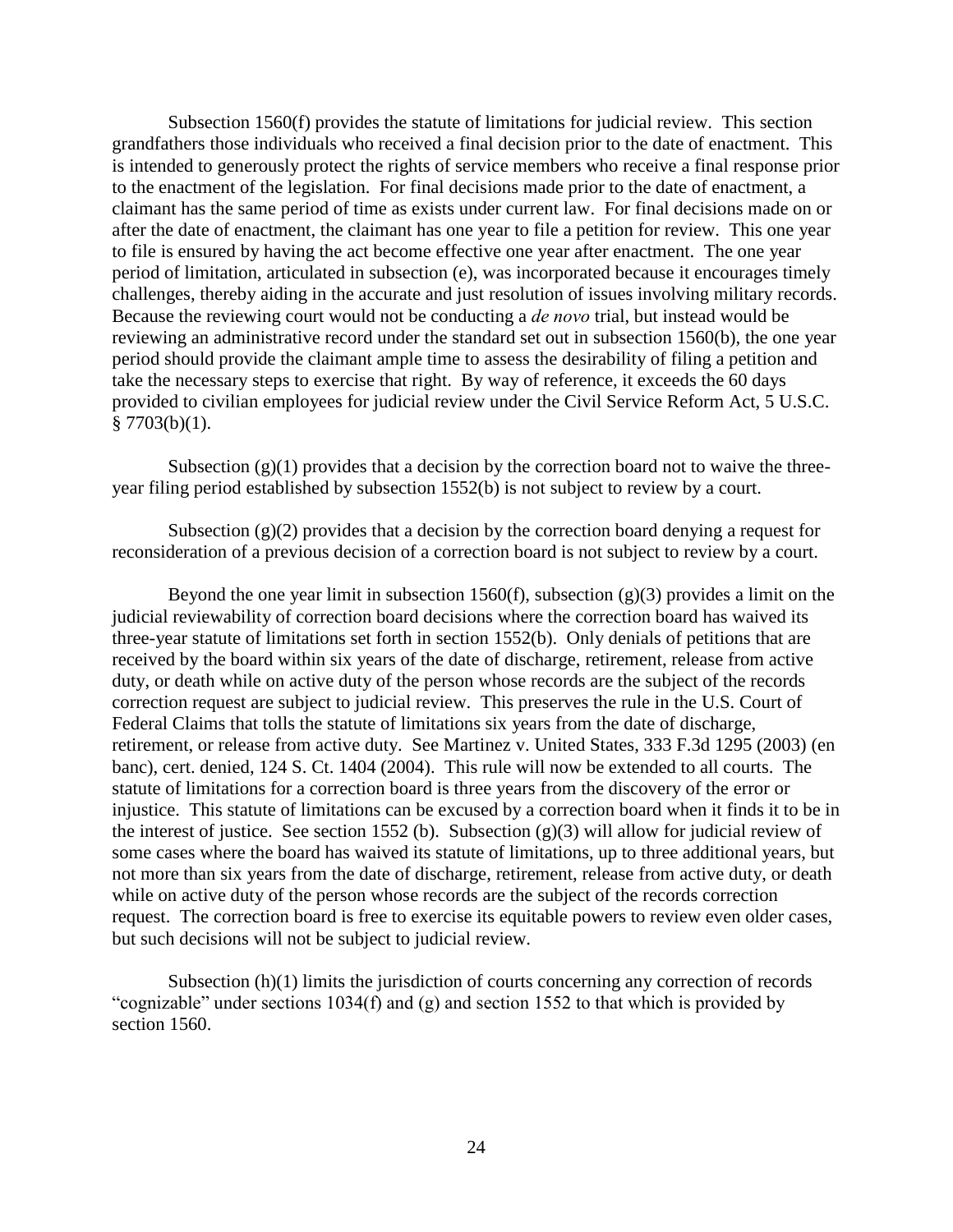Subsection 1560(f) provides the statute of limitations for judicial review. This section grandfathers those individuals who received a final decision prior to the date of enactment. This is intended to generously protect the rights of service members who receive a final response prior to the enactment of the legislation. For final decisions made prior to the date of enactment, a claimant has the same period of time as exists under current law. For final decisions made on or after the date of enactment, the claimant has one year to file a petition for review. This one year to file is ensured by having the act become effective one year after enactment. The one year period of limitation, articulated in subsection (e), was incorporated because it encourages timely challenges, thereby aiding in the accurate and just resolution of issues involving military records. Because the reviewing court would not be conducting a *de novo* trial, but instead would be reviewing an administrative record under the standard set out in subsection 1560(b), the one year period should provide the claimant ample time to assess the desirability of filing a petition and take the necessary steps to exercise that right. By way of reference, it exceeds the 60 days provided to civilian employees for judicial review under the Civil Service Reform Act, 5 U.S.C. § 7703(b)(1).

Subsection (g)(1) provides that a decision by the correction board not to waive the three-year filing period established by subsection 1552(b) is not subject to review by a court.

Subsection (g)(2) provides that a decision by the correction board denying a request for reconsideration of a previous decision of a correction board is not subject to review by a court.

Beyond the one year limit in subsection 1560(f), subsection (g)(3) provides a limit on the judicial reviewability of correction board decisions where the correction board has waived its three-year statute of limitations set forth in section 1552(b). Only denials of petitions that are received by the board within six years of the date of discharge, retirement, release from active duty, or death while on active duty of the person whose records are the subject of the records correction request are subject to judicial review. This preserves the rule in the U.S. Court of Federal Claims that tolls the statute of limitations six years from the date of discharge, retirement, or release from active duty. See Martinez v. United States, 333 F.3d 1295 (2003) (en banc), cert. denied, 124 S. Ct. 1404 (2004). This rule will now be extended to all courts. The statute of limitations for a correction board is three years from the discovery of the error or injustice. This statute of limitations can be excused by a correction board when it finds it to be in the interest of justice. See section 1552 (b). Subsection (g)(3) will allow for judicial review of some cases where the board has waived its statute of limitations, up to three additional years, but not more than six years from the date of discharge, retirement, release from active duty, or death while on active duty of the person whose records are the subject of the records correction request. The correction board is free to exercise its equitable powers to review even older cases, but such decisions will not be subject to judicial review.

Subsection (h)(1) limits the jurisdiction of courts concerning any correction of records "cognizable" under sections 1034(f) and (g) and section 1552 to that which is provided by section 1560.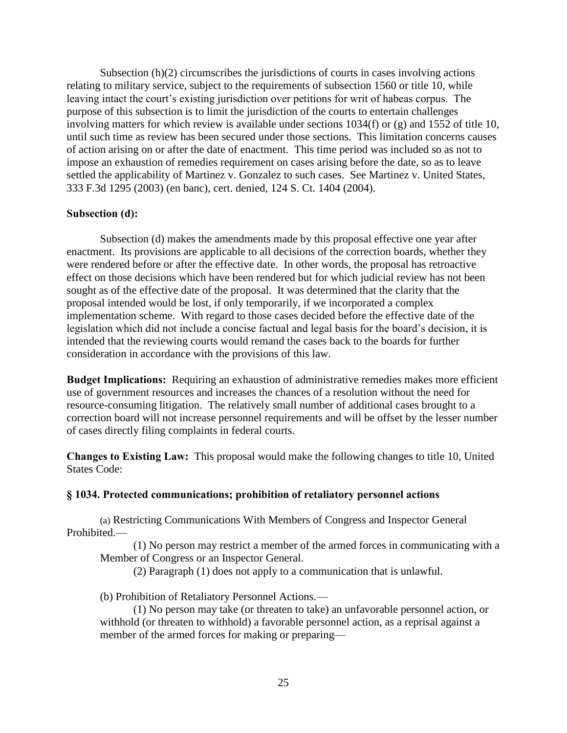Subsection (h)(2) circumscribes the jurisdictions of courts in cases involving actions relating to military service, subject to the requirements of subsection 1560 or title 10, while leaving intact the court's existing jurisdiction over petitions for writ of habeas corpus. The purpose of this subsection is to limit the jurisdiction of the courts to entertain challenges involving matters for which review is available under sections 1034(f) or (g) and 1552 of title 10, until such time as review has been secured under those sections. This limitation concerns causes of action arising on or after the date of enactment. This time period was included so as not to impose an exhaustion of remedies requirement on cases arising before the date, so as to leave settled the applicability of Martinez v. Gonzalez to such cases. See Martinez v. United States, 333 F.3d 1295 (2003) (en banc), cert. denied, 124 S. Ct. 1404 (2004).

**Subsection (d):**

Subsection (d) makes the amendments made by this proposal effective one year after enactment. Its provisions are applicable to all decisions of the correction boards, whether they were rendered before or after the effective date. In other words, the proposal has retroactive effect on those decisions which have been rendered but for which judicial review has not been sought as of the effective date of the proposal. It was determined that the clarity that the proposal intended would be lost, if only temporarily, if we incorporated a complex implementation scheme. With regard to those cases decided before the effective date of the legislation which did not include a concise factual and legal basis for the board's decision, it is intended that the reviewing courts would remand the cases back to the boards for further consideration in accordance with the provisions of this law.

**Budget Implications:** Requiring an exhaustion of administrative remedies makes more efficient use of government resources and increases the chances of a resolution without the need for resource-consuming litigation. The relatively small number of additional cases brought to a correction board will not increase personnel requirements and will be offset by the lesser number of cases directly filing complaints in federal courts.

**Changes to Existing Law:** This proposal would make the following changes to title 10, United States Code:

**§ 1034. Protected communications; prohibition of retaliatory personnel actions**

(a) Restricting Communications With Members of Congress and Inspector General Prohibited.—

(1) No person may restrict a member of the armed forces in communicating with a Member of Congress or an Inspector General.

(2) Paragraph (1) does not apply to a communication that is unlawful.

(b) Prohibition of Retaliatory Personnel Actions.—

(1) No person may take (or threaten to take) an unfavorable personnel action, or withhold (or threaten to withhold) a favorable personnel action, as a reprisal against a member of the armed forces for making or preparing—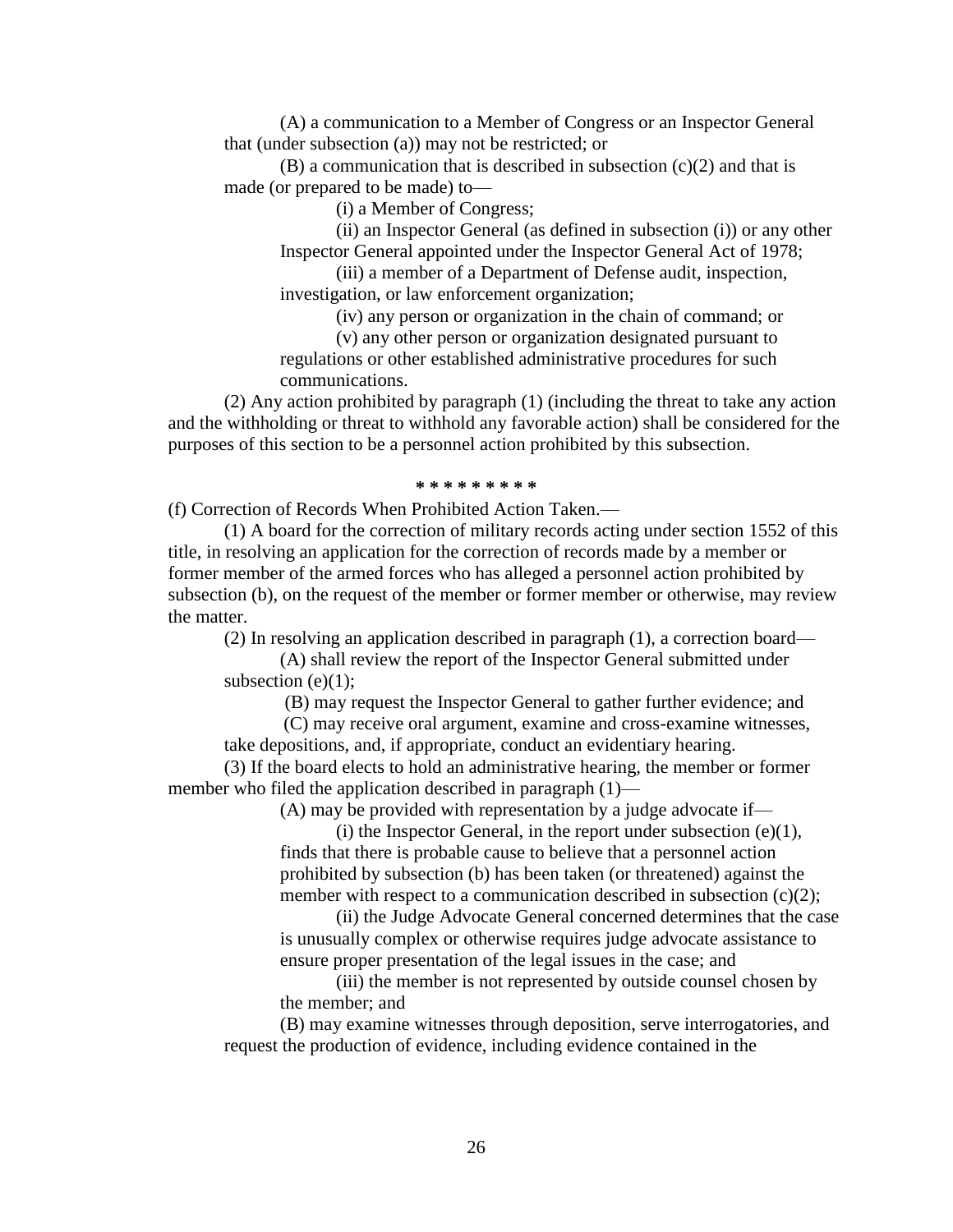(A) a communication to a Member of Congress or an Inspector General that (under subsection (a)) may not be restricted; or

(B) a communication that is described in subsection (c)(2) and that is made (or prepared to be made) to—

(i) a Member of Congress;

(ii) an Inspector General (as defined in subsection (i)) or any other Inspector General appointed under the Inspector General Act of 1978;

(iii) a member of a Department of Defense audit, inspection, investigation, or law enforcement organization;

(iv) any person or organization in the chain of command; or

(v) any other person or organization designated pursuant to regulations or other established administrative procedures for such communications.

(2) Any action prohibited by paragraph (1) (including the threat to take any action and the withholding or threat to withhold any favorable action) shall be considered for the purposes of this section to be a personnel action prohibited by this subsection.

**\* \* \* \* \* \* \* \* \***

(f) Correction of Records When Prohibited Action Taken.—

(1) A board for the correction of military records acting under section 1552 of this title, in resolving an application for the correction of records made by a member or former member of the armed forces who has alleged a personnel action prohibited by subsection (b), on the request of the member or former member or otherwise, may review the matter.

(2) In resolving an application described in paragraph (1), a correction board—

(A) shall review the report of the Inspector General submitted under subsection (e)(1);

(B) may request the Inspector General to gather further evidence; and

(C) may receive oral argument, examine and cross-examine witnesses, take depositions, and, if appropriate, conduct an evidentiary hearing.

(3) If the board elects to hold an administrative hearing, the member or former member who filed the application described in paragraph (1)—

(A) may be provided with representation by a judge advocate if—

(i) the Inspector General, in the report under subsection (e)(1), finds that there is probable cause to believe that a personnel action prohibited by subsection (b) has been taken (or threatened) against the member with respect to a communication described in subsection (c)(2);

(ii) the Judge Advocate General concerned determines that the case is unusually complex or otherwise requires judge advocate assistance to ensure proper presentation of the legal issues in the case; and

(iii) the member is not represented by outside counsel chosen by the member; and

(B) may examine witnesses through deposition, serve interrogatories, and request the production of evidence, including evidence contained in the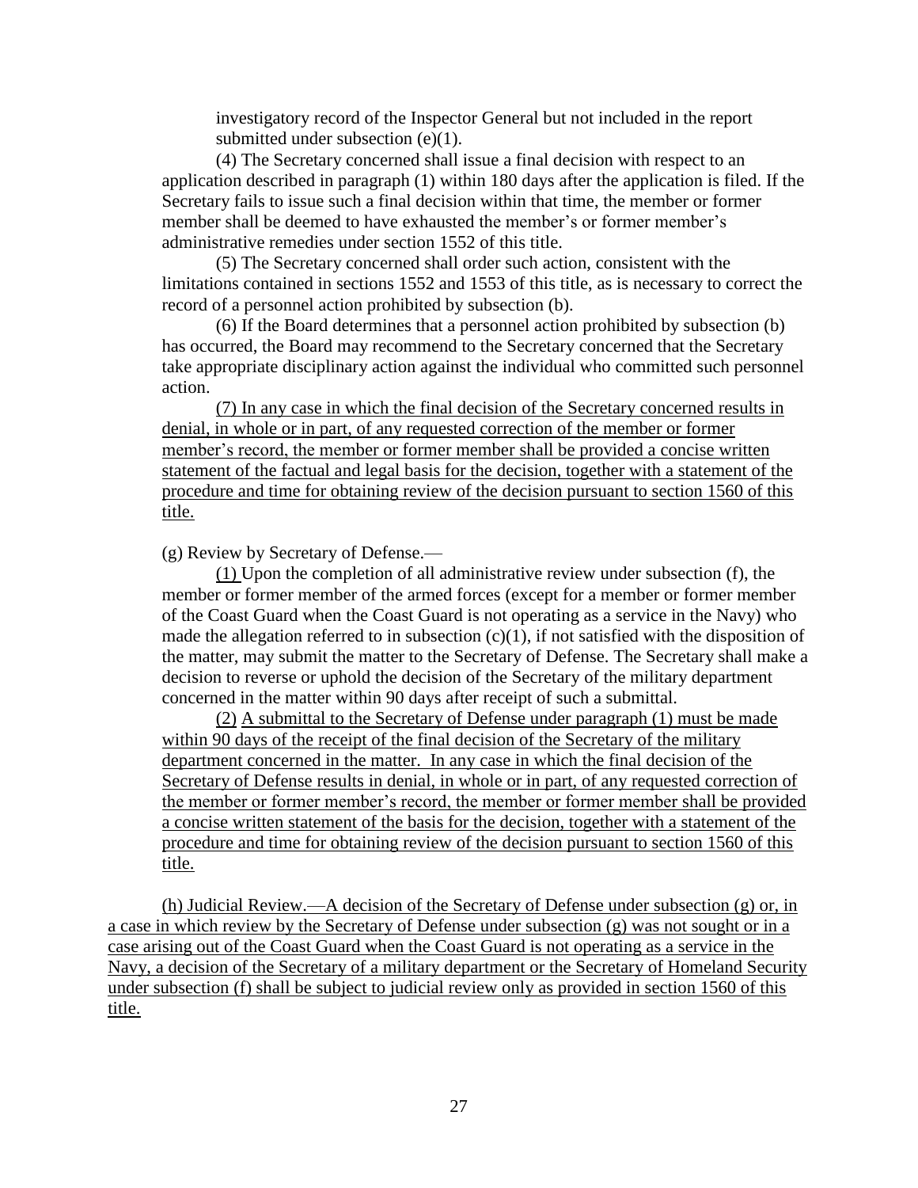investigatory record of the Inspector General but not included in the report submitted under subsection (e)(1).

(4) The Secretary concerned shall issue a final decision with respect to an application described in paragraph (1) within 180 days after the application is filed. If the Secretary fails to issue such a final decision within that time, the member or former member shall be deemed to have exhausted the member's or former member's administrative remedies under section 1552 of this title.

(5) The Secretary concerned shall order such action, consistent with the limitations contained in sections 1552 and 1553 of this title, as is necessary to correct the record of a personnel action prohibited by subsection (b).

(6) If the Board determines that a personnel action prohibited by subsection (b) has occurred, the Board may recommend to the Secretary concerned that the Secretary take appropriate disciplinary action against the individual who committed such personnel action.

<u>(7) In any case in which the final decision of the Secretary concerned results in denial, in whole or in part, of any requested correction of the member or former member's record, the member or former member shall be provided a concise written statement of the factual and legal basis for the decision, together with a statement of the procedure and time for obtaining review of the decision pursuant to section 1560 of this title.</u>

(g) Review by Secretary of Defense.—

<u>(1)</u> Upon the completion of all administrative review under subsection (f), the member or former member of the armed forces (except for a member or former member of the Coast Guard when the Coast Guard is not operating as a service in the Navy) who made the allegation referred to in subsection (c)(1), if not satisfied with the disposition of the matter, may submit the matter to the Secretary of Defense. The Secretary shall make a decision to reverse or uphold the decision of the Secretary of the military department concerned in the matter within 90 days after receipt of such a submittal.

<u>(2) A submittal to the Secretary of Defense under paragraph (1) must be made within 90 days of the receipt of the final decision of the Secretary of the military department concerned in the matter. In any case in which the final decision of the Secretary of Defense results in denial, in whole or in part, of any requested correction of the member or former member's record, the member or former member shall be provided a concise written statement of the basis for the decision, together with a statement of the procedure and time for obtaining review of the decision pursuant to section 1560 of this title.</u>

<u>(h) Judicial Review.—A decision of the Secretary of Defense under subsection (g) or, in a case in which review by the Secretary of Defense under subsection (g) was not sought or in a case arising out of the Coast Guard when the Coast Guard is not operating as a service in the Navy, a decision of the Secretary of a military department or the Secretary of Homeland Security under subsection (f) shall be subject to judicial review only as provided in section 1560 of this title.</u>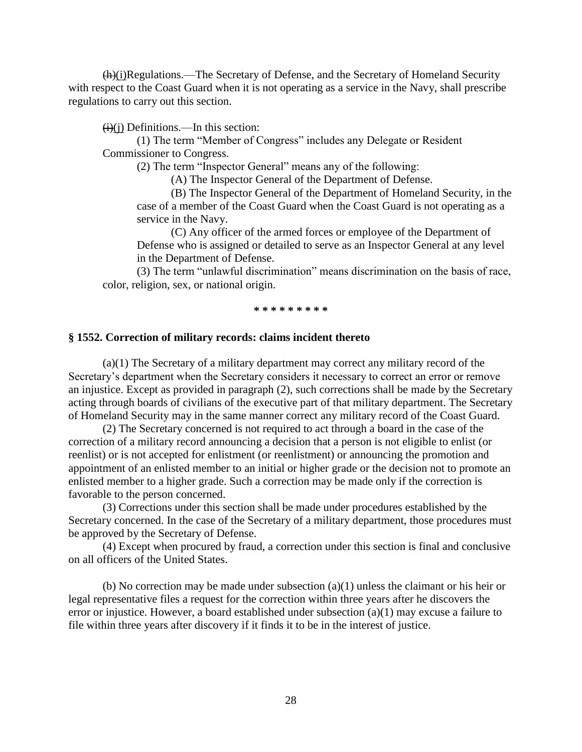~~(h)~~(i)Regulations.—The Secretary of Defense, and the Secretary of Homeland Security with respect to the Coast Guard when it is not operating as a service in the Navy, shall prescribe regulations to carry out this section.

~~(i)~~(j) Definitions.—In this section:

(1) The term "Member of Congress" includes any Delegate or Resident Commissioner to Congress.

(2) The term "Inspector General" means any of the following:

(A) The Inspector General of the Department of Defense.

(B) The Inspector General of the Department of Homeland Security, in the case of a member of the Coast Guard when the Coast Guard is not operating as a service in the Navy.

(C) Any officer of the armed forces or employee of the Department of Defense who is assigned or detailed to serve as an Inspector General at any level in the Department of Defense.

(3) The term "unlawful discrimination" means discrimination on the basis of race, color, religion, sex, or national origin.

* * * * * * * * *

### § 1552. Correction of military records: claims incident thereto

(a)(1) The Secretary of a military department may correct any military record of the Secretary's department when the Secretary considers it necessary to correct an error or remove an injustice. Except as provided in paragraph (2), such corrections shall be made by the Secretary acting through boards of civilians of the executive part of that military department. The Secretary of Homeland Security may in the same manner correct any military record of the Coast Guard.

(2) The Secretary concerned is not required to act through a board in the case of the correction of a military record announcing a decision that a person is not eligible to enlist (or reenlist) or is not accepted for enlistment (or reenlistment) or announcing the promotion and appointment of an enlisted member to an initial or higher grade or the decision not to promote an enlisted member to a higher grade. Such a correction may be made only if the correction is favorable to the person concerned.

(3) Corrections under this section shall be made under procedures established by the Secretary concerned. In the case of the Secretary of a military department, those procedures must be approved by the Secretary of Defense.

(4) Except when procured by fraud, a correction under this section is final and conclusive on all officers of the United States.

(b) No correction may be made under subsection (a)(1) unless the claimant or his heir or legal representative files a request for the correction within three years after he discovers the error or injustice. However, a board established under subsection (a)(1) may excuse a failure to file within three years after discovery if it finds it to be in the interest of justice.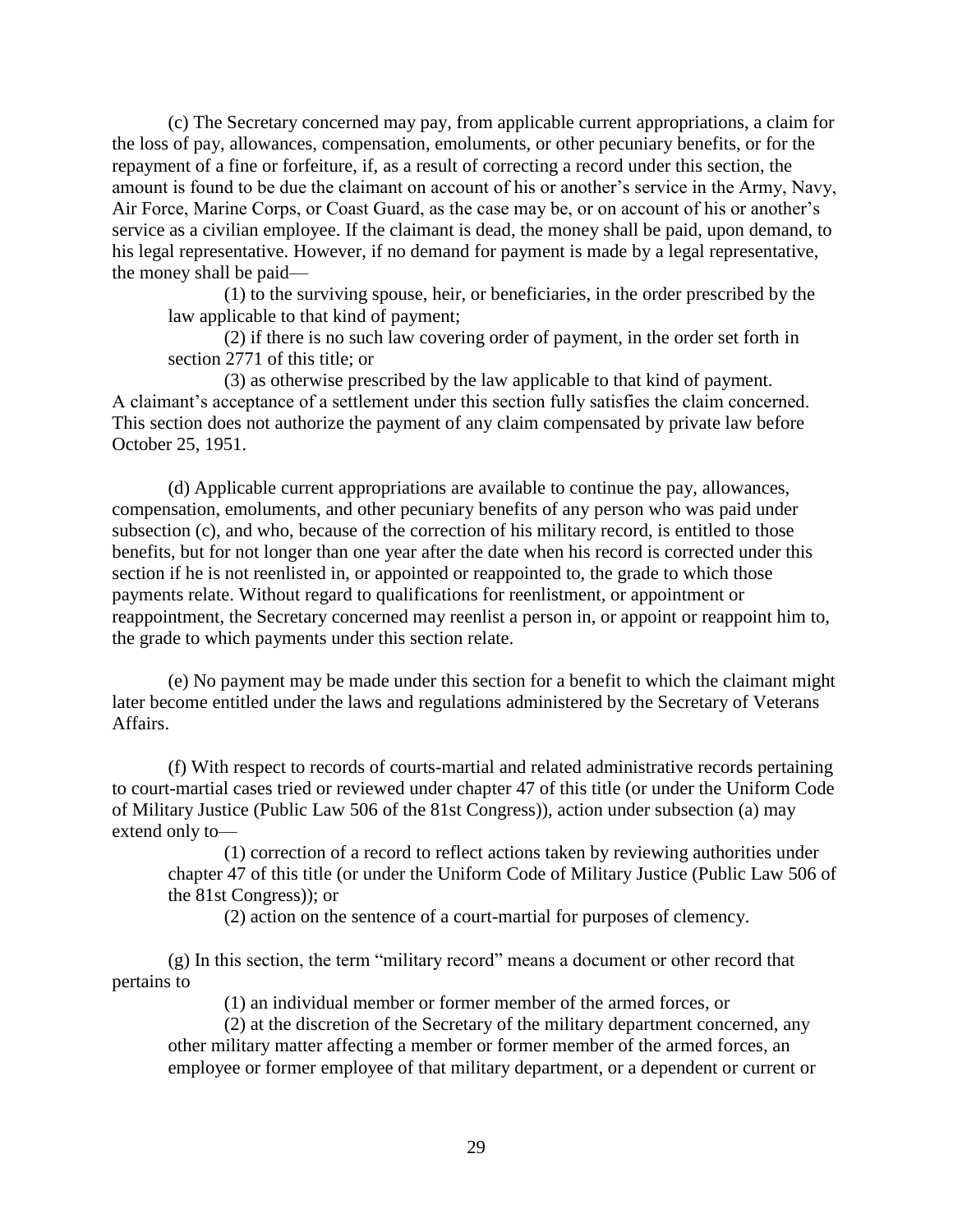(c) The Secretary concerned may pay, from applicable current appropriations, a claim for the loss of pay, allowances, compensation, emoluments, or other pecuniary benefits, or for the repayment of a fine or forfeiture, if, as a result of correcting a record under this section, the amount is found to be due the claimant on account of his or another's service in the Army, Navy, Air Force, Marine Corps, or Coast Guard, as the case may be, or on account of his or another's service as a civilian employee. If the claimant is dead, the money shall be paid, upon demand, to his legal representative. However, if no demand for payment is made by a legal representative, the money shall be paid—

(1) to the surviving spouse, heir, or beneficiaries, in the order prescribed by the law applicable to that kind of payment;

(2) if there is no such law covering order of payment, in the order set forth in section 2771 of this title; or

(3) as otherwise prescribed by the law applicable to that kind of payment.

A claimant's acceptance of a settlement under this section fully satisfies the claim concerned. This section does not authorize the payment of any claim compensated by private law before October 25, 1951.

(d) Applicable current appropriations are available to continue the pay, allowances, compensation, emoluments, and other pecuniary benefits of any person who was paid under subsection (c), and who, because of the correction of his military record, is entitled to those benefits, but for not longer than one year after the date when his record is corrected under this section if he is not reenlisted in, or appointed or reappointed to, the grade to which those payments relate. Without regard to qualifications for reenlistment, or appointment or reappointment, the Secretary concerned may reenlist a person in, or appoint or reappoint him to, the grade to which payments under this section relate.

(e) No payment may be made under this section for a benefit to which the claimant might later become entitled under the laws and regulations administered by the Secretary of Veterans Affairs.

(f) With respect to records of courts-martial and related administrative records pertaining to court-martial cases tried or reviewed under chapter 47 of this title (or under the Uniform Code of Military Justice (Public Law 506 of the 81st Congress)), action under subsection (a) may extend only to—

(1) correction of a record to reflect actions taken by reviewing authorities under chapter 47 of this title (or under the Uniform Code of Military Justice (Public Law 506 of the 81st Congress)); or

(2) action on the sentence of a court-martial for purposes of clemency.

(g) In this section, the term "military record" means a document or other record that pertains to

(1) an individual member or former member of the armed forces, or

(2) at the discretion of the Secretary of the military department concerned, any other military matter affecting a member or former member of the armed forces, an employee or former employee of that military department, or a dependent or current or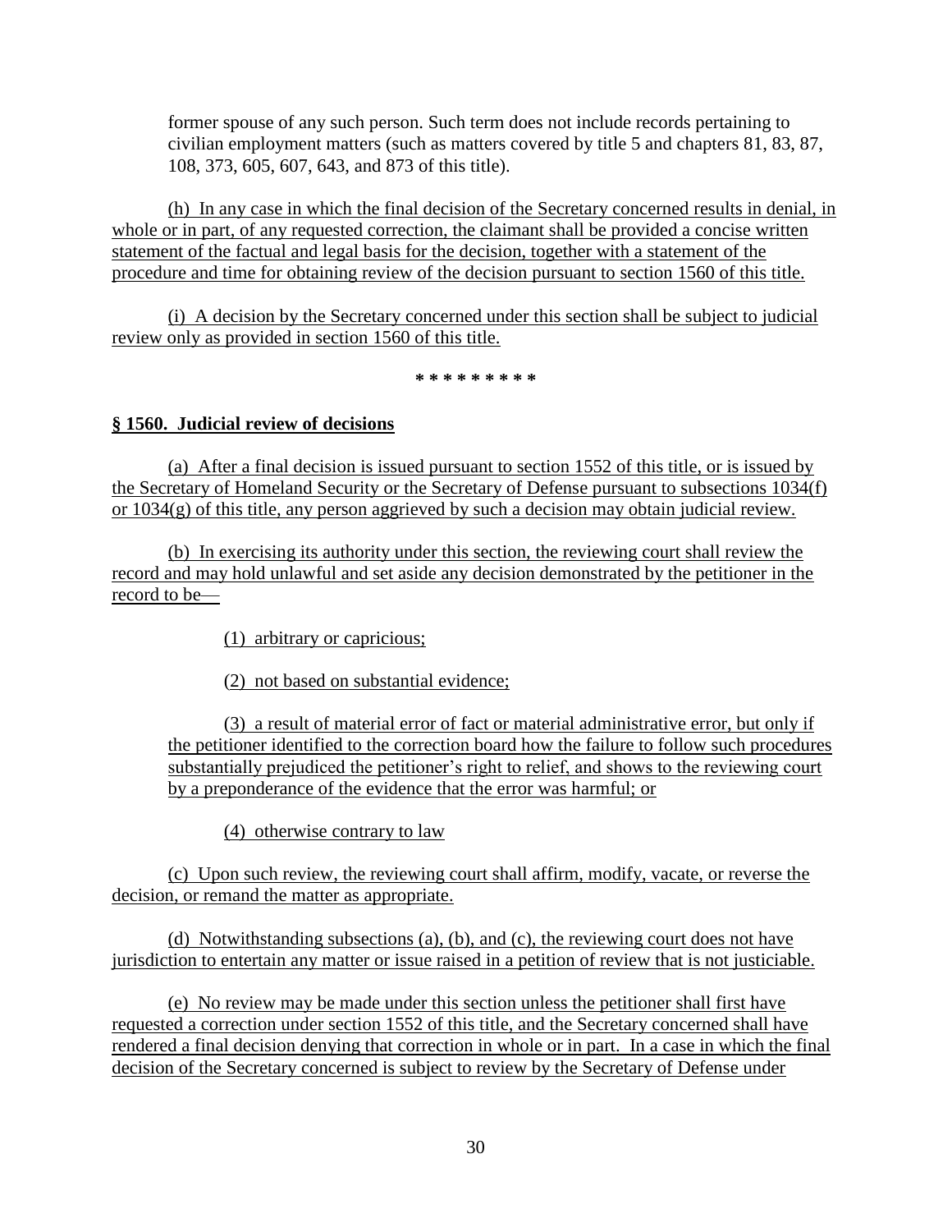former spouse of any such person. Such term does not include records pertaining to civilian employment matters (such as matters covered by title 5 and chapters 81, 83, 87, 108, 373, 605, 607, 643, and 873 of this title).

(h) In any case in which the final decision of the Secretary concerned results in denial, in whole or in part, of any requested correction, the claimant shall be provided a concise written statement of the factual and legal basis for the decision, together with a statement of the procedure and time for obtaining review of the decision pursuant to section 1560 of this title.

(i) A decision by the Secretary concerned under this section shall be subject to judicial review only as provided in section 1560 of this title.

\* \* \* \* \* \* \* \* \*

**§ 1560. Judicial review of decisions**

(a) After a final decision is issued pursuant to section 1552 of this title, or is issued by the Secretary of Homeland Security or the Secretary of Defense pursuant to subsections 1034(f) or 1034(g) of this title, any person aggrieved by such a decision may obtain judicial review.

(b) In exercising its authority under this section, the reviewing court shall review the record and may hold unlawful and set aside any decision demonstrated by the petitioner in the record to be—

(1) arbitrary or capricious;

(2) not based on substantial evidence;

(3) a result of material error of fact or material administrative error, but only if the petitioner identified to the correction board how the failure to follow such procedures substantially prejudiced the petitioner's right to relief, and shows to the reviewing court by a preponderance of the evidence that the error was harmful; or

(4) otherwise contrary to law

(c) Upon such review, the reviewing court shall affirm, modify, vacate, or reverse the decision, or remand the matter as appropriate.

(d) Notwithstanding subsections (a), (b), and (c), the reviewing court does not have jurisdiction to entertain any matter or issue raised in a petition of review that is not justiciable.

(e) No review may be made under this section unless the petitioner shall first have requested a correction under section 1552 of this title, and the Secretary concerned shall have rendered a final decision denying that correction in whole or in part. In a case in which the final decision of the Secretary concerned is subject to review by the Secretary of Defense under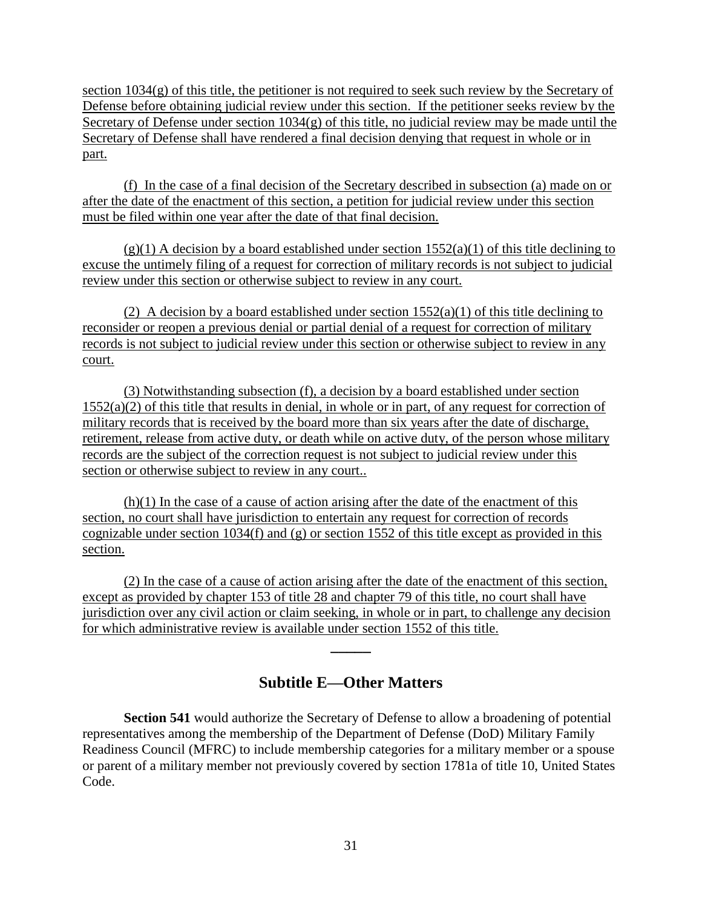section 1034(g) of this title, the petitioner is not required to seek such review by the Secretary of Defense before obtaining judicial review under this section. If the petitioner seeks review by the Secretary of Defense under section 1034(g) of this title, no judicial review may be made until the Secretary of Defense shall have rendered a final decision denying that request in whole or in part.

(f) In the case of a final decision of the Secretary described in subsection (a) made on or after the date of the enactment of this section, a petition for judicial review under this section must be filed within one year after the date of that final decision.

(g)(1) A decision by a board established under section 1552(a)(1) of this title declining to excuse the untimely filing of a request for correction of military records is not subject to judicial review under this section or otherwise subject to review in any court.

(2) A decision by a board established under section 1552(a)(1) of this title declining to reconsider or reopen a previous denial or partial denial of a request for correction of military records is not subject to judicial review under this section or otherwise subject to review in any court.

(3) Notwithstanding subsection (f), a decision by a board established under section 1552(a)(2) of this title that results in denial, in whole or in part, of any request for correction of military records that is received by the board more than six years after the date of discharge, retirement, release from active duty, or death while on active duty, of the person whose military records are the subject of the correction request is not subject to judicial review under this section or otherwise subject to review in any court..

(h)(1) In the case of a cause of action arising after the date of the enactment of this section, no court shall have jurisdiction to entertain any request for correction of records cognizable under section 1034(f) and (g) or section 1552 of this title except as provided in this section.

(2) In the case of a cause of action arising after the date of the enactment of this section, except as provided by chapter 153 of title 28 and chapter 79 of this title, no court shall have jurisdiction over any civil action or claim seeking, in whole or in part, to challenge any decision for which administrative review is available under section 1552 of this title.

———

## Subtitle E—Other Matters

**Section 541** would authorize the Secretary of Defense to allow a broadening of potential representatives among the membership of the Department of Defense (DoD) Military Family Readiness Council (MFRC) to include membership categories for a military member or a spouse or parent of a military member not previously covered by section 1781a of title 10, United States Code.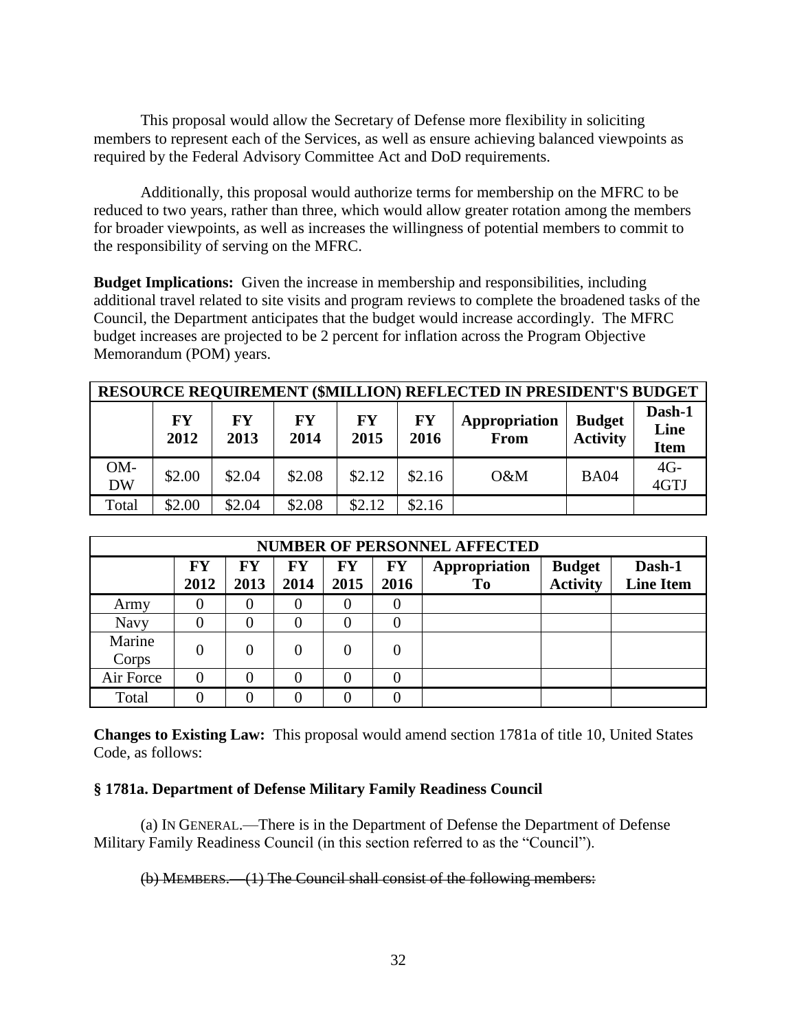This proposal would allow the Secretary of Defense more flexibility in soliciting members to represent each of the Services, as well as ensure achieving balanced viewpoints as required by the Federal Advisory Committee Act and DoD requirements.

Additionally, this proposal would authorize terms for membership on the MFRC to be reduced to two years, rather than three, which would allow greater rotation among the members for broader viewpoints, as well as increases the willingness of potential members to commit to the responsibility of serving on the MFRC.

**Budget Implications:** Given the increase in membership and responsibilities, including additional travel related to site visits and program reviews to complete the broadened tasks of the Council, the Department anticipates that the budget would increase accordingly. The MFRC budget increases are projected to be 2 percent for inflation across the Program Objective Memorandum (POM) years.

| RESOURCE REQUIREMENT ($MILLION) REFLECTED IN PRESIDENT'S BUDGET | | | | | | | | |
|---|---|---|---|---|---|---|---|---|
| | **FY 2012** | **FY 2013** | **FY 2014** | **FY 2015** | **FY 2016** | **Appropriation From** | **Budget Activity** | **Dash-1 Line Item** |
| OM-DW | $2.00 | $2.04 | $2.08 | $2.12 | $2.16 | O&M | BA04 | 4G-4GTJ |
| Total | $2.00 | $2.04 | $2.08 | $2.12 | $2.16 | | | |

| NUMBER OF PERSONNEL AFFECTED | | | | | | | | |
|---|---|---|---|---|---|---|---|---|
| | **FY 2012** | **FY 2013** | **FY 2014** | **FY 2015** | **FY 2016** | **Appropriation To** | **Budget Activity** | **Dash-1 Line Item** |
| Army | 0 | 0 | 0 | 0 | 0 | | | |
| Navy | 0 | 0 | 0 | 0 | 0 | | | |
| Marine Corps | 0 | 0 | 0 | 0 | 0 | | | |
| Air Force | 0 | 0 | 0 | 0 | 0 | | | |
| Total | 0 | 0 | 0 | 0 | 0 | | | |

**Changes to Existing Law:** This proposal would amend section 1781a of title 10, United States Code, as follows:

**§ 1781a. Department of Defense Military Family Readiness Council**

(a) IN GENERAL.—There is in the Department of Defense the Department of Defense Military Family Readiness Council (in this section referred to as the "Council").

~~(b) MEMBERS.—(1) The Council shall consist of the following members:~~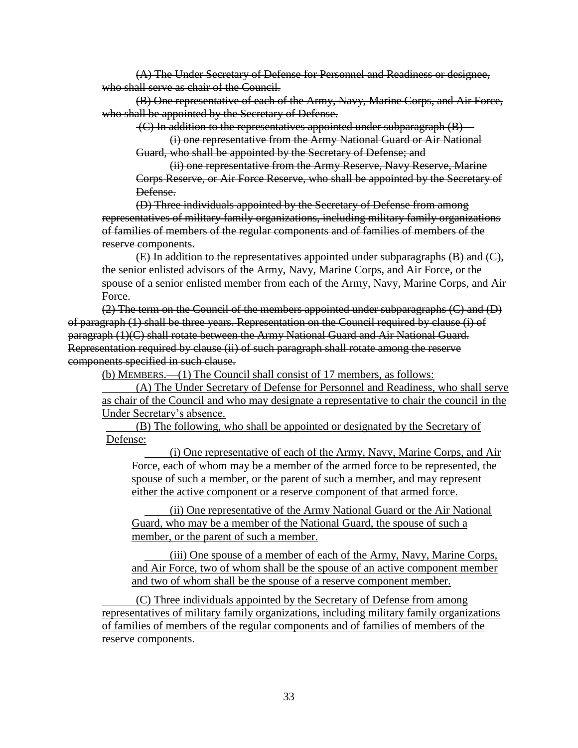~~(A) The Under Secretary of Defense for Personnel and Readiness or designee, who shall serve as chair of the Council.~~

~~(B) One representative of each of the Army, Navy, Marine Corps, and Air Force, who shall be appointed by the Secretary of Defense.~~

~~(C) In addition to the representatives appointed under subparagraph (B)—~~

~~(i) one representative from the Army National Guard or Air National Guard, who shall be appointed by the Secretary of Defense; and~~

~~(ii) one representative from the Army Reserve, Navy Reserve, Marine Corps Reserve, or Air Force Reserve, who shall be appointed by the Secretary of Defense.~~

~~(D) Three individuals appointed by the Secretary of Defense from among representatives of military family organizations, including military family organizations of families of members of the regular components and of families of members of the reserve components.~~

~~(E) In addition to the representatives appointed under subparagraphs (B) and (C), the senior enlisted advisors of the Army, Navy, Marine Corps, and Air Force, or the spouse of a senior enlisted member from each of the Army, Navy, Marine Corps, and Air Force.~~

~~(2) The term on the Council of the members appointed under subparagraphs (C) and (D) of paragraph (1) shall be three years. Representation on the Council required by clause (i) of paragraph (1)(C) shall rotate between the Army National Guard and Air National Guard. Representation required by clause (ii) of such paragraph shall rotate among the reserve components specified in such clause.~~

<u>(b) MEMBERS.—(1) The Council shall consist of 17 members, as follows:</u>

<u>(A) The Under Secretary of Defense for Personnel and Readiness, who shall serve as chair of the Council and who may designate a representative to chair the council in the Under Secretary's absence.</u>

<u>(B) The following, who shall be appointed or designated by the Secretary of Defense:</u>

<u>(i) One representative of each of the Army, Navy, Marine Corps, and Air Force, each of whom may be a member of the armed force to be represented, the spouse of such a member, or the parent of such a member, and may represent either the active component or a reserve component of that armed force.</u>

<u>(ii) One representative of the Army National Guard or the Air National Guard, who may be a member of the National Guard, the spouse of such a member, or the parent of such a member.</u>

<u>(iii) One spouse of a member of each of the Army, Navy, Marine Corps, and Air Force, two of whom shall be the spouse of an active component member and two of whom shall be the spouse of a reserve component member.</u>

<u>(C) Three individuals appointed by the Secretary of Defense from among representatives of military family organizations, including military family organizations of families of members of the regular components and of families of members of the reserve components.</u>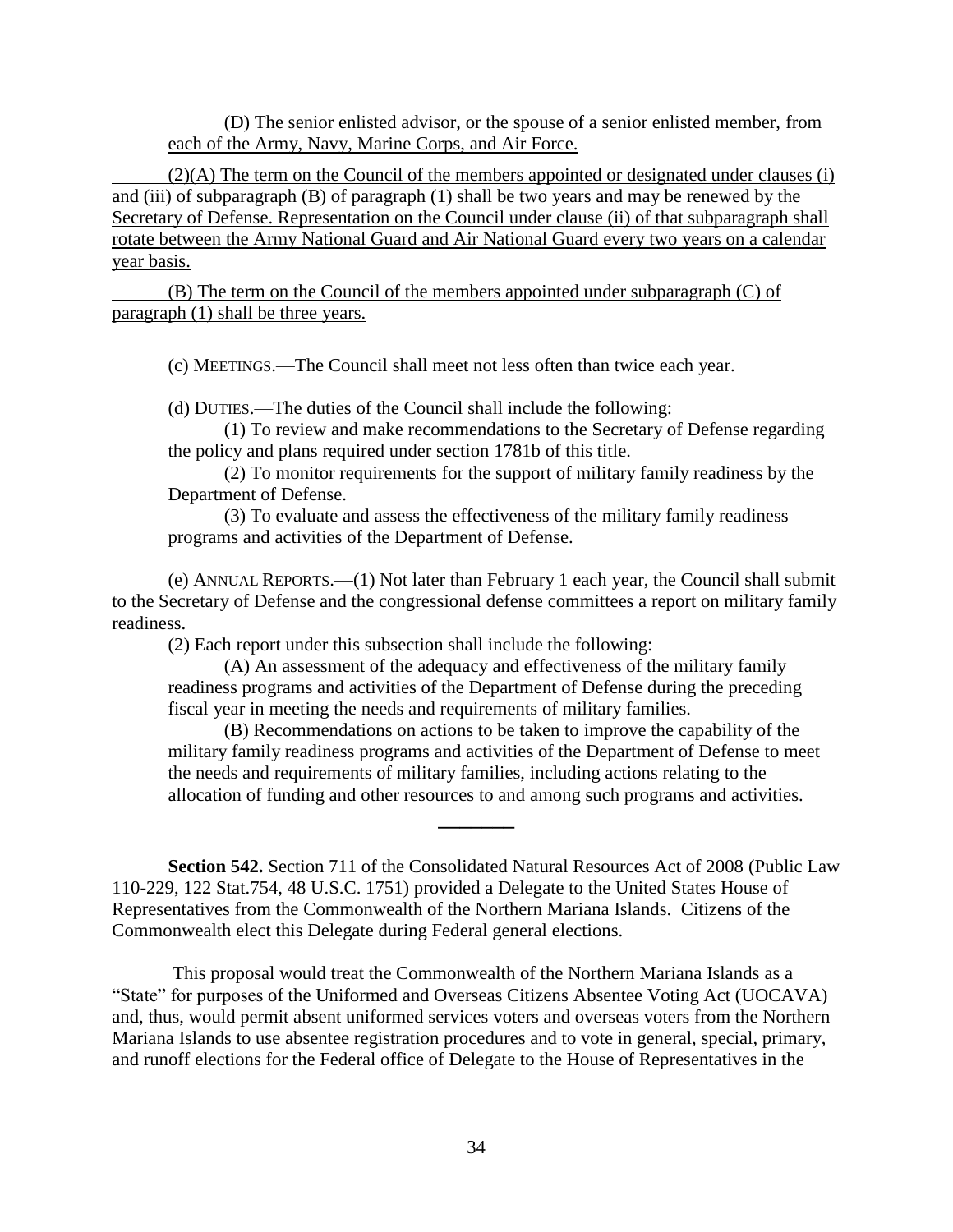(D) The senior enlisted advisor, or the spouse of a senior enlisted member, from each of the Army, Navy, Marine Corps, and Air Force.

(2)(A) The term on the Council of the members appointed or designated under clauses (i) and (iii) of subparagraph (B) of paragraph (1) shall be two years and may be renewed by the Secretary of Defense. Representation on the Council under clause (ii) of that subparagraph shall rotate between the Army National Guard and Air National Guard every two years on a calendar year basis.

(B) The term on the Council of the members appointed under subparagraph (C) of paragraph (1) shall be three years.

(c) MEETINGS.—The Council shall meet not less often than twice each year.

(d) DUTIES.—The duties of the Council shall include the following:

(1) To review and make recommendations to the Secretary of Defense regarding the policy and plans required under section 1781b of this title.

(2) To monitor requirements for the support of military family readiness by the Department of Defense.

(3) To evaluate and assess the effectiveness of the military family readiness programs and activities of the Department of Defense.

(e) ANNUAL REPORTS.—(1) Not later than February 1 each year, the Council shall submit to the Secretary of Defense and the congressional defense committees a report on military family readiness.

(2) Each report under this subsection shall include the following:

(A) An assessment of the adequacy and effectiveness of the military family readiness programs and activities of the Department of Defense during the preceding fiscal year in meeting the needs and requirements of military families.

(B) Recommendations on actions to be taken to improve the capability of the military family readiness programs and activities of the Department of Defense to meet the needs and requirements of military families, including actions relating to the allocation of funding and other resources to and among such programs and activities.

---

**Section 542.** Section 711 of the Consolidated Natural Resources Act of 2008 (Public Law 110-229, 122 Stat.754, 48 U.S.C. 1751) provided a Delegate to the United States House of Representatives from the Commonwealth of the Northern Mariana Islands. Citizens of the Commonwealth elect this Delegate during Federal general elections.

This proposal would treat the Commonwealth of the Northern Mariana Islands as a "State" for purposes of the Uniformed and Overseas Citizens Absentee Voting Act (UOCAVA) and, thus, would permit absent uniformed services voters and overseas voters from the Northern Mariana Islands to use absentee registration procedures and to vote in general, special, primary, and runoff elections for the Federal office of Delegate to the House of Representatives in the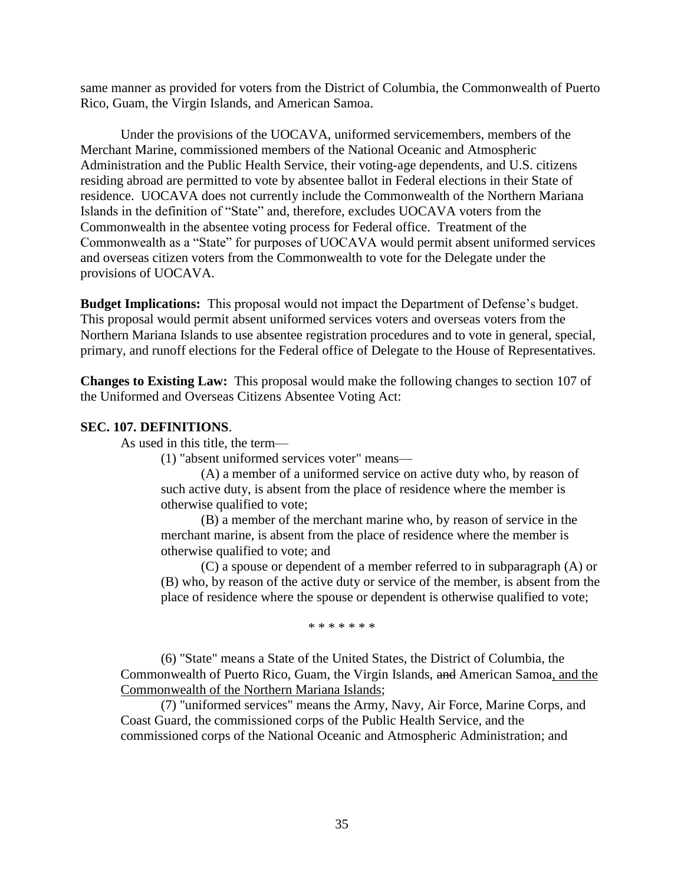same manner as provided for voters from the District of Columbia, the Commonwealth of Puerto Rico, Guam, the Virgin Islands, and American Samoa.

Under the provisions of the UOCAVA, uniformed servicemembers, members of the Merchant Marine, commissioned members of the National Oceanic and Atmospheric Administration and the Public Health Service, their voting-age dependents, and U.S. citizens residing abroad are permitted to vote by absentee ballot in Federal elections in their State of residence. UOCAVA does not currently include the Commonwealth of the Northern Mariana Islands in the definition of "State" and, therefore, excludes UOCAVA voters from the Commonwealth in the absentee voting process for Federal office. Treatment of the Commonwealth as a "State" for purposes of UOCAVA would permit absent uniformed services and overseas citizen voters from the Commonwealth to vote for the Delegate under the provisions of UOCAVA.

**Budget Implications:** This proposal would not impact the Department of Defense's budget. This proposal would permit absent uniformed services voters and overseas voters from the Northern Mariana Islands to use absentee registration procedures and to vote in general, special, primary, and runoff elections for the Federal office of Delegate to the House of Representatives.

**Changes to Existing Law:** This proposal would make the following changes to section 107 of the Uniformed and Overseas Citizens Absentee Voting Act:

**SEC. 107. DEFINITIONS**.

As used in this title, the term—

(1) "absent uniformed services voter" means—

(A) a member of a uniformed service on active duty who, by reason of such active duty, is absent from the place of residence where the member is otherwise qualified to vote;

(B) a member of the merchant marine who, by reason of service in the merchant marine, is absent from the place of residence where the member is otherwise qualified to vote; and

(C) a spouse or dependent of a member referred to in subparagraph (A) or (B) who, by reason of the active duty or service of the member, is absent from the place of residence where the spouse or dependent is otherwise qualified to vote;

\* \* \* \* \* \* \*

(6) "State" means a State of the United States, the District of Columbia, the Commonwealth of Puerto Rico, Guam, the Virgin Islands, ~~and~~ American Samoa<u>, and the Commonwealth of the Northern Mariana Islands</u>;

(7) "uniformed services" means the Army, Navy, Air Force, Marine Corps, and Coast Guard, the commissioned corps of the Public Health Service, and the commissioned corps of the National Oceanic and Atmospheric Administration; and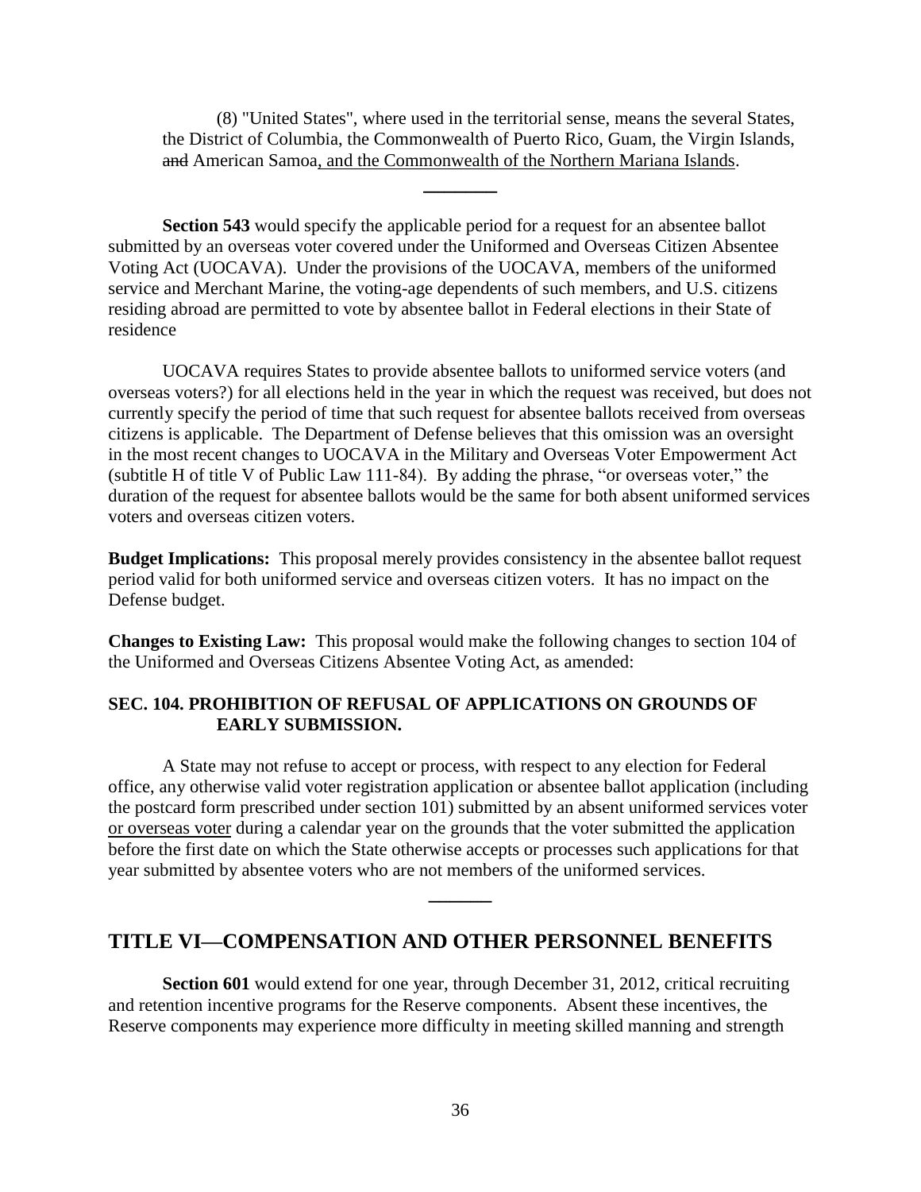(8) "United States", where used in the territorial sense, means the several States, the District of Columbia, the Commonwealth of Puerto Rico, Guam, the Virgin Islands, ~~and~~ American Samoa<u>, and the Commonwealth of the Northern Mariana Islands</u>.

---

**Section 543** would specify the applicable period for a request for an absentee ballot submitted by an overseas voter covered under the Uniformed and Overseas Citizen Absentee Voting Act (UOCAVA). Under the provisions of the UOCAVA, members of the uniformed service and Merchant Marine, the voting-age dependents of such members, and U.S. citizens residing abroad are permitted to vote by absentee ballot in Federal elections in their State of residence

UOCAVA requires States to provide absentee ballots to uniformed service voters (and overseas voters?) for all elections held in the year in which the request was received, but does not currently specify the period of time that such request for absentee ballots received from overseas citizens is applicable. The Department of Defense believes that this omission was an oversight in the most recent changes to UOCAVA in the Military and Overseas Voter Empowerment Act (subtitle H of title V of Public Law 111-84). By adding the phrase, "or overseas voter," the duration of the request for absentee ballots would be the same for both absent uniformed services voters and overseas citizen voters.

**Budget Implications:** This proposal merely provides consistency in the absentee ballot request period valid for both uniformed service and overseas citizen voters. It has no impact on the Defense budget.

**Changes to Existing Law:** This proposal would make the following changes to section 104 of the Uniformed and Overseas Citizens Absentee Voting Act, as amended:

**SEC. 104. PROHIBITION OF REFUSAL OF APPLICATIONS ON GROUNDS OF EARLY SUBMISSION.**

A State may not refuse to accept or process, with respect to any election for Federal office, any otherwise valid voter registration application or absentee ballot application (including the postcard form prescribed under section 101) submitted by an absent uniformed services voter <u>or overseas voter</u> during a calendar year on the grounds that the voter submitted the application before the first date on which the State otherwise accepts or processes such applications for that year submitted by absentee voters who are not members of the uniformed services.

---

## TITLE VI—COMPENSATION AND OTHER PERSONNEL BENEFITS

**Section 601** would extend for one year, through December 31, 2012, critical recruiting and retention incentive programs for the Reserve components. Absent these incentives, the Reserve components may experience more difficulty in meeting skilled manning and strength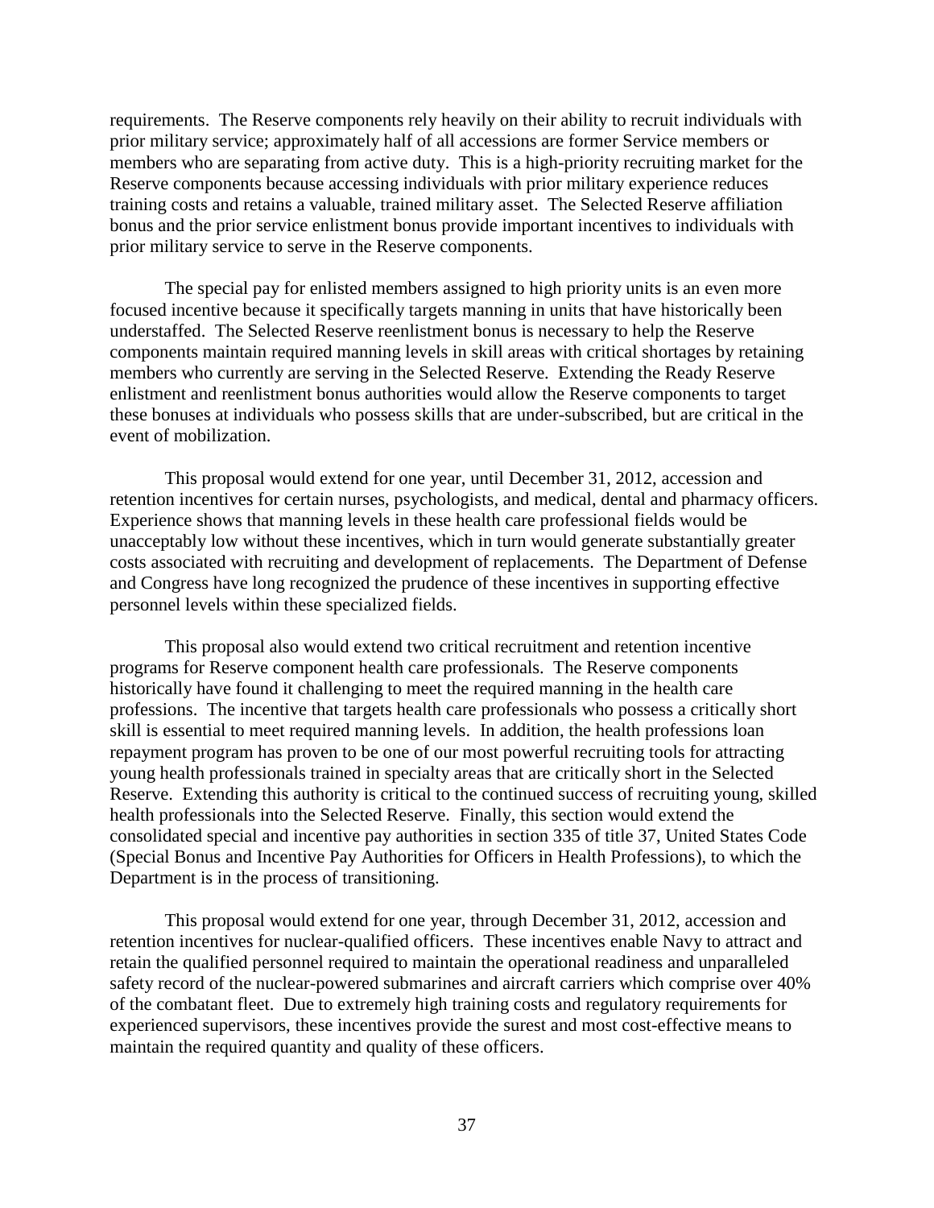requirements. The Reserve components rely heavily on their ability to recruit individuals with prior military service; approximately half of all accessions are former Service members or members who are separating from active duty. This is a high-priority recruiting market for the Reserve components because accessing individuals with prior military experience reduces training costs and retains a valuable, trained military asset. The Selected Reserve affiliation bonus and the prior service enlistment bonus provide important incentives to individuals with prior military service to serve in the Reserve components.

The special pay for enlisted members assigned to high priority units is an even more focused incentive because it specifically targets manning in units that have historically been understaffed. The Selected Reserve reenlistment bonus is necessary to help the Reserve components maintain required manning levels in skill areas with critical shortages by retaining members who currently are serving in the Selected Reserve. Extending the Ready Reserve enlistment and reenlistment bonus authorities would allow the Reserve components to target these bonuses at individuals who possess skills that are under-subscribed, but are critical in the event of mobilization.

This proposal would extend for one year, until December 31, 2012, accession and retention incentives for certain nurses, psychologists, and medical, dental and pharmacy officers. Experience shows that manning levels in these health care professional fields would be unacceptably low without these incentives, which in turn would generate substantially greater costs associated with recruiting and development of replacements. The Department of Defense and Congress have long recognized the prudence of these incentives in supporting effective personnel levels within these specialized fields.

This proposal also would extend two critical recruitment and retention incentive programs for Reserve component health care professionals. The Reserve components historically have found it challenging to meet the required manning in the health care professions. The incentive that targets health care professionals who possess a critically short skill is essential to meet required manning levels. In addition, the health professions loan repayment program has proven to be one of our most powerful recruiting tools for attracting young health professionals trained in specialty areas that are critically short in the Selected Reserve. Extending this authority is critical to the continued success of recruiting young, skilled health professionals into the Selected Reserve. Finally, this section would extend the consolidated special and incentive pay authorities in section 335 of title 37, United States Code (Special Bonus and Incentive Pay Authorities for Officers in Health Professions), to which the Department is in the process of transitioning.

This proposal would extend for one year, through December 31, 2012, accession and retention incentives for nuclear-qualified officers. These incentives enable Navy to attract and retain the qualified personnel required to maintain the operational readiness and unparalleled safety record of the nuclear-powered submarines and aircraft carriers which comprise over 40% of the combatant fleet. Due to extremely high training costs and regulatory requirements for experienced supervisors, these incentives provide the surest and most cost-effective means to maintain the required quantity and quality of these officers.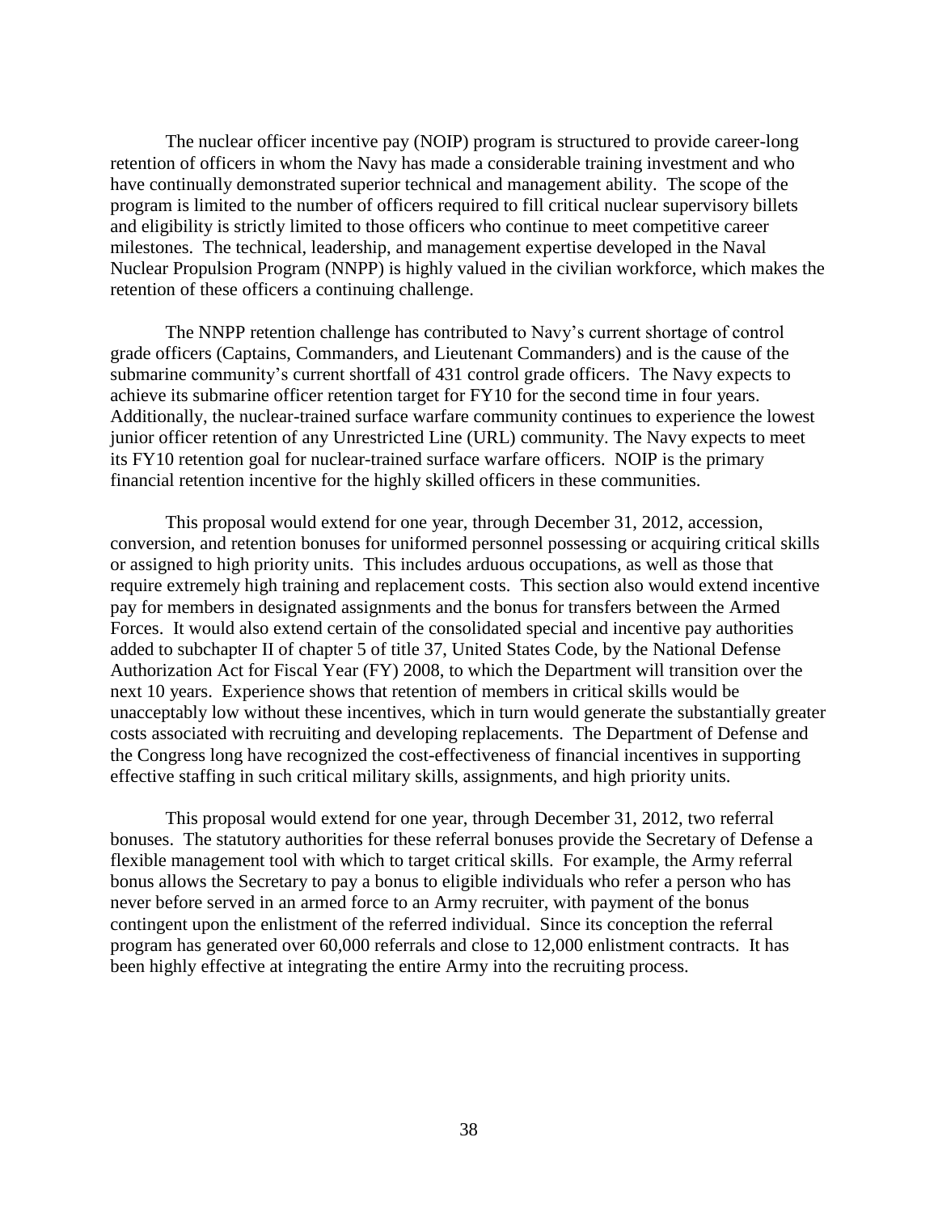The nuclear officer incentive pay (NOIP) program is structured to provide career-long retention of officers in whom the Navy has made a considerable training investment and who have continually demonstrated superior technical and management ability. The scope of the program is limited to the number of officers required to fill critical nuclear supervisory billets and eligibility is strictly limited to those officers who continue to meet competitive career milestones. The technical, leadership, and management expertise developed in the Naval Nuclear Propulsion Program (NNPP) is highly valued in the civilian workforce, which makes the retention of these officers a continuing challenge.

The NNPP retention challenge has contributed to Navy's current shortage of control grade officers (Captains, Commanders, and Lieutenant Commanders) and is the cause of the submarine community's current shortfall of 431 control grade officers. The Navy expects to achieve its submarine officer retention target for FY10 for the second time in four years. Additionally, the nuclear-trained surface warfare community continues to experience the lowest junior officer retention of any Unrestricted Line (URL) community. The Navy expects to meet its FY10 retention goal for nuclear-trained surface warfare officers. NOIP is the primary financial retention incentive for the highly skilled officers in these communities.

This proposal would extend for one year, through December 31, 2012, accession, conversion, and retention bonuses for uniformed personnel possessing or acquiring critical skills or assigned to high priority units. This includes arduous occupations, as well as those that require extremely high training and replacement costs. This section also would extend incentive pay for members in designated assignments and the bonus for transfers between the Armed Forces. It would also extend certain of the consolidated special and incentive pay authorities added to subchapter II of chapter 5 of title 37, United States Code, by the National Defense Authorization Act for Fiscal Year (FY) 2008, to which the Department will transition over the next 10 years. Experience shows that retention of members in critical skills would be unacceptably low without these incentives, which in turn would generate the substantially greater costs associated with recruiting and developing replacements. The Department of Defense and the Congress long have recognized the cost-effectiveness of financial incentives in supporting effective staffing in such critical military skills, assignments, and high priority units.

This proposal would extend for one year, through December 31, 2012, two referral bonuses. The statutory authorities for these referral bonuses provide the Secretary of Defense a flexible management tool with which to target critical skills. For example, the Army referral bonus allows the Secretary to pay a bonus to eligible individuals who refer a person who has never before served in an armed force to an Army recruiter, with payment of the bonus contingent upon the enlistment of the referred individual. Since its conception the referral program has generated over 60,000 referrals and close to 12,000 enlistment contracts. It has been highly effective at integrating the entire Army into the recruiting process.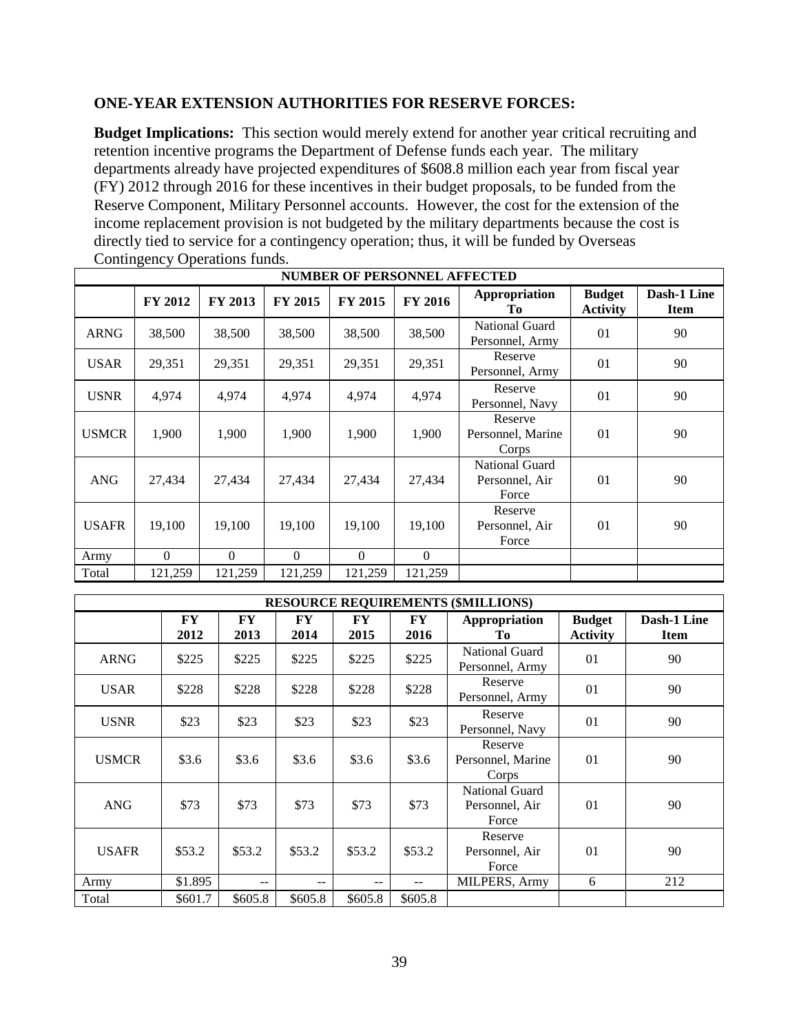**ONE-YEAR EXTENSION AUTHORITIES FOR RESERVE FORCES:**

**Budget Implications:** This section would merely extend for another year critical recruiting and retention incentive programs the Department of Defense funds each year. The military departments already have projected expenditures of $608.8 million each year from fiscal year (FY) 2012 through 2016 for these incentives in their budget proposals, to be funded from the Reserve Component, Military Personnel accounts. However, the cost for the extension of the income replacement provision is not budgeted by the military departments because the cost is directly tied to service for a contingency operation; thus, it will be funded by Overseas Contingency Operations funds.

| NUMBER OF PERSONNEL AFFECTED | | | | | | | | |
|---|---|---|---|---|---|---|---|---|
| | **FY 2012** | **FY 2013** | **FY 2015** | **FY 2015** | **FY 2016** | **Appropriation To** | **Budget Activity** | **Dash-1 Line Item** |
| ARNG | 38,500 | 38,500 | 38,500 | 38,500 | 38,500 | National Guard Personnel, Army | 01 | 90 |
| USAR | 29,351 | 29,351 | 29,351 | 29,351 | 29,351 | Reserve Personnel, Army | 01 | 90 |
| USNR | 4,974 | 4,974 | 4,974 | 4,974 | 4,974 | Reserve Personnel, Navy | 01 | 90 |
| USMCR | 1,900 | 1,900 | 1,900 | 1,900 | 1,900 | Reserve Personnel, Marine Corps | 01 | 90 |
| ANG | 27,434 | 27,434 | 27,434 | 27,434 | 27,434 | National Guard Personnel, Air Force | 01 | 90 |
| USAFR | 19,100 | 19,100 | 19,100 | 19,100 | 19,100 | Reserve Personnel, Air Force | 01 | 90 |
| Army | 0 | 0 | 0 | 0 | 0 | | | |
| Total | 121,259 | 121,259 | 121,259 | 121,259 | 121,259 | | | |

| RESOURCE REQUIREMENTS ($MILLIONS) | | | | | | | | |
|---|---|---|---|---|---|---|---|---|
| | **FY 2012** | **FY 2013** | **FY 2014** | **FY 2015** | **FY 2016** | **Appropriation To** | **Budget Activity** | **Dash-1 Line Item** |
| ARNG | $225 | $225 | $225 | $225 | $225 | National Guard Personnel, Army | 01 | 90 |
| USAR | $228 | $228 | $228 | $228 | $228 | Reserve Personnel, Army | 01 | 90 |
| USNR | $23 | $23 | $23 | $23 | $23 | Reserve Personnel, Navy | 01 | 90 |
| USMCR | $3.6 | $3.6 | $3.6 | $3.6 | $3.6 | Reserve Personnel, Marine Corps | 01 | 90 |
| ANG | $73 | $73 | $73 | $73 | $73 | National Guard Personnel, Air Force | 01 | 90 |
| USAFR | $53.2 | $53.2 | $53.2 | $53.2 | $53.2 | Reserve Personnel, Air Force | 01 | 90 |
| Army | $1.895 | -- | -- | -- | -- | MILPERS, Army | 6 | 212 |
| Total | $601.7 | $605.8 | $605.8 | $605.8 | $605.8 | | | |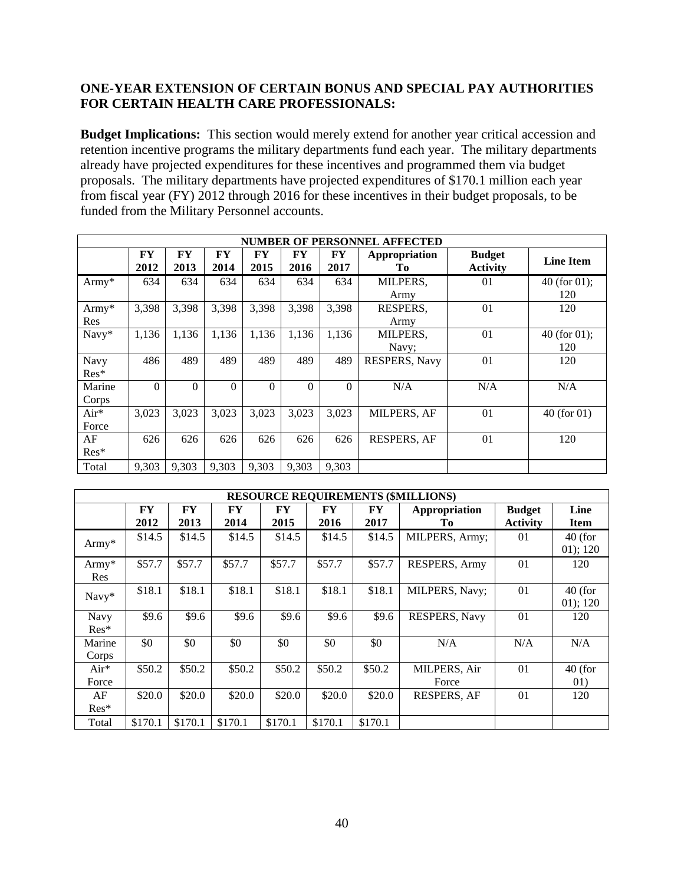**ONE-YEAR EXTENSION OF CERTAIN BONUS AND SPECIAL PAY AUTHORITIES FOR CERTAIN HEALTH CARE PROFESSIONALS:**

**Budget Implications:** This section would merely extend for another year critical accession and retention incentive programs the military departments fund each year. The military departments already have projected expenditures for these incentives and programmed them via budget proposals. The military departments have projected expenditures of $170.1 million each year from fiscal year (FY) 2012 through 2016 for these incentives in their budget proposals, to be funded from the Military Personnel accounts.

| NUMBER OF PERSONNEL AFFECTED | | | | | | | | | |
|---|---|---|---|---|---|---|---|---|---|
| | **FY 2012** | **FY 2013** | **FY 2014** | **FY 2015** | **FY 2016** | **FY 2017** | **Appropriation To** | **Budget Activity** | **Line Item** |
| Army* | 634 | 634 | 634 | 634 | 634 | 634 | MILPERS, Army | 01 | 40 (for 01); 120 |
| Army* Res | 3,398 | 3,398 | 3,398 | 3,398 | 3,398 | 3,398 | RESPERS, Army | 01 | 120 |
| Navy* | 1,136 | 1,136 | 1,136 | 1,136 | 1,136 | 1,136 | MILPERS, Navy; | 01 | 40 (for 01); 120 |
| Navy Res* | 486 | 489 | 489 | 489 | 489 | 489 | RESPERS, Navy | 01 | 120 |
| Marine Corps | 0 | 0 | 0 | 0 | 0 | 0 | N/A | N/A | N/A |
| Air* Force | 3,023 | 3,023 | 3,023 | 3,023 | 3,023 | 3,023 | MILPERS, AF | 01 | 40 (for 01) |
| AF Res* | 626 | 626 | 626 | 626 | 626 | 626 | RESPERS, AF | 01 | 120 |
| Total | 9,303 | 9,303 | 9,303 | 9,303 | 9,303 | 9,303 | | | |

| RESOURCE REQUIREMENTS ($MILLIONS) | | | | | | | | | |
|---|---|---|---|---|---|---|---|---|---|
| | **FY 2012** | **FY 2013** | **FY 2014** | **FY 2015** | **FY 2016** | **FY 2017** | **Appropriation To** | **Budget Activity** | **Line Item** |
| Army* | $14.5 | $14.5 | $14.5 | $14.5 | $14.5 | $14.5 | MILPERS, Army; | 01 | 40 (for 01); 120 |
| Army* Res | $57.7 | $57.7 | $57.7 | $57.7 | $57.7 | $57.7 | RESPERS, Army | 01 | 120 |
| Navy* | $18.1 | $18.1 | $18.1 | $18.1 | $18.1 | $18.1 | MILPERS, Navy; | 01 | 40 (for 01); 120 |
| Navy Res* | $9.6 | $9.6 | $9.6 | $9.6 | $9.6 | $9.6 | RESPERS, Navy | 01 | 120 |
| Marine Corps | $0 | $0 | $0 | $0 | $0 | $0 | N/A | N/A | N/A |
| Air* Force | $50.2 | $50.2 | $50.2 | $50.2 | $50.2 | $50.2 | MILPERS, Air Force | 01 | 40 (for 01) |
| AF Res* | $20.0 | $20.0 | $20.0 | $20.0 | $20.0 | $20.0 | RESPERS, AF | 01 | 120 |
| Total | $170.1 | $170.1 | $170.1 | $170.1 | $170.1 | $170.1 | | | |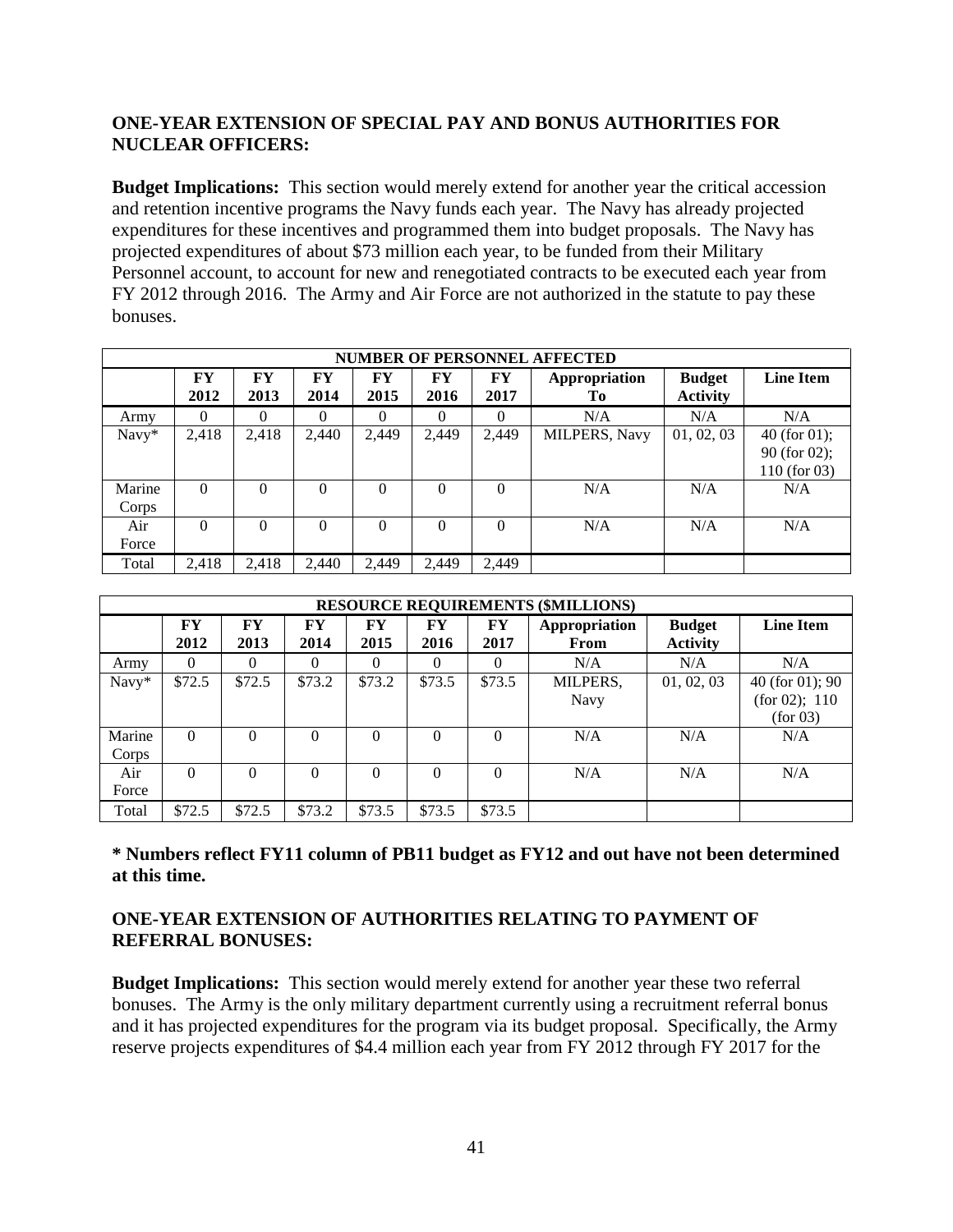**ONE-YEAR EXTENSION OF SPECIAL PAY AND BONUS AUTHORITIES FOR NUCLEAR OFFICERS:**

**Budget Implications:** This section would merely extend for another year the critical accession and retention incentive programs the Navy funds each year. The Navy has already projected expenditures for these incentives and programmed them into budget proposals. The Navy has projected expenditures of about $73 million each year, to be funded from their Military Personnel account, to account for new and renegotiated contracts to be executed each year from FY 2012 through 2016. The Army and Air Force are not authorized in the statute to pay these bonuses.

| NUMBER OF PERSONNEL AFFECTED | | | | | | | | | |
|---|---|---|---|---|---|---|---|---|---|
| | **FY 2012** | **FY 2013** | **FY 2014** | **FY 2015** | **FY 2016** | **FY 2017** | **Appropriation To** | **Budget Activity** | **Line Item** |
| Army | 0 | 0 | 0 | 0 | 0 | 0 | N/A | N/A | N/A |
| Navy* | 2,418 | 2,418 | 2,440 | 2,449 | 2,449 | 2,449 | MILPERS, Navy | 01, 02, 03 | 40 (for 01); 90 (for 02); 110 (for 03) |
| Marine Corps | 0 | 0 | 0 | 0 | 0 | 0 | N/A | N/A | N/A |
| Air Force | 0 | 0 | 0 | 0 | 0 | 0 | N/A | N/A | N/A |
| Total | 2,418 | 2,418 | 2,440 | 2,449 | 2,449 | 2,449 | | | |

| RESOURCE REQUIREMENTS ($MILLIONS) | | | | | | | | | |
|---|---|---|---|---|---|---|---|---|---|
| | **FY 2012** | **FY 2013** | **FY 2014** | **FY 2015** | **FY 2016** | **FY 2017** | **Appropriation From** | **Budget Activity** | **Line Item** |
| Army | 0 | 0 | 0 | 0 | 0 | 0 | N/A | N/A | N/A |
| Navy* | $72.5 | $72.5 | $73.2 | $73.2 | $73.5 | $73.5 | MILPERS, Navy | 01, 02, 03 | 40 (for 01); 90 (for 02); 110 (for 03) |
| Marine Corps | 0 | 0 | 0 | 0 | 0 | 0 | N/A | N/A | N/A |
| Air Force | 0 | 0 | 0 | 0 | 0 | 0 | N/A | N/A | N/A |
| Total | $72.5 | $72.5 | $73.2 | $73.5 | $73.5 | $73.5 | | | |

**\* Numbers reflect FY11 column of PB11 budget as FY12 and out have not been determined at this time.**

**ONE-YEAR EXTENSION OF AUTHORITIES RELATING TO PAYMENT OF REFERRAL BONUSES:**

**Budget Implications:** This section would merely extend for another year these two referral bonuses. The Army is the only military department currently using a recruitment referral bonus and it has projected expenditures for the program via its budget proposal. Specifically, the Army reserve projects expenditures of $4.4 million each year from FY 2012 through FY 2017 for the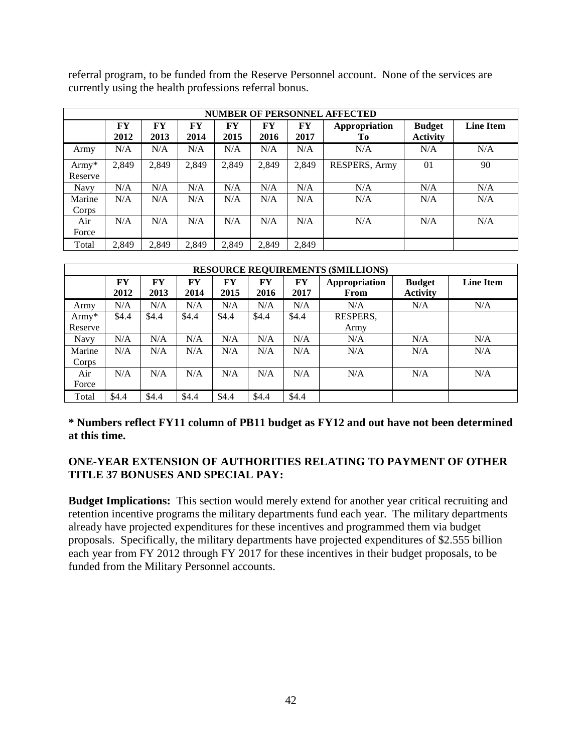referral program, to be funded from the Reserve Personnel account. None of the services are currently using the health professions referral bonus.

| NUMBER OF PERSONNEL AFFECTED | | | | | | | | | |
|---|---|---|---|---|---|---|---|---|---|
| | FY 2012 | FY 2013 | FY 2014 | FY 2015 | FY 2016 | FY 2017 | Appropriation To | Budget Activity | Line Item |
| Army | N/A | N/A | N/A | N/A | N/A | N/A | N/A | N/A | N/A |
| Army* Reserve | 2,849 | 2,849 | 2,849 | 2,849 | 2,849 | 2,849 | RESPERS, Army | 01 | 90 |
| Navy | N/A | N/A | N/A | N/A | N/A | N/A | N/A | N/A | N/A |
| Marine Corps | N/A | N/A | N/A | N/A | N/A | N/A | N/A | N/A | N/A |
| Air Force | N/A | N/A | N/A | N/A | N/A | N/A | N/A | N/A | N/A |
| Total | 2,849 | 2,849 | 2,849 | 2,849 | 2,849 | 2,849 | | | |

| RESOURCE REQUIREMENTS ($MILLIONS) | | | | | | | | | |
|---|---|---|---|---|---|---|---|---|---|
| | FY 2012 | FY 2013 | FY 2014 | FY 2015 | FY 2016 | FY 2017 | Appropriation From | Budget Activity | Line Item |
| Army | N/A | N/A | N/A | N/A | N/A | N/A | N/A | N/A | N/A |
| Army* Reserve | $4.4 | $4.4 | $4.4 | $4.4 | $4.4 | $4.4 | RESPERS, Army | | |
| Navy | N/A | N/A | N/A | N/A | N/A | N/A | N/A | N/A | N/A |
| Marine Corps | N/A | N/A | N/A | N/A | N/A | N/A | N/A | N/A | N/A |
| Air Force | N/A | N/A | N/A | N/A | N/A | N/A | N/A | N/A | N/A |
| Total | $4.4 | $4.4 | $4.4 | $4.4 | $4.4 | $4.4 | | | |

**\* Numbers reflect FY11 column of PB11 budget as FY12 and out have not been determined at this time.**

**ONE-YEAR EXTENSION OF AUTHORITIES RELATING TO PAYMENT OF OTHER TITLE 37 BONUSES AND SPECIAL PAY:**

**Budget Implications:** This section would merely extend for another year critical recruiting and retention incentive programs the military departments fund each year. The military departments already have projected expenditures for these incentives and programmed them via budget proposals. Specifically, the military departments have projected expenditures of $2.555 billion each year from FY 2012 through FY 2017 for these incentives in their budget proposals, to be funded from the Military Personnel accounts.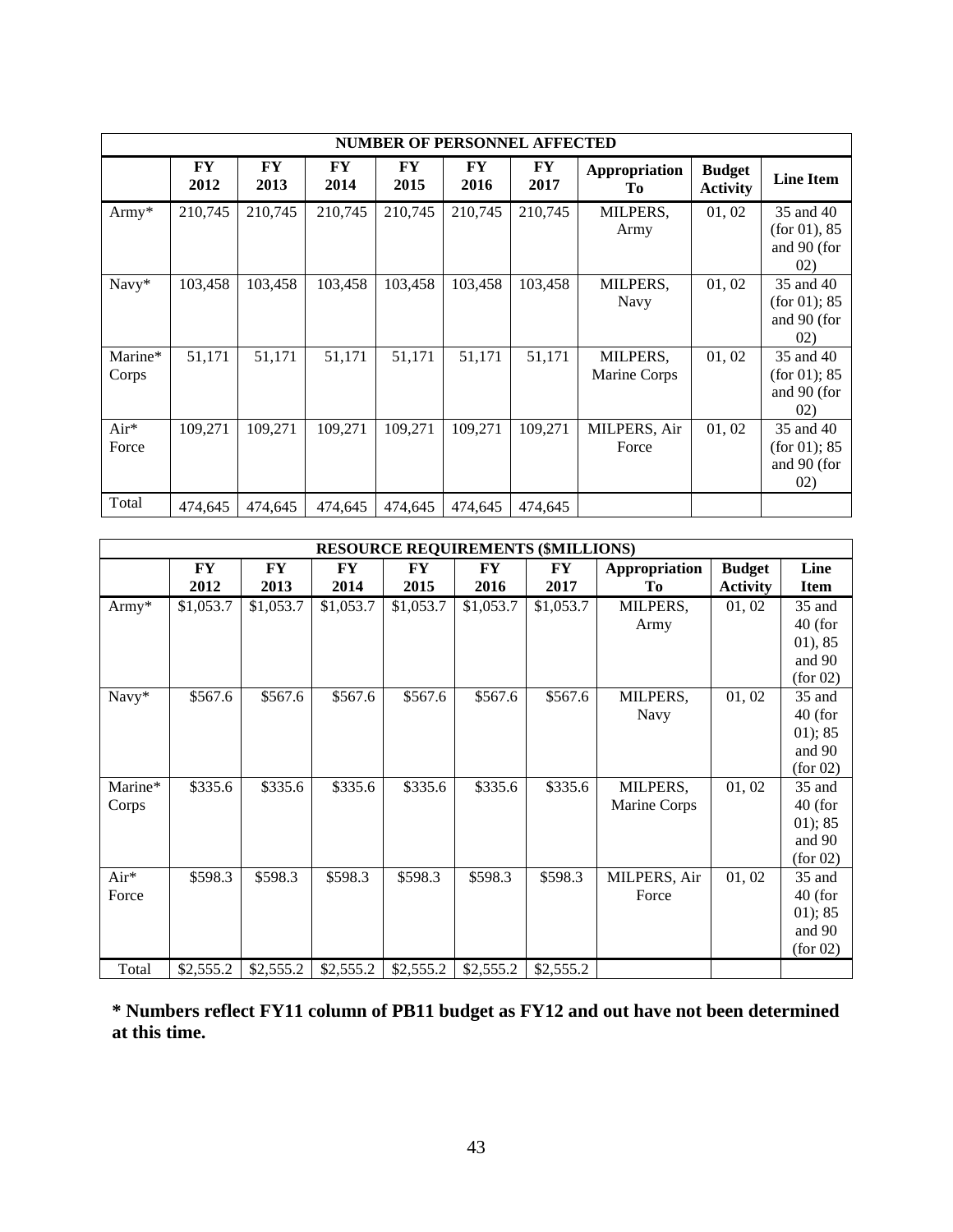| NUMBER OF PERSONNEL AFFECTED | | | | | | | | | |
|---|---|---|---|---|---|---|---|---|---|
| | **FY 2012** | **FY 2013** | **FY 2014** | **FY 2015** | **FY 2016** | **FY 2017** | **Appropriation To** | **Budget Activity** | **Line Item** |
| Army* | 210,745 | 210,745 | 210,745 | 210,745 | 210,745 | 210,745 | MILPERS, Army | 01, 02 | 35 and 40 (for 01), 85 and 90 (for 02) |
| Navy* | 103,458 | 103,458 | 103,458 | 103,458 | 103,458 | 103,458 | MILPERS, Navy | 01, 02 | 35 and 40 (for 01); 85 and 90 (for 02) |
| Marine* Corps | 51,171 | 51,171 | 51,171 | 51,171 | 51,171 | 51,171 | MILPERS, Marine Corps | 01, 02 | 35 and 40 (for 01); 85 and 90 (for 02) |
| Air* Force | 109,271 | 109,271 | 109,271 | 109,271 | 109,271 | 109,271 | MILPERS, Air Force | 01, 02 | 35 and 40 (for 01); 85 and 90 (for 02) |
| Total | 474,645 | 474,645 | 474,645 | 474,645 | 474,645 | 474,645 | | | |

| RESOURCE REQUIREMENTS ($MILLIONS) | | | | | | | | | |
|---|---|---|---|---|---|---|---|---|---|
| | **FY 2012** | **FY 2013** | **FY 2014** | **FY 2015** | **FY 2016** | **FY 2017** | **Appropriation To** | **Budget Activity** | **Line Item** |
| Army* | $1,053.7 | $1,053.7 | $1,053.7 | $1,053.7 | $1,053.7 | $1,053.7 | MILPERS, Army | 01, 02 | 35 and 40 (for 01), 85 and 90 (for 02) |
| Navy* | $567.6 | $567.6 | $567.6 | $567.6 | $567.6 | $567.6 | MILPERS, Navy | 01, 02 | 35 and 40 (for 01); 85 and 90 (for 02) |
| Marine* Corps | $335.6 | $335.6 | $335.6 | $335.6 | $335.6 | $335.6 | MILPERS, Marine Corps | 01, 02 | 35 and 40 (for 01); 85 and 90 (for 02) |
| Air* Force | $598.3 | $598.3 | $598.3 | $598.3 | $598.3 | $598.3 | MILPERS, Air Force | 01, 02 | 35 and 40 (for 01); 85 and 90 (for 02) |
| Total | $2,555.2 | $2,555.2 | $2,555.2 | $2,555.2 | $2,555.2 | $2,555.2 | | | |

**\* Numbers reflect FY11 column of PB11 budget as FY12 and out have not been determined at this time.**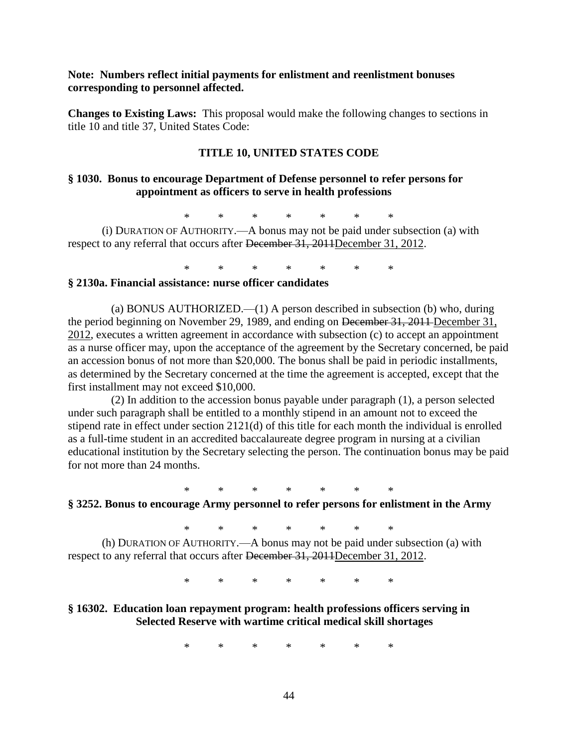**Note: Numbers reflect initial payments for enlistment and reenlistment bonuses corresponding to personnel affected.**

**Changes to Existing Laws:** This proposal would make the following changes to sections in title 10 and title 37, United States Code:

### TITLE 10, UNITED STATES CODE

#### § 1030. Bonus to encourage Department of Defense personnel to refer persons for appointment as officers to serve in health professions

\* \* \* \* \* \* \*

(i) DURATION OF AUTHORITY.—A bonus may not be paid under subsection (a) with respect to any referral that occurs after ~~December 31, 2011~~<u>December 31, 2012</u>.

\* \* \* \* \* \* \*

#### § 2130a. Financial assistance: nurse officer candidates

(a) BONUS AUTHORIZED.—(1) A person described in subsection (b) who, during the period beginning on November 29, 1989, and ending on ~~December 31, 2011~~ <u>December 31, 2012</u>, executes a written agreement in accordance with subsection (c) to accept an appointment as a nurse officer may, upon the acceptance of the agreement by the Secretary concerned, be paid an accession bonus of not more than $20,000. The bonus shall be paid in periodic installments, as determined by the Secretary concerned at the time the agreement is accepted, except that the first installment may not exceed $10,000.

(2) In addition to the accession bonus payable under paragraph (1), a person selected under such paragraph shall be entitled to a monthly stipend in an amount not to exceed the stipend rate in effect under section 2121(d) of this title for each month the individual is enrolled as a full-time student in an accredited baccalaureate degree program in nursing at a civilian educational institution by the Secretary selecting the person. The continuation bonus may be paid for not more than 24 months.

\* \* \* \* \* \* \*

#### § 3252. Bonus to encourage Army personnel to refer persons for enlistment in the Army

\* \* \* \* \* \* \*

(h) DURATION OF AUTHORITY.—A bonus may not be paid under subsection (a) with respect to any referral that occurs after ~~December 31, 2011~~<u>December 31, 2012</u>.

\* \* \* \* \* \* \*

#### § 16302. Education loan repayment program: health professions officers serving in Selected Reserve with wartime critical medical skill shortages

\* \* \* \* \* \* \*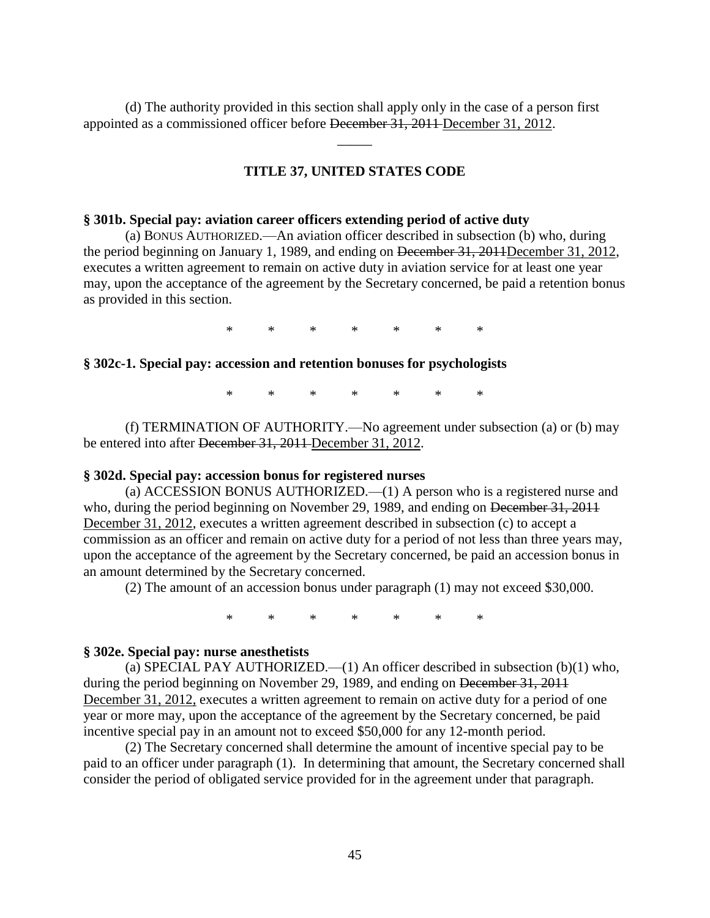(d) The authority provided in this section shall apply only in the case of a person first appointed as a commissioned officer before ~~December 31, 2011~~ <u>December 31, 2012</u>.

―――

## TITLE 37, UNITED STATES CODE

**§ 301b. Special pay: aviation career officers extending period of active duty**

(a) BONUS AUTHORIZED.—An aviation officer described in subsection (b) who, during the period beginning on January 1, 1989, and ending on ~~December 31, 2011~~<u>December 31, 2012</u>, executes a written agreement to remain on active duty in aviation service for at least one year may, upon the acceptance of the agreement by the Secretary concerned, be paid a retention bonus as provided in this section.

\* \* \* \* \* \* \*

**§ 302c-1. Special pay: accession and retention bonuses for psychologists**

\* \* \* \* \* \* \*

(f) TERMINATION OF AUTHORITY.—No agreement under subsection (a) or (b) may be entered into after ~~December 31, 2011~~ <u>December 31, 2012</u>.

**§ 302d. Special pay: accession bonus for registered nurses**

(a) ACCESSION BONUS AUTHORIZED.—(1) A person who is a registered nurse and who, during the period beginning on November 29, 1989, and ending on ~~December 31, 2011~~ <u>December 31, 2012</u>, executes a written agreement described in subsection (c) to accept a commission as an officer and remain on active duty for a period of not less than three years may, upon the acceptance of the agreement by the Secretary concerned, be paid an accession bonus in an amount determined by the Secretary concerned.

(2) The amount of an accession bonus under paragraph (1) may not exceed $30,000.

\* \* \* \* \* \* \*

**§ 302e. Special pay: nurse anesthetists**

(a) SPECIAL PAY AUTHORIZED.—(1) An officer described in subsection (b)(1) who, during the period beginning on November 29, 1989, and ending on ~~December 31, 2011~~ <u>December 31, 2012,</u> executes a written agreement to remain on active duty for a period of one year or more may, upon the acceptance of the agreement by the Secretary concerned, be paid incentive special pay in an amount not to exceed $50,000 for any 12-month period.

(2) The Secretary concerned shall determine the amount of incentive special pay to be paid to an officer under paragraph (1). In determining that amount, the Secretary concerned shall consider the period of obligated service provided for in the agreement under that paragraph.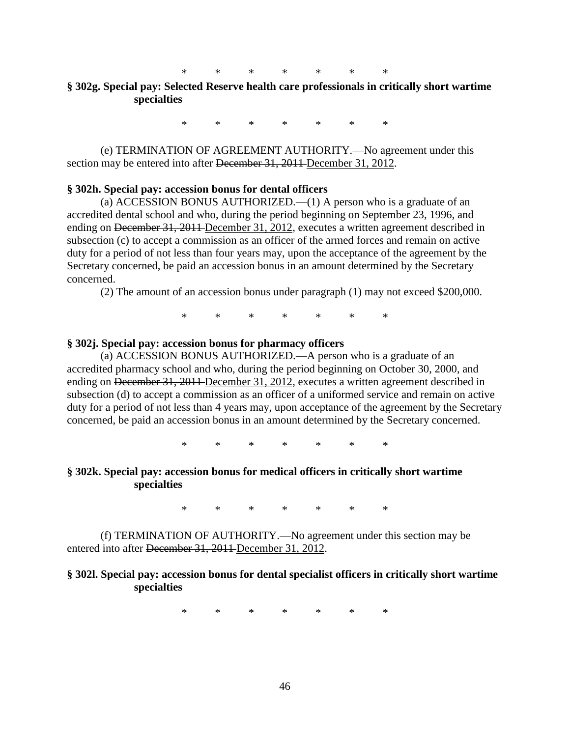\*        \*        \*        \*        \*        \*        \*

**§ 302g. Special pay: Selected Reserve health care professionals in critically short wartime specialties**

\*        \*        \*        \*        \*        \*        \*

(e) TERMINATION OF AGREEMENT AUTHORITY.—No agreement under this section may be entered into after ~~December 31, 2011~~ <u>December 31, 2012</u>.

**§ 302h. Special pay: accession bonus for dental officers**

(a) ACCESSION BONUS AUTHORIZED.—(1) A person who is a graduate of an accredited dental school and who, during the period beginning on September 23, 1996, and ending on ~~December 31, 2011~~ <u>December 31, 2012</u>, executes a written agreement described in subsection (c) to accept a commission as an officer of the armed forces and remain on active duty for a period of not less than four years may, upon the acceptance of the agreement by the Secretary concerned, be paid an accession bonus in an amount determined by the Secretary concerned.

(2) The amount of an accession bonus under paragraph (1) may not exceed $200,000.

\*        \*        \*        \*        \*        \*        \*

**§ 302j. Special pay: accession bonus for pharmacy officers**

(a) ACCESSION BONUS AUTHORIZED.—A person who is a graduate of an accredited pharmacy school and who, during the period beginning on October 30, 2000, and ending on ~~December 31, 2011~~ <u>December 31, 2012</u>, executes a written agreement described in subsection (d) to accept a commission as an officer of a uniformed service and remain on active duty for a period of not less than 4 years may, upon acceptance of the agreement by the Secretary concerned, be paid an accession bonus in an amount determined by the Secretary concerned.

\*        \*        \*        \*        \*        \*        \*

**§ 302k. Special pay: accession bonus for medical officers in critically short wartime specialties**

\*        \*        \*        \*        \*        \*        \*

(f) TERMINATION OF AUTHORITY.—No agreement under this section may be entered into after ~~December 31, 2011~~ <u>December 31, 2012</u>.

**§ 302l. Special pay: accession bonus for dental specialist officers in critically short wartime specialties**

\*        \*        \*        \*        \*        \*        \*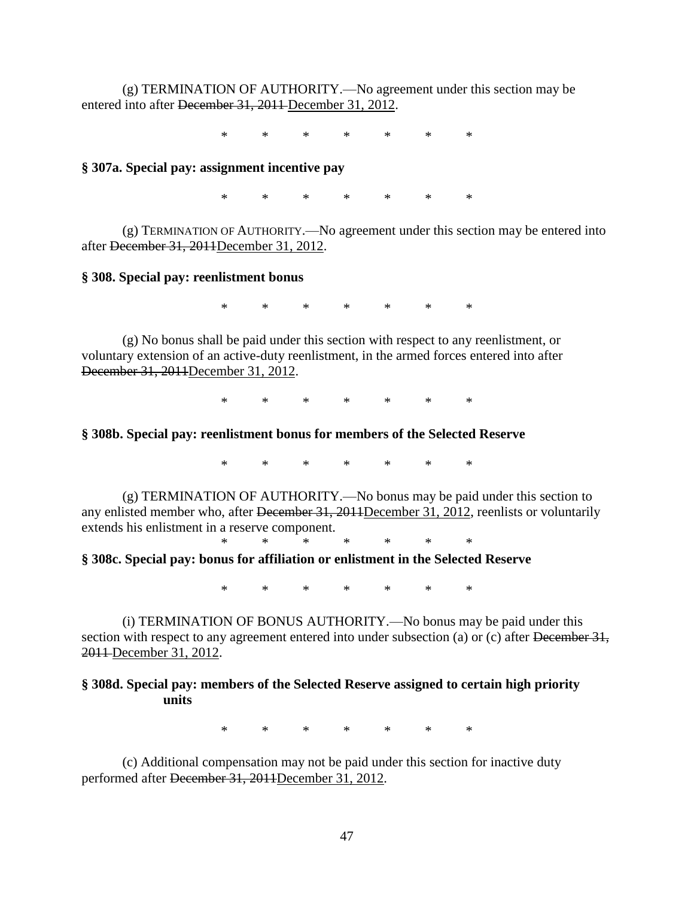(g) TERMINATION OF AUTHORITY.—No agreement under this section may be entered into after ~~December 31, 2011~~ <u>December 31, 2012</u>.

\*     \*     \*     \*     \*     \*     \*

**§ 307a. Special pay: assignment incentive pay**

\*     \*     \*     \*     \*     \*     \*

(g) TERMINATION OF AUTHORITY.—No agreement under this section may be entered into after ~~December 31, 2011~~<u>December 31, 2012</u>.

**§ 308. Special pay: reenlistment bonus**

\*     \*     \*     \*     \*     \*     \*

(g) No bonus shall be paid under this section with respect to any reenlistment, or voluntary extension of an active-duty reenlistment, in the armed forces entered into after ~~December 31, 2011~~<u>December 31, 2012</u>.

\*     \*     \*     \*     \*     \*     \*

**§ 308b. Special pay: reenlistment bonus for members of the Selected Reserve**

\*     \*     \*     \*     \*     \*     \*

(g) TERMINATION OF AUTHORITY.—No bonus may be paid under this section to any enlisted member who, after ~~December 31, 2011~~<u>December 31, 2012</u>, reenlists or voluntarily extends his enlistment in a reserve component.

\*     \*     \*     \*     \*     \*     \*

**§ 308c. Special pay: bonus for affiliation or enlistment in the Selected Reserve**

\*     \*     \*     \*     \*     \*     \*

(i) TERMINATION OF BONUS AUTHORITY.—No bonus may be paid under this section with respect to any agreement entered into under subsection (a) or (c) after ~~December 31, 2011~~ <u>December 31, 2012</u>.

**§ 308d. Special pay: members of the Selected Reserve assigned to certain high priority units**

\*     \*     \*     \*     \*     \*     \*

(c) Additional compensation may not be paid under this section for inactive duty performed after ~~December 31, 2011~~<u>December 31, 2012</u>.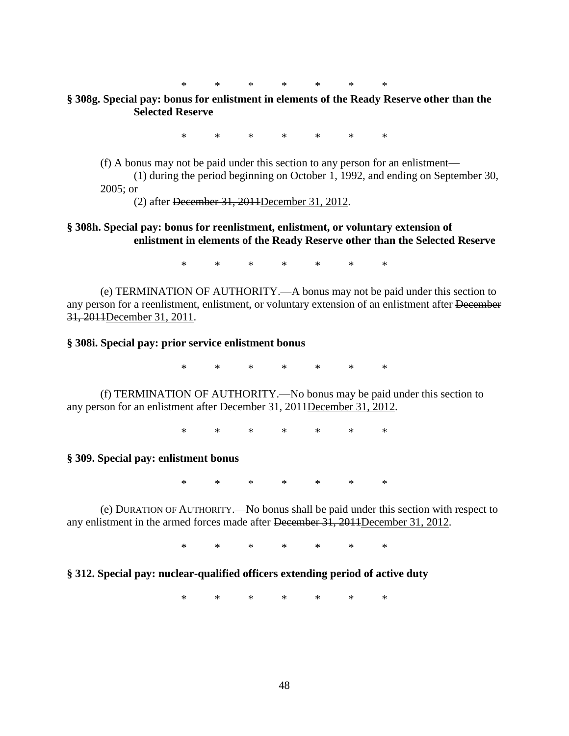\*       \*       \*       \*       \*       \*       \*

**§ 308g. Special pay: bonus for enlistment in elements of the Ready Reserve other than the Selected Reserve**

\*       \*       \*       \*       \*       \*       \*

(f) A bonus may not be paid under this section to any person for an enlistment—

(1) during the period beginning on October 1, 1992, and ending on September 30, 2005; or

(2) after ~~December 31, 2011~~<u>December 31, 2012</u>.

**§ 308h. Special pay: bonus for reenlistment, enlistment, or voluntary extension of enlistment in elements of the Ready Reserve other than the Selected Reserve**

\*       \*       \*       \*       \*       \*       \*

(e) TERMINATION OF AUTHORITY.—A bonus may not be paid under this section to any person for a reenlistment, enlistment, or voluntary extension of an enlistment after ~~December 31, 2011~~<u>December 31, 2011</u>.

**§ 308i. Special pay: prior service enlistment bonus**

\*       \*       \*       \*       \*       \*       \*

(f) TERMINATION OF AUTHORITY.—No bonus may be paid under this section to any person for an enlistment after ~~December 31, 2011~~<u>December 31, 2012</u>.

\*       \*       \*       \*       \*       \*       \*

**§ 309. Special pay: enlistment bonus**

\*       \*       \*       \*       \*       \*       \*

(e) DURATION OF AUTHORITY.—No bonus shall be paid under this section with respect to any enlistment in the armed forces made after ~~December 31, 2011~~<u>December 31, 2012</u>.

\*       \*       \*       \*       \*       \*       \*

**§ 312. Special pay: nuclear-qualified officers extending period of active duty**

\*       \*       \*       \*       \*       \*       \*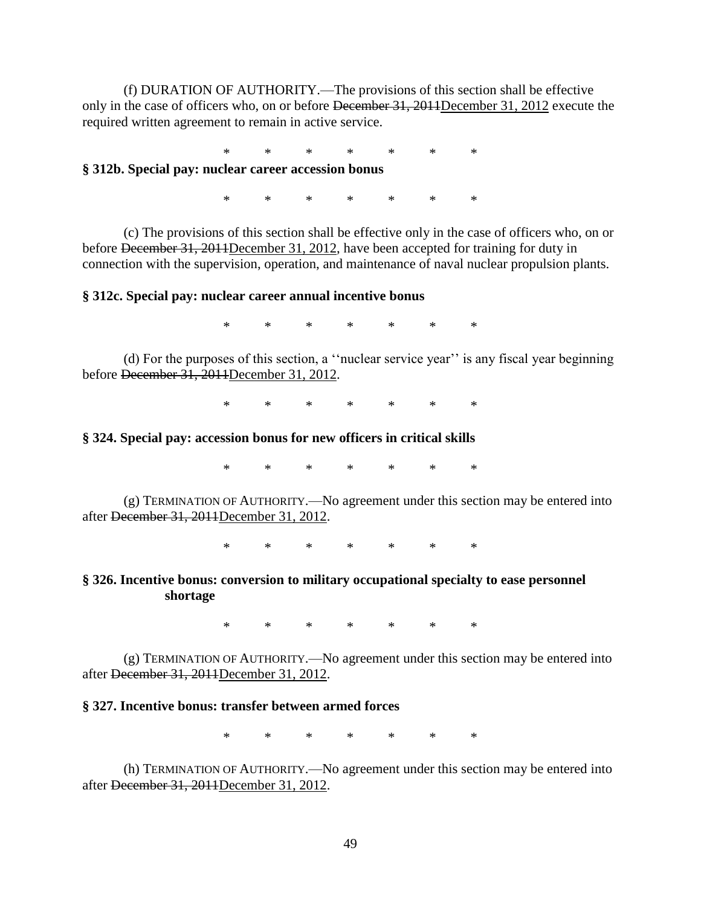(f) DURATION OF AUTHORITY.—The provisions of this section shall be effective only in the case of officers who, on or before ~~December 31, 2011~~<u>December 31, 2012</u> execute the required written agreement to remain in active service.

\*  \*  \*  \*  \*  \*  \*

**§ 312b. Special pay: nuclear career accession bonus**

\*  \*  \*  \*  \*  \*  \*

(c) The provisions of this section shall be effective only in the case of officers who, on or before ~~December 31, 2011~~<u>December 31, 2012</u>, have been accepted for training for duty in connection with the supervision, operation, and maintenance of naval nuclear propulsion plants.

**§ 312c. Special pay: nuclear career annual incentive bonus**

\*  \*  \*  \*  \*  \*  \*

(d) For the purposes of this section, a ''nuclear service year'' is any fiscal year beginning before ~~December 31, 2011~~<u>December 31, 2012</u>.

\*  \*  \*  \*  \*  \*  \*

**§ 324. Special pay: accession bonus for new officers in critical skills**

\*  \*  \*  \*  \*  \*  \*

(g) TERMINATION OF AUTHORITY.—No agreement under this section may be entered into after ~~December 31, 2011~~<u>December 31, 2012</u>.

\*  \*  \*  \*  \*  \*  \*

**§ 326. Incentive bonus: conversion to military occupational specialty to ease personnel shortage**

\*  \*  \*  \*  \*  \*  \*

(g) TERMINATION OF AUTHORITY.—No agreement under this section may be entered into after ~~December 31, 2011~~<u>December 31, 2012</u>.

**§ 327. Incentive bonus: transfer between armed forces**

\*  \*  \*  \*  \*  \*  \*

(h) TERMINATION OF AUTHORITY.—No agreement under this section may be entered into after ~~December 31, 2011~~<u>December 31, 2012</u>.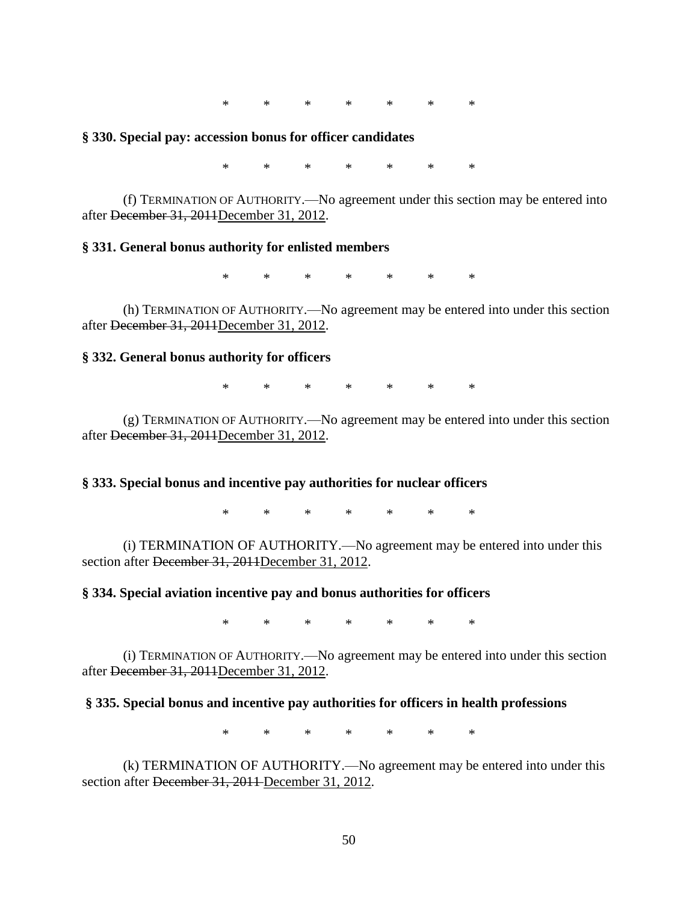\*       \*       \*       \*       \*       \*       \*

**§ 330. Special pay: accession bonus for officer candidates**

\*       \*       \*       \*       \*       \*       \*

(f) TERMINATION OF AUTHORITY.—No agreement under this section may be entered into after ~~December 31, 2011~~<u>December 31, 2012</u>.

**§ 331. General bonus authority for enlisted members**

\*       \*       \*       \*       \*       \*       \*

(h) TERMINATION OF AUTHORITY.—No agreement may be entered into under this section after ~~December 31, 2011~~<u>December 31, 2012</u>.

**§ 332. General bonus authority for officers**

\*       \*       \*       \*       \*       \*       \*

(g) TERMINATION OF AUTHORITY.—No agreement may be entered into under this section after ~~December 31, 2011~~<u>December 31, 2012</u>.

**§ 333. Special bonus and incentive pay authorities for nuclear officers**

\*       \*       \*       \*       \*       \*       \*

(i) TERMINATION OF AUTHORITY.—No agreement may be entered into under this section after ~~December 31, 2011~~<u>December 31, 2012</u>.

**§ 334. Special aviation incentive pay and bonus authorities for officers**

\*       \*       \*       \*       \*       \*       \*

(i) TERMINATION OF AUTHORITY.—No agreement may be entered into under this section after ~~December 31, 2011~~<u>December 31, 2012</u>.

**§ 335. Special bonus and incentive pay authorities for officers in health professions**

\*       \*       \*       \*       \*       \*       \*

(k) TERMINATION OF AUTHORITY.—No agreement may be entered into under this section after ~~December 31, 2011~~ <u>December 31, 2012</u>.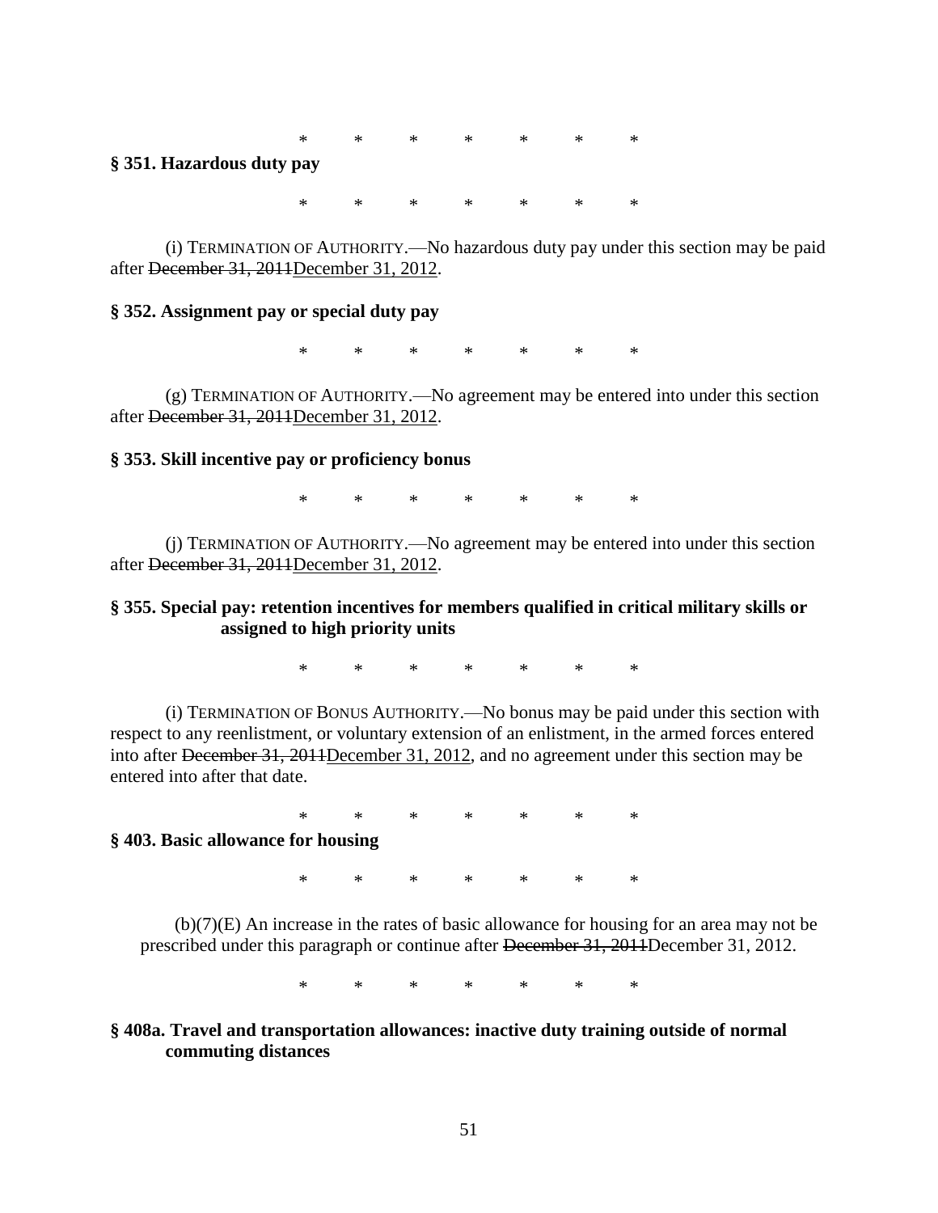\*       \*       \*       \*       \*       \*       \*

**§ 351. Hazardous duty pay**

\*       \*       \*       \*       \*       \*       \*

(i) TERMINATION OF AUTHORITY.—No hazardous duty pay under this section may be paid after ~~December 31, 2011~~<u>December 31, 2012</u>.

**§ 352. Assignment pay or special duty pay**

\*       \*       \*       \*       \*       \*       \*

(g) TERMINATION OF AUTHORITY.—No agreement may be entered into under this section after ~~December 31, 2011~~<u>December 31, 2012</u>.

**§ 353. Skill incentive pay or proficiency bonus**

\*       \*       \*       \*       \*       \*       \*

(j) TERMINATION OF AUTHORITY.—No agreement may be entered into under this section after ~~December 31, 2011~~<u>December 31, 2012</u>.

**§ 355. Special pay: retention incentives for members qualified in critical military skills or assigned to high priority units**

\*       \*       \*       \*       \*       \*       \*

(i) TERMINATION OF BONUS AUTHORITY.—No bonus may be paid under this section with respect to any reenlistment, or voluntary extension of an enlistment, in the armed forces entered into after ~~December 31, 2011~~<u>December 31, 2012</u>, and no agreement under this section may be entered into after that date.

\*       \*       \*       \*       \*       \*       \*

**§ 403. Basic allowance for housing**

\*       \*       \*       \*       \*       \*       \*

(b)(7)(E) An increase in the rates of basic allowance for housing for an area may not be prescribed under this paragraph or continue after ~~December 31, 2011~~December 31, 2012.

\*       \*       \*       \*       \*       \*       \*

**§ 408a. Travel and transportation allowances: inactive duty training outside of normal commuting distances**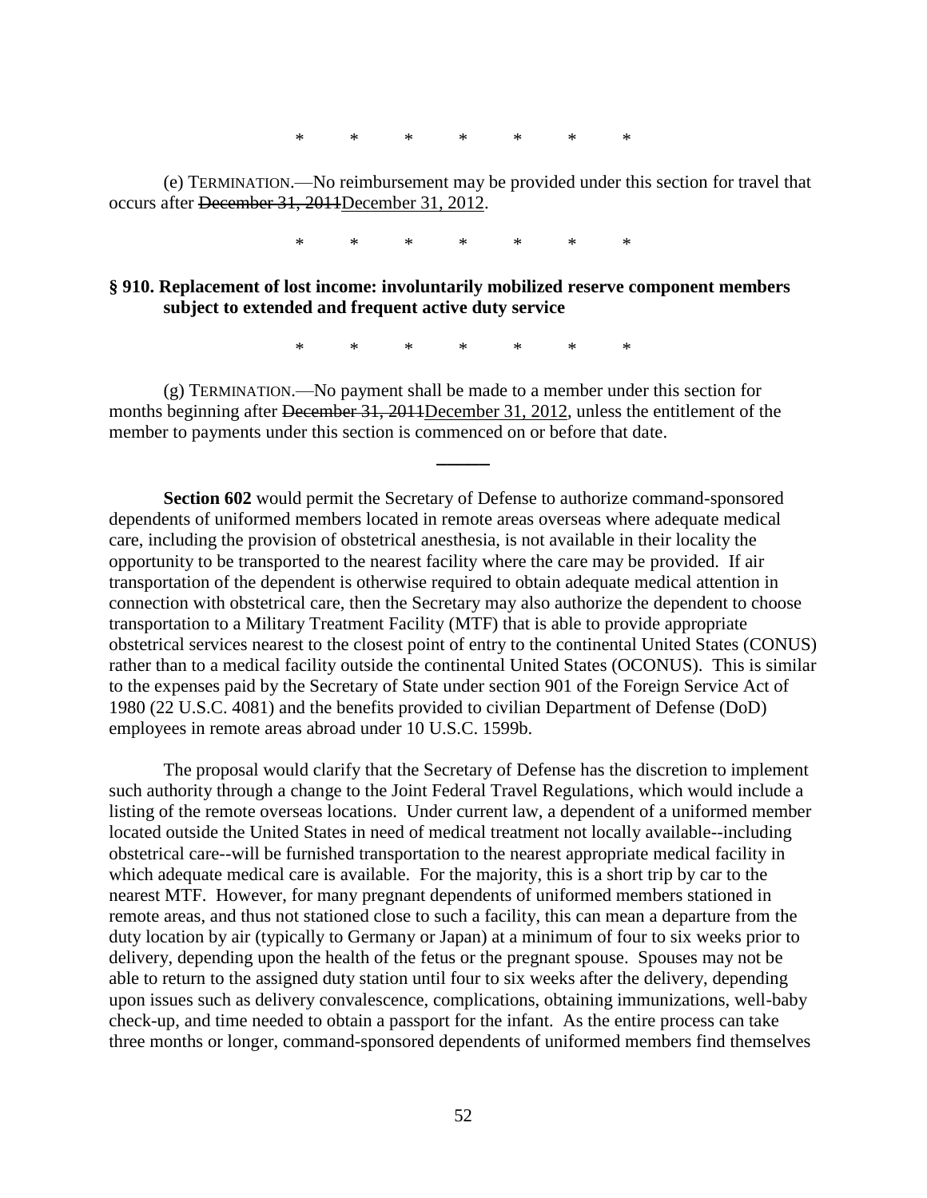\*         \*         \*         \*         \*         \*         \*

(e) TERMINATION.—No reimbursement may be provided under this section for travel that occurs after ~~December 31, 2011~~December 31, 2012.

\*         \*         \*         \*         \*         \*         \*

**§ 910. Replacement of lost income: involuntarily mobilized reserve component members subject to extended and frequent active duty service**

\*         \*         \*         \*         \*         \*         \*

(g) TERMINATION.—No payment shall be made to a member under this section for months beginning after ~~December 31, 2011~~December 31, 2012, unless the entitlement of the member to payments under this section is commenced on or before that date.

---

**Section 602** would permit the Secretary of Defense to authorize command-sponsored dependents of uniformed members located in remote areas overseas where adequate medical care, including the provision of obstetrical anesthesia, is not available in their locality the opportunity to be transported to the nearest facility where the care may be provided. If air transportation of the dependent is otherwise required to obtain adequate medical attention in connection with obstetrical care, then the Secretary may also authorize the dependent to choose transportation to a Military Treatment Facility (MTF) that is able to provide appropriate obstetrical services nearest to the closest point of entry to the continental United States (CONUS) rather than to a medical facility outside the continental United States (OCONUS). This is similar to the expenses paid by the Secretary of State under section 901 of the Foreign Service Act of 1980 (22 U.S.C. 4081) and the benefits provided to civilian Department of Defense (DoD) employees in remote areas abroad under 10 U.S.C. 1599b.

The proposal would clarify that the Secretary of Defense has the discretion to implement such authority through a change to the Joint Federal Travel Regulations, which would include a listing of the remote overseas locations. Under current law, a dependent of a uniformed member located outside the United States in need of medical treatment not locally available--including obstetrical care--will be furnished transportation to the nearest appropriate medical facility in which adequate medical care is available. For the majority, this is a short trip by car to the nearest MTF. However, for many pregnant dependents of uniformed members stationed in remote areas, and thus not stationed close to such a facility, this can mean a departure from the duty location by air (typically to Germany or Japan) at a minimum of four to six weeks prior to delivery, depending upon the health of the fetus or the pregnant spouse. Spouses may not be able to return to the assigned duty station until four to six weeks after the delivery, depending upon issues such as delivery convalescence, complications, obtaining immunizations, well-baby check-up, and time needed to obtain a passport for the infant. As the entire process can take three months or longer, command-sponsored dependents of uniformed members find themselves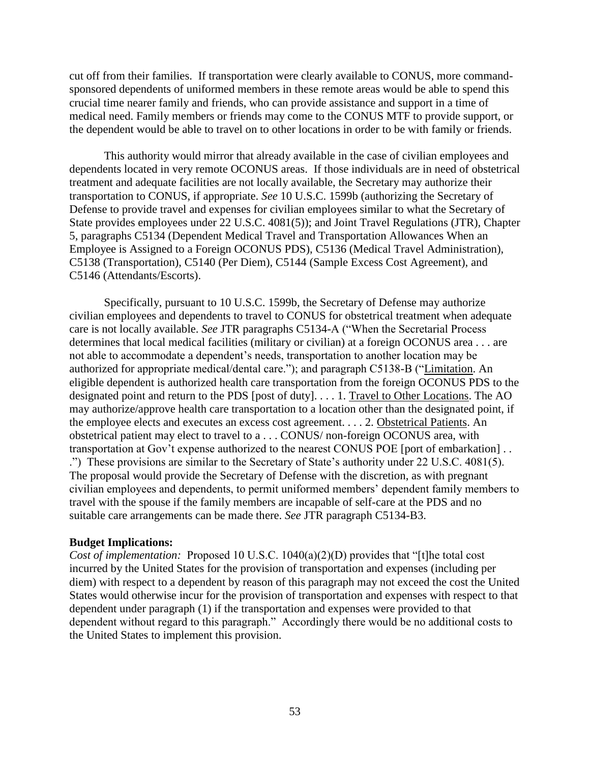cut off from their families. If transportation were clearly available to CONUS, more command-sponsored dependents of uniformed members in these remote areas would be able to spend this crucial time nearer family and friends, who can provide assistance and support in a time of medical need. Family members or friends may come to the CONUS MTF to provide support, or the dependent would be able to travel on to other locations in order to be with family or friends.

This authority would mirror that already available in the case of civilian employees and dependents located in very remote OCONUS areas. If those individuals are in need of obstetrical treatment and adequate facilities are not locally available, the Secretary may authorize their transportation to CONUS, if appropriate. *See* 10 U.S.C. 1599b (authorizing the Secretary of Defense to provide travel and expenses for civilian employees similar to what the Secretary of State provides employees under 22 U.S.C. 4081(5)); and Joint Travel Regulations (JTR), Chapter 5, paragraphs C5134 (Dependent Medical Travel and Transportation Allowances When an Employee is Assigned to a Foreign OCONUS PDS), C5136 (Medical Travel Administration), C5138 (Transportation), C5140 (Per Diem), C5144 (Sample Excess Cost Agreement), and C5146 (Attendants/Escorts).

Specifically, pursuant to 10 U.S.C. 1599b, the Secretary of Defense may authorize civilian employees and dependents to travel to CONUS for obstetrical treatment when adequate care is not locally available. *See* JTR paragraphs C5134-A ("When the Secretarial Process determines that local medical facilities (military or civilian) at a foreign OCONUS area . . . are not able to accommodate a dependent's needs, transportation to another location may be authorized for appropriate medical/dental care."); and paragraph C5138-B ("Limitation. An eligible dependent is authorized health care transportation from the foreign OCONUS PDS to the designated point and return to the PDS [post of duty]. . . . 1. Travel to Other Locations. The AO may authorize/approve health care transportation to a location other than the designated point, if the employee elects and executes an excess cost agreement. . . . 2. Obstetrical Patients. An obstetrical patient may elect to travel to a . . . CONUS/ non-foreign OCONUS area, with transportation at Gov't expense authorized to the nearest CONUS POE [port of embarkation] . . .") These provisions are similar to the Secretary of State's authority under 22 U.S.C. 4081(5). The proposal would provide the Secretary of Defense with the discretion, as with pregnant civilian employees and dependents, to permit uniformed members' dependent family members to travel with the spouse if the family members are incapable of self-care at the PDS and no suitable care arrangements can be made there. *See* JTR paragraph C5134-B3.

**Budget Implications:**
*Cost of implementation:* Proposed 10 U.S.C. 1040(a)(2)(D) provides that "[t]he total cost incurred by the United States for the provision of transportation and expenses (including per diem) with respect to a dependent by reason of this paragraph may not exceed the cost the United States would otherwise incur for the provision of transportation and expenses with respect to that dependent under paragraph (1) if the transportation and expenses were provided to that dependent without regard to this paragraph." Accordingly there would be no additional costs to the United States to implement this provision.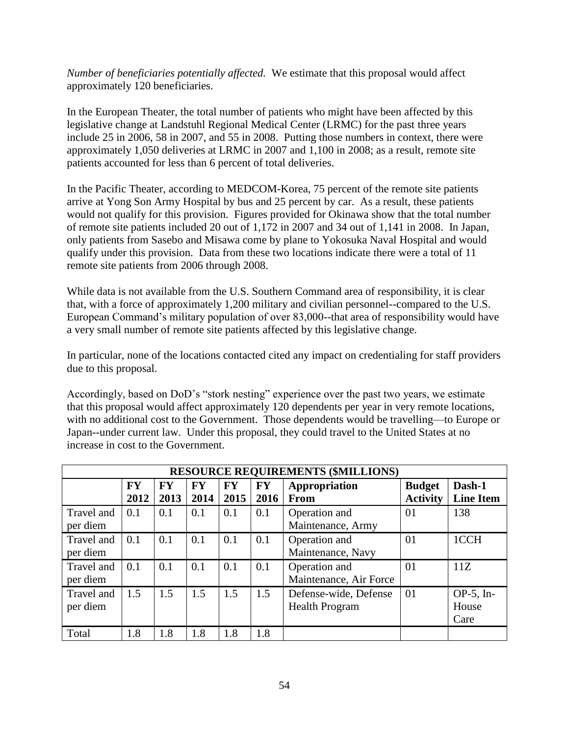*Number of beneficiaries potentially affected.* We estimate that this proposal would affect approximately 120 beneficiaries.

In the European Theater, the total number of patients who might have been affected by this legislative change at Landstuhl Regional Medical Center (LRMC) for the past three years include 25 in 2006, 58 in 2007, and 55 in 2008. Putting those numbers in context, there were approximately 1,050 deliveries at LRMC in 2007 and 1,100 in 2008; as a result, remote site patients accounted for less than 6 percent of total deliveries.

In the Pacific Theater, according to MEDCOM-Korea, 75 percent of the remote site patients arrive at Yong Son Army Hospital by bus and 25 percent by car. As a result, these patients would not qualify for this provision. Figures provided for Okinawa show that the total number of remote site patients included 20 out of 1,172 in 2007 and 34 out of 1,141 in 2008. In Japan, only patients from Sasebo and Misawa come by plane to Yokosuka Naval Hospital and would qualify under this provision. Data from these two locations indicate there were a total of 11 remote site patients from 2006 through 2008.

While data is not available from the U.S. Southern Command area of responsibility, it is clear that, with a force of approximately 1,200 military and civilian personnel--compared to the U.S. European Command's military population of over 83,000--that area of responsibility would have a very small number of remote site patients affected by this legislative change.

In particular, none of the locations contacted cited any impact on credentialing for staff providers due to this proposal.

Accordingly, based on DoD's "stork nesting" experience over the past two years, we estimate that this proposal would affect approximately 120 dependents per year in very remote locations, with no additional cost to the Government. Those dependents would be travelling—to Europe or Japan--under current law. Under this proposal, they could travel to the United States at no increase in cost to the Government.

| RESOURCE REQUIREMENTS ($MILLIONS) | | | | | | | | |
|---|---|---|---|---|---|---|---|---|
| | **FY 2012** | **FY 2013** | **FY 2014** | **FY 2015** | **FY 2016** | **Appropriation From** | **Budget Activity** | **Dash-1 Line Item** |
| Travel and per diem | 0.1 | 0.1 | 0.1 | 0.1 | 0.1 | Operation and Maintenance, Army | 01 | 138 |
| Travel and per diem | 0.1 | 0.1 | 0.1 | 0.1 | 0.1 | Operation and Maintenance, Navy | 01 | 1CCH |
| Travel and per diem | 0.1 | 0.1 | 0.1 | 0.1 | 0.1 | Operation and Maintenance, Air Force | 01 | 11Z |
| Travel and per diem | 1.5 | 1.5 | 1.5 | 1.5 | 1.5 | Defense-wide, Defense Health Program | 01 | OP-5, In-House Care |
| Total | 1.8 | 1.8 | 1.8 | 1.8 | 1.8 | | | |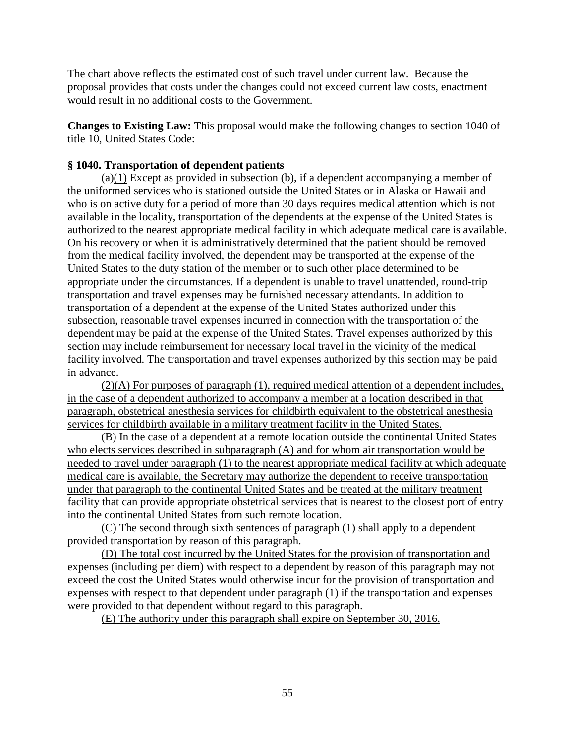The chart above reflects the estimated cost of such travel under current law. Because the proposal provides that costs under the changes could not exceed current law costs, enactment would result in no additional costs to the Government.

**Changes to Existing Law:** This proposal would make the following changes to section 1040 of title 10, United States Code:

**§ 1040. Transportation of dependent patients**

(a)<u>(1)</u> Except as provided in subsection (b), if a dependent accompanying a member of the uniformed services who is stationed outside the United States or in Alaska or Hawaii and who is on active duty for a period of more than 30 days requires medical attention which is not available in the locality, transportation of the dependents at the expense of the United States is authorized to the nearest appropriate medical facility in which adequate medical care is available. On his recovery or when it is administratively determined that the patient should be removed from the medical facility involved, the dependent may be transported at the expense of the United States to the duty station of the member or to such other place determined to be appropriate under the circumstances. If a dependent is unable to travel unattended, round-trip transportation and travel expenses may be furnished necessary attendants. In addition to transportation of a dependent at the expense of the United States authorized under this subsection, reasonable travel expenses incurred in connection with the transportation of the dependent may be paid at the expense of the United States. Travel expenses authorized by this section may include reimbursement for necessary local travel in the vicinity of the medical facility involved. The transportation and travel expenses authorized by this section may be paid in advance.

<u>(2)(A) For purposes of paragraph (1), required medical attention of a dependent includes, in the case of a dependent authorized to accompany a member at a location described in that paragraph, obstetrical anesthesia services for childbirth equivalent to the obstetrical anesthesia services for childbirth available in a military treatment facility in the United States.</u>

<u>(B) In the case of a dependent at a remote location outside the continental United States who elects services described in subparagraph (A) and for whom air transportation would be needed to travel under paragraph (1) to the nearest appropriate medical facility at which adequate medical care is available, the Secretary may authorize the dependent to receive transportation under that paragraph to the continental United States and be treated at the military treatment facility that can provide appropriate obstetrical services that is nearest to the closest port of entry into the continental United States from such remote location.</u>

<u>(C) The second through sixth sentences of paragraph (1) shall apply to a dependent provided transportation by reason of this paragraph.</u>

<u>(D) The total cost incurred by the United States for the provision of transportation and expenses (including per diem) with respect to a dependent by reason of this paragraph may not exceed the cost the United States would otherwise incur for the provision of transportation and expenses with respect to that dependent under paragraph (1) if the transportation and expenses were provided to that dependent without regard to this paragraph.</u>

<u>(E) The authority under this paragraph shall expire on September 30, 2016.</u>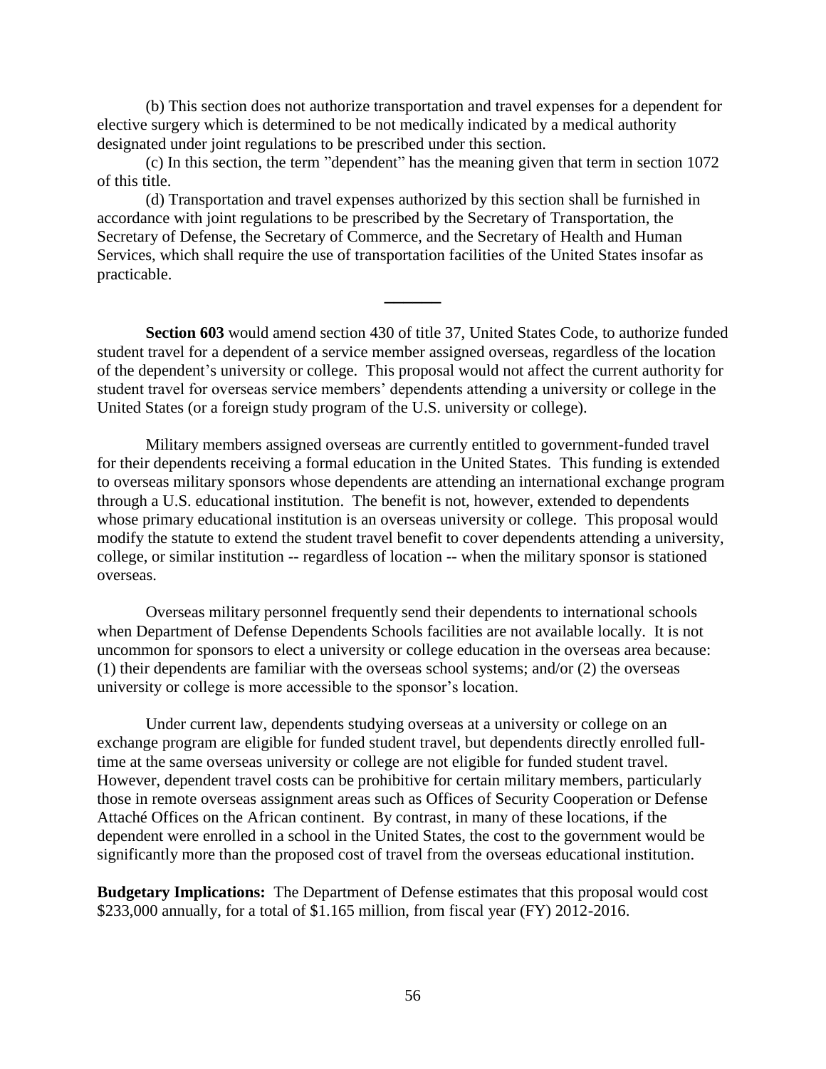(b) This section does not authorize transportation and travel expenses for a dependent for elective surgery which is determined to be not medically indicated by a medical authority designated under joint regulations to be prescribed under this section.

(c) In this section, the term "dependent" has the meaning given that term in section 1072 of this title.

(d) Transportation and travel expenses authorized by this section shall be furnished in accordance with joint regulations to be prescribed by the Secretary of Transportation, the Secretary of Defense, the Secretary of Commerce, and the Secretary of Health and Human Services, which shall require the use of transportation facilities of the United States insofar as practicable.

---

**Section 603** would amend section 430 of title 37, United States Code, to authorize funded student travel for a dependent of a service member assigned overseas, regardless of the location of the dependent's university or college. This proposal would not affect the current authority for student travel for overseas service members' dependents attending a university or college in the United States (or a foreign study program of the U.S. university or college).

Military members assigned overseas are currently entitled to government-funded travel for their dependents receiving a formal education in the United States. This funding is extended to overseas military sponsors whose dependents are attending an international exchange program through a U.S. educational institution. The benefit is not, however, extended to dependents whose primary educational institution is an overseas university or college. This proposal would modify the statute to extend the student travel benefit to cover dependents attending a university, college, or similar institution -- regardless of location -- when the military sponsor is stationed overseas.

Overseas military personnel frequently send their dependents to international schools when Department of Defense Dependents Schools facilities are not available locally. It is not uncommon for sponsors to elect a university or college education in the overseas area because: (1) their dependents are familiar with the overseas school systems; and/or (2) the overseas university or college is more accessible to the sponsor's location.

Under current law, dependents studying overseas at a university or college on an exchange program are eligible for funded student travel, but dependents directly enrolled full-time at the same overseas university or college are not eligible for funded student travel. However, dependent travel costs can be prohibitive for certain military members, particularly those in remote overseas assignment areas such as Offices of Security Cooperation or Defense Attaché Offices on the African continent. By contrast, in many of these locations, if the dependent were enrolled in a school in the United States, the cost to the government would be significantly more than the proposed cost of travel from the overseas educational institution.

**Budgetary Implications:** The Department of Defense estimates that this proposal would cost $233,000 annually, for a total of $1.165 million, from fiscal year (FY) 2012-2016.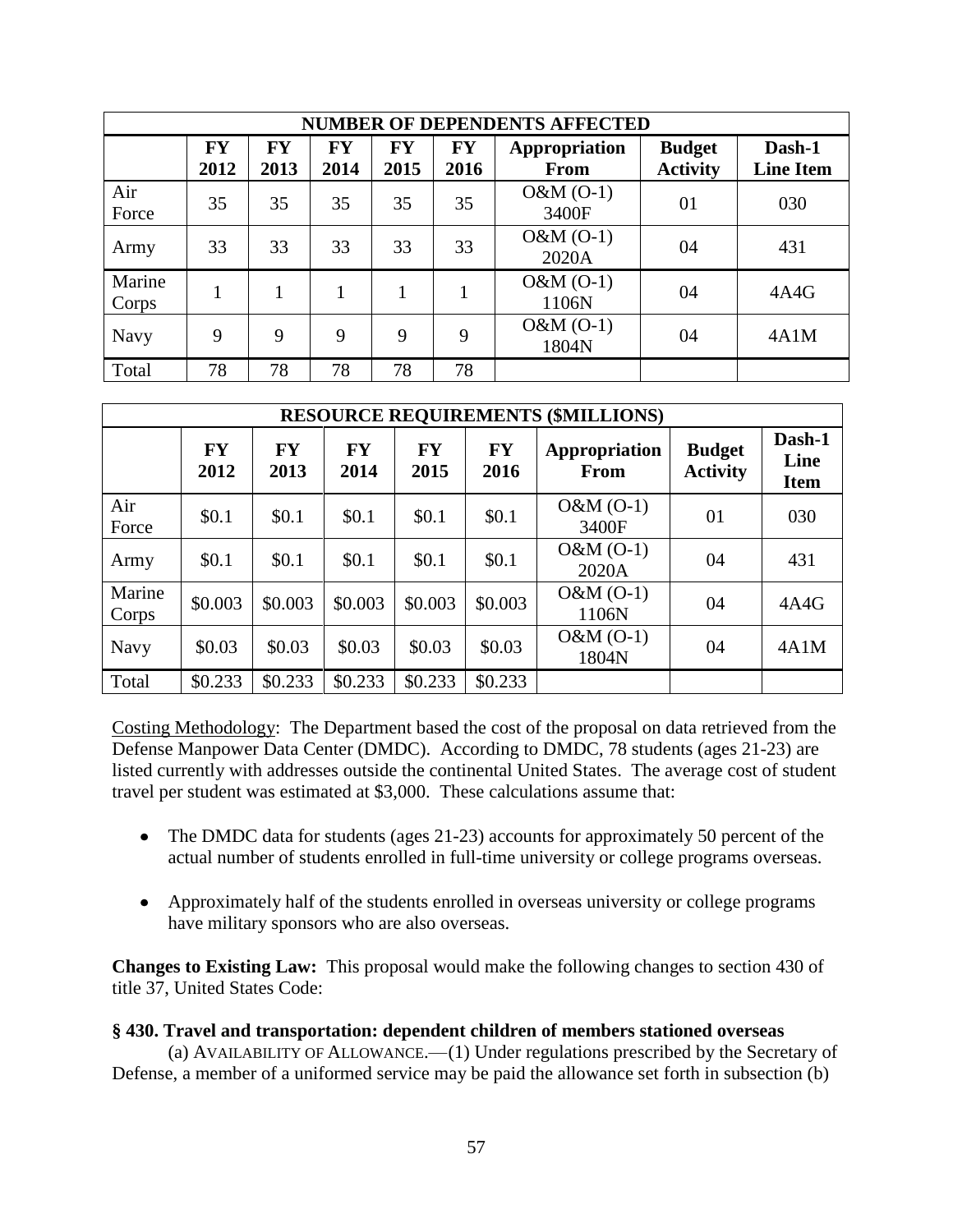| NUMBER OF DEPENDENTS AFFECTED | | | | | | | | |
|---|---|---|---|---|---|---|---|---|
| | FY 2012 | FY 2013 | FY 2014 | FY 2015 | FY 2016 | Appropriation From | Budget Activity | Dash-1 Line Item |
| Air Force | 35 | 35 | 35 | 35 | 35 | O&M (O-1) 3400F | 01 | 030 |
| Army | 33 | 33 | 33 | 33 | 33 | O&M (O-1) 2020A | 04 | 431 |
| Marine Corps | 1 | 1 | 1 | 1 | 1 | O&M (O-1) 1106N | 04 | 4A4G |
| Navy | 9 | 9 | 9 | 9 | 9 | O&M (O-1) 1804N | 04 | 4A1M |
| Total | 78 | 78 | 78 | 78 | 78 | | | |

| RESOURCE REQUIREMENTS ($MILLIONS) | | | | | | | | |
|---|---|---|---|---|---|---|---|---|
| | FY 2012 | FY 2013 | FY 2014 | FY 2015 | FY 2016 | Appropriation From | Budget Activity | Dash-1 Line Item |
| Air Force | $0.1 | $0.1 | $0.1 | $0.1 | $0.1 | O&M (O-1) 3400F | 01 | 030 |
| Army | $0.1 | $0.1 | $0.1 | $0.1 | $0.1 | O&M (O-1) 2020A | 04 | 431 |
| Marine Corps | $0.003 | $0.003 | $0.003 | $0.003 | $0.003 | O&M (O-1) 1106N | 04 | 4A4G |
| Navy | $0.03 | $0.03 | $0.03 | $0.03 | $0.03 | O&M (O-1) 1804N | 04 | 4A1M |
| Total | $0.233 | $0.233 | $0.233 | $0.233 | $0.233 | | | |

Costing Methodology: The Department based the cost of the proposal on data retrieved from the Defense Manpower Data Center (DMDC). According to DMDC, 78 students (ages 21-23) are listed currently with addresses outside the continental United States. The average cost of student travel per student was estimated at $3,000. These calculations assume that:

- The DMDC data for students (ages 21-23) accounts for approximately 50 percent of the actual number of students enrolled in full-time university or college programs overseas.
- Approximately half of the students enrolled in overseas university or college programs have military sponsors who are also overseas.

**Changes to Existing Law:** This proposal would make the following changes to section 430 of title 37, United States Code:

**§ 430. Travel and transportation: dependent children of members stationed overseas**

(a) AVAILABILITY OF ALLOWANCE.—(1) Under regulations prescribed by the Secretary of Defense, a member of a uniformed service may be paid the allowance set forth in subsection (b)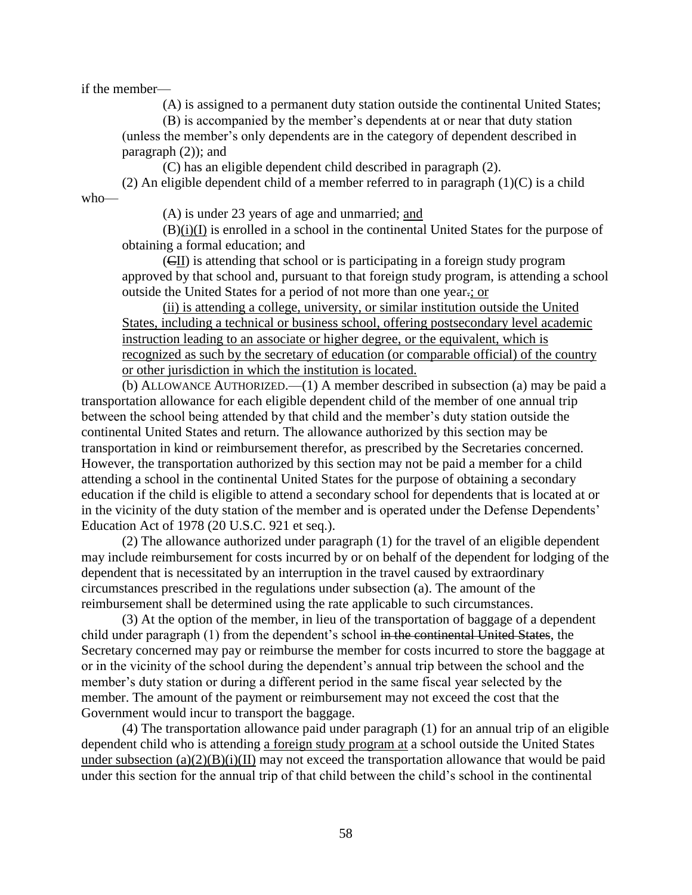if the member—

(A) is assigned to a permanent duty station outside the continental United States;

(B) is accompanied by the member's dependents at or near that duty station (unless the member's only dependents are in the category of dependent described in paragraph (2)); and

(C) has an eligible dependent child described in paragraph (2).

(2) An eligible dependent child of a member referred to in paragraph (1)(C) is a child who—

(A) is under 23 years of age and unmarried; <u>and</u>

(B)<u>(i)(I)</u> is enrolled in a school in the continental United States for the purpose of obtaining a formal education; and

(~~C~~<u>II</u>) is attending that school or is participating in a foreign study program approved by that school and, pursuant to that foreign study program, is attending a school outside the United States for a period of not more than one year~~.~~<u>; or</u>

<u>(ii) is attending a college, university, or similar institution outside the United States, including a technical or business school, offering postsecondary level academic instruction leading to an associate or higher degree, or the equivalent, which is recognized as such by the secretary of education (or comparable official) of the country or other jurisdiction in which the institution is located.</u>

(b) ALLOWANCE AUTHORIZED.—(1) A member described in subsection (a) may be paid a transportation allowance for each eligible dependent child of the member of one annual trip between the school being attended by that child and the member's duty station outside the continental United States and return. The allowance authorized by this section may be transportation in kind or reimbursement therefor, as prescribed by the Secretaries concerned. However, the transportation authorized by this section may not be paid a member for a child attending a school in the continental United States for the purpose of obtaining a secondary education if the child is eligible to attend a secondary school for dependents that is located at or in the vicinity of the duty station of the member and is operated under the Defense Dependents' Education Act of 1978 (20 U.S.C. 921 et seq.).

(2) The allowance authorized under paragraph (1) for the travel of an eligible dependent may include reimbursement for costs incurred by or on behalf of the dependent for lodging of the dependent that is necessitated by an interruption in the travel caused by extraordinary circumstances prescribed in the regulations under subsection (a). The amount of the reimbursement shall be determined using the rate applicable to such circumstances.

(3) At the option of the member, in lieu of the transportation of baggage of a dependent child under paragraph (1) from the dependent's school ~~in the continental United States~~, the Secretary concerned may pay or reimburse the member for costs incurred to store the baggage at or in the vicinity of the school during the dependent's annual trip between the school and the member's duty station or during a different period in the same fiscal year selected by the member. The amount of the payment or reimbursement may not exceed the cost that the Government would incur to transport the baggage.

(4) The transportation allowance paid under paragraph (1) for an annual trip of an eligible dependent child who is attending <u>a foreign study program at</u> a school outside the United States <u>under subsection (a)(2)(B)(i)(II)</u> may not exceed the transportation allowance that would be paid under this section for the annual trip of that child between the child's school in the continental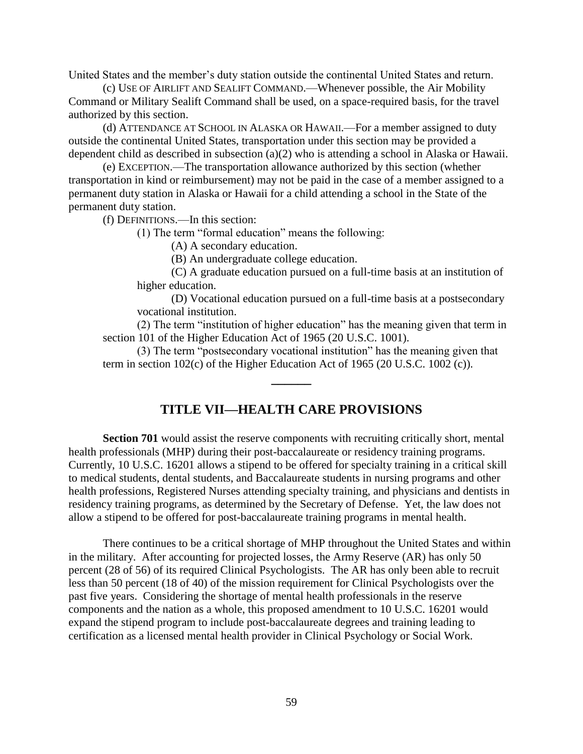United States and the member's duty station outside the continental United States and return.

(c) USE OF AIRLIFT AND SEALIFT COMMAND.—Whenever possible, the Air Mobility Command or Military Sealift Command shall be used, on a space-required basis, for the travel authorized by this section.

(d) ATTENDANCE AT SCHOOL IN ALASKA OR HAWAII.—For a member assigned to duty outside the continental United States, transportation under this section may be provided a dependent child as described in subsection (a)(2) who is attending a school in Alaska or Hawaii.

(e) EXCEPTION.—The transportation allowance authorized by this section (whether transportation in kind or reimbursement) may not be paid in the case of a member assigned to a permanent duty station in Alaska or Hawaii for a child attending a school in the State of the permanent duty station.

(f) DEFINITIONS.—In this section:

(1) The term "formal education" means the following:

(A) A secondary education.

(B) An undergraduate college education.

(C) A graduate education pursued on a full-time basis at an institution of higher education.

(D) Vocational education pursued on a full-time basis at a postsecondary vocational institution.

(2) The term "institution of higher education" has the meaning given that term in section 101 of the Higher Education Act of 1965 (20 U.S.C. 1001).

(3) The term "postsecondary vocational institution" has the meaning given that term in section 102(c) of the Higher Education Act of 1965 (20 U.S.C. 1002 (c)).

---

## TITLE VII—HEALTH CARE PROVISIONS

**Section 701** would assist the reserve components with recruiting critically short, mental health professionals (MHP) during their post-baccalaureate or residency training programs. Currently, 10 U.S.C. 16201 allows a stipend to be offered for specialty training in a critical skill to medical students, dental students, and Baccalaureate students in nursing programs and other health professions, Registered Nurses attending specialty training, and physicians and dentists in residency training programs, as determined by the Secretary of Defense. Yet, the law does not allow a stipend to be offered for post-baccalaureate training programs in mental health.

There continues to be a critical shortage of MHP throughout the United States and within in the military. After accounting for projected losses, the Army Reserve (AR) has only 50 percent (28 of 56) of its required Clinical Psychologists. The AR has only been able to recruit less than 50 percent (18 of 40) of the mission requirement for Clinical Psychologists over the past five years. Considering the shortage of mental health professionals in the reserve components and the nation as a whole, this proposed amendment to 10 U.S.C. 16201 would expand the stipend program to include post-baccalaureate degrees and training leading to certification as a licensed mental health provider in Clinical Psychology or Social Work.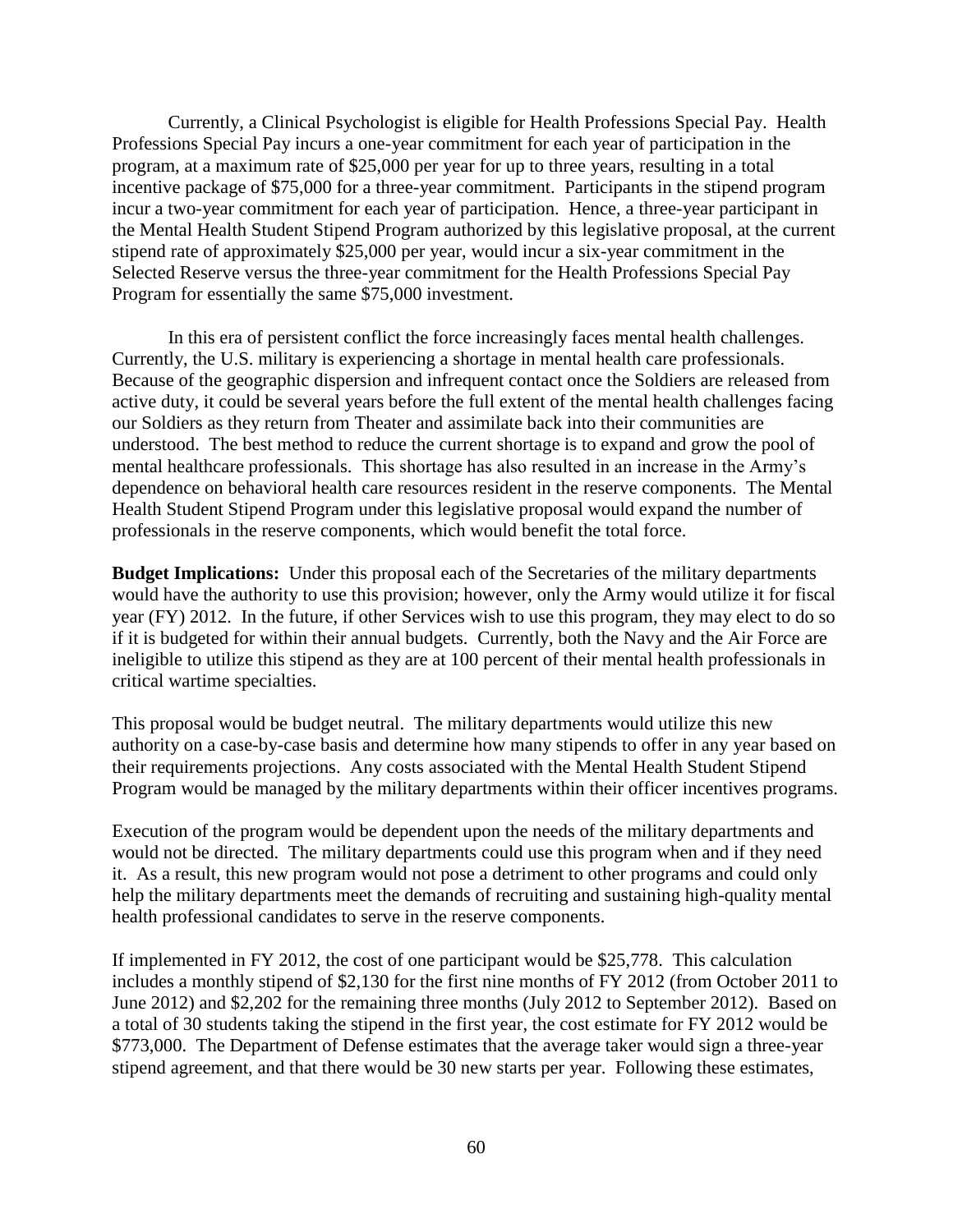Currently, a Clinical Psychologist is eligible for Health Professions Special Pay. Health Professions Special Pay incurs a one-year commitment for each year of participation in the program, at a maximum rate of $25,000 per year for up to three years, resulting in a total incentive package of $75,000 for a three-year commitment. Participants in the stipend program incur a two-year commitment for each year of participation. Hence, a three-year participant in the Mental Health Student Stipend Program authorized by this legislative proposal, at the current stipend rate of approximately $25,000 per year, would incur a six-year commitment in the Selected Reserve versus the three-year commitment for the Health Professions Special Pay Program for essentially the same $75,000 investment.

In this era of persistent conflict the force increasingly faces mental health challenges. Currently, the U.S. military is experiencing a shortage in mental health care professionals. Because of the geographic dispersion and infrequent contact once the Soldiers are released from active duty, it could be several years before the full extent of the mental health challenges facing our Soldiers as they return from Theater and assimilate back into their communities are understood. The best method to reduce the current shortage is to expand and grow the pool of mental healthcare professionals. This shortage has also resulted in an increase in the Army's dependence on behavioral health care resources resident in the reserve components. The Mental Health Student Stipend Program under this legislative proposal would expand the number of professionals in the reserve components, which would benefit the total force.

**Budget Implications:** Under this proposal each of the Secretaries of the military departments would have the authority to use this provision; however, only the Army would utilize it for fiscal year (FY) 2012. In the future, if other Services wish to use this program, they may elect to do so if it is budgeted for within their annual budgets. Currently, both the Navy and the Air Force are ineligible to utilize this stipend as they are at 100 percent of their mental health professionals in critical wartime specialties.

This proposal would be budget neutral. The military departments would utilize this new authority on a case-by-case basis and determine how many stipends to offer in any year based on their requirements projections. Any costs associated with the Mental Health Student Stipend Program would be managed by the military departments within their officer incentives programs.

Execution of the program would be dependent upon the needs of the military departments and would not be directed. The military departments could use this program when and if they need it. As a result, this new program would not pose a detriment to other programs and could only help the military departments meet the demands of recruiting and sustaining high-quality mental health professional candidates to serve in the reserve components.

If implemented in FY 2012, the cost of one participant would be $25,778. This calculation includes a monthly stipend of $2,130 for the first nine months of FY 2012 (from October 2011 to June 2012) and $2,202 for the remaining three months (July 2012 to September 2012). Based on a total of 30 students taking the stipend in the first year, the cost estimate for FY 2012 would be $773,000. The Department of Defense estimates that the average taker would sign a three-year stipend agreement, and that there would be 30 new starts per year. Following these estimates,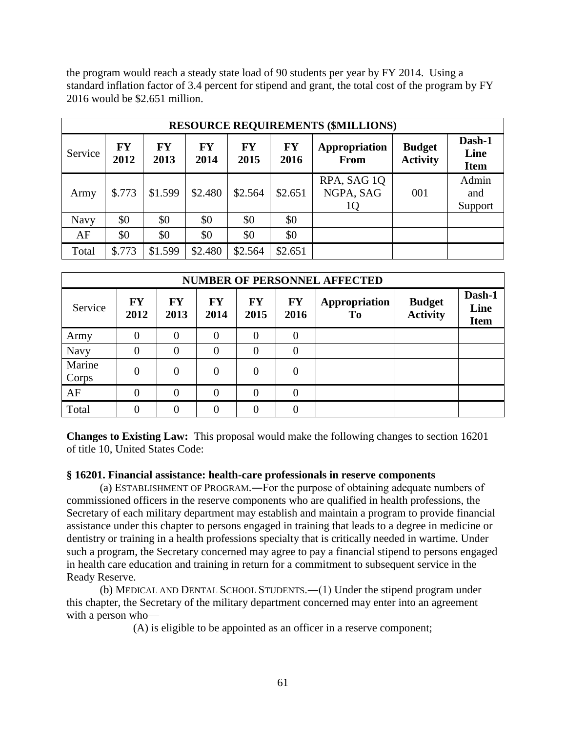the program would reach a steady state load of 90 students per year by FY 2014. Using a standard inflation factor of 3.4 percent for stipend and grant, the total cost of the program by FY 2016 would be $2.651 million.

| RESOURCE REQUIREMENTS ($MILLIONS) | | | | | | | | |
|---|---|---|---|---|---|---|---|---|
| Service | **FY 2012** | **FY 2013** | **FY 2014** | **FY 2015** | **FY 2016** | **Appropriation From** | **Budget Activity** | **Dash-1 Line Item** |
| Army | $.773 | $1.599 | $2.480 | $2.564 | $2.651 | RPA, SAG 1Q NGPA, SAG 1Q | 001 | Admin and Support |
| Navy | $0 | $0 | $0 | $0 | $0 | | | |
| AF | $0 | $0 | $0 | $0 | $0 | | | |
| Total | $.773 | $1.599 | $2.480 | $2.564 | $2.651 | | | |

| NUMBER OF PERSONNEL AFFECTED | | | | | | | | |
|---|---|---|---|---|---|---|---|---|
| Service | **FY 2012** | **FY 2013** | **FY 2014** | **FY 2015** | **FY 2016** | **Appropriation To** | **Budget Activity** | **Dash-1 Line Item** |
| Army | 0 | 0 | 0 | 0 | 0 | | | |
| Navy | 0 | 0 | 0 | 0 | 0 | | | |
| Marine Corps | 0 | 0 | 0 | 0 | 0 | | | |
| AF | 0 | 0 | 0 | 0 | 0 | | | |
| Total | 0 | 0 | 0 | 0 | 0 | | | |

**Changes to Existing Law:** This proposal would make the following changes to section 16201 of title 10, United States Code:

**§ 16201. Financial assistance: health-care professionals in reserve components**

(a) ESTABLISHMENT OF PROGRAM.—For the purpose of obtaining adequate numbers of commissioned officers in the reserve components who are qualified in health professions, the Secretary of each military department may establish and maintain a program to provide financial assistance under this chapter to persons engaged in training that leads to a degree in medicine or dentistry or training in a health professions specialty that is critically needed in wartime. Under such a program, the Secretary concerned may agree to pay a financial stipend to persons engaged in health care education and training in return for a commitment to subsequent service in the Ready Reserve.

(b) MEDICAL AND DENTAL SCHOOL STUDENTS.—(1) Under the stipend program under this chapter, the Secretary of the military department concerned may enter into an agreement with a person who—

(A) is eligible to be appointed as an officer in a reserve component;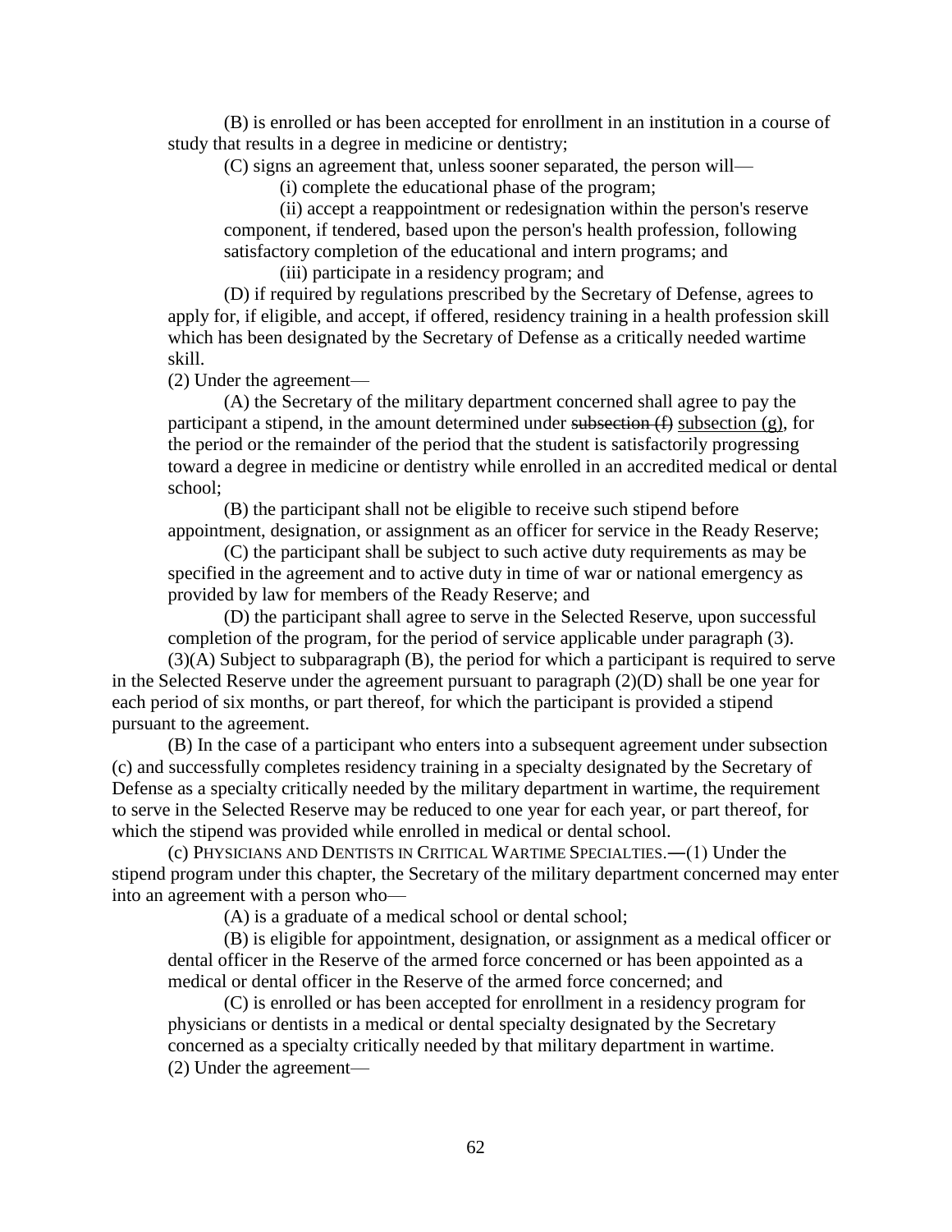(B) is enrolled or has been accepted for enrollment in an institution in a course of study that results in a degree in medicine or dentistry;

(C) signs an agreement that, unless sooner separated, the person will—

(i) complete the educational phase of the program;

(ii) accept a reappointment or redesignation within the person's reserve component, if tendered, based upon the person's health profession, following satisfactory completion of the educational and intern programs; and

(iii) participate in a residency program; and

(D) if required by regulations prescribed by the Secretary of Defense, agrees to apply for, if eligible, and accept, if offered, residency training in a health profession skill which has been designated by the Secretary of Defense as a critically needed wartime skill.

(2) Under the agreement—

(A) the Secretary of the military department concerned shall agree to pay the participant a stipend, in the amount determined under ~~subsection (f)~~ <u>subsection (g)</u>, for the period or the remainder of the period that the student is satisfactorily progressing toward a degree in medicine or dentistry while enrolled in an accredited medical or dental school;

(B) the participant shall not be eligible to receive such stipend before appointment, designation, or assignment as an officer for service in the Ready Reserve;

(C) the participant shall be subject to such active duty requirements as may be specified in the agreement and to active duty in time of war or national emergency as provided by law for members of the Ready Reserve; and

(D) the participant shall agree to serve in the Selected Reserve, upon successful completion of the program, for the period of service applicable under paragraph (3).

(3)(A) Subject to subparagraph (B), the period for which a participant is required to serve in the Selected Reserve under the agreement pursuant to paragraph (2)(D) shall be one year for each period of six months, or part thereof, for which the participant is provided a stipend pursuant to the agreement.

(B) In the case of a participant who enters into a subsequent agreement under subsection (c) and successfully completes residency training in a specialty designated by the Secretary of Defense as a specialty critically needed by the military department in wartime, the requirement to serve in the Selected Reserve may be reduced to one year for each year, or part thereof, for which the stipend was provided while enrolled in medical or dental school.

(c) PHYSICIANS AND DENTISTS IN CRITICAL WARTIME SPECIALTIES.—(1) Under the stipend program under this chapter, the Secretary of the military department concerned may enter into an agreement with a person who—

(A) is a graduate of a medical school or dental school;

(B) is eligible for appointment, designation, or assignment as a medical officer or dental officer in the Reserve of the armed force concerned or has been appointed as a medical or dental officer in the Reserve of the armed force concerned; and

(C) is enrolled or has been accepted for enrollment in a residency program for physicians or dentists in a medical or dental specialty designated by the Secretary concerned as a specialty critically needed by that military department in wartime.

(2) Under the agreement—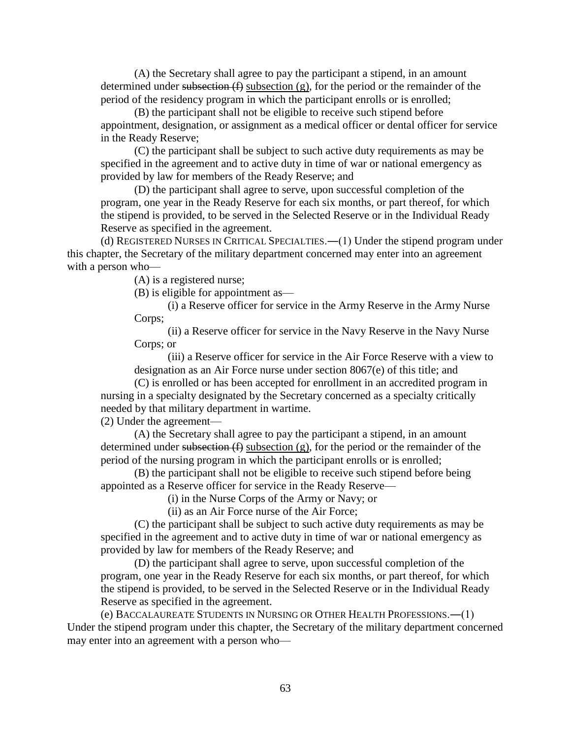(A) the Secretary shall agree to pay the participant a stipend, in an amount determined under ~~subsection (f)~~ <u>subsection (g)</u>, for the period or the remainder of the period of the residency program in which the participant enrolls or is enrolled;

(B) the participant shall not be eligible to receive such stipend before appointment, designation, or assignment as a medical officer or dental officer for service in the Ready Reserve;

(C) the participant shall be subject to such active duty requirements as may be specified in the agreement and to active duty in time of war or national emergency as provided by law for members of the Ready Reserve; and

(D) the participant shall agree to serve, upon successful completion of the program, one year in the Ready Reserve for each six months, or part thereof, for which the stipend is provided, to be served in the Selected Reserve or in the Individual Ready Reserve as specified in the agreement.

(d) REGISTERED NURSES IN CRITICAL SPECIALTIES.—(1) Under the stipend program under this chapter, the Secretary of the military department concerned may enter into an agreement with a person who—

(A) is a registered nurse;

(B) is eligible for appointment as—

(i) a Reserve officer for service in the Army Reserve in the Army Nurse Corps;

(ii) a Reserve officer for service in the Navy Reserve in the Navy Nurse Corps; or

(iii) a Reserve officer for service in the Air Force Reserve with a view to designation as an Air Force nurse under section 8067(e) of this title; and

(C) is enrolled or has been accepted for enrollment in an accredited program in nursing in a specialty designated by the Secretary concerned as a specialty critically needed by that military department in wartime.

(2) Under the agreement—

(A) the Secretary shall agree to pay the participant a stipend, in an amount determined under ~~subsection (f)~~ <u>subsection (g)</u>, for the period or the remainder of the period of the nursing program in which the participant enrolls or is enrolled;

(B) the participant shall not be eligible to receive such stipend before being appointed as a Reserve officer for service in the Ready Reserve—

(i) in the Nurse Corps of the Army or Navy; or

(ii) as an Air Force nurse of the Air Force;

(C) the participant shall be subject to such active duty requirements as may be specified in the agreement and to active duty in time of war or national emergency as provided by law for members of the Ready Reserve; and

(D) the participant shall agree to serve, upon successful completion of the program, one year in the Ready Reserve for each six months, or part thereof, for which the stipend is provided, to be served in the Selected Reserve or in the Individual Ready Reserve as specified in the agreement.

(e) BACCALAUREATE STUDENTS IN NURSING OR OTHER HEALTH PROFESSIONS.—(1) Under the stipend program under this chapter, the Secretary of the military department concerned may enter into an agreement with a person who—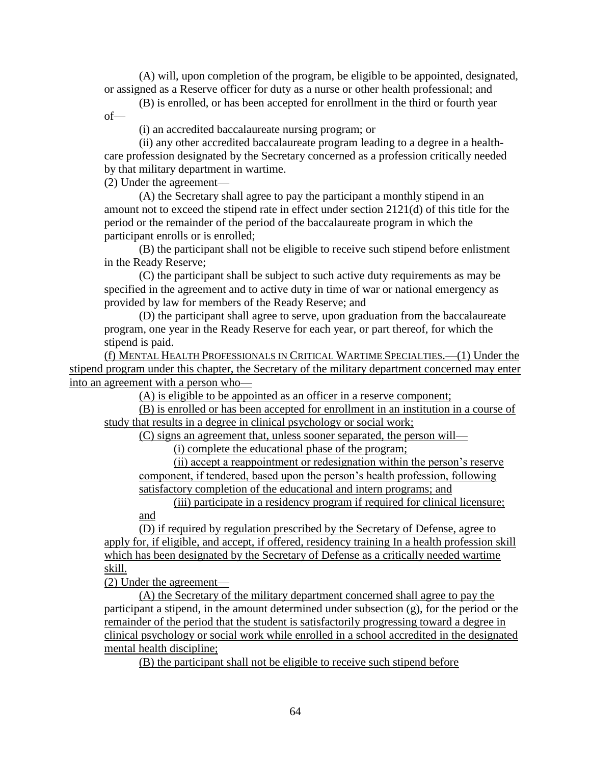(A) will, upon completion of the program, be eligible to be appointed, designated, or assigned as a Reserve officer for duty as a nurse or other health professional; and

(B) is enrolled, or has been accepted for enrollment in the third or fourth year of—

(i) an accredited baccalaureate nursing program; or

(ii) any other accredited baccalaureate program leading to a degree in a health-care profession designated by the Secretary concerned as a profession critically needed by that military department in wartime.

(2) Under the agreement—

(A) the Secretary shall agree to pay the participant a monthly stipend in an amount not to exceed the stipend rate in effect under section 2121(d) of this title for the period or the remainder of the period of the baccalaureate program in which the participant enrolls or is enrolled;

(B) the participant shall not be eligible to receive such stipend before enlistment in the Ready Reserve;

(C) the participant shall be subject to such active duty requirements as may be specified in the agreement and to active duty in time of war or national emergency as provided by law for members of the Ready Reserve; and

(D) the participant shall agree to serve, upon graduation from the baccalaureate program, one year in the Ready Reserve for each year, or part thereof, for which the stipend is paid.

<u>(f) MENTAL HEALTH PROFESSIONALS IN CRITICAL WARTIME SPECIALTIES.—(1) Under the stipend program under this chapter, the Secretary of the military department concerned may enter into an agreement with a person who—</u>

<u>(A) is eligible to be appointed as an officer in a reserve component;</u>

<u>(B) is enrolled or has been accepted for enrollment in an institution in a course of study that results in a degree in clinical psychology or social work;</u>

<u>(C) signs an agreement that, unless sooner separated, the person will—</u>

<u>(i) complete the educational phase of the program;</u>

<u>(ii) accept a reappointment or redesignation within the person's reserve component, if tendered, based upon the person's health profession, following satisfactory completion of the educational and intern programs; and</u>

<u>(iii) participate in a residency program if required for clinical licensure; and</u>

<u>(D) if required by regulation prescribed by the Secretary of Defense, agree to apply for, if eligible, and accept, if offered, residency training In a health profession skill which has been designated by the Secretary of Defense as a critically needed wartime skill.</u>

<u>(2) Under the agreement—</u>

<u>(A) the Secretary of the military department concerned shall agree to pay the participant a stipend, in the amount determined under subsection (g), for the period or the remainder of the period that the student is satisfactorily progressing toward a degree in clinical psychology or social work while enrolled in a school accredited in the designated mental health discipline;</u>

<u>(B) the participant shall not be eligible to receive such stipend before</u>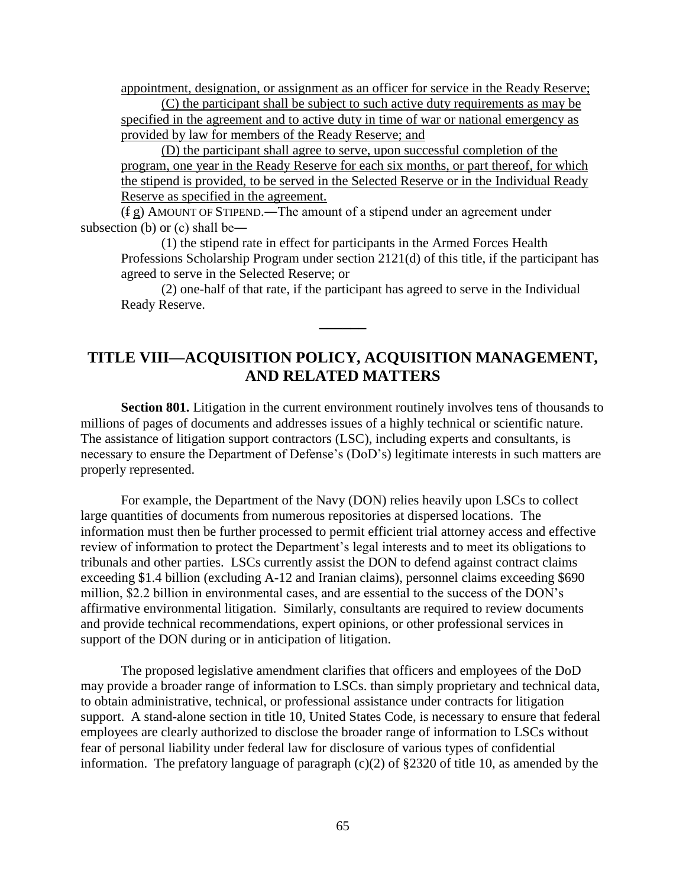appointment, designation, or assignment as an officer for service in the Ready Reserve;

(C) the participant shall be subject to such active duty requirements as may be specified in the agreement and to active duty in time of war or national emergency as provided by law for members of the Ready Reserve; and

(D) the participant shall agree to serve, upon successful completion of the program, one year in the Ready Reserve for each six months, or part thereof, for which the stipend is provided, to be served in the Selected Reserve or in the Individual Ready Reserve as specified in the agreement.

(~~f~~ g) AMOUNT OF STIPEND.—The amount of a stipend under an agreement under subsection (b) or (c) shall be—

(1) the stipend rate in effect for participants in the Armed Forces Health Professions Scholarship Program under section 2121(d) of this title, if the participant has agreed to serve in the Selected Reserve; or

(2) one-half of that rate, if the participant has agreed to serve in the Individual Ready Reserve.

---

## TITLE VIII—ACQUISITION POLICY, ACQUISITION MANAGEMENT, AND RELATED MATTERS

**Section 801.** Litigation in the current environment routinely involves tens of thousands to millions of pages of documents and addresses issues of a highly technical or scientific nature. The assistance of litigation support contractors (LSC), including experts and consultants, is necessary to ensure the Department of Defense's (DoD's) legitimate interests in such matters are properly represented.

For example, the Department of the Navy (DON) relies heavily upon LSCs to collect large quantities of documents from numerous repositories at dispersed locations. The information must then be further processed to permit efficient trial attorney access and effective review of information to protect the Department's legal interests and to meet its obligations to tribunals and other parties. LSCs currently assist the DON to defend against contract claims exceeding $1.4 billion (excluding A-12 and Iranian claims), personnel claims exceeding $690 million, $2.2 billion in environmental cases, and are essential to the success of the DON's affirmative environmental litigation. Similarly, consultants are required to review documents and provide technical recommendations, expert opinions, or other professional services in support of the DON during or in anticipation of litigation.

The proposed legislative amendment clarifies that officers and employees of the DoD may provide a broader range of information to LSCs. than simply proprietary and technical data, to obtain administrative, technical, or professional assistance under contracts for litigation support. A stand-alone section in title 10, United States Code, is necessary to ensure that federal employees are clearly authorized to disclose the broader range of information to LSCs without fear of personal liability under federal law for disclosure of various types of confidential information. The prefatory language of paragraph (c)(2) of §2320 of title 10, as amended by the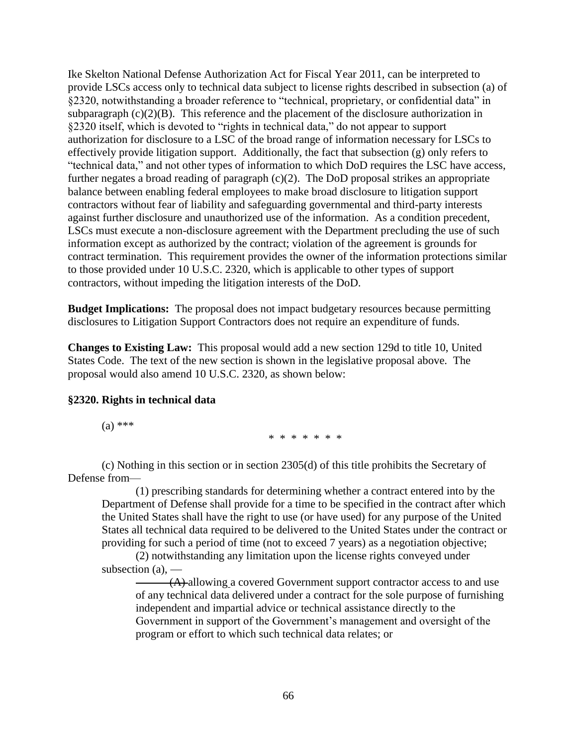Ike Skelton National Defense Authorization Act for Fiscal Year 2011, can be interpreted to provide LSCs access only to technical data subject to license rights described in subsection (a) of §2320, notwithstanding a broader reference to "technical, proprietary, or confidential data" in subparagraph (c)(2)(B). This reference and the placement of the disclosure authorization in §2320 itself, which is devoted to "rights in technical data," do not appear to support authorization for disclosure to a LSC of the broad range of information necessary for LSCs to effectively provide litigation support. Additionally, the fact that subsection (g) only refers to "technical data," and not other types of information to which DoD requires the LSC have access, further negates a broad reading of paragraph (c)(2). The DoD proposal strikes an appropriate balance between enabling federal employees to make broad disclosure to litigation support contractors without fear of liability and safeguarding governmental and third-party interests against further disclosure and unauthorized use of the information. As a condition precedent, LSCs must execute a non-disclosure agreement with the Department precluding the use of such information except as authorized by the contract; violation of the agreement is grounds for contract termination. This requirement provides the owner of the information protections similar to those provided under 10 U.S.C. 2320, which is applicable to other types of support contractors, without impeding the litigation interests of the DoD.

**Budget Implications:** The proposal does not impact budgetary resources because permitting disclosures to Litigation Support Contractors does not require an expenditure of funds.

**Changes to Existing Law:** This proposal would add a new section 129d to title 10, United States Code. The text of the new section is shown in the legislative proposal above. The proposal would also amend 10 U.S.C. 2320, as shown below:

**§2320. Rights in technical data**

(a) ***

\* \* \* \* \* \* \*

(c) Nothing in this section or in section 2305(d) of this title prohibits the Secretary of Defense from—

(1) prescribing standards for determining whether a contract entered into by the Department of Defense shall provide for a time to be specified in the contract after which the United States shall have the right to use (or have used) for any purpose of the United States all technical data required to be delivered to the United States under the contract or providing for such a period of time (not to exceed 7 years) as a negotiation objective;

(2) notwithstanding any limitation upon the license rights conveyed under subsection (a), —

~~(A)~~ allowing a covered Government support contractor access to and use of any technical data delivered under a contract for the sole purpose of furnishing independent and impartial advice or technical assistance directly to the Government in support of the Government's management and oversight of the program or effort to which such technical data relates; or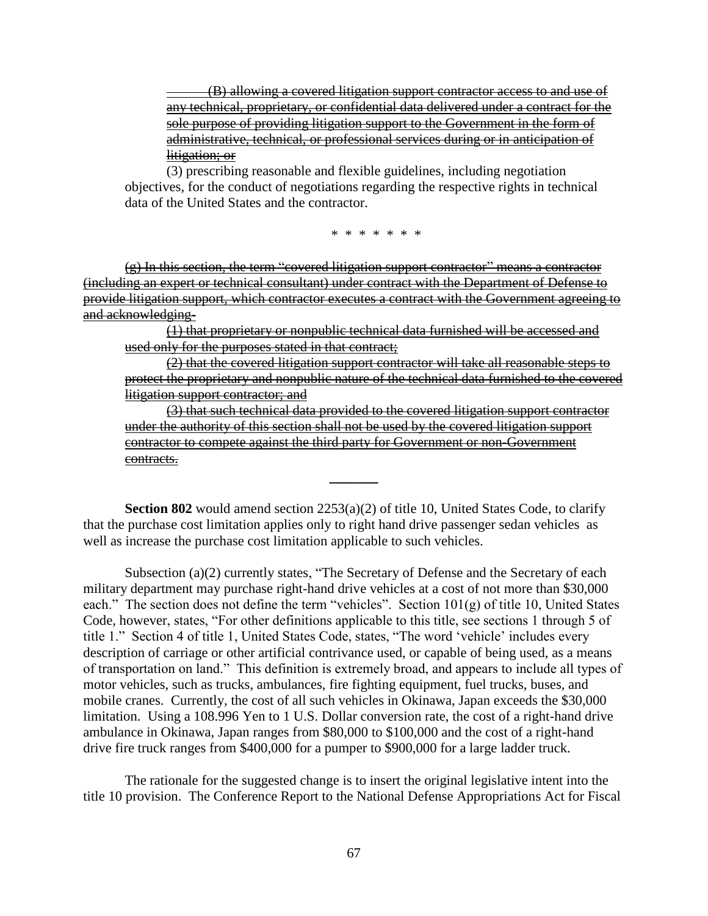~~(B) allowing a covered litigation support contractor access to and use of any technical, proprietary, or confidential data delivered under a contract for the sole purpose of providing litigation support to the Government in the form of administrative, technical, or professional services during or in anticipation of litigation; or~~

(3) prescribing reasonable and flexible guidelines, including negotiation objectives, for the conduct of negotiations regarding the respective rights in technical data of the United States and the contractor.

\* \* \* \* \* \* \*

~~(g) In this section, the term "covered litigation support contractor" means a contractor (including an expert or technical consultant) under contract with the Department of Defense to provide litigation support, which contractor executes a contract with the Government agreeing to and acknowledging-~~

~~(1) that proprietary or nonpublic technical data furnished will be accessed and used only for the purposes stated in that contract;~~

~~(2) that the covered litigation support contractor will take all reasonable steps to protect the proprietary and nonpublic nature of the technical data furnished to the covered litigation support contractor; and~~

~~(3) that such technical data provided to the covered litigation support contractor under the authority of this section shall not be used by the covered litigation support contractor to compete against the third party for Government or non-Government contracts.~~

---

**Section 802** would amend section 2253(a)(2) of title 10, United States Code, to clarify that the purchase cost limitation applies only to right hand drive passenger sedan vehicles as well as increase the purchase cost limitation applicable to such vehicles.

Subsection (a)(2) currently states, "The Secretary of Defense and the Secretary of each military department may purchase right-hand drive vehicles at a cost of not more than $30,000 each." The section does not define the term "vehicles". Section 101(g) of title 10, United States Code, however, states, "For other definitions applicable to this title, see sections 1 through 5 of title 1." Section 4 of title 1, United States Code, states, "The word 'vehicle' includes every description of carriage or other artificial contrivance used, or capable of being used, as a means of transportation on land." This definition is extremely broad, and appears to include all types of motor vehicles, such as trucks, ambulances, fire fighting equipment, fuel trucks, buses, and mobile cranes. Currently, the cost of all such vehicles in Okinawa, Japan exceeds the $30,000 limitation. Using a 108.996 Yen to 1 U.S. Dollar conversion rate, the cost of a right-hand drive ambulance in Okinawa, Japan ranges from $80,000 to $100,000 and the cost of a right-hand drive fire truck ranges from $400,000 for a pumper to $900,000 for a large ladder truck.

The rationale for the suggested change is to insert the original legislative intent into the title 10 provision. The Conference Report to the National Defense Appropriations Act for Fiscal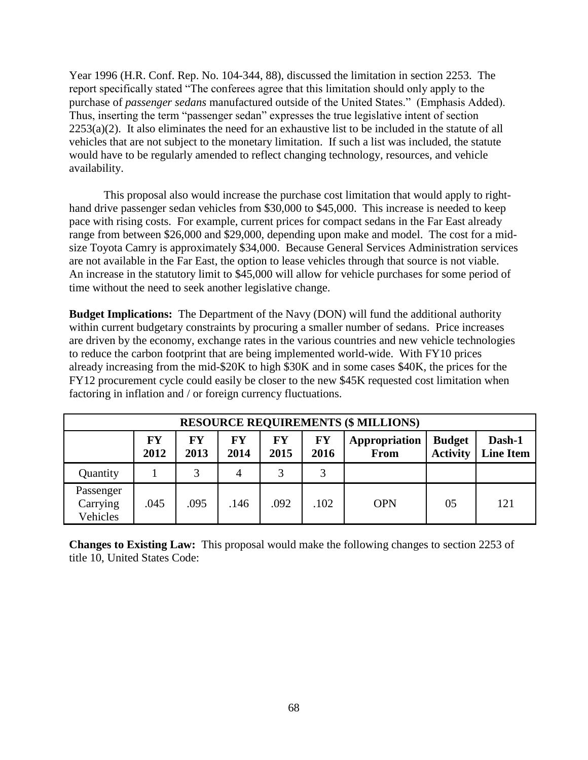Year 1996 (H.R. Conf. Rep. No. 104-344, 88), discussed the limitation in section 2253. The report specifically stated "The conferees agree that this limitation should only apply to the purchase of *passenger sedans* manufactured outside of the United States." (Emphasis Added). Thus, inserting the term "passenger sedan" expresses the true legislative intent of section 2253(a)(2). It also eliminates the need for an exhaustive list to be included in the statute of all vehicles that are not subject to the monetary limitation. If such a list was included, the statute would have to be regularly amended to reflect changing technology, resources, and vehicle availability.

This proposal also would increase the purchase cost limitation that would apply to right-hand drive passenger sedan vehicles from $30,000 to $45,000. This increase is needed to keep pace with rising costs. For example, current prices for compact sedans in the Far East already range from between $26,000 and $29,000, depending upon make and model. The cost for a mid-size Toyota Camry is approximately $34,000. Because General Services Administration services are not available in the Far East, the option to lease vehicles through that source is not viable. An increase in the statutory limit to $45,000 will allow for vehicle purchases for some period of time without the need to seek another legislative change.

**Budget Implications:** The Department of the Navy (DON) will fund the additional authority within current budgetary constraints by procuring a smaller number of sedans. Price increases are driven by the economy, exchange rates in the various countries and new vehicle technologies to reduce the carbon footprint that are being implemented world-wide. With FY10 prices already increasing from the mid-$20K to high $30K and in some cases $40K, the prices for the FY12 procurement cycle could easily be closer to the new $45K requested cost limitation when factoring in inflation and / or foreign currency fluctuations.

| RESOURCE REQUIREMENTS ($ MILLIONS) | | | | | | | | |
|---|---|---|---|---|---|---|---|---|
| | FY 2012 | FY 2013 | FY 2014 | FY 2015 | FY 2016 | Appropriation From | Budget Activity | Dash-1 Line Item |
| Quantity | 1 | 3 | 4 | 3 | 3 | | | |
| Passenger Carrying Vehicles | .045 | .095 | .146 | .092 | .102 | OPN | 05 | 121 |

**Changes to Existing Law:** This proposal would make the following changes to section 2253 of title 10, United States Code: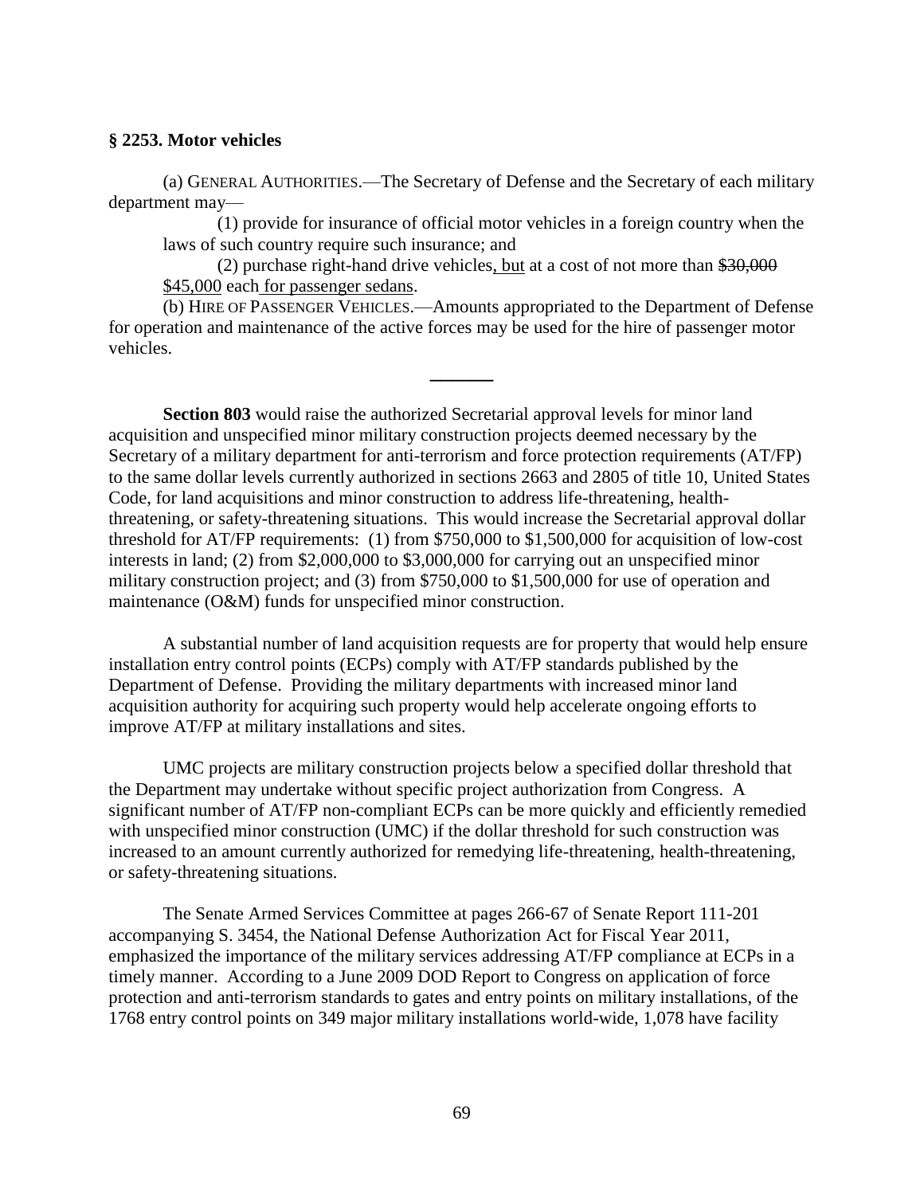**§ 2253. Motor vehicles**

(a) GENERAL AUTHORITIES.—The Secretary of Defense and the Secretary of each military department may—

(1) provide for insurance of official motor vehicles in a foreign country when the laws of such country require such insurance; and

(2) purchase right-hand drive vehicles<u>, but</u> at a cost of not more than ~~$30,000~~ <u>$45,000</u> each <u>for passenger sedans</u>.

(b) HIRE OF PASSENGER VEHICLES.—Amounts appropriated to the Department of Defense for operation and maintenance of the active forces may be used for the hire of passenger motor vehicles.

---

**Section 803** would raise the authorized Secretarial approval levels for minor land acquisition and unspecified minor military construction projects deemed necessary by the Secretary of a military department for anti-terrorism and force protection requirements (AT/FP) to the same dollar levels currently authorized in sections 2663 and 2805 of title 10, United States Code, for land acquisitions and minor construction to address life-threatening, health-threatening, or safety-threatening situations. This would increase the Secretarial approval dollar threshold for AT/FP requirements: (1) from $750,000 to $1,500,000 for acquisition of low-cost interests in land; (2) from $2,000,000 to $3,000,000 for carrying out an unspecified minor military construction project; and (3) from $750,000 to $1,500,000 for use of operation and maintenance (O&M) funds for unspecified minor construction.

A substantial number of land acquisition requests are for property that would help ensure installation entry control points (ECPs) comply with AT/FP standards published by the Department of Defense. Providing the military departments with increased minor land acquisition authority for acquiring such property would help accelerate ongoing efforts to improve AT/FP at military installations and sites.

UMC projects are military construction projects below a specified dollar threshold that the Department may undertake without specific project authorization from Congress. A significant number of AT/FP non-compliant ECPs can be more quickly and efficiently remedied with unspecified minor construction (UMC) if the dollar threshold for such construction was increased to an amount currently authorized for remedying life-threatening, health-threatening, or safety-threatening situations.

The Senate Armed Services Committee at pages 266-67 of Senate Report 111-201 accompanying S. 3454, the National Defense Authorization Act for Fiscal Year 2011, emphasized the importance of the military services addressing AT/FP compliance at ECPs in a timely manner. According to a June 2009 DOD Report to Congress on application of force protection and anti-terrorism standards to gates and entry points on military installations, of the 1768 entry control points on 349 major military installations world-wide, 1,078 have facility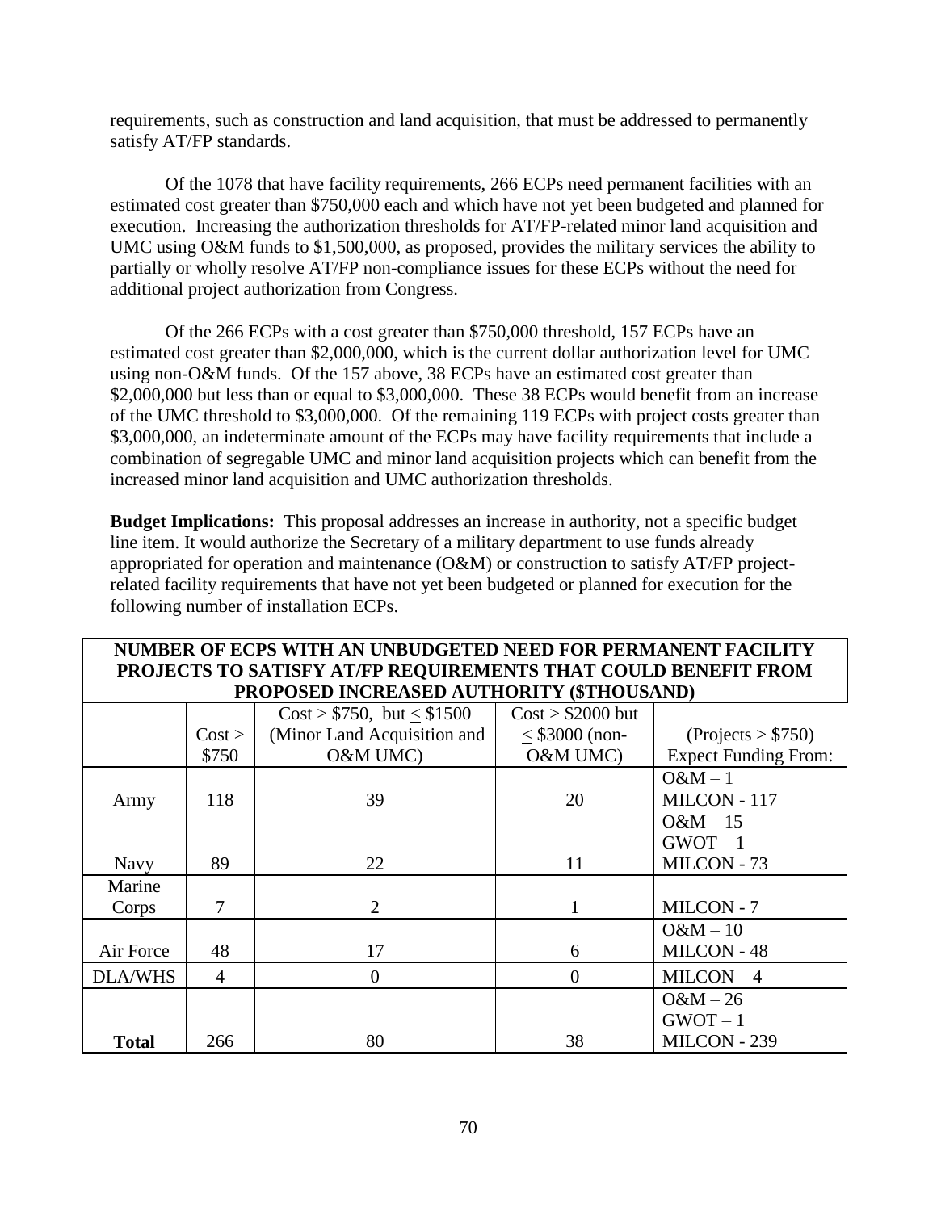requirements, such as construction and land acquisition, that must be addressed to permanently satisfy AT/FP standards.

Of the 1078 that have facility requirements, 266 ECPs need permanent facilities with an estimated cost greater than $750,000 each and which have not yet been budgeted and planned for execution. Increasing the authorization thresholds for AT/FP-related minor land acquisition and UMC using O&M funds to $1,500,000, as proposed, provides the military services the ability to partially or wholly resolve AT/FP non-compliance issues for these ECPs without the need for additional project authorization from Congress.

Of the 266 ECPs with a cost greater than $750,000 threshold, 157 ECPs have an estimated cost greater than $2,000,000, which is the current dollar authorization level for UMC using non-O&M funds. Of the 157 above, 38 ECPs have an estimated cost greater than $2,000,000 but less than or equal to $3,000,000. These 38 ECPs would benefit from an increase of the UMC threshold to $3,000,000. Of the remaining 119 ECPs with project costs greater than $3,000,000, an indeterminate amount of the ECPs may have facility requirements that include a combination of segregable UMC and minor land acquisition projects which can benefit from the increased minor land acquisition and UMC authorization thresholds.

**Budget Implications:** This proposal addresses an increase in authority, not a specific budget line item. It would authorize the Secretary of a military department to use funds already appropriated for operation and maintenance (O&M) or construction to satisfy AT/FP project-related facility requirements that have not yet been budgeted or planned for execution for the following number of installation ECPs.

**NUMBER OF ECPS WITH AN UNBUDGETED NEED FOR PERMANENT FACILITY PROJECTS TO SATISFY AT/FP REQUIREMENTS THAT COULD BENEFIT FROM PROPOSED INCREASED AUTHORITY ($THOUSAND)**

| | Cost > $750 | Cost > $750, but ≤ $1500 (Minor Land Acquisition and O&M UMC) | Cost > $2000 but ≤ $3000 (non-O&M UMC) | (Projects > $750) Expect Funding From: |
|---|---|---|---|---|
| Army | 118 | 39 | 20 | O&M – 1<br>MILCON - 117 |
| Navy | 89 | 22 | 11 | O&M – 15<br>GWOT – 1<br>MILCON - 73 |
| Marine Corps | 7 | 2 | 1 | MILCON - 7 |
| Air Force | 48 | 17 | 6 | O&M – 10<br>MILCON - 48 |
| DLA/WHS | 4 | 0 | 0 | MILCON – 4 |
| **Total** | 266 | 80 | 38 | O&M – 26<br>GWOT – 1<br>MILCON - 239 |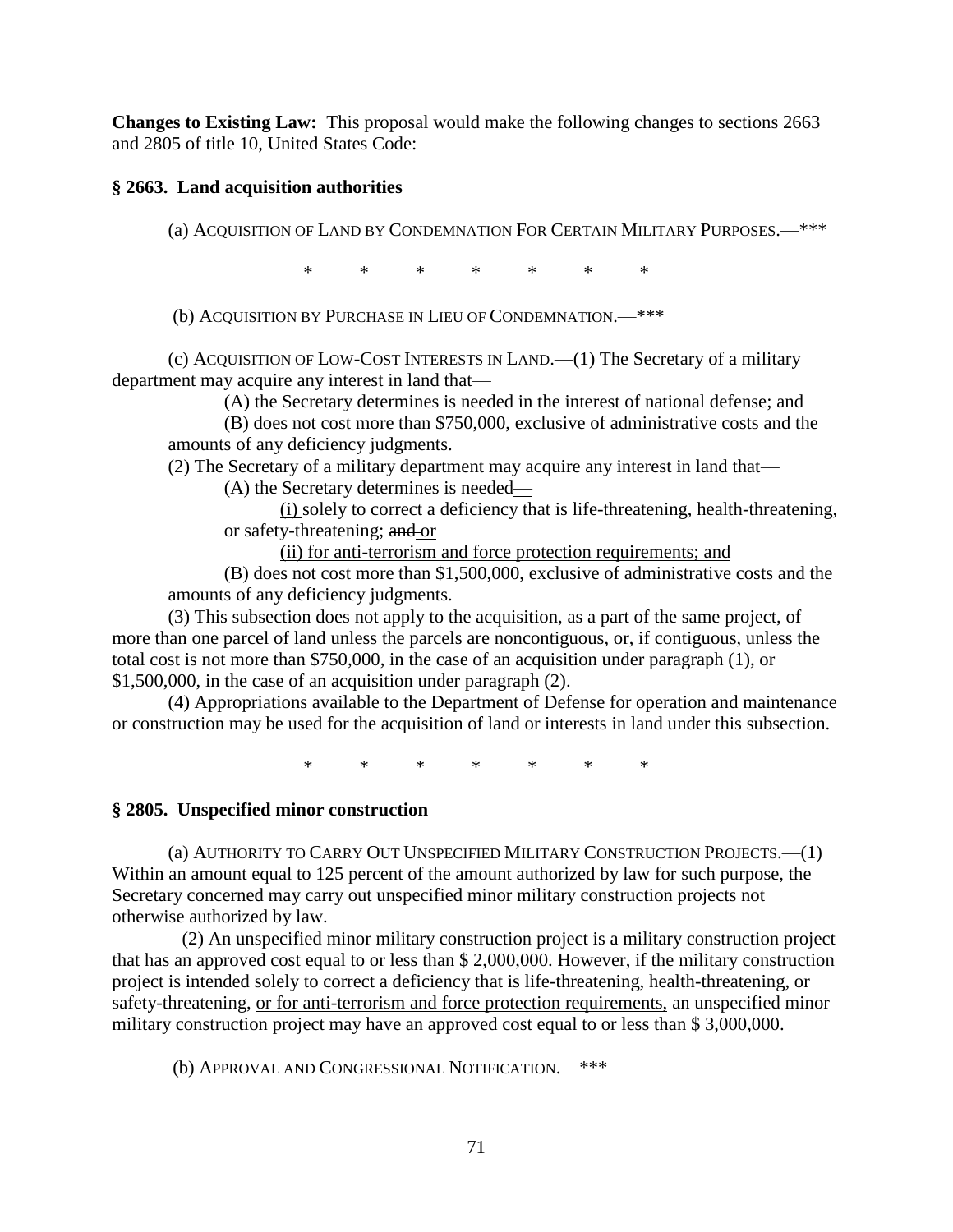**Changes to Existing Law:** This proposal would make the following changes to sections 2663 and 2805 of title 10, United States Code:

### § 2663. Land acquisition authorities

(a) ACQUISITION OF LAND BY CONDEMNATION FOR CERTAIN MILITARY PURPOSES.—***

\* \* \* \* \* \* \*

(b) ACQUISITION BY PURCHASE IN LIEU OF CONDEMNATION.—***

(c) ACQUISITION OF LOW-COST INTERESTS IN LAND.—(1) The Secretary of a military department may acquire any interest in land that—

(A) the Secretary determines is needed in the interest of national defense; and

(B) does not cost more than $750,000, exclusive of administrative costs and the amounts of any deficiency judgments.

(2) The Secretary of a military department may acquire any interest in land that—

(A) the Secretary determines is needed<u>—</u>

<u>(i)</u> solely to correct a deficiency that is life-threatening, health-threatening, or safety-threatening; ~~and~~ <u>or</u>

<u>(ii) for anti-terrorism and force protection requirements; and</u>

(B) does not cost more than $1,500,000, exclusive of administrative costs and the amounts of any deficiency judgments.

(3) This subsection does not apply to the acquisition, as a part of the same project, of more than one parcel of land unless the parcels are noncontiguous, or, if contiguous, unless the total cost is not more than $750,000, in the case of an acquisition under paragraph (1), or $1,500,000, in the case of an acquisition under paragraph (2).

(4) Appropriations available to the Department of Defense for operation and maintenance or construction may be used for the acquisition of land or interests in land under this subsection.

\* \* \* \* \* \* \*

### § 2805. Unspecified minor construction

(a) AUTHORITY TO CARRY OUT UNSPECIFIED MILITARY CONSTRUCTION PROJECTS.—(1) Within an amount equal to 125 percent of the amount authorized by law for such purpose, the Secretary concerned may carry out unspecified minor military construction projects not otherwise authorized by law.

(2) An unspecified minor military construction project is a military construction project that has an approved cost equal to or less than $ 2,000,000. However, if the military construction project is intended solely to correct a deficiency that is life-threatening, health-threatening, or safety-threatening, <u>or for anti-terrorism and force protection requirements,</u> an unspecified minor military construction project may have an approved cost equal to or less than $ 3,000,000.

(b) APPROVAL AND CONGRESSIONAL NOTIFICATION.—***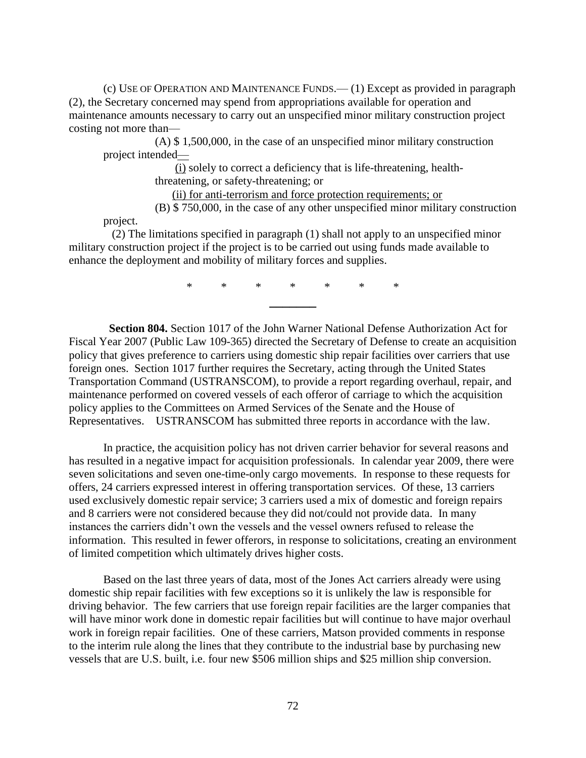(c) USE OF OPERATION AND MAINTENANCE FUNDS.— (1) Except as provided in paragraph (2), the Secretary concerned may spend from appropriations available for operation and maintenance amounts necessary to carry out an unspecified minor military construction project costing not more than—

(A) $ 1,500,000, in the case of an unspecified minor military construction project intended—

(i) solely to correct a deficiency that is life-threatening, health-threatening, or safety-threatening; or

(ii) for anti-terrorism and force protection requirements; or

(B) $ 750,000, in the case of any other unspecified minor military construction project.

(2) The limitations specified in paragraph (1) shall not apply to an unspecified minor military construction project if the project is to be carried out using funds made available to enhance the deployment and mobility of military forces and supplies.

\* \* \* \* \* \* \*

---

**Section 804.** Section 1017 of the John Warner National Defense Authorization Act for Fiscal Year 2007 (Public Law 109-365) directed the Secretary of Defense to create an acquisition policy that gives preference to carriers using domestic ship repair facilities over carriers that use foreign ones. Section 1017 further requires the Secretary, acting through the United States Transportation Command (USTRANSCOM), to provide a report regarding overhaul, repair, and maintenance performed on covered vessels of each offeror of carriage to which the acquisition policy applies to the Committees on Armed Services of the Senate and the House of Representatives. USTRANSCOM has submitted three reports in accordance with the law.

In practice, the acquisition policy has not driven carrier behavior for several reasons and has resulted in a negative impact for acquisition professionals. In calendar year 2009, there were seven solicitations and seven one-time-only cargo movements. In response to these requests for offers, 24 carriers expressed interest in offering transportation services. Of these, 13 carriers used exclusively domestic repair service; 3 carriers used a mix of domestic and foreign repairs and 8 carriers were not considered because they did not/could not provide data. In many instances the carriers didn't own the vessels and the vessel owners refused to release the information. This resulted in fewer offerors, in response to solicitations, creating an environment of limited competition which ultimately drives higher costs.

Based on the last three years of data, most of the Jones Act carriers already were using domestic ship repair facilities with few exceptions so it is unlikely the law is responsible for driving behavior. The few carriers that use foreign repair facilities are the larger companies that will have minor work done in domestic repair facilities but will continue to have major overhaul work in foreign repair facilities. One of these carriers, Matson provided comments in response to the interim rule along the lines that they contribute to the industrial base by purchasing new vessels that are U.S. built, i.e. four new $506 million ships and $25 million ship conversion.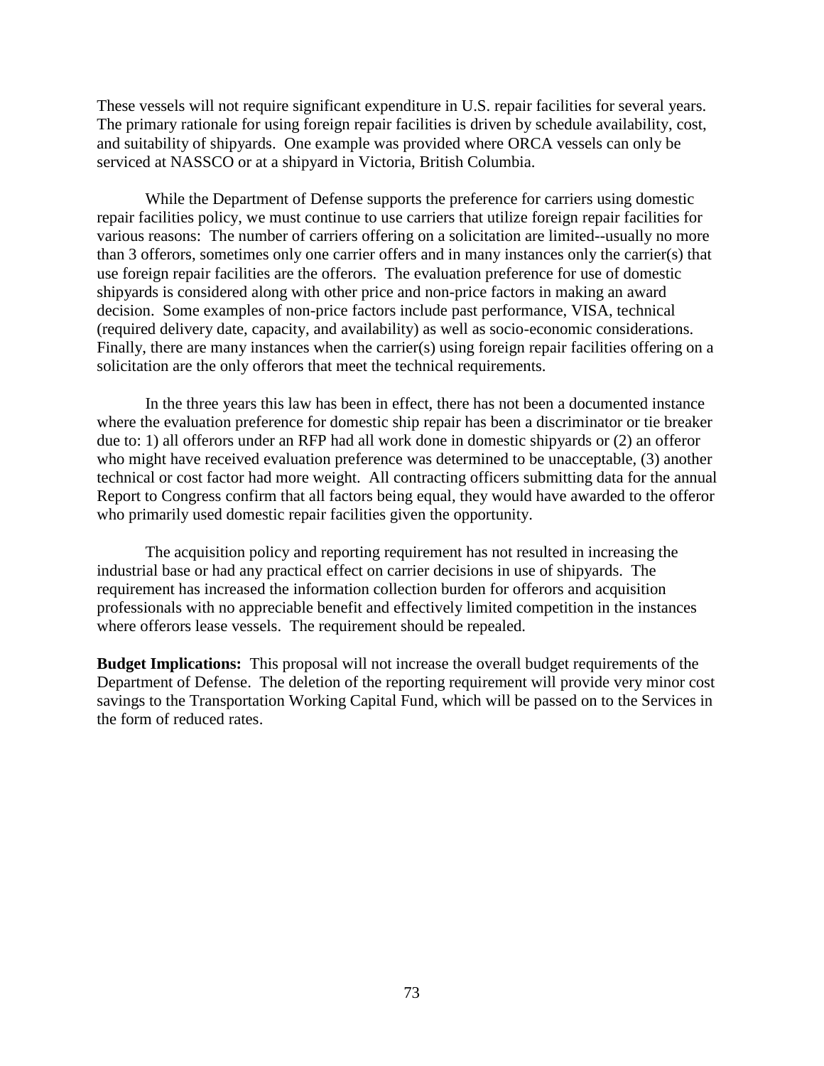These vessels will not require significant expenditure in U.S. repair facilities for several years. The primary rationale for using foreign repair facilities is driven by schedule availability, cost, and suitability of shipyards. One example was provided where ORCA vessels can only be serviced at NASSCO or at a shipyard in Victoria, British Columbia.

While the Department of Defense supports the preference for carriers using domestic repair facilities policy, we must continue to use carriers that utilize foreign repair facilities for various reasons: The number of carriers offering on a solicitation are limited--usually no more than 3 offerors, sometimes only one carrier offers and in many instances only the carrier(s) that use foreign repair facilities are the offerors. The evaluation preference for use of domestic shipyards is considered along with other price and non-price factors in making an award decision. Some examples of non-price factors include past performance, VISA, technical (required delivery date, capacity, and availability) as well as socio-economic considerations. Finally, there are many instances when the carrier(s) using foreign repair facilities offering on a solicitation are the only offerors that meet the technical requirements.

In the three years this law has been in effect, there has not been a documented instance where the evaluation preference for domestic ship repair has been a discriminator or tie breaker due to: 1) all offerors under an RFP had all work done in domestic shipyards or (2) an offeror who might have received evaluation preference was determined to be unacceptable, (3) another technical or cost factor had more weight. All contracting officers submitting data for the annual Report to Congress confirm that all factors being equal, they would have awarded to the offeror who primarily used domestic repair facilities given the opportunity.

The acquisition policy and reporting requirement has not resulted in increasing the industrial base or had any practical effect on carrier decisions in use of shipyards. The requirement has increased the information collection burden for offerors and acquisition professionals with no appreciable benefit and effectively limited competition in the instances where offerors lease vessels. The requirement should be repealed.

**Budget Implications:** This proposal will not increase the overall budget requirements of the Department of Defense. The deletion of the reporting requirement will provide very minor cost savings to the Transportation Working Capital Fund, which will be passed on to the Services in the form of reduced rates.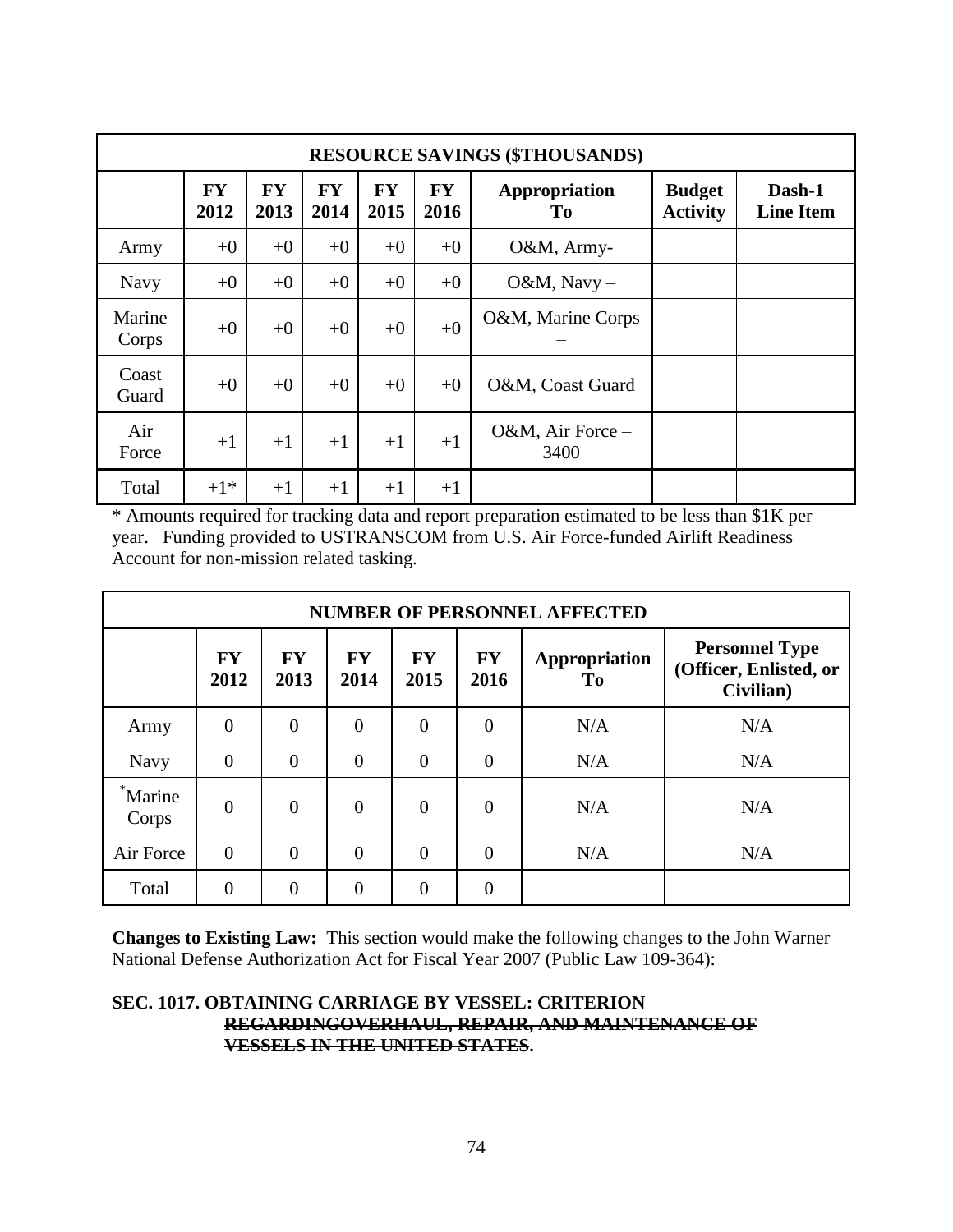| RESOURCE SAVINGS ($THOUSANDS) | | | | | | | | |
|---|---|---|---|---|---|---|---|---|
| | **FY 2012** | **FY 2013** | **FY 2014** | **FY 2015** | **FY 2016** | **Appropriation To** | **Budget Activity** | **Dash-1 Line Item** |
| Army | +0 | +0 | +0 | +0 | +0 | O&M, Army- | | |
| Navy | +0 | +0 | +0 | +0 | +0 | O&M, Navy – | | |
| Marine Corps | +0 | +0 | +0 | +0 | +0 | O&M, Marine Corps – | | |
| Coast Guard | +0 | +0 | +0 | +0 | +0 | O&M, Coast Guard | | |
| Air Force | +1 | +1 | +1 | +1 | +1 | O&M, Air Force – 3400 | | |
| Total | +1* | +1 | +1 | +1 | +1 | | | |

* Amounts required for tracking data and report preparation estimated to be less than $1K per year. Funding provided to USTRANSCOM from U.S. Air Force-funded Airlift Readiness Account for non-mission related tasking.

| NUMBER OF PERSONNEL AFFECTED | | | | | | | |
|---|---|---|---|---|---|---|---|
| | **FY 2012** | **FY 2013** | **FY 2014** | **FY 2015** | **FY 2016** | **Appropriation To** | **Personnel Type (Officer, Enlisted, or Civilian)** |
| Army | 0 | 0 | 0 | 0 | 0 | N/A | N/A |
| Navy | 0 | 0 | 0 | 0 | 0 | N/A | N/A |
| *Marine Corps | 0 | 0 | 0 | 0 | 0 | N/A | N/A |
| Air Force | 0 | 0 | 0 | 0 | 0 | N/A | N/A |
| Total | 0 | 0 | 0 | 0 | 0 | | |

**Changes to Existing Law:** This section would make the following changes to the John Warner National Defense Authorization Act for Fiscal Year 2007 (Public Law 109-364):

**~~SEC. 1017. OBTAINING CARRIAGE BY VESSEL: CRITERION REGARDINGOVERHAUL, REPAIR, AND MAINTENANCE OF VESSELS IN THE UNITED STATES.~~**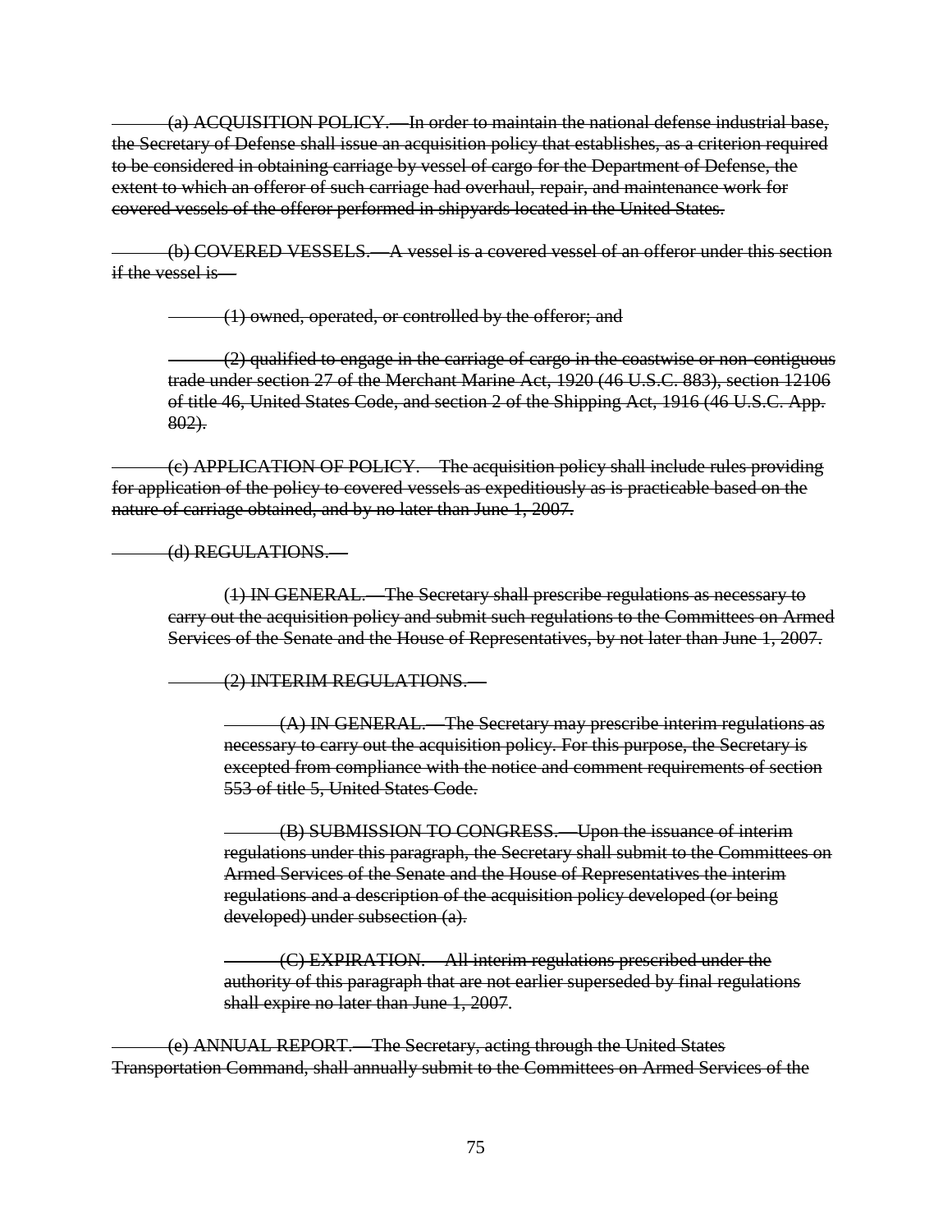~~(a) ACQUISITION POLICY.—In order to maintain the national defense industrial base, the Secretary of Defense shall issue an acquisition policy that establishes, as a criterion required to be considered in obtaining carriage by vessel of cargo for the Department of Defense, the extent to which an offeror of such carriage had overhaul, repair, and maintenance work for covered vessels of the offeror performed in shipyards located in the United States.~~

~~(b) COVERED VESSELS.—A vessel is a covered vessel of an offeror under this section if the vessel is—~~

> ~~(1) owned, operated, or controlled by the offeror; and~~
>
> ~~(2) qualified to engage in the carriage of cargo in the coastwise or non-contiguous trade under section 27 of the Merchant Marine Act, 1920 (46 U.S.C. 883), section 12106 of title 46, United States Code, and section 2 of the Shipping Act, 1916 (46 U.S.C. App. 802).~~

~~(c) APPLICATION OF POLICY.—The acquisition policy shall include rules providing for application of the policy to covered vessels as expeditiously as is practicable based on the nature of carriage obtained, and by no later than June 1, 2007.~~

~~(d) REGULATIONS.—~~

> ~~(1) IN GENERAL.—The Secretary shall prescribe regulations as necessary to carry out the acquisition policy and submit such regulations to the Committees on Armed Services of the Senate and the House of Representatives, by not later than June 1, 2007.~~
>
> ~~(2) INTERIM REGULATIONS.—~~
>
> > ~~(A) IN GENERAL.—The Secretary may prescribe interim regulations as necessary to carry out the acquisition policy. For this purpose, the Secretary is excepted from compliance with the notice and comment requirements of section 553 of title 5, United States Code.~~
> >
> > ~~(B) SUBMISSION TO CONGRESS.—Upon the issuance of interim regulations under this paragraph, the Secretary shall submit to the Committees on Armed Services of the Senate and the House of Representatives the interim regulations and a description of the acquisition policy developed (or being developed) under subsection (a).~~
> >
> > ~~(C) EXPIRATION.—All interim regulations prescribed under the authority of this paragraph that are not earlier superseded by final regulations shall expire no later than June 1, 2007.~~

~~(e) ANNUAL REPORT.—The Secretary, acting through the United States Transportation Command, shall annually submit to the Committees on Armed Services of the~~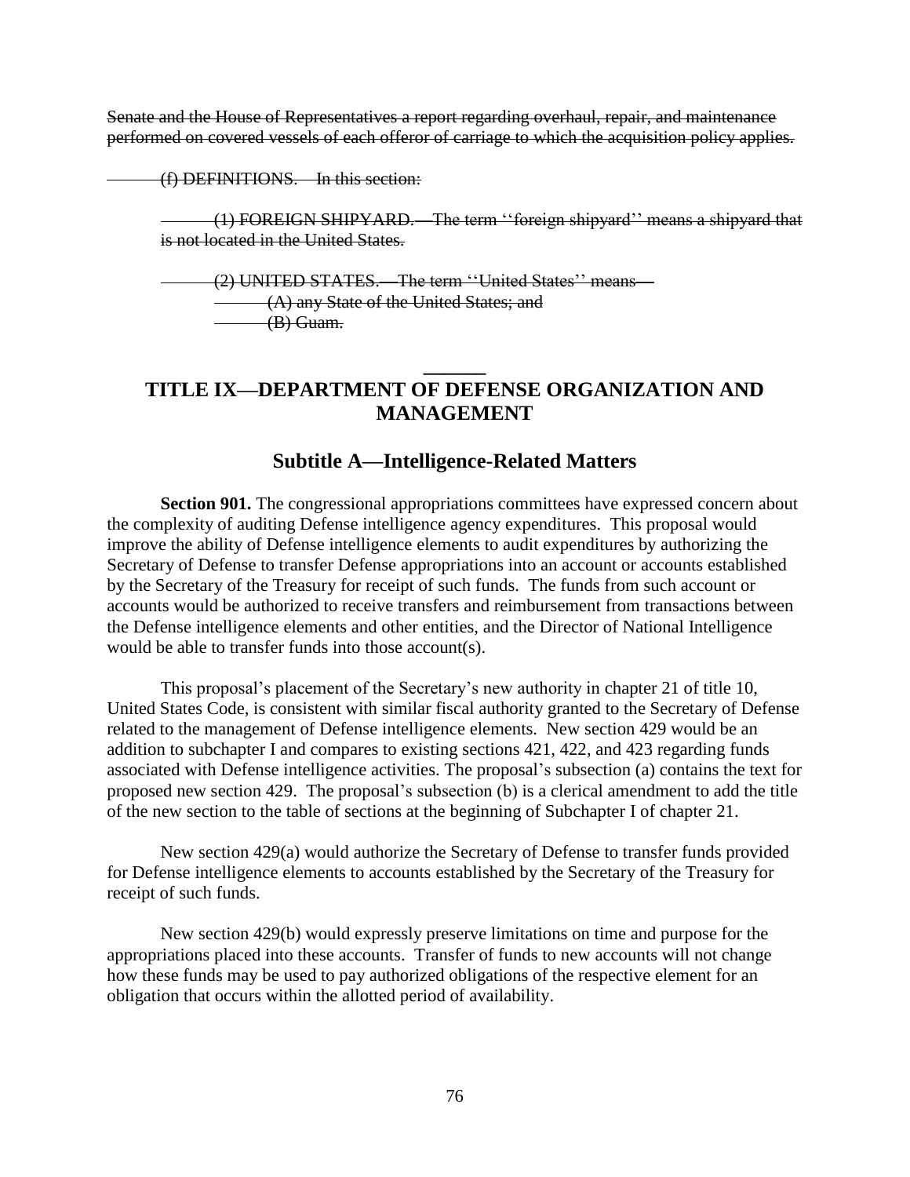~~Senate and the House of Representatives a report regarding overhaul, repair, and maintenance performed on covered vessels of each offeror of carriage to which the acquisition policy applies.~~

~~(f) DEFINITIONS.—In this section:~~

~~(1) FOREIGN SHIPYARD.—The term ''foreign shipyard'' means a shipyard that is not located in the United States.~~

~~(2) UNITED STATES.—The term ''United States'' means—~~
~~(A) any State of the United States; and~~
~~(B) Guam.~~

______

# TITLE IX—DEPARTMENT OF DEFENSE ORGANIZATION AND MANAGEMENT

## Subtitle A—Intelligence-Related Matters

**Section 901.** The congressional appropriations committees have expressed concern about the complexity of auditing Defense intelligence agency expenditures. This proposal would improve the ability of Defense intelligence elements to audit expenditures by authorizing the Secretary of Defense to transfer Defense appropriations into an account or accounts established by the Secretary of the Treasury for receipt of such funds. The funds from such account or accounts would be authorized to receive transfers and reimbursement from transactions between the Defense intelligence elements and other entities, and the Director of National Intelligence would be able to transfer funds into those account(s).

This proposal's placement of the Secretary's new authority in chapter 21 of title 10, United States Code, is consistent with similar fiscal authority granted to the Secretary of Defense related to the management of Defense intelligence elements. New section 429 would be an addition to subchapter I and compares to existing sections 421, 422, and 423 regarding funds associated with Defense intelligence activities. The proposal's subsection (a) contains the text for proposed new section 429. The proposal's subsection (b) is a clerical amendment to add the title of the new section to the table of sections at the beginning of Subchapter I of chapter 21.

New section 429(a) would authorize the Secretary of Defense to transfer funds provided for Defense intelligence elements to accounts established by the Secretary of the Treasury for receipt of such funds.

New section 429(b) would expressly preserve limitations on time and purpose for the appropriations placed into these accounts. Transfer of funds to new accounts will not change how these funds may be used to pay authorized obligations of the respective element for an obligation that occurs within the allotted period of availability.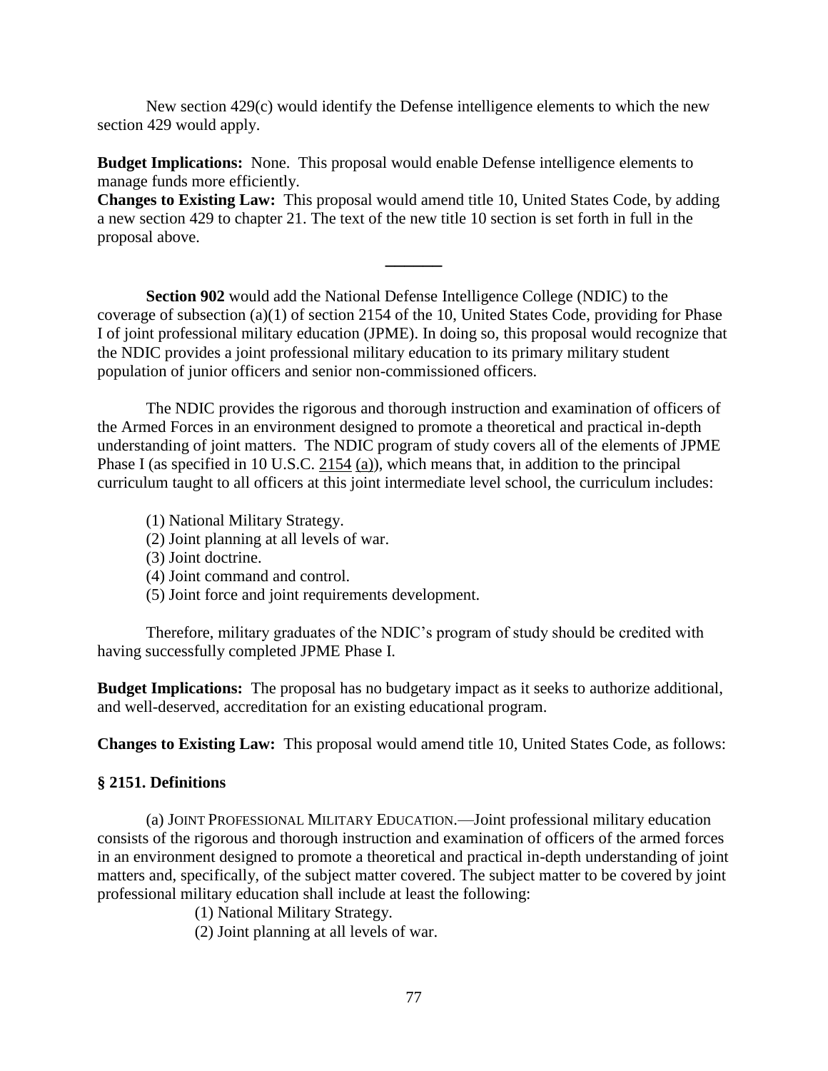New section 429(c) would identify the Defense intelligence elements to which the new section 429 would apply.

**Budget Implications:** None. This proposal would enable Defense intelligence elements to manage funds more efficiently.

**Changes to Existing Law:** This proposal would amend title 10, United States Code, by adding a new section 429 to chapter 21. The text of the new title 10 section is set forth in full in the proposal above.

---

**Section 902** would add the National Defense Intelligence College (NDIC) to the coverage of subsection (a)(1) of section 2154 of the 10, United States Code, providing for Phase I of joint professional military education (JPME). In doing so, this proposal would recognize that the NDIC provides a joint professional military education to its primary military student population of junior officers and senior non-commissioned officers.

The NDIC provides the rigorous and thorough instruction and examination of officers of the Armed Forces in an environment designed to promote a theoretical and practical in-depth understanding of joint matters. The NDIC program of study covers all of the elements of JPME Phase I (as specified in 10 U.S.C. 2154 (a)), which means that, in addition to the principal curriculum taught to all officers at this joint intermediate level school, the curriculum includes:

(1) National Military Strategy.
(2) Joint planning at all levels of war.
(3) Joint doctrine.
(4) Joint command and control.
(5) Joint force and joint requirements development.

Therefore, military graduates of the NDIC's program of study should be credited with having successfully completed JPME Phase I.

**Budget Implications:** The proposal has no budgetary impact as it seeks to authorize additional, and well-deserved, accreditation for an existing educational program.

**Changes to Existing Law:** This proposal would amend title 10, United States Code, as follows:

**§ 2151. Definitions**

(a) JOINT PROFESSIONAL MILITARY EDUCATION.—Joint professional military education consists of the rigorous and thorough instruction and examination of officers of the armed forces in an environment designed to promote a theoretical and practical in-depth understanding of joint matters and, specifically, of the subject matter covered. The subject matter to be covered by joint professional military education shall include at least the following:

(1) National Military Strategy.
(2) Joint planning at all levels of war.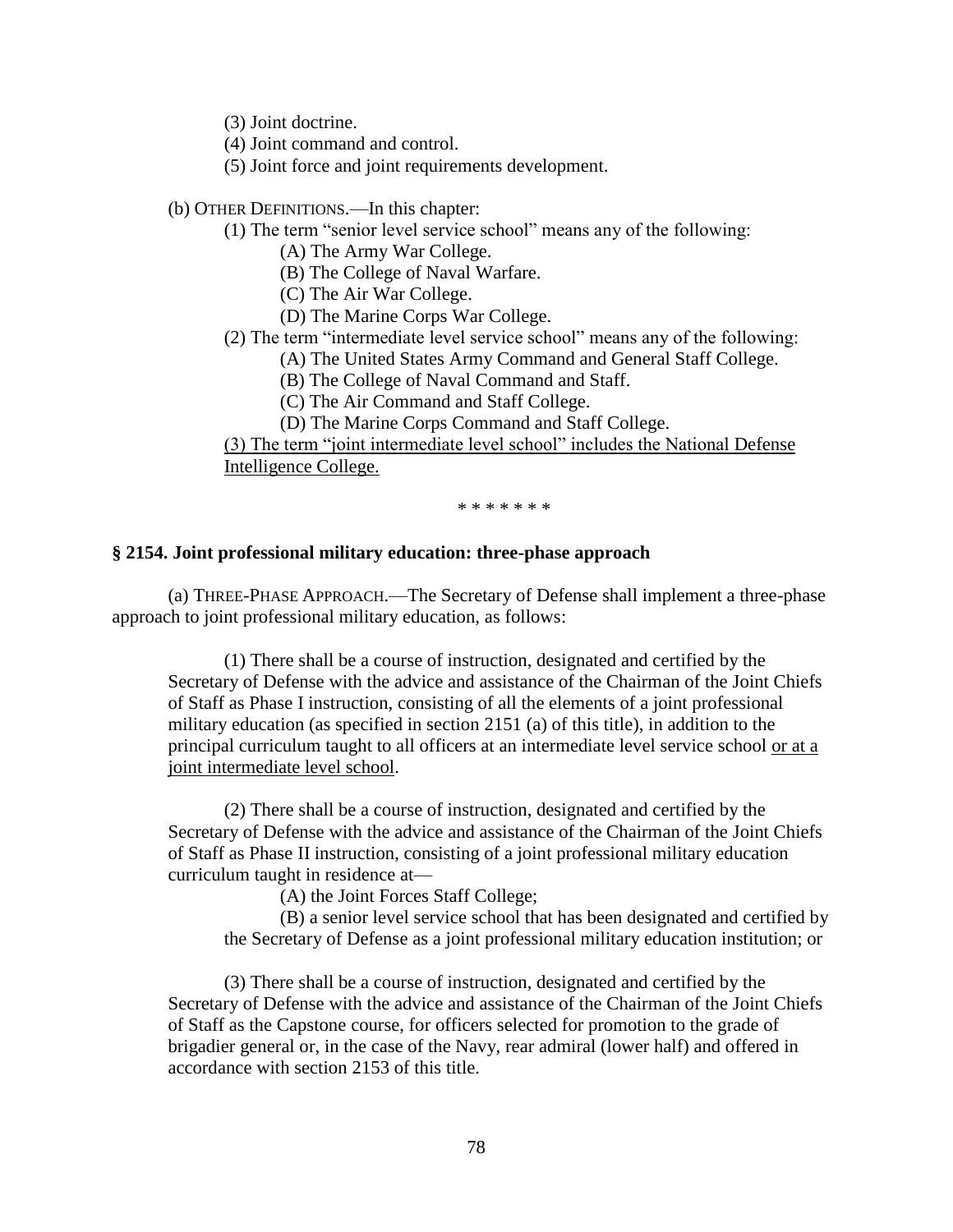(3) Joint doctrine.

(4) Joint command and control.

(5) Joint force and joint requirements development.

(b) OTHER DEFINITIONS.—In this chapter:

(1) The term "senior level service school" means any of the following:

(A) The Army War College.

(B) The College of Naval Warfare.

(C) The Air War College.

(D) The Marine Corps War College.

(2) The term "intermediate level service school" means any of the following:

(A) The United States Army Command and General Staff College.

(B) The College of Naval Command and Staff.

(C) The Air Command and Staff College.

(D) The Marine Corps Command and Staff College.

<u>(3) The term "joint intermediate level school" includes the National Defense Intelligence College.</u>

\* \* \* \* \* \* \*

### § 2154. Joint professional military education: three-phase approach

(a) THREE-PHASE APPROACH.—The Secretary of Defense shall implement a three-phase approach to joint professional military education, as follows:

(1) There shall be a course of instruction, designated and certified by the Secretary of Defense with the advice and assistance of the Chairman of the Joint Chiefs of Staff as Phase I instruction, consisting of all the elements of a joint professional military education (as specified in section 2151 (a) of this title), in addition to the principal curriculum taught to all officers at an intermediate level service school <u>or at a joint intermediate level school</u>.

(2) There shall be a course of instruction, designated and certified by the Secretary of Defense with the advice and assistance of the Chairman of the Joint Chiefs of Staff as Phase II instruction, consisting of a joint professional military education curriculum taught in residence at—

(A) the Joint Forces Staff College;

(B) a senior level service school that has been designated and certified by the Secretary of Defense as a joint professional military education institution; or

(3) There shall be a course of instruction, designated and certified by the Secretary of Defense with the advice and assistance of the Chairman of the Joint Chiefs of Staff as the Capstone course, for officers selected for promotion to the grade of brigadier general or, in the case of the Navy, rear admiral (lower half) and offered in accordance with section 2153 of this title.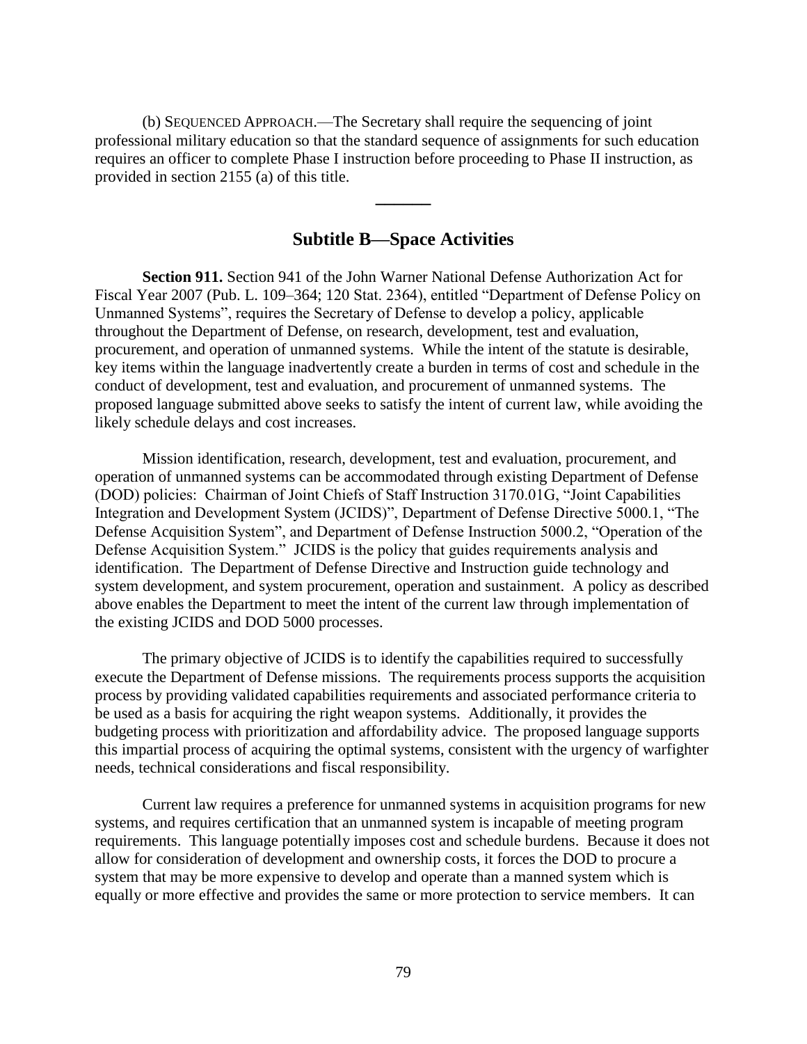(b) SEQUENCED APPROACH.—The Secretary shall require the sequencing of joint professional military education so that the standard sequence of assignments for such education requires an officer to complete Phase I instruction before proceeding to Phase II instruction, as provided in section 2155 (a) of this title.

———

## Subtitle B—Space Activities

**Section 911.** Section 941 of the John Warner National Defense Authorization Act for Fiscal Year 2007 (Pub. L. 109–364; 120 Stat. 2364), entitled "Department of Defense Policy on Unmanned Systems", requires the Secretary of Defense to develop a policy, applicable throughout the Department of Defense, on research, development, test and evaluation, procurement, and operation of unmanned systems. While the intent of the statute is desirable, key items within the language inadvertently create a burden in terms of cost and schedule in the conduct of development, test and evaluation, and procurement of unmanned systems. The proposed language submitted above seeks to satisfy the intent of current law, while avoiding the likely schedule delays and cost increases.

Mission identification, research, development, test and evaluation, procurement, and operation of unmanned systems can be accommodated through existing Department of Defense (DOD) policies: Chairman of Joint Chiefs of Staff Instruction 3170.01G, "Joint Capabilities Integration and Development System (JCIDS)", Department of Defense Directive 5000.1, "The Defense Acquisition System", and Department of Defense Instruction 5000.2, "Operation of the Defense Acquisition System." JCIDS is the policy that guides requirements analysis and identification. The Department of Defense Directive and Instruction guide technology and system development, and system procurement, operation and sustainment. A policy as described above enables the Department to meet the intent of the current law through implementation of the existing JCIDS and DOD 5000 processes.

The primary objective of JCIDS is to identify the capabilities required to successfully execute the Department of Defense missions. The requirements process supports the acquisition process by providing validated capabilities requirements and associated performance criteria to be used as a basis for acquiring the right weapon systems. Additionally, it provides the budgeting process with prioritization and affordability advice. The proposed language supports this impartial process of acquiring the optimal systems, consistent with the urgency of warfighter needs, technical considerations and fiscal responsibility.

Current law requires a preference for unmanned systems in acquisition programs for new systems, and requires certification that an unmanned system is incapable of meeting program requirements. This language potentially imposes cost and schedule burdens. Because it does not allow for consideration of development and ownership costs, it forces the DOD to procure a system that may be more expensive to develop and operate than a manned system which is equally or more effective and provides the same or more protection to service members. It can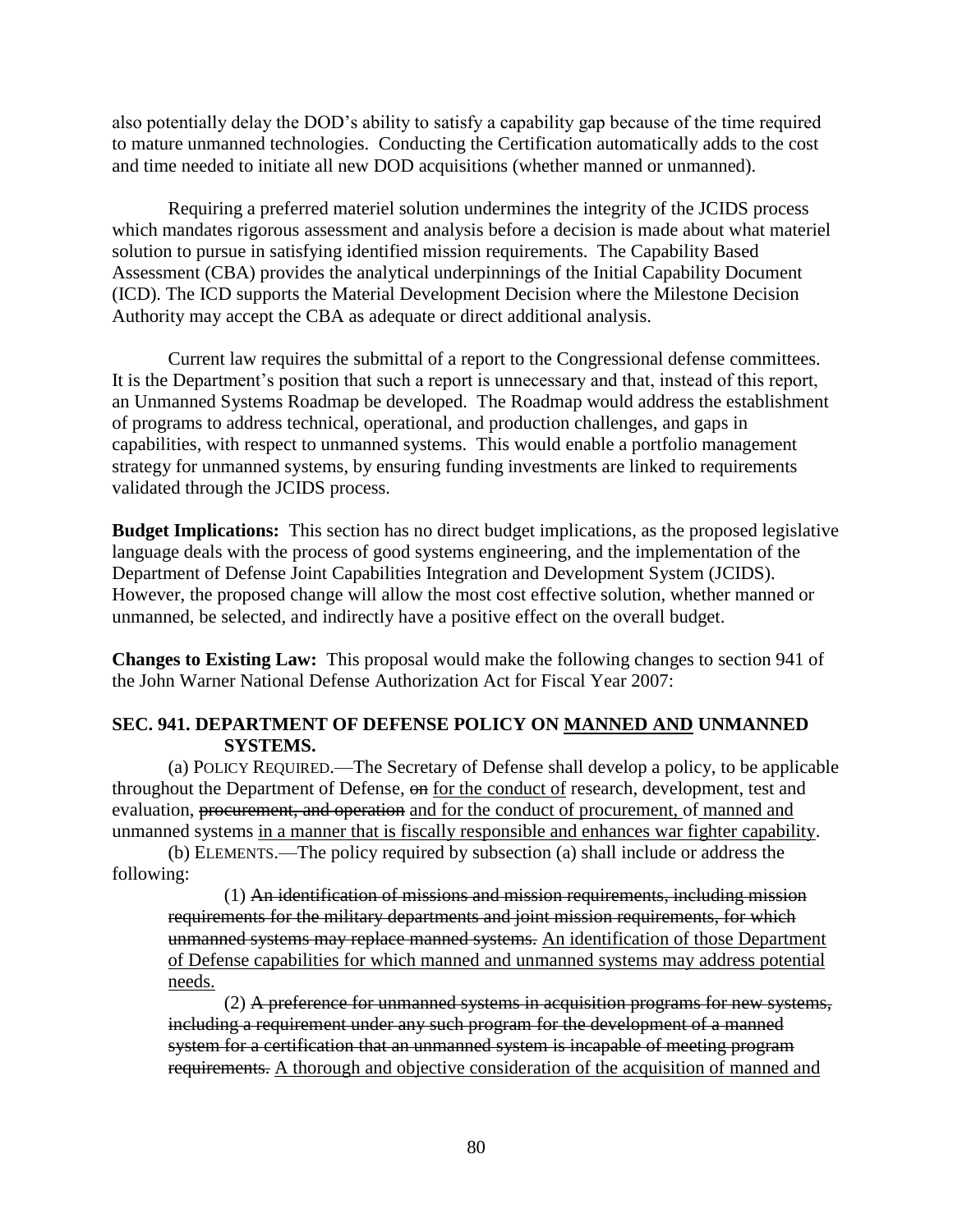also potentially delay the DOD's ability to satisfy a capability gap because of the time required to mature unmanned technologies. Conducting the Certification automatically adds to the cost and time needed to initiate all new DOD acquisitions (whether manned or unmanned).

Requiring a preferred materiel solution undermines the integrity of the JCIDS process which mandates rigorous assessment and analysis before a decision is made about what materiel solution to pursue in satisfying identified mission requirements. The Capability Based Assessment (CBA) provides the analytical underpinnings of the Initial Capability Document (ICD). The ICD supports the Material Development Decision where the Milestone Decision Authority may accept the CBA as adequate or direct additional analysis.

Current law requires the submittal of a report to the Congressional defense committees. It is the Department's position that such a report is unnecessary and that, instead of this report, an Unmanned Systems Roadmap be developed. The Roadmap would address the establishment of programs to address technical, operational, and production challenges, and gaps in capabilities, with respect to unmanned systems. This would enable a portfolio management strategy for unmanned systems, by ensuring funding investments are linked to requirements validated through the JCIDS process.

**Budget Implications:** This section has no direct budget implications, as the proposed legislative language deals with the process of good systems engineering, and the implementation of the Department of Defense Joint Capabilities Integration and Development System (JCIDS). However, the proposed change will allow the most cost effective solution, whether manned or unmanned, be selected, and indirectly have a positive effect on the overall budget.

**Changes to Existing Law:** This proposal would make the following changes to section 941 of the John Warner National Defense Authorization Act for Fiscal Year 2007:

**SEC. 941. DEPARTMENT OF DEFENSE POLICY ON <u>MANNED AND</u> UNMANNED SYSTEMS.**

(a) POLICY REQUIRED.—The Secretary of Defense shall develop a policy, to be applicable throughout the Department of Defense, ~~on~~ <u>for the conduct of</u> research, development, test and evaluation, ~~procurement, and operation~~ <u>and for the conduct of procurement,</u> of <u>manned and</u> unmanned systems <u>in a manner that is fiscally responsible and enhances war fighter capability</u>.

(b) ELEMENTS.—The policy required by subsection (a) shall include or address the following:

(1) ~~An identification of missions and mission requirements, including mission requirements for the military departments and joint mission requirements, for which unmanned systems may replace manned systems.~~ <u>An identification of those Department of Defense capabilities for which manned and unmanned systems may address potential needs.</u>

(2) ~~A preference for unmanned systems in acquisition programs for new systems, including a requirement under any such program for the development of a manned system for a certification that an unmanned system is incapable of meeting program requirements.~~ <u>A thorough and objective consideration of the acquisition of manned and</u>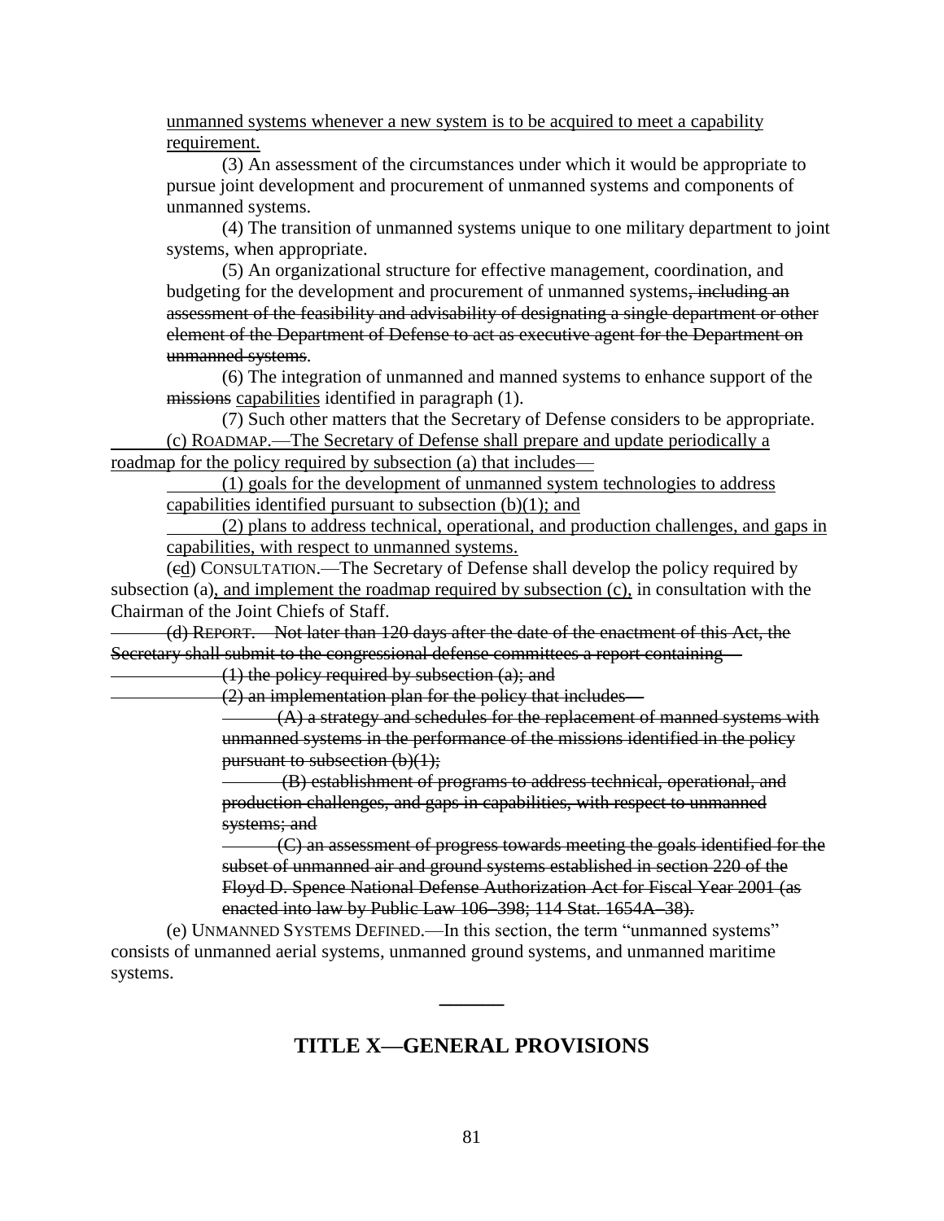unmanned systems whenever a new system is to be acquired to meet a capability requirement.

(3) An assessment of the circumstances under which it would be appropriate to pursue joint development and procurement of unmanned systems and components of unmanned systems.

(4) The transition of unmanned systems unique to one military department to joint systems, when appropriate.

(5) An organizational structure for effective management, coordination, and budgeting for the development and procurement of unmanned systems~~, including an assessment of the feasibility and advisability of designating a single department or other element of the Department of Defense to act as executive agent for the Department on unmanned systems~~.

(6) The integration of unmanned and manned systems to enhance support of the ~~missions~~ capabilities identified in paragraph (1).

(7) Such other matters that the Secretary of Defense considers to be appropriate.

(c) ROADMAP.—The Secretary of Defense shall prepare and update periodically a roadmap for the policy required by subsection (a) that includes—

(1) goals for the development of unmanned system technologies to address capabilities identified pursuant to subsection (b)(1); and

(2) plans to address technical, operational, and production challenges, and gaps in capabilities, with respect to unmanned systems.

(~~c~~d) CONSULTATION.—The Secretary of Defense shall develop the policy required by subsection (a), and implement the roadmap required by subsection (c), in consultation with the Chairman of the Joint Chiefs of Staff.

~~(d) REPORT.—Not later than 120 days after the date of the enactment of this Act, the Secretary shall submit to the congressional defense committees a report containing—~~

~~(1) the policy required by subsection (a); and~~

~~(2) an implementation plan for the policy that includes—~~

~~(A) a strategy and schedules for the replacement of manned systems with unmanned systems in the performance of the missions identified in the policy pursuant to subsection (b)(1);~~

~~(B) establishment of programs to address technical, operational, and production challenges, and gaps in capabilities, with respect to unmanned systems; and~~

~~(C) an assessment of progress towards meeting the goals identified for the subset of unmanned air and ground systems established in section 220 of the Floyd D. Spence National Defense Authorization Act for Fiscal Year 2001 (as enacted into law by Public Law 106–398; 114 Stat. 1654A–38).~~

(e) UNMANNED SYSTEMS DEFINED.—In this section, the term "unmanned systems" consists of unmanned aerial systems, unmanned ground systems, and unmanned maritime systems.

---

## TITLE X—GENERAL PROVISIONS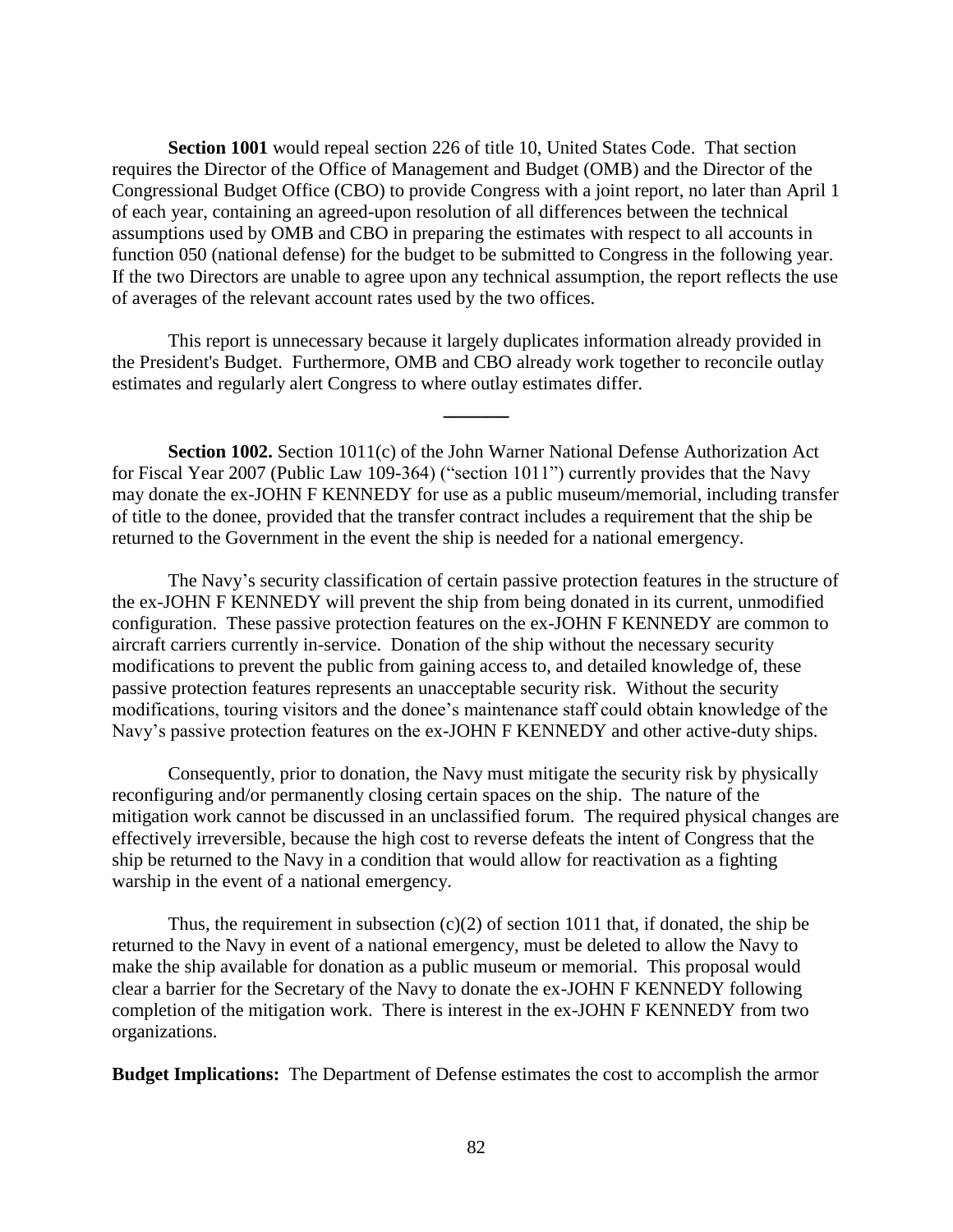**Section 1001** would repeal section 226 of title 10, United States Code. That section requires the Director of the Office of Management and Budget (OMB) and the Director of the Congressional Budget Office (CBO) to provide Congress with a joint report, no later than April 1 of each year, containing an agreed-upon resolution of all differences between the technical assumptions used by OMB and CBO in preparing the estimates with respect to all accounts in function 050 (national defense) for the budget to be submitted to Congress in the following year. If the two Directors are unable to agree upon any technical assumption, the report reflects the use of averages of the relevant account rates used by the two offices.

This report is unnecessary because it largely duplicates information already provided in the President's Budget. Furthermore, OMB and CBO already work together to reconcile outlay estimates and regularly alert Congress to where outlay estimates differ.

---

**Section 1002.** Section 1011(c) of the John Warner National Defense Authorization Act for Fiscal Year 2007 (Public Law 109-364) ("section 1011") currently provides that the Navy may donate the ex-JOHN F KENNEDY for use as a public museum/memorial, including transfer of title to the donee, provided that the transfer contract includes a requirement that the ship be returned to the Government in the event the ship is needed for a national emergency.

The Navy's security classification of certain passive protection features in the structure of the ex-JOHN F KENNEDY will prevent the ship from being donated in its current, unmodified configuration. These passive protection features on the ex-JOHN F KENNEDY are common to aircraft carriers currently in-service. Donation of the ship without the necessary security modifications to prevent the public from gaining access to, and detailed knowledge of, these passive protection features represents an unacceptable security risk. Without the security modifications, touring visitors and the donee's maintenance staff could obtain knowledge of the Navy's passive protection features on the ex-JOHN F KENNEDY and other active-duty ships.

Consequently, prior to donation, the Navy must mitigate the security risk by physically reconfiguring and/or permanently closing certain spaces on the ship. The nature of the mitigation work cannot be discussed in an unclassified forum. The required physical changes are effectively irreversible, because the high cost to reverse defeats the intent of Congress that the ship be returned to the Navy in a condition that would allow for reactivation as a fighting warship in the event of a national emergency.

Thus, the requirement in subsection (c)(2) of section 1011 that, if donated, the ship be returned to the Navy in event of a national emergency, must be deleted to allow the Navy to make the ship available for donation as a public museum or memorial. This proposal would clear a barrier for the Secretary of the Navy to donate the ex-JOHN F KENNEDY following completion of the mitigation work. There is interest in the ex-JOHN F KENNEDY from two organizations.

**Budget Implications:** The Department of Defense estimates the cost to accomplish the armor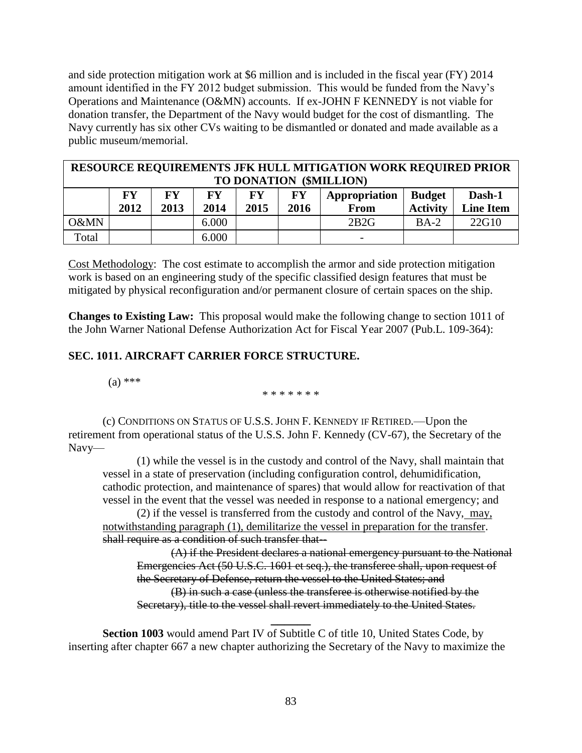and side protection mitigation work at $6 million and is included in the fiscal year (FY) 2014 amount identified in the FY 2012 budget submission. This would be funded from the Navy's Operations and Maintenance (O&MN) accounts. If ex-JOHN F KENNEDY is not viable for donation transfer, the Department of the Navy would budget for the cost of dismantling. The Navy currently has six other CVs waiting to be dismantled or donated and made available as a public museum/memorial.

| RESOURCE REQUIREMENTS JFK HULL MITIGATION WORK REQUIRED PRIOR TO DONATION ($MILLION) | | | | | | | | |
|---|---|---|---|---|---|---|---|---|
| | **FY 2012** | **FY 2013** | **FY 2014** | **FY 2015** | **FY 2016** | **Appropriation From** | **Budget Activity** | **Dash-1 Line Item** |
| O&MN | | | 6.000 | | | 2B2G | BA-2 | 22G10 |
| Total | | | 6.000 | | | - | | |

Cost Methodology: The cost estimate to accomplish the armor and side protection mitigation work is based on an engineering study of the specific classified design features that must be mitigated by physical reconfiguration and/or permanent closure of certain spaces on the ship.

**Changes to Existing Law:** This proposal would make the following change to section 1011 of the John Warner National Defense Authorization Act for Fiscal Year 2007 (Pub.L. 109-364):

**SEC. 1011. AIRCRAFT CARRIER FORCE STRUCTURE.**

(a) ***

\* \* \* \* \* \* \*

(c) CONDITIONS ON STATUS OF U.S.S. JOHN F. KENNEDY IF RETIRED.—Upon the retirement from operational status of the U.S.S. John F. Kennedy (CV-67), the Secretary of the Navy—

(1) while the vessel is in the custody and control of the Navy, shall maintain that vessel in a state of preservation (including configuration control, dehumidification, cathodic protection, and maintenance of spares) that would allow for reactivation of that vessel in the event that the vessel was needed in response to a national emergency; and

(2) if the vessel is transferred from the custody and control of the Navy, <u>may, notwithstanding paragraph (1), demilitarize the vessel in preparation for the transfer</u>. ~~shall require as a condition of such transfer that--~~

~~(A) if the President declares a national emergency pursuant to the National Emergencies Act (50 U.S.C. 1601 et seq.), the transferee shall, upon request of the Secretary of Defense, return the vessel to the United States; and~~

~~(B) in such a case (unless the transferee is otherwise notified by the Secretary), title to the vessel shall revert immediately to the United States.~~

---

**Section 1003** would amend Part IV of Subtitle C of title 10, United States Code, by inserting after chapter 667 a new chapter authorizing the Secretary of the Navy to maximize the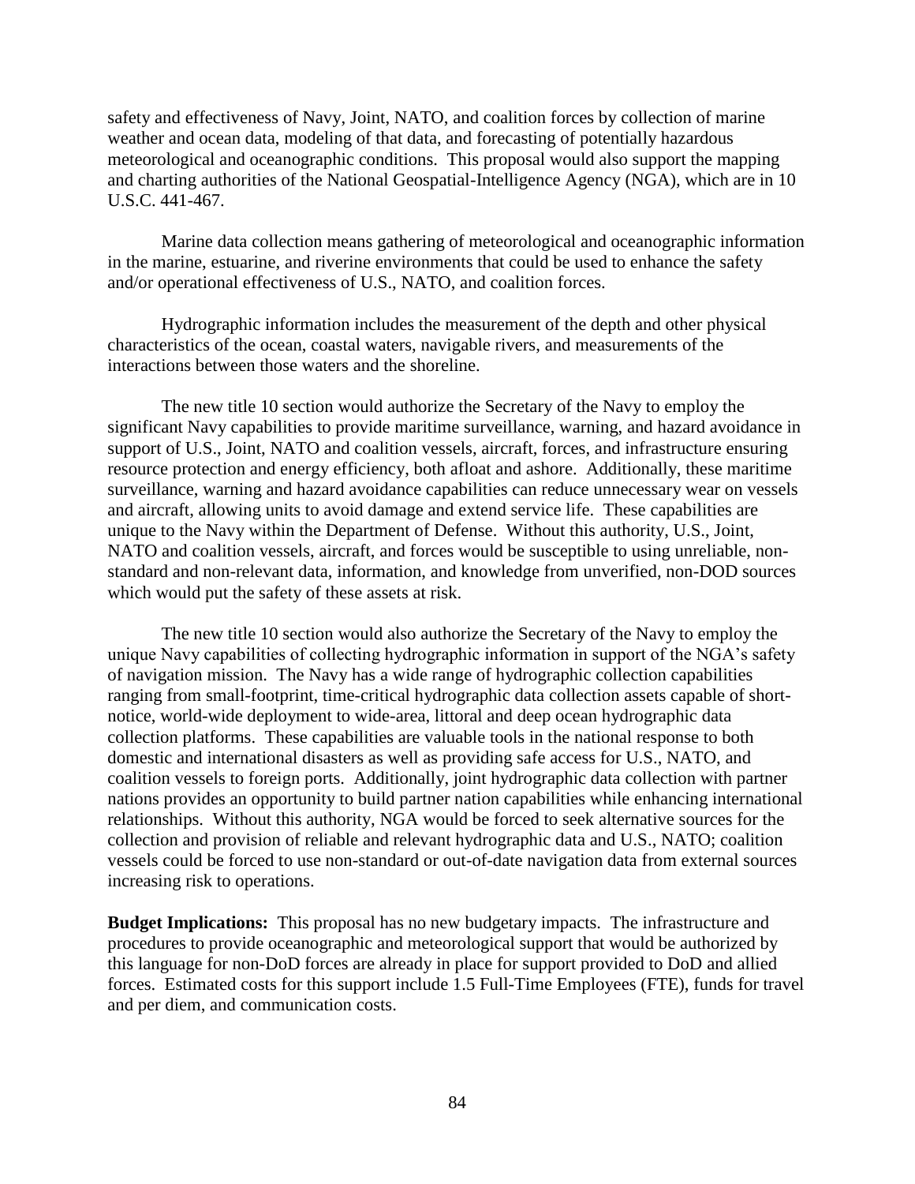safety and effectiveness of Navy, Joint, NATO, and coalition forces by collection of marine weather and ocean data, modeling of that data, and forecasting of potentially hazardous meteorological and oceanographic conditions. This proposal would also support the mapping and charting authorities of the National Geospatial-Intelligence Agency (NGA), which are in 10 U.S.C. 441-467.

Marine data collection means gathering of meteorological and oceanographic information in the marine, estuarine, and riverine environments that could be used to enhance the safety and/or operational effectiveness of U.S., NATO, and coalition forces.

Hydrographic information includes the measurement of the depth and other physical characteristics of the ocean, coastal waters, navigable rivers, and measurements of the interactions between those waters and the shoreline.

The new title 10 section would authorize the Secretary of the Navy to employ the significant Navy capabilities to provide maritime surveillance, warning, and hazard avoidance in support of U.S., Joint, NATO and coalition vessels, aircraft, forces, and infrastructure ensuring resource protection and energy efficiency, both afloat and ashore. Additionally, these maritime surveillance, warning and hazard avoidance capabilities can reduce unnecessary wear on vessels and aircraft, allowing units to avoid damage and extend service life. These capabilities are unique to the Navy within the Department of Defense. Without this authority, U.S., Joint, NATO and coalition vessels, aircraft, and forces would be susceptible to using unreliable, non-standard and non-relevant data, information, and knowledge from unverified, non-DOD sources which would put the safety of these assets at risk.

The new title 10 section would also authorize the Secretary of the Navy to employ the unique Navy capabilities of collecting hydrographic information in support of the NGA's safety of navigation mission. The Navy has a wide range of hydrographic collection capabilities ranging from small-footprint, time-critical hydrographic data collection assets capable of short-notice, world-wide deployment to wide-area, littoral and deep ocean hydrographic data collection platforms. These capabilities are valuable tools in the national response to both domestic and international disasters as well as providing safe access for U.S., NATO, and coalition vessels to foreign ports. Additionally, joint hydrographic data collection with partner nations provides an opportunity to build partner nation capabilities while enhancing international relationships. Without this authority, NGA would be forced to seek alternative sources for the collection and provision of reliable and relevant hydrographic data and U.S., NATO; coalition vessels could be forced to use non-standard or out-of-date navigation data from external sources increasing risk to operations.

**Budget Implications:** This proposal has no new budgetary impacts. The infrastructure and procedures to provide oceanographic and meteorological support that would be authorized by this language for non-DoD forces are already in place for support provided to DoD and allied forces. Estimated costs for this support include 1.5 Full-Time Employees (FTE), funds for travel and per diem, and communication costs.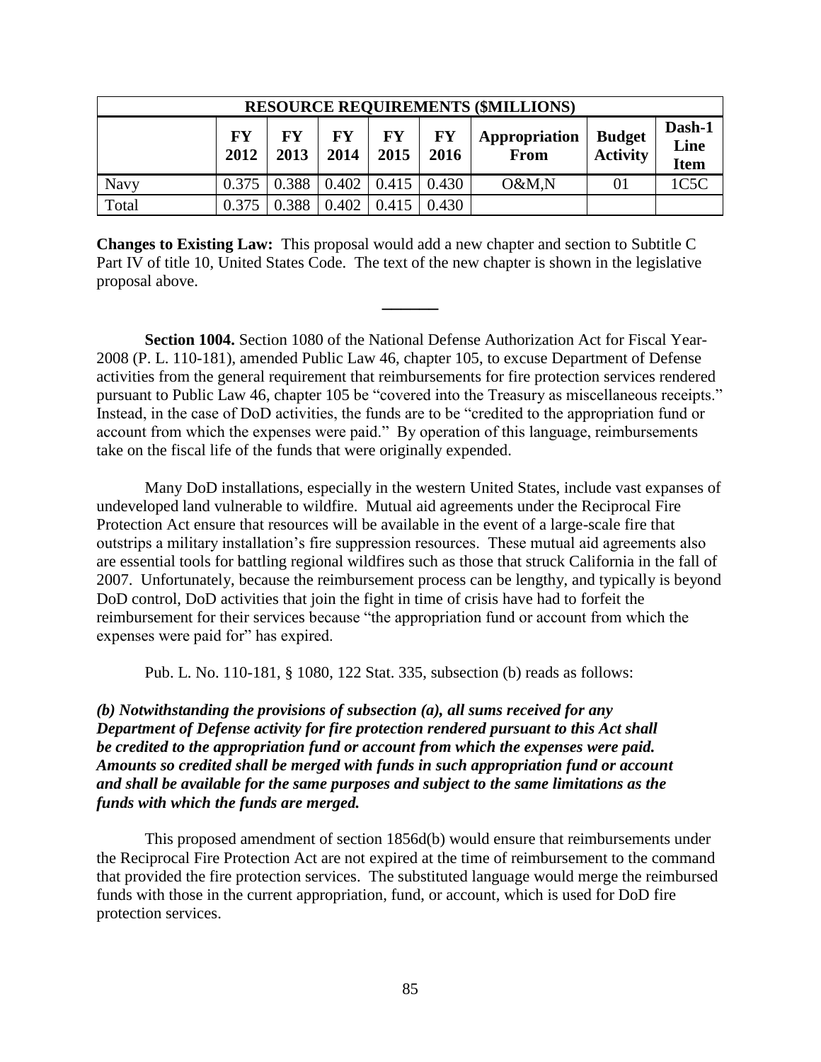| RESOURCE REQUIREMENTS ($MILLIONS) | | | | | | | | |
|---|---|---|---|---|---|---|---|---|
| | FY 2012 | FY 2013 | FY 2014 | FY 2015 | FY 2016 | Appropriation From | Budget Activity | Dash-1 Line Item |
| Navy | 0.375 | 0.388 | 0.402 | 0.415 | 0.430 | O&M,N | 01 | 1C5C |
| Total | 0.375 | 0.388 | 0.402 | 0.415 | 0.430 | | | |

**Changes to Existing Law:** This proposal would add a new chapter and section to Subtitle C Part IV of title 10, United States Code. The text of the new chapter is shown in the legislative proposal above.

---

**Section 1004.** Section 1080 of the National Defense Authorization Act for Fiscal Year-2008 (P. L. 110-181), amended Public Law 46, chapter 105, to excuse Department of Defense activities from the general requirement that reimbursements for fire protection services rendered pursuant to Public Law 46, chapter 105 be "covered into the Treasury as miscellaneous receipts." Instead, in the case of DoD activities, the funds are to be "credited to the appropriation fund or account from which the expenses were paid." By operation of this language, reimbursements take on the fiscal life of the funds that were originally expended.

Many DoD installations, especially in the western United States, include vast expanses of undeveloped land vulnerable to wildfire. Mutual aid agreements under the Reciprocal Fire Protection Act ensure that resources will be available in the event of a large-scale fire that outstrips a military installation's fire suppression resources. These mutual aid agreements also are essential tools for battling regional wildfires such as those that struck California in the fall of 2007. Unfortunately, because the reimbursement process can be lengthy, and typically is beyond DoD control, DoD activities that join the fight in time of crisis have had to forfeit the reimbursement for their services because "the appropriation fund or account from which the expenses were paid for" has expired.

Pub. L. No. 110-181, § 1080, 122 Stat. 335, subsection (b) reads as follows:

***(b) Notwithstanding the provisions of subsection (a), all sums received for any Department of Defense activity for fire protection rendered pursuant to this Act shall be credited to the appropriation fund or account from which the expenses were paid. Amounts so credited shall be merged with funds in such appropriation fund or account and shall be available for the same purposes and subject to the same limitations as the funds with which the funds are merged.***

This proposed amendment of section 1856d(b) would ensure that reimbursements under the Reciprocal Fire Protection Act are not expired at the time of reimbursement to the command that provided the fire protection services. The substituted language would merge the reimbursed funds with those in the current appropriation, fund, or account, which is used for DoD fire protection services.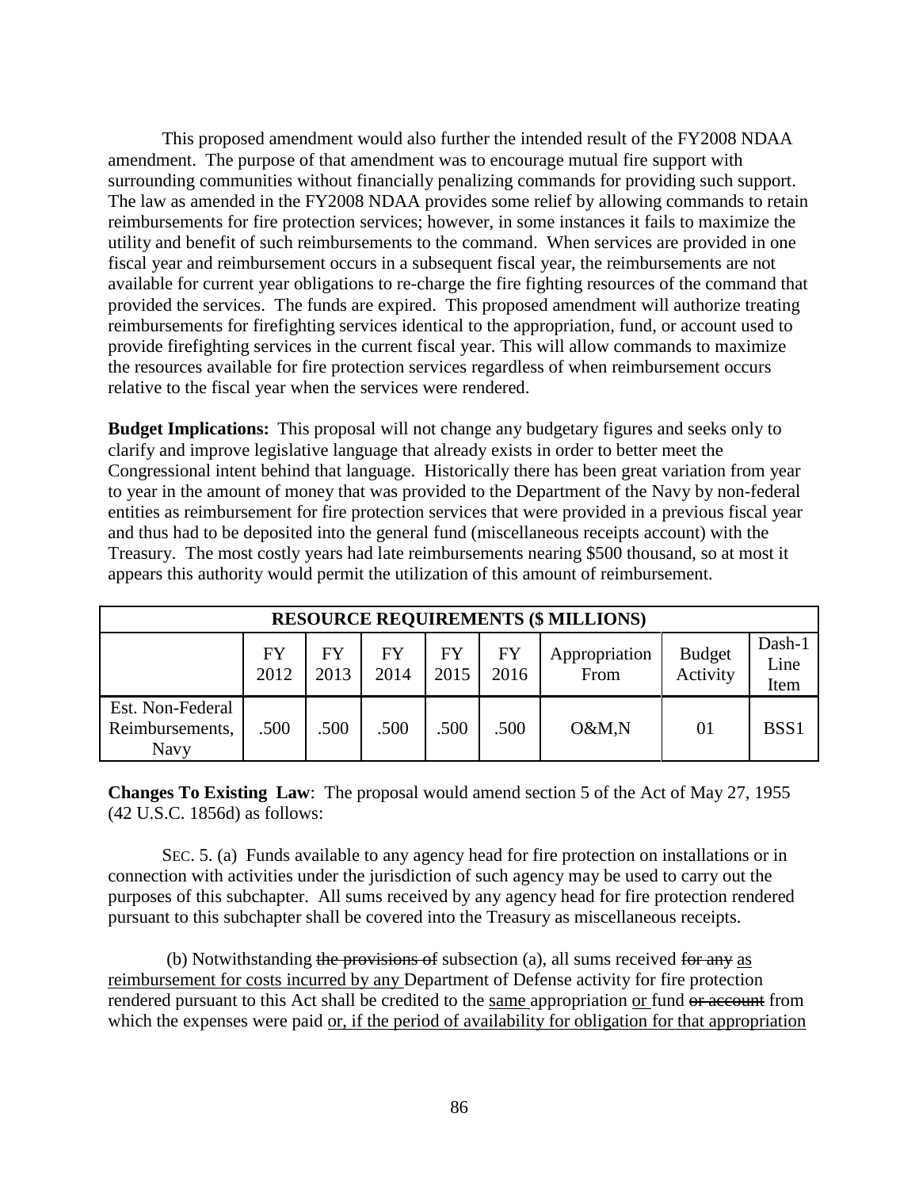This proposed amendment would also further the intended result of the FY2008 NDAA amendment. The purpose of that amendment was to encourage mutual fire support with surrounding communities without financially penalizing commands for providing such support. The law as amended in the FY2008 NDAA provides some relief by allowing commands to retain reimbursements for fire protection services; however, in some instances it fails to maximize the utility and benefit of such reimbursements to the command. When services are provided in one fiscal year and reimbursement occurs in a subsequent fiscal year, the reimbursements are not available for current year obligations to re-charge the fire fighting resources of the command that provided the services. The funds are expired. This proposed amendment will authorize treating reimbursements for firefighting services identical to the appropriation, fund, or account used to provide firefighting services in the current fiscal year. This will allow commands to maximize the resources available for fire protection services regardless of when reimbursement occurs relative to the fiscal year when the services were rendered.

**Budget Implications:** This proposal will not change any budgetary figures and seeks only to clarify and improve legislative language that already exists in order to better meet the Congressional intent behind that language. Historically there has been great variation from year to year in the amount of money that was provided to the Department of the Navy by non-federal entities as reimbursement for fire protection services that were provided in a previous fiscal year and thus had to be deposited into the general fund (miscellaneous receipts account) with the Treasury. The most costly years had late reimbursements nearing $500 thousand, so at most it appears this authority would permit the utilization of this amount of reimbursement.

| RESOURCE REQUIREMENTS ($ MILLIONS) | | | | | | | | |
|---|---|---|---|---|---|---|---|---|
| | FY 2012 | FY 2013 | FY 2014 | FY 2015 | FY 2016 | Appropriation From | Budget Activity | Dash-1 Line Item |
| Est. Non-Federal Reimbursements, Navy | .500 | .500 | .500 | .500 | .500 | O&M,N | 01 | BSS1 |

**Changes To Existing Law**: The proposal would amend section 5 of the Act of May 27, 1955 (42 U.S.C. 1856d) as follows:

SEC. 5. (a) Funds available to any agency head for fire protection on installations or in connection with activities under the jurisdiction of such agency may be used to carry out the purposes of this subchapter. All sums received by any agency head for fire protection rendered pursuant to this subchapter shall be covered into the Treasury as miscellaneous receipts.

(b) Notwithstanding ~~the provisions of~~ subsection (a), all sums received ~~for any~~ <u>as reimbursement for costs incurred by any</u> Department of Defense activity for fire protection rendered pursuant to this Act shall be credited to the <u>same</u> appropriation <u>or</u> fund ~~or account~~ from which the expenses were paid <u>or, if the period of availability for obligation for that appropriation</u>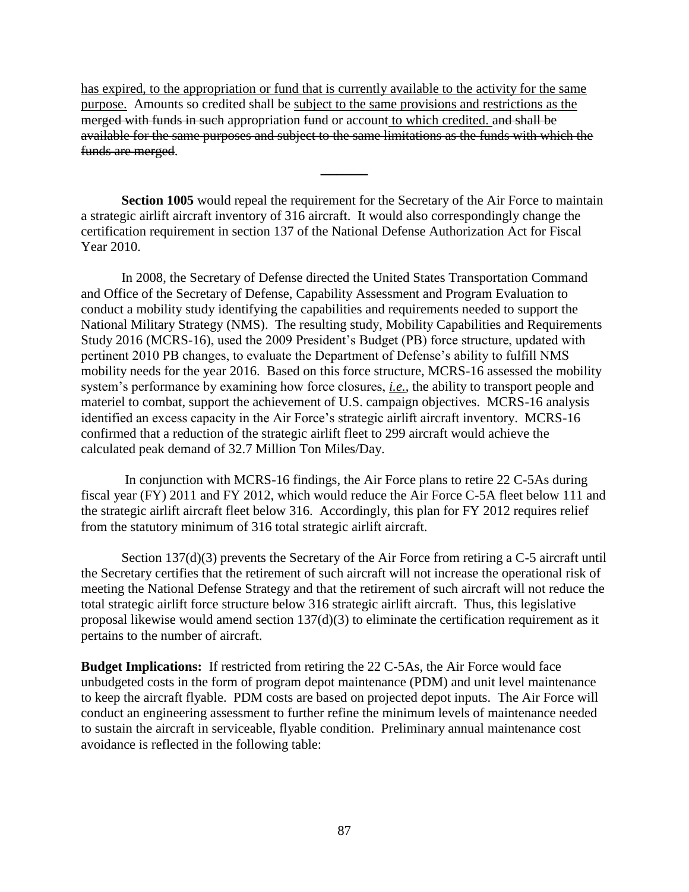<u>has expired, to the appropriation or fund that is currently available to the activity for the same purpose.</u> Amounts so credited shall be <u>subject to the same provisions and restrictions as the</u> ~~merged with funds in such~~ appropriation ~~fund~~ or account <u>to which credited.</u> ~~and shall be available for the same purposes and subject to the same limitations as the funds with which the funds are merged~~.

———

**Section 1005** would repeal the requirement for the Secretary of the Air Force to maintain a strategic airlift aircraft inventory of 316 aircraft. It would also correspondingly change the certification requirement in section 137 of the National Defense Authorization Act for Fiscal Year 2010.

In 2008, the Secretary of Defense directed the United States Transportation Command and Office of the Secretary of Defense, Capability Assessment and Program Evaluation to conduct a mobility study identifying the capabilities and requirements needed to support the National Military Strategy (NMS). The resulting study, Mobility Capabilities and Requirements Study 2016 (MCRS-16), used the 2009 President's Budget (PB) force structure, updated with pertinent 2010 PB changes, to evaluate the Department of Defense's ability to fulfill NMS mobility needs for the year 2016. Based on this force structure, MCRS-16 assessed the mobility system's performance by examining how force closures, <u>*i.e.*</u>, the ability to transport people and materiel to combat, support the achievement of U.S. campaign objectives. MCRS-16 analysis identified an excess capacity in the Air Force's strategic airlift aircraft inventory. MCRS-16 confirmed that a reduction of the strategic airlift fleet to 299 aircraft would achieve the calculated peak demand of 32.7 Million Ton Miles/Day.

In conjunction with MCRS-16 findings, the Air Force plans to retire 22 C-5As during fiscal year (FY) 2011 and FY 2012, which would reduce the Air Force C-5A fleet below 111 and the strategic airlift aircraft fleet below 316. Accordingly, this plan for FY 2012 requires relief from the statutory minimum of 316 total strategic airlift aircraft.

Section 137(d)(3) prevents the Secretary of the Air Force from retiring a C-5 aircraft until the Secretary certifies that the retirement of such aircraft will not increase the operational risk of meeting the National Defense Strategy and that the retirement of such aircraft will not reduce the total strategic airlift force structure below 316 strategic airlift aircraft. Thus, this legislative proposal likewise would amend section 137(d)(3) to eliminate the certification requirement as it pertains to the number of aircraft.

**Budget Implications:** If restricted from retiring the 22 C-5As, the Air Force would face unbudgeted costs in the form of program depot maintenance (PDM) and unit level maintenance to keep the aircraft flyable. PDM costs are based on projected depot inputs. The Air Force will conduct an engineering assessment to further refine the minimum levels of maintenance needed to sustain the aircraft in serviceable, flyable condition. Preliminary annual maintenance cost avoidance is reflected in the following table: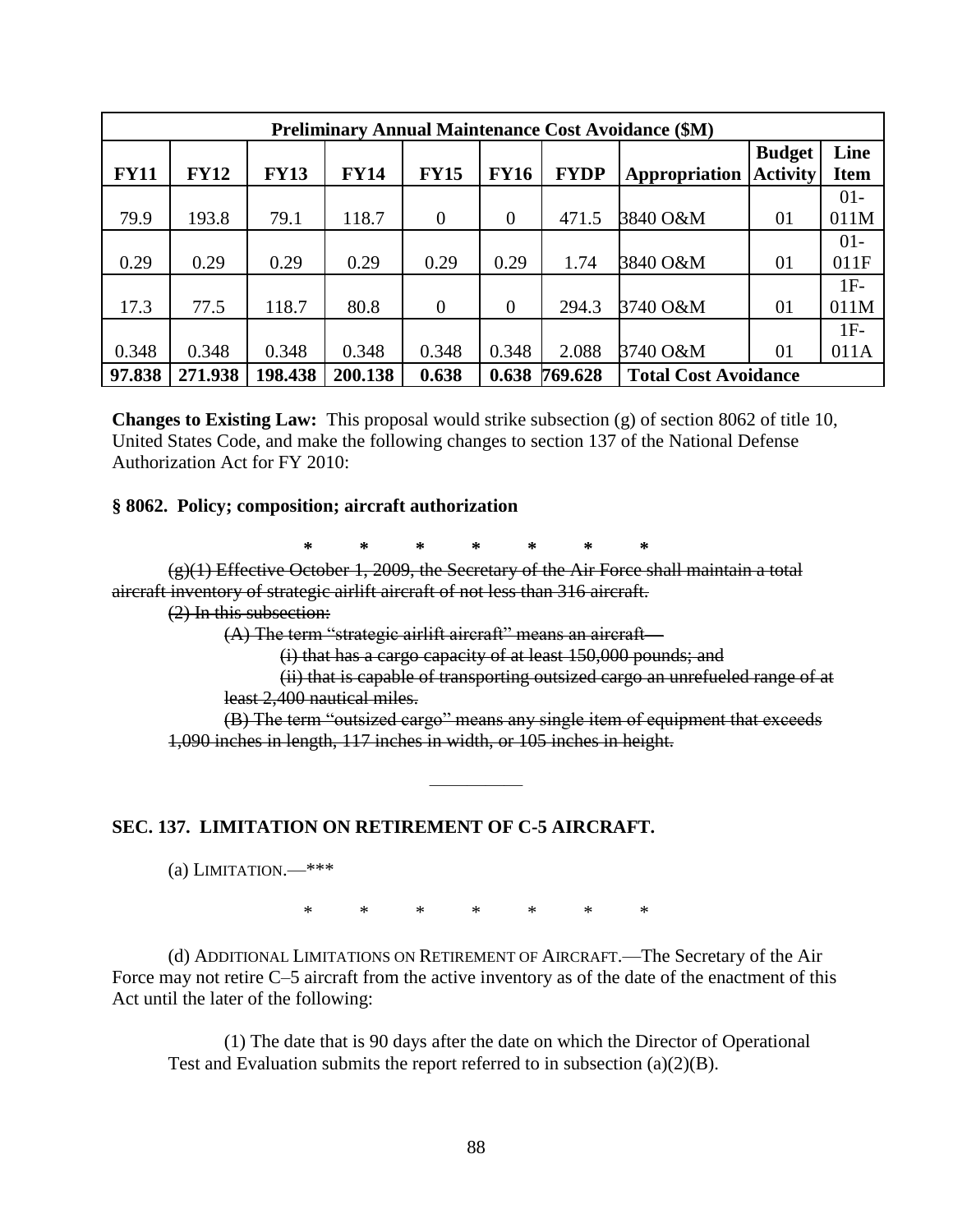| Preliminary Annual Maintenance Cost Avoidance ($M) | | | | | | | | | |
|---|---|---|---|---|---|---|---|---|---|
| **FY11** | **FY12** | **FY13** | **FY14** | **FY15** | **FY16** | **FYDP** | **Appropriation** | **Budget Activity** | **Line Item** |
| 79.9 | 193.8 | 79.1 | 118.7 | 0 | 0 | 471.5 | 3840 O&M | 01 | 01-011M |
| 0.29 | 0.29 | 0.29 | 0.29 | 0.29 | 0.29 | 1.74 | 3840 O&M | 01 | 01-011F |
| 17.3 | 77.5 | 118.7 | 80.8 | 0 | 0 | 294.3 | 3740 O&M | 01 | 1F-011M |
| 0.348 | 0.348 | 0.348 | 0.348 | 0.348 | 0.348 | 2.088 | 3740 O&M | 01 | 1F-011A |
| **97.838** | **271.938** | **198.438** | **200.138** | **0.638** | **0.638** | **769.628** | **Total Cost Avoidance** | | |

**Changes to Existing Law:** This proposal would strike subsection (g) of section 8062 of title 10, United States Code, and make the following changes to section 137 of the National Defense Authorization Act for FY 2010:

**§ 8062. Policy; composition; aircraft authorization**

\* \* \* \* \* \* \*

~~(g)(1) Effective October 1, 2009, the Secretary of the Air Force shall maintain a total aircraft inventory of strategic airlift aircraft of not less than 316 aircraft.~~

~~(2) In this subsection:~~

~~(A) The term "strategic airlift aircraft" means an aircraft—~~

~~(i) that has a cargo capacity of at least 150,000 pounds; and~~

~~(ii) that is capable of transporting outsized cargo an unrefueled range of at least 2,400 nautical miles.~~

~~(B) The term "outsized cargo" means any single item of equipment that exceeds 1,090 inches in length, 117 inches in width, or 105 inches in height.~~

---

**SEC. 137. LIMITATION ON RETIREMENT OF C-5 AIRCRAFT.**

(a) LIMITATION.—\*\*\*

\* \* \* \* \* \* \*

(d) ADDITIONAL LIMITATIONS ON RETIREMENT OF AIRCRAFT.—The Secretary of the Air Force may not retire C–5 aircraft from the active inventory as of the date of the enactment of this Act until the later of the following:

(1) The date that is 90 days after the date on which the Director of Operational Test and Evaluation submits the report referred to in subsection (a)(2)(B).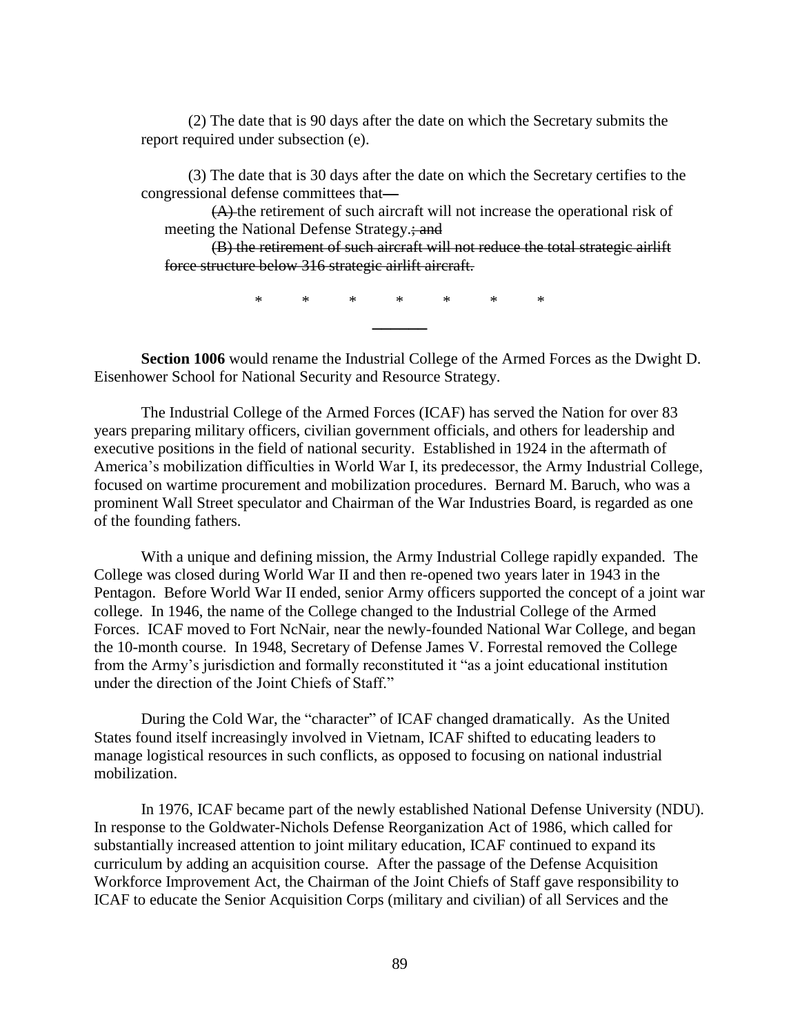(2) The date that is 90 days after the date on which the Secretary submits the report required under subsection (e).

(3) The date that is 30 days after the date on which the Secretary certifies to the congressional defense committees that—

~~(A)~~ the retirement of such aircraft will not increase the operational risk of meeting the National Defense Strategy.~~; and~~

~~(B) the retirement of such aircraft will not reduce the total strategic airlift force structure below 316 strategic airlift aircraft.~~

\* \* \* \* \* \* \*

---

**Section 1006** would rename the Industrial College of the Armed Forces as the Dwight D. Eisenhower School for National Security and Resource Strategy.

The Industrial College of the Armed Forces (ICAF) has served the Nation for over 83 years preparing military officers, civilian government officials, and others for leadership and executive positions in the field of national security. Established in 1924 in the aftermath of America's mobilization difficulties in World War I, its predecessor, the Army Industrial College, focused on wartime procurement and mobilization procedures. Bernard M. Baruch, who was a prominent Wall Street speculator and Chairman of the War Industries Board, is regarded as one of the founding fathers.

With a unique and defining mission, the Army Industrial College rapidly expanded. The College was closed during World War II and then re-opened two years later in 1943 in the Pentagon. Before World War II ended, senior Army officers supported the concept of a joint war college. In 1946, the name of the College changed to the Industrial College of the Armed Forces. ICAF moved to Fort NcNair, near the newly-founded National War College, and began the 10-month course. In 1948, Secretary of Defense James V. Forrestal removed the College from the Army's jurisdiction and formally reconstituted it "as a joint educational institution under the direction of the Joint Chiefs of Staff."

During the Cold War, the "character" of ICAF changed dramatically. As the United States found itself increasingly involved in Vietnam, ICAF shifted to educating leaders to manage logistical resources in such conflicts, as opposed to focusing on national industrial mobilization.

In 1976, ICAF became part of the newly established National Defense University (NDU). In response to the Goldwater-Nichols Defense Reorganization Act of 1986, which called for substantially increased attention to joint military education, ICAF continued to expand its curriculum by adding an acquisition course. After the passage of the Defense Acquisition Workforce Improvement Act, the Chairman of the Joint Chiefs of Staff gave responsibility to ICAF to educate the Senior Acquisition Corps (military and civilian) of all Services and the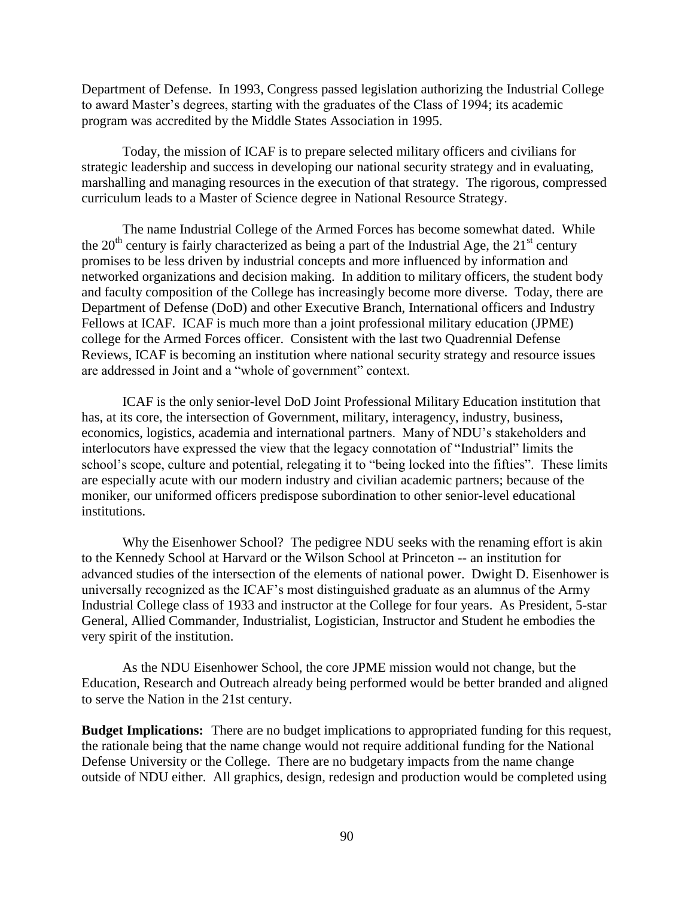Department of Defense. In 1993, Congress passed legislation authorizing the Industrial College to award Master's degrees, starting with the graduates of the Class of 1994; its academic program was accredited by the Middle States Association in 1995.

Today, the mission of ICAF is to prepare selected military officers and civilians for strategic leadership and success in developing our national security strategy and in evaluating, marshalling and managing resources in the execution of that strategy. The rigorous, compressed curriculum leads to a Master of Science degree in National Resource Strategy.

The name Industrial College of the Armed Forces has become somewhat dated. While the 20th century is fairly characterized as being a part of the Industrial Age, the 21st century promises to be less driven by industrial concepts and more influenced by information and networked organizations and decision making. In addition to military officers, the student body and faculty composition of the College has increasingly become more diverse. Today, there are Department of Defense (DoD) and other Executive Branch, International officers and Industry Fellows at ICAF. ICAF is much more than a joint professional military education (JPME) college for the Armed Forces officer. Consistent with the last two Quadrennial Defense Reviews, ICAF is becoming an institution where national security strategy and resource issues are addressed in Joint and a "whole of government" context.

ICAF is the only senior-level DoD Joint Professional Military Education institution that has, at its core, the intersection of Government, military, interagency, industry, business, economics, logistics, academia and international partners. Many of NDU's stakeholders and interlocutors have expressed the view that the legacy connotation of "Industrial" limits the school's scope, culture and potential, relegating it to "being locked into the fifties". These limits are especially acute with our modern industry and civilian academic partners; because of the moniker, our uniformed officers predispose subordination to other senior-level educational institutions.

Why the Eisenhower School? The pedigree NDU seeks with the renaming effort is akin to the Kennedy School at Harvard or the Wilson School at Princeton -- an institution for advanced studies of the intersection of the elements of national power. Dwight D. Eisenhower is universally recognized as the ICAF's most distinguished graduate as an alumnus of the Army Industrial College class of 1933 and instructor at the College for four years. As President, 5-star General, Allied Commander, Industrialist, Logistician, Instructor and Student he embodies the very spirit of the institution.

As the NDU Eisenhower School, the core JPME mission would not change, but the Education, Research and Outreach already being performed would be better branded and aligned to serve the Nation in the 21st century.

**Budget Implications:** There are no budget implications to appropriated funding for this request, the rationale being that the name change would not require additional funding for the National Defense University or the College. There are no budgetary impacts from the name change outside of NDU either. All graphics, design, redesign and production would be completed using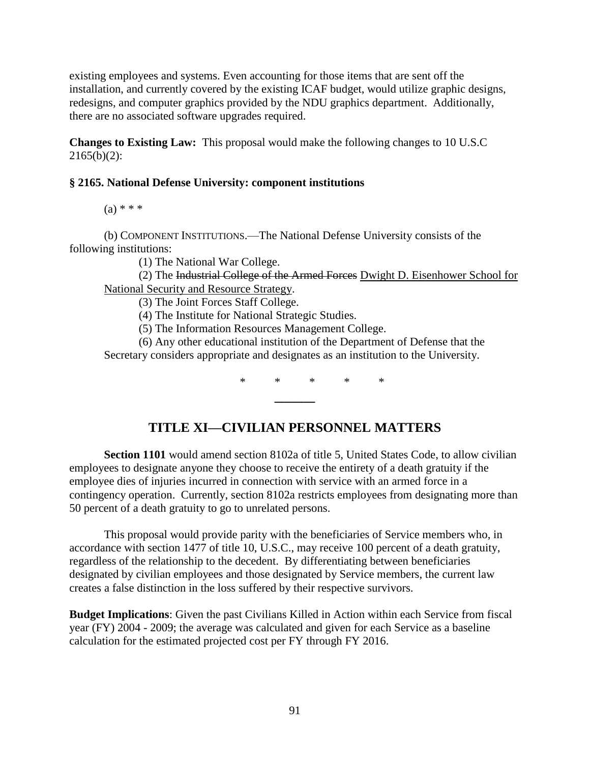existing employees and systems. Even accounting for those items that are sent off the installation, and currently covered by the existing ICAF budget, would utilize graphic designs, redesigns, and computer graphics provided by the NDU graphics department. Additionally, there are no associated software upgrades required.

**Changes to Existing Law:** This proposal would make the following changes to 10 U.S.C 2165(b)(2):

**§ 2165. National Defense University: component institutions**

(a) * * *

(b) COMPONENT INSTITUTIONS.—The National Defense University consists of the following institutions:

(1) The National War College.

(2) The ~~Industrial College of the Armed Forces~~ <u>Dwight D. Eisenhower School for National Security and Resource Strategy</u>.

(3) The Joint Forces Staff College.

(4) The Institute for National Strategic Studies.

(5) The Information Resources Management College.

(6) Any other educational institution of the Department of Defense that the Secretary considers appropriate and designates as an institution to the University.

\*　　\*　　\*　　\*　　\*

---

## TITLE XI—CIVILIAN PERSONNEL MATTERS

**Section 1101** would amend section 8102a of title 5, United States Code, to allow civilian employees to designate anyone they choose to receive the entirety of a death gratuity if the employee dies of injuries incurred in connection with service with an armed force in a contingency operation. Currently, section 8102a restricts employees from designating more than 50 percent of a death gratuity to go to unrelated persons.

This proposal would provide parity with the beneficiaries of Service members who, in accordance with section 1477 of title 10, U.S.C., may receive 100 percent of a death gratuity, regardless of the relationship to the decedent. By differentiating between beneficiaries designated by civilian employees and those designated by Service members, the current law creates a false distinction in the loss suffered by their respective survivors.

**Budget Implications**: Given the past Civilians Killed in Action within each Service from fiscal year (FY) 2004 - 2009; the average was calculated and given for each Service as a baseline calculation for the estimated projected cost per FY through FY 2016.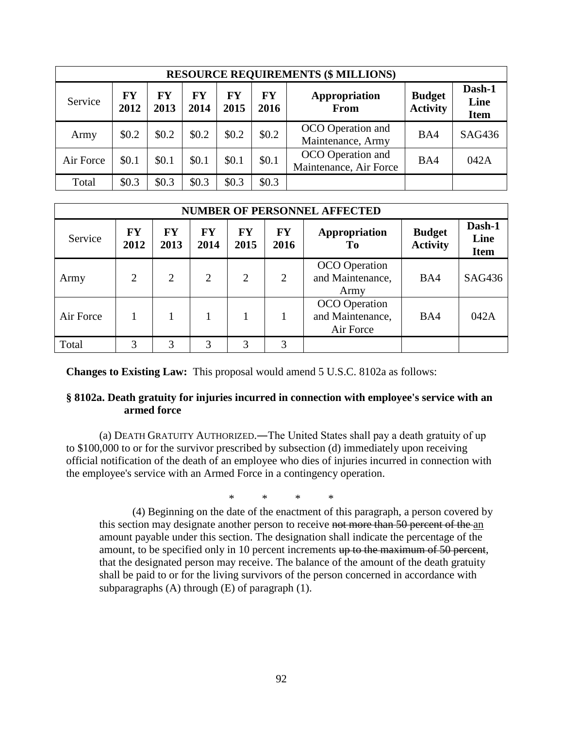| RESOURCE REQUIREMENTS ($ MILLIONS) | | | | | | | | |
|---|---|---|---|---|---|---|---|---|
| Service | **FY 2012** | **FY 2013** | **FY 2014** | **FY 2015** | **FY 2016** | **Appropriation From** | **Budget Activity** | **Dash-1 Line Item** |
| Army | $0.2 | $0.2 | $0.2 | $0.2 | $0.2 | OCO Operation and Maintenance, Army | BA4 | SAG436 |
| Air Force | $0.1 | $0.1 | $0.1 | $0.1 | $0.1 | OCO Operation and Maintenance, Air Force | BA4 | 042A |
| Total | $0.3 | $0.3 | $0.3 | $0.3 | $0.3 | | | |

| NUMBER OF PERSONNEL AFFECTED | | | | | | | | |
|---|---|---|---|---|---|---|---|---|
| Service | **FY 2012** | **FY 2013** | **FY 2014** | **FY 2015** | **FY 2016** | **Appropriation To** | **Budget Activity** | **Dash-1 Line Item** |
| Army | 2 | 2 | 2 | 2 | 2 | OCO Operation and Maintenance, Army | BA4 | SAG436 |
| Air Force | 1 | 1 | 1 | 1 | 1 | OCO Operation and Maintenance, Air Force | BA4 | 042A |
| Total | 3 | 3 | 3 | 3 | 3 | | | |

**Changes to Existing Law:** This proposal would amend 5 U.S.C. 8102a as follows:

**§ 8102a. Death gratuity for injuries incurred in connection with employee's service with an armed force**

(a) DEATH GRATUITY AUTHORIZED.—The United States shall pay a death gratuity of up to $100,000 to or for the survivor prescribed by subsection (d) immediately upon receiving official notification of the death of an employee who dies of injuries incurred in connection with the employee's service with an Armed Force in a contingency operation.

\* \* \* \*

(4) Beginning on the date of the enactment of this paragraph, a person covered by this section may designate another person to receive ~~not more than 50 percent of the~~ <u>an</u> amount payable under this section. The designation shall indicate the percentage of the amount, to be specified only in 10 percent increments ~~up to the maximum of 50 percent~~, that the designated person may receive. The balance of the amount of the death gratuity shall be paid to or for the living survivors of the person concerned in accordance with subparagraphs (A) through (E) of paragraph (1).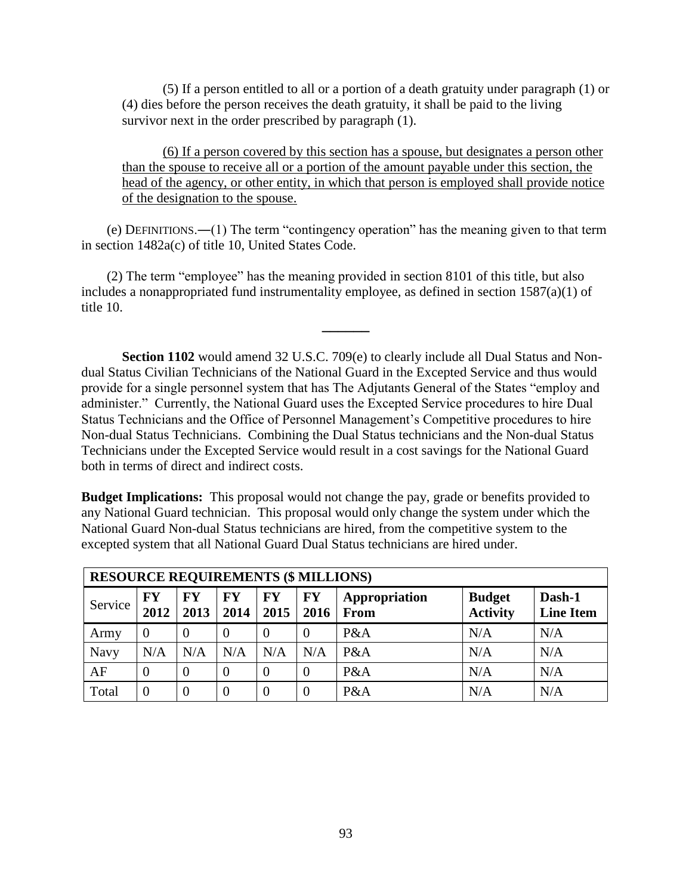(5) If a person entitled to all or a portion of a death gratuity under paragraph (1) or (4) dies before the person receives the death gratuity, it shall be paid to the living survivor next in the order prescribed by paragraph (1).

<u>(6) If a person covered by this section has a spouse, but designates a person other than the spouse to receive all or a portion of the amount payable under this section, the head of the agency, or other entity, in which that person is employed shall provide notice of the designation to the spouse.</u>

(e) DEFINITIONS.—(1) The term "contingency operation" has the meaning given to that term in section 1482a(c) of title 10, United States Code.

(2) The term "employee" has the meaning provided in section 8101 of this title, but also includes a nonappropriated fund instrumentality employee, as defined in section 1587(a)(1) of title 10.

———

**Section 1102** would amend 32 U.S.C. 709(e) to clearly include all Dual Status and Non-dual Status Civilian Technicians of the National Guard in the Excepted Service and thus would provide for a single personnel system that has The Adjutants General of the States "employ and administer." Currently, the National Guard uses the Excepted Service procedures to hire Dual Status Technicians and the Office of Personnel Management's Competitive procedures to hire Non-dual Status Technicians. Combining the Dual Status technicians and the Non-dual Status Technicians under the Excepted Service would result in a cost savings for the National Guard both in terms of direct and indirect costs.

**Budget Implications:** This proposal would not change the pay, grade or benefits provided to any National Guard technician. This proposal would only change the system under which the National Guard Non-dual Status technicians are hired, from the competitive system to the excepted system that all National Guard Dual Status technicians are hired under.

| **RESOURCE REQUIREMENTS ($ MILLIONS)** | | | | | | | | |
|---|---|---|---|---|---|---|---|---|
| Service | **FY 2012** | **FY 2013** | **FY 2014** | **FY 2015** | **FY 2016** | **Appropriation From** | **Budget Activity** | **Dash-1 Line Item** |
| Army | 0 | 0 | 0 | 0 | 0 | P&A | N/A | N/A |
| Navy | N/A | N/A | N/A | N/A | N/A | P&A | N/A | N/A |
| AF | 0 | 0 | 0 | 0 | 0 | P&A | N/A | N/A |
| Total | 0 | 0 | 0 | 0 | 0 | P&A | N/A | N/A |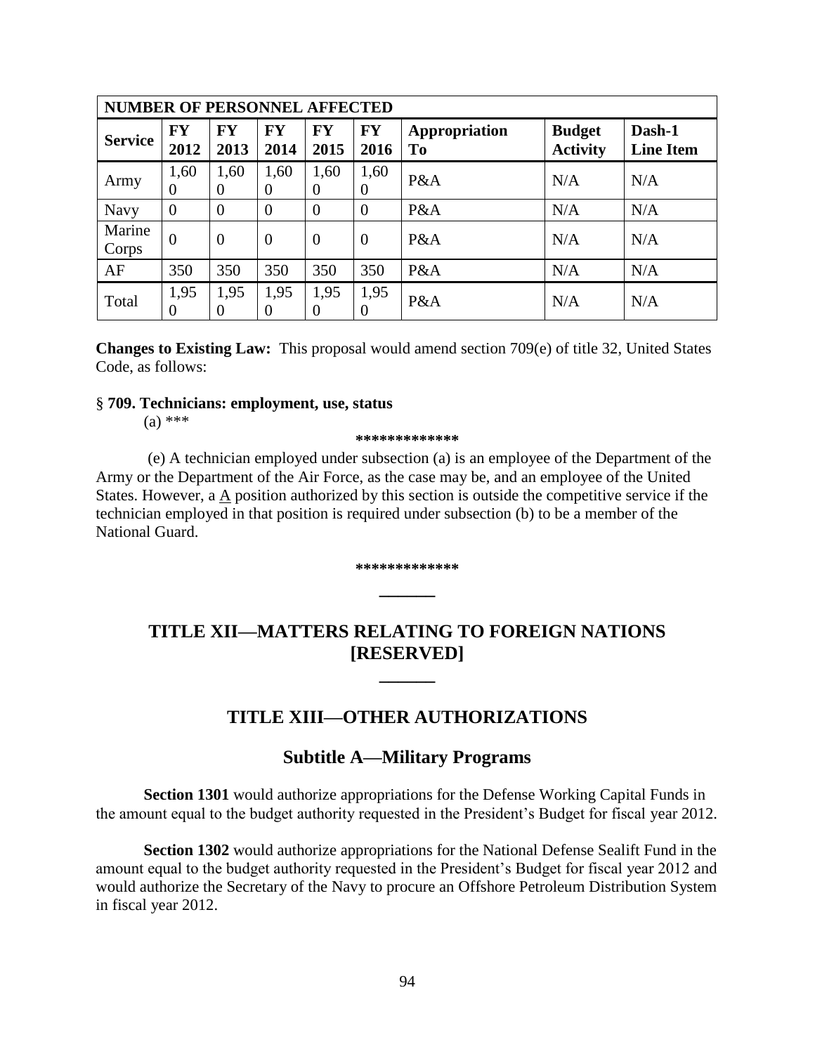| NUMBER OF PERSONNEL AFFECTED | | | | | | | | |
|---|---|---|---|---|---|---|---|---|
| **Service** | **FY 2012** | **FY 2013** | **FY 2014** | **FY 2015** | **FY 2016** | **Appropriation To** | **Budget Activity** | **Dash-1 Line Item** |
| Army | 1,600 | 1,600 | 1,600 | 1,600 | 1,600 | P&A | N/A | N/A |
| Navy | 0 | 0 | 0 | 0 | 0 | P&A | N/A | N/A |
| Marine Corps | 0 | 0 | 0 | 0 | 0 | P&A | N/A | N/A |
| AF | 350 | 350 | 350 | 350 | 350 | P&A | N/A | N/A |
| Total | 1,950 | 1,950 | 1,950 | 1,950 | 1,950 | P&A | N/A | N/A |

**Changes to Existing Law:** This proposal would amend section 709(e) of title 32, United States Code, as follows:

§ **709. Technicians: employment, use, status**

(a) ***

**\*\*\*\*\*\*\*\*\*\*\*\*\***

(e) A technician employed under subsection (a) is an employee of the Department of the Army or the Department of the Air Force, as the case may be, and an employee of the United States. However, a A position authorized by this section is outside the competitive service if the technician employed in that position is required under subsection (b) to be a member of the National Guard.

**\*\*\*\*\*\*\*\*\*\*\*\*\***

## TITLE XII—MATTERS RELATING TO FOREIGN NATIONS [RESERVED]

## TITLE XIII—OTHER AUTHORIZATIONS

### Subtitle A—Military Programs

**Section 1301** would authorize appropriations for the Defense Working Capital Funds in the amount equal to the budget authority requested in the President's Budget for fiscal year 2012.

**Section 1302** would authorize appropriations for the National Defense Sealift Fund in the amount equal to the budget authority requested in the President's Budget for fiscal year 2012 and would authorize the Secretary of the Navy to procure an Offshore Petroleum Distribution System in fiscal year 2012.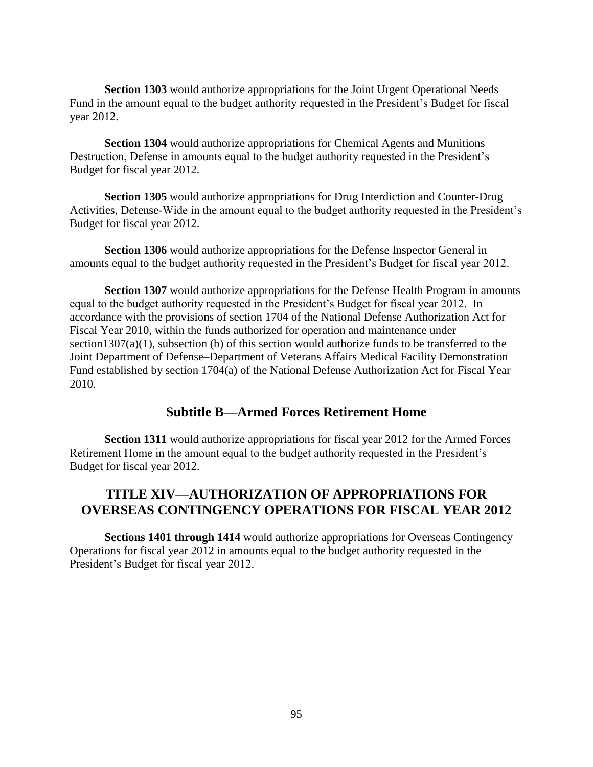**Section 1303** would authorize appropriations for the Joint Urgent Operational Needs Fund in the amount equal to the budget authority requested in the President's Budget for fiscal year 2012.

**Section 1304** would authorize appropriations for Chemical Agents and Munitions Destruction, Defense in amounts equal to the budget authority requested in the President's Budget for fiscal year 2012.

**Section 1305** would authorize appropriations for Drug Interdiction and Counter-Drug Activities, Defense-Wide in the amount equal to the budget authority requested in the President's Budget for fiscal year 2012.

**Section 1306** would authorize appropriations for the Defense Inspector General in amounts equal to the budget authority requested in the President's Budget for fiscal year 2012.

**Section 1307** would authorize appropriations for the Defense Health Program in amounts equal to the budget authority requested in the President's Budget for fiscal year 2012. In accordance with the provisions of section 1704 of the National Defense Authorization Act for Fiscal Year 2010, within the funds authorized for operation and maintenance under section1307(a)(1), subsection (b) of this section would authorize funds to be transferred to the Joint Department of Defense–Department of Veterans Affairs Medical Facility Demonstration Fund established by section 1704(a) of the National Defense Authorization Act for Fiscal Year 2010.

### Subtitle B—Armed Forces Retirement Home

**Section 1311** would authorize appropriations for fiscal year 2012 for the Armed Forces Retirement Home in the amount equal to the budget authority requested in the President's Budget for fiscal year 2012.

## TITLE XIV—AUTHORIZATION OF APPROPRIATIONS FOR OVERSEAS CONTINGENCY OPERATIONS FOR FISCAL YEAR 2012

**Sections 1401 through 1414** would authorize appropriations for Overseas Contingency Operations for fiscal year 2012 in amounts equal to the budget authority requested in the President's Budget for fiscal year 2012.